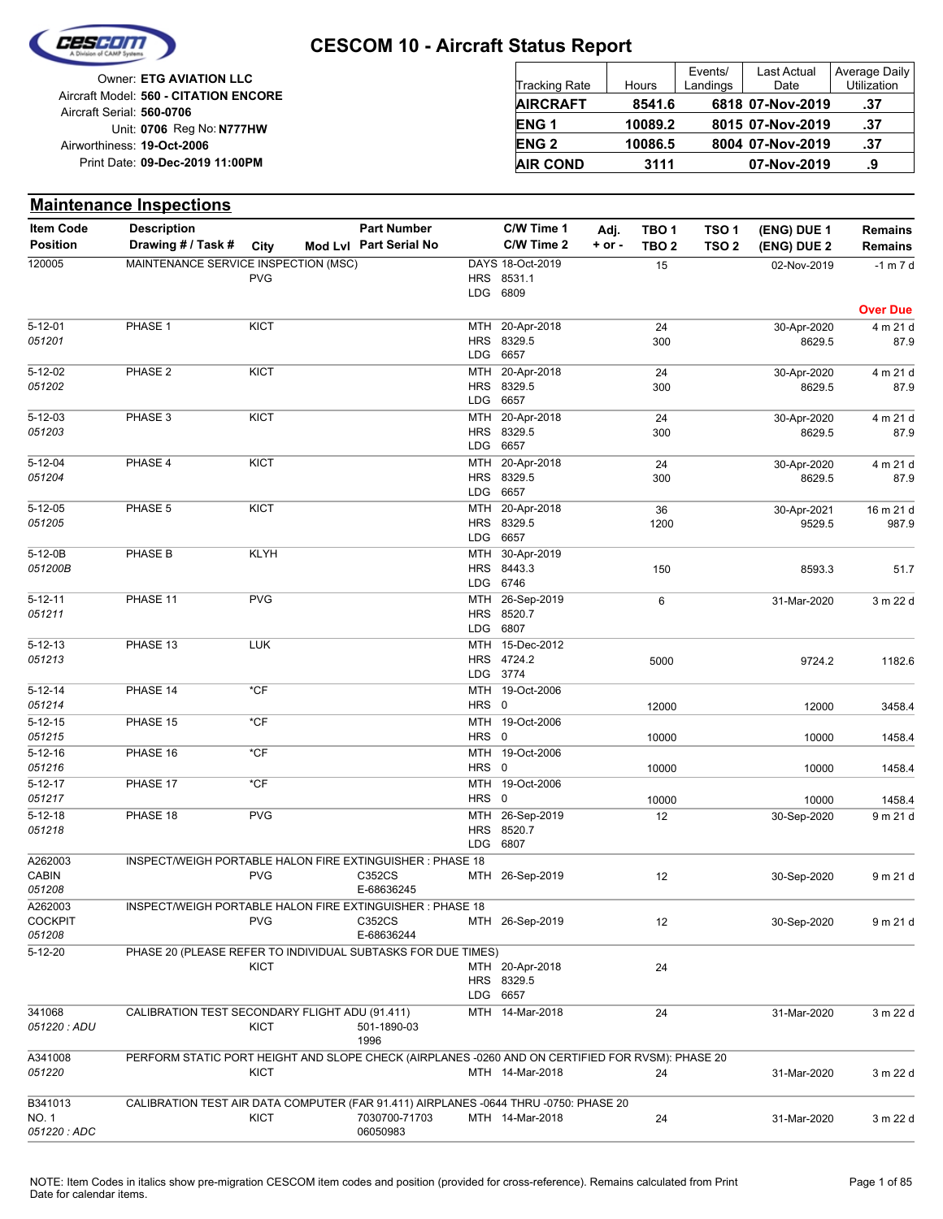# CESCOM 10 - Aircraft Status Report

Owner: **ETG AVIATION LLC**
Aircraft Model: **560 - CITATION ENCORE**
Aircraft Serial: **560-0706**
Unit: **0706** Reg No: **N777HW**
Airworthiness: **19-Oct-2006**
Print Date: **09-Dec-2019 11:00PM**

| Tracking Rate | Hours | Events/ Landings | Last Actual Date | Average Daily Utilization |
|---|---|---|---|---|
| **AIRCRAFT** | **8541.6** | **6818** | **07-Nov-2019** | **.37** |
| **ENG 1** | **10089.2** | **8015** | **07-Nov-2019** | **.37** |
| **ENG 2** | **10086.5** | **8004** | **07-Nov-2019** | **.37** |
| **AIR COND** | **3111** | | **07-Nov-2019** | **.9** |

## Maintenance Inspections

| Item Code / Position | Description / Drawing # / Task # | City | Mod Lvl | Part Number / Part Serial No | C/W Time 1 / C/W Time 2 | Adj. + or - | TBO 1 / TBO 2 | TSO 1 / TSO 2 | (ENG) DUE 1 / (ENG) DUE 2 | Remains / Remains |
|---|---|---|---|---|---|---|---|---|---|---|
| 120005 | MAINTENANCE SERVICE INSPECTION (MSC) | PVG | | | DAYS 18-Oct-2019<br>HRS 8531.1<br>LDG 6809 | | 15 | | 02-Nov-2019 | -1 m 7 d<br>**Over Due** |
| 5-12-01<br>*051201* | PHASE 1 | KICT | | | MTH 20-Apr-2018<br>HRS 8329.5<br>LDG 6657 | | 24<br>300 | | 30-Apr-2020<br>8629.5 | 4 m 21 d<br>87.9 |
| 5-12-02<br>*051202* | PHASE 2 | KICT | | | MTH 20-Apr-2018<br>HRS 8329.5<br>LDG 6657 | | 24<br>300 | | 30-Apr-2020<br>8629.5 | 4 m 21 d<br>87.9 |
| 5-12-03<br>*051203* | PHASE 3 | KICT | | | MTH 20-Apr-2018<br>HRS 8329.5<br>LDG 6657 | | 24<br>300 | | 30-Apr-2020<br>8629.5 | 4 m 21 d<br>87.9 |
| 5-12-04<br>*051204* | PHASE 4 | KICT | | | MTH 20-Apr-2018<br>HRS 8329.5<br>LDG 6657 | | 24<br>300 | | 30-Apr-2020<br>8629.5 | 4 m 21 d<br>87.9 |
| 5-12-05<br>*051205* | PHASE 5 | KICT | | | MTH 20-Apr-2018<br>HRS 8329.5<br>LDG 6657 | | 36<br>1200 | | 30-Apr-2021<br>9529.5 | 16 m 21 d<br>987.9 |
| 5-12-0B<br>*051200B* | PHASE B | KLYH | | | MTH 30-Apr-2019<br>HRS 8443.3<br>LDG 6746 | | 150 | | 8593.3 | 51.7 |
| 5-12-11<br>*051211* | PHASE 11 | PVG | | | MTH 26-Sep-2019<br>HRS 8520.7<br>LDG 6807 | | 6 | | 31-Mar-2020 | 3 m 22 d |
| 5-12-13<br>*051213* | PHASE 13 | LUK | | | MTH 15-Dec-2012<br>HRS 4724.2<br>LDG 3774 | | 5000 | | 9724.2 | 1182.6 |
| 5-12-14<br>*051214* | PHASE 14 | *CF | | | MTH 19-Oct-2006<br>HRS 0 | | 12000 | | 12000 | 3458.4 |
| 5-12-15<br>*051215* | PHASE 15 | *CF | | | MTH 19-Oct-2006<br>HRS 0 | | 10000 | | 10000 | 1458.4 |
| 5-12-16<br>*051216* | PHASE 16 | *CF | | | MTH 19-Oct-2006<br>HRS 0 | | 10000 | | 10000 | 1458.4 |
| 5-12-17<br>*051217* | PHASE 17 | *CF | | | MTH 19-Oct-2006<br>HRS 0 | | 10000 | | 10000 | 1458.4 |
| 5-12-18<br>*051218* | PHASE 18 | PVG | | | MTH 26-Sep-2019<br>HRS 8520.7<br>LDG 6807 | | 12 | | 30-Sep-2020 | 9 m 21 d |
| A262003<br>CABIN<br>*051208* | INSPECT/WEIGH PORTABLE HALON FIRE EXTINGUISHER : PHASE 18 | PVG | | C352CS<br>E-68636245 | MTH 26-Sep-2019 | | 12 | | 30-Sep-2020 | 9 m 21 d |
| A262003<br>COCKPIT<br>*051208* | INSPECT/WEIGH PORTABLE HALON FIRE EXTINGUISHER : PHASE 18 | PVG | | C352CS<br>E-68636244 | MTH 26-Sep-2019 | | 12 | | 30-Sep-2020 | 9 m 21 d |
| 5-12-20 | PHASE 20 (PLEASE REFER TO INDIVIDUAL SUBTASKS FOR DUE TIMES) | KICT | | | MTH 20-Apr-2018<br>HRS 8329.5<br>LDG 6657 | | 24 | | | |
| 341068<br>*051220 : ADU* | CALIBRATION TEST SECONDARY FLIGHT ADU (91.411) | KICT | | 501-1890-03<br>1996 | MTH 14-Mar-2018 | | 24 | | 31-Mar-2020 | 3 m 22 d |
| A341008<br>*051220* | PERFORM STATIC PORT HEIGHT AND SLOPE CHECK (AIRPLANES -0260 AND ON CERTIFIED FOR RVSM): PHASE 20 | KICT | | | MTH 14-Mar-2018 | | 24 | | 31-Mar-2020 | 3 m 22 d |
| B341013<br>NO. 1<br>*051220 : ADC* | CALIBRATION TEST AIR DATA COMPUTER (FAR 91.411) AIRPLANES -0644 THRU -0750: PHASE 20 | KICT | | 7030700-71703<br>06050983 | MTH 14-Mar-2018 | | 24 | | 31-Mar-2020 | 3 m 22 d |

NOTE: Item Codes in italics show pre-migration CESCOM item codes and position (provided for cross-reference). Remains calculated from Print Date for calendar items.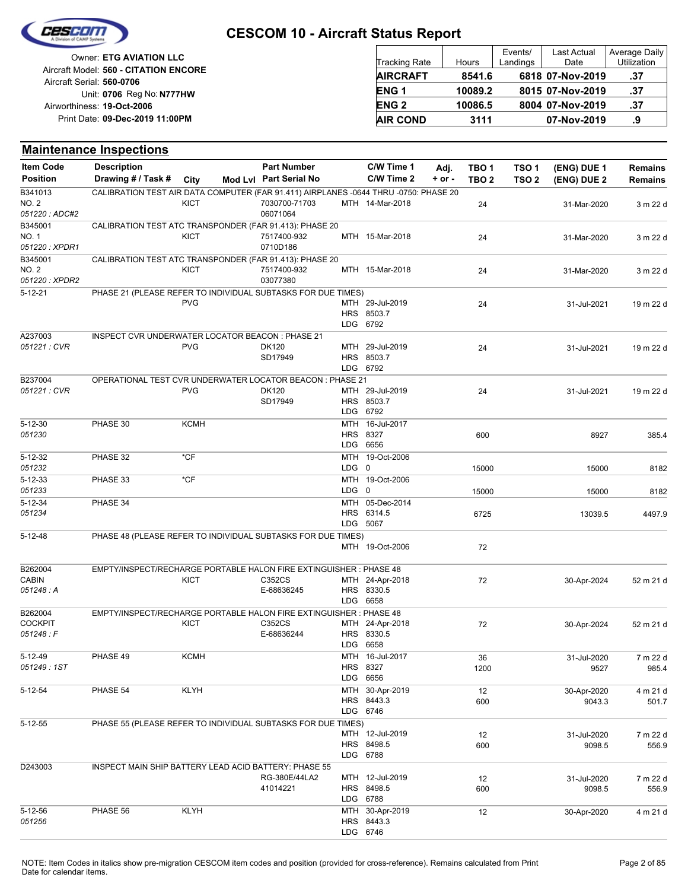# CESCOM 10 - Aircraft Status Report

Owner: **ETG AVIATION LLC**
Aircraft Model: **560 - CITATION ENCORE**
Aircraft Serial: **560-0706**
Unit: **0706** Reg No: **N777HW**
Airworthiness: **19-Oct-2006**
Print Date: **09-Dec-2019 11:00PM**

| Tracking Rate | Hours | Events/ Landings | Last Actual Date | Average Daily Utilization |
|---|---|---|---|---|
| **AIRCRAFT** | **8541.6** | **6818** | **07-Nov-2019** | **.37** |
| **ENG 1** | **10089.2** | **8015** | **07-Nov-2019** | **.37** |
| **ENG 2** | **10086.5** | **8004** | **07-Nov-2019** | **.37** |
| **AIR COND** | **3111** | | **07-Nov-2019** | **.9** |

## Maintenance Inspections

| Item Code / Position | Description / Drawing # / Task # | City | Mod Lvl | Part Number / Part Serial No | C/W Time 1 / C/W Time 2 | Adj. + or - | TBO 1 / TBO 2 | TSO 1 / TSO 2 | (ENG) DUE 1 / (ENG) DUE 2 | Remains / Remains |
|---|---|---|---|---|---|---|---|---|---|---|
| B341013 | CALIBRATION TEST AIR DATA COMPUTER (FAR 91.411) AIRPLANES -0644 THRU -0750: PHASE 20 | | | | | | | | | |
| NO. 2<br>*051220 : ADC#2* | | KICT | | 7030700-71703<br>06071064 | MTH 14-Mar-2018 | | 24 | | 31-Mar-2020 | 3 m 22 d |
| B345001 | CALIBRATION TEST ATC TRANSPONDER (FAR 91.413): PHASE 20 | | | | | | | | | |
| NO. 1<br>*051220 : XPDR1* | | KICT | | 7517400-932<br>0710D186 | MTH 15-Mar-2018 | | 24 | | 31-Mar-2020 | 3 m 22 d |
| B345001 | CALIBRATION TEST ATC TRANSPONDER (FAR 91.413): PHASE 20 | | | | | | | | | |
| NO. 2<br>*051220 : XPDR2* | | KICT | | 7517400-932<br>03077380 | MTH 15-Mar-2018 | | 24 | | 31-Mar-2020 | 3 m 22 d |
| 5-12-21 | PHASE 21 (PLEASE REFER TO INDIVIDUAL SUBTASKS FOR DUE TIMES) | PVG | | | MTH 29-Jul-2019<br>HRS 8503.7<br>LDG 6792 | | 24 | | 31-Jul-2021 | 19 m 22 d |
| A237003 | INSPECT CVR UNDERWATER LOCATOR BEACON : PHASE 21 | | | | | | | | | |
| *051221 : CVR* | | PVG | | DK120<br>SD17949 | MTH 29-Jul-2019<br>HRS 8503.7<br>LDG 6792 | | 24 | | 31-Jul-2021 | 19 m 22 d |
| B237004 | OPERATIONAL TEST CVR UNDERWATER LOCATOR BEACON : PHASE 21 | | | | | | | | | |
| *051221 : CVR* | | PVG | | DK120<br>SD17949 | MTH 29-Jul-2019<br>HRS 8503.7<br>LDG 6792 | | 24 | | 31-Jul-2021 | 19 m 22 d |
| 5-12-30<br>*051230* | PHASE 30 | KCMH | | | MTH 16-Jul-2017<br>HRS 8327<br>LDG 6656 | | 600 | | 8927 | 385.4 |
| 5-12-32<br>*051232* | PHASE 32 | *CF | | | MTH 19-Oct-2006<br>LDG 0 | | 15000 | | 15000 | 8182 |
| 5-12-33<br>*051233* | PHASE 33 | *CF | | | MTH 19-Oct-2006<br>LDG 0 | | 15000 | | 15000 | 8182 |
| 5-12-34<br>*051234* | PHASE 34 | | | | MTH 05-Dec-2014<br>HRS 6314.5<br>LDG 5067 | | 6725 | | 13039.5 | 4497.9 |
| 5-12-48 | PHASE 48 (PLEASE REFER TO INDIVIDUAL SUBTASKS FOR DUE TIMES) | | | | MTH 19-Oct-2006 | | 72 | | | |
| B262004 | EMPTY/INSPECT/RECHARGE PORTABLE HALON FIRE EXTINGUISHER : PHASE 48 | | | | | | | | | |
| CABIN<br>*051248 : A* | | KICT | | C352CS<br>E-68636245 | MTH 24-Apr-2018<br>HRS 8330.5<br>LDG 6658 | | 72 | | 30-Apr-2024 | 52 m 21 d |
| B262004 | EMPTY/INSPECT/RECHARGE PORTABLE HALON FIRE EXTINGUISHER : PHASE 48 | | | | | | | | | |
| COCKPIT<br>*051248 : F* | | KICT | | C352CS<br>E-68636244 | MTH 24-Apr-2018<br>HRS 8330.5<br>LDG 6658 | | 72 | | 30-Apr-2024 | 52 m 21 d |
| 5-12-49<br>*051249 : 1ST* | PHASE 49 | KCMH | | | MTH 16-Jul-2017<br>HRS 8327<br>LDG 6656 | | 36<br>1200 | | 31-Jul-2020<br>9527 | 7 m 22 d<br>985.4 |
| 5-12-54 | PHASE 54 | KLYH | | | MTH 30-Apr-2019<br>HRS 8443.3<br>LDG 6746 | | 12<br>600 | | 30-Apr-2020<br>9043.3 | 4 m 21 d<br>501.7 |
| 5-12-55 | PHASE 55 (PLEASE REFER TO INDIVIDUAL SUBTASKS FOR DUE TIMES) | | | | MTH 12-Jul-2019<br>HRS 8498.5<br>LDG 6788 | | 12<br>600 | | 31-Jul-2020<br>9098.5 | 7 m 22 d<br>556.9 |
| D243003 | INSPECT MAIN SHIP BATTERY LEAD ACID BATTERY: PHASE 55 | | | RG-380E/44LA2<br>41014221 | MTH 12-Jul-2019<br>HRS 8498.5<br>LDG 6788 | | 12<br>600 | | 31-Jul-2020<br>9098.5 | 7 m 22 d<br>556.9 |
| 5-12-56<br>*051256* | PHASE 56 | KLYH | | | MTH 30-Apr-2019<br>HRS 8443.3<br>LDG 6746 | | 12 | | 30-Apr-2020 | 4 m 21 d |

NOTE: Item Codes in italics show pre-migration CESCOM item codes and position (provided for cross-reference). Remains calculated from Print Date for calendar items.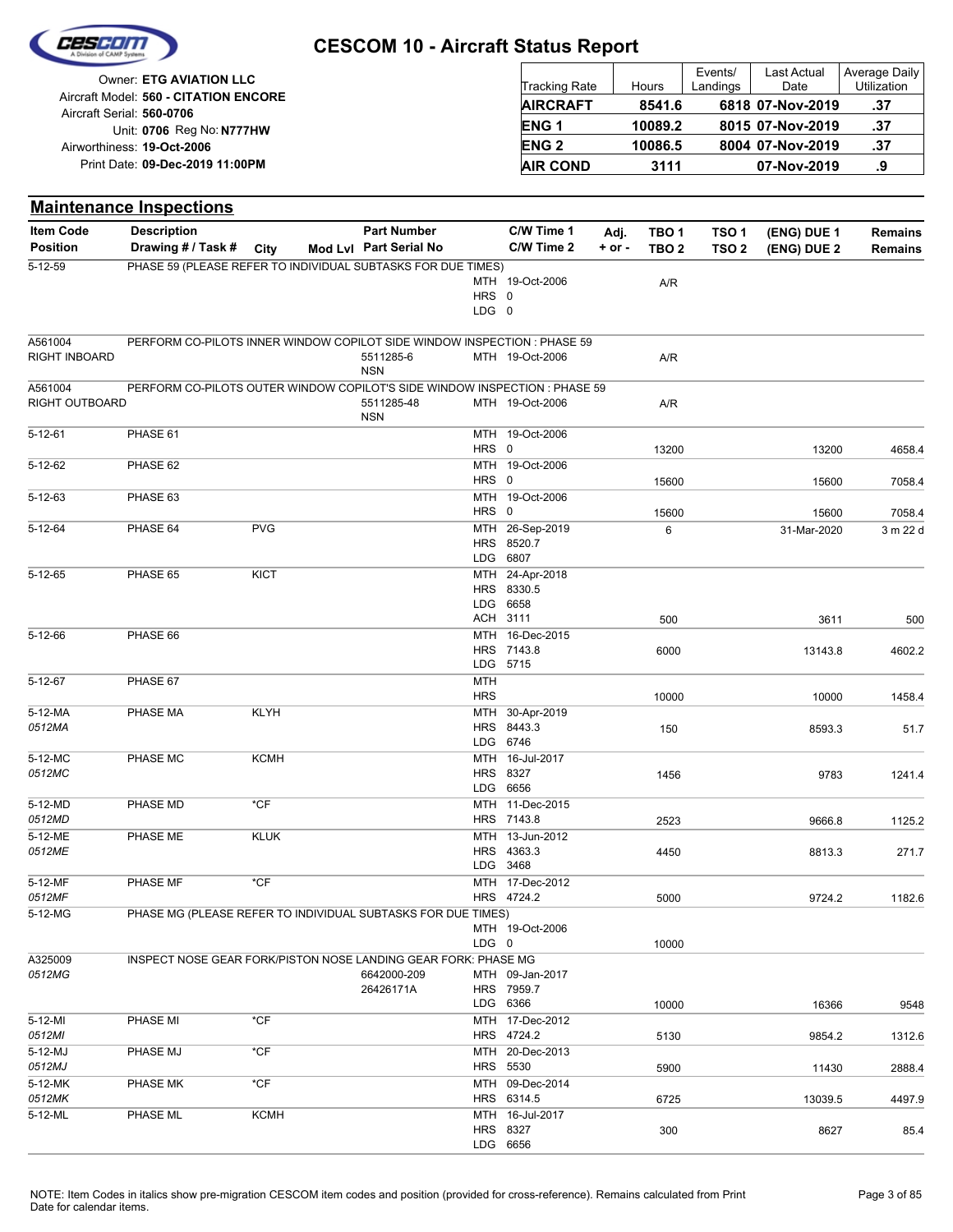# CESCOM 10 - Aircraft Status Report

Owner: **ETG AVIATION LLC**
Aircraft Model: **560 - CITATION ENCORE**
Aircraft Serial: **560-0706**
Unit: **0706** Reg No: **N777HW**
Airworthiness: **19-Oct-2006**
Print Date: **09-Dec-2019 11:00PM**

| Tracking Rate | Hours | Events/ Landings | Last Actual Date | Average Daily Utilization |
|---|---|---|---|---|
| **AIRCRAFT** | **8541.6** | **6818** | **07-Nov-2019** | **.37** |
| **ENG 1** | **10089.2** | **8015** | **07-Nov-2019** | **.37** |
| **ENG 2** | **10086.5** | **8004** | **07-Nov-2019** | **.37** |
| **AIR COND** | **3111** | | **07-Nov-2019** | **.9** |

## Maintenance Inspections

| Item Code / Position | Description / Drawing # / Task # | City | Mod Lvl | Part Number / Part Serial No | C/W Time 1 / C/W Time 2 | Adj. + or - | TBO 1 / TBO 2 | TSO 1 / TSO 2 | (ENG) DUE 1 / (ENG) DUE 2 | Remains / Remains |
|---|---|---|---|---|---|---|---|---|---|---|
| 5-12-59 | PHASE 59 (PLEASE REFER TO INDIVIDUAL SUBTASKS FOR DUE TIMES) | | | | MTH 19-Oct-2006<br>HRS 0<br>LDG 0 | | A/R | | | |
| A561004<br>RIGHT INBOARD | PERFORM CO-PILOTS INNER WINDOW COPILOT SIDE WINDOW INSPECTION : PHASE 59 | | | 5511285-6<br>NSN | MTH 19-Oct-2006 | | A/R | | | |
| A561004<br>RIGHT OUTBOARD | PERFORM CO-PILOTS OUTER WINDOW COPILOT'S SIDE WINDOW INSPECTION : PHASE 59 | | | 5511285-48<br>NSN | MTH 19-Oct-2006 | | A/R | | | |
| 5-12-61 | PHASE 61 | | | | MTH 19-Oct-2006<br>HRS 0 | | 13200 | | 13200 | 4658.4 |
| 5-12-62 | PHASE 62 | | | | MTH 19-Oct-2006<br>HRS 0 | | 15600 | | 15600 | 7058.4 |
| 5-12-63 | PHASE 63 | | | | MTH 19-Oct-2006<br>HRS 0 | | 15600 | | 15600 | 7058.4 |
| 5-12-64 | PHASE 64 | PVG | | | MTH 26-Sep-2019<br>HRS 8520.7<br>LDG 6807 | | 6 | | 31-Mar-2020 | 3 m 22 d |
| 5-12-65 | PHASE 65 | KICT | | | MTH 24-Apr-2018<br>HRS 8330.5<br>LDG 6658<br>ACH 3111 | | 500 | | 3611 | 500 |
| 5-12-66 | PHASE 66 | | | | MTH 16-Dec-2015<br>HRS 7143.8<br>LDG 5715 | | 6000 | | 13143.8 | 4602.2 |
| 5-12-67 | PHASE 67 | | | | MTH<br>HRS | | 10000 | | 10000 | 1458.4 |
| 5-12-MA<br>*0512MA* | PHASE MA | KLYH | | | MTH 30-Apr-2019<br>HRS 8443.3<br>LDG 6746 | | 150 | | 8593.3 | 51.7 |
| 5-12-MC<br>*0512MC* | PHASE MC | KCMH | | | MTH 16-Jul-2017<br>HRS 8327<br>LDG 6656 | | 1456 | | 9783 | 1241.4 |
| 5-12-MD<br>*0512MD* | PHASE MD | *CF | | | MTH 11-Dec-2015<br>HRS 7143.8 | | 2523 | | 9666.8 | 1125.2 |
| 5-12-ME<br>*0512ME* | PHASE ME | KLUK | | | MTH 13-Jun-2012<br>HRS 4363.3<br>LDG 3468 | | 4450 | | 8813.3 | 271.7 |
| 5-12-MF<br>*0512MF* | PHASE MF | *CF | | | MTH 17-Dec-2012<br>HRS 4724.2 | | 5000 | | 9724.2 | 1182.6 |
| 5-12-MG | PHASE MG (PLEASE REFER TO INDIVIDUAL SUBTASKS FOR DUE TIMES) | | | | MTH 19-Oct-2006<br>LDG 0 | | 10000 | | | |
| A325009<br>*0512MG* | INSPECT NOSE GEAR FORK/PISTON NOSE LANDING GEAR FORK: PHASE MG | | | 6642000-209<br>26426171A | MTH 09-Jan-2017<br>HRS 7959.7<br>LDG 6366 | | 10000 | | 16366 | 9548 |
| 5-12-MI<br>*0512MI* | PHASE MI | *CF | | | MTH 17-Dec-2012<br>HRS 4724.2 | | 5130 | | 9854.2 | 1312.6 |
| 5-12-MJ<br>*0512MJ* | PHASE MJ | *CF | | | MTH 20-Dec-2013<br>HRS 5530 | | 5900 | | 11430 | 2888.4 |
| 5-12-MK<br>*0512MK* | PHASE MK | *CF | | | MTH 09-Dec-2014<br>HRS 6314.5 | | 6725 | | 13039.5 | 4497.9 |
| 5-12-ML | PHASE ML | KCMH | | | MTH 16-Jul-2017<br>HRS 8327<br>LDG 6656 | | 300 | | 8627 | 85.4 |

NOTE: Item Codes in italics show pre-migration CESCOM item codes and position (provided for cross-reference). Remains calculated from Print Date for calendar items.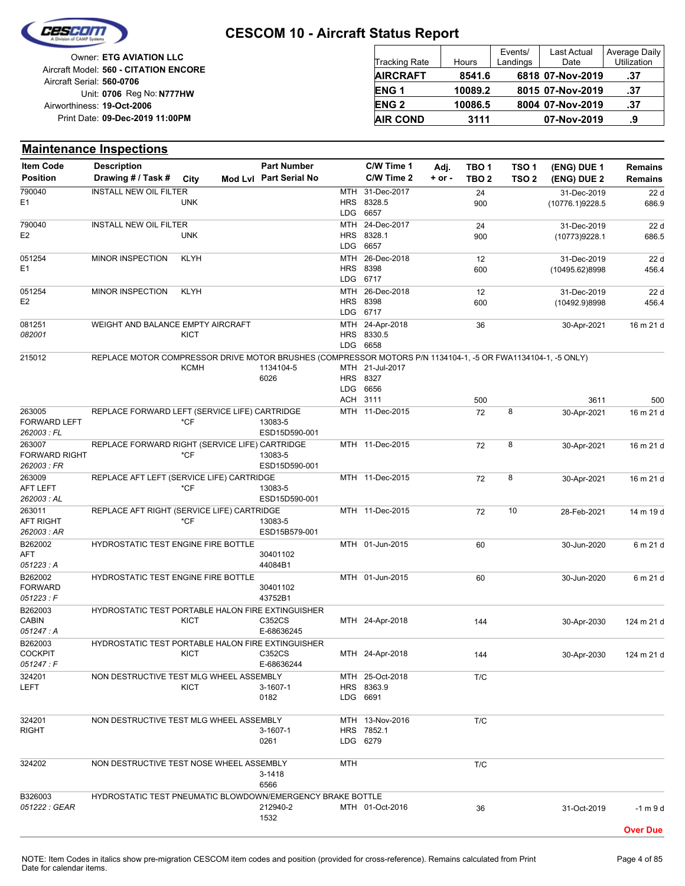# CESCOM 10 - Aircraft Status Report

Owner: **ETG AVIATION LLC**
Aircraft Model: **560 - CITATION ENCORE**
Aircraft Serial: **560-0706**
Unit: **0706** Reg No: **N777HW**
Airworthiness: **19-Oct-2006**
Print Date: **09-Dec-2019 11:00PM**

| Tracking Rate | Hours | Events/ Landings | Last Actual Date | Average Daily Utilization |
|---|---|---|---|---|
| **AIRCRAFT** | **8541.6** | **6818** | **07-Nov-2019** | **.37** |
| **ENG 1** | **10089.2** | **8015** | **07-Nov-2019** | **.37** |
| **ENG 2** | **10086.5** | **8004** | **07-Nov-2019** | **.37** |
| **AIR COND** | **3111** | | **07-Nov-2019** | **.9** |

## Maintenance Inspections

| Item Code / Position | Description / Drawing # / Task # | City | Mod Lvl | Part Number / Part Serial No | C/W Time 1 / C/W Time 2 | Adj. + or - | TBO 1 / TBO 2 | TSO 1 / TSO 2 | (ENG) DUE 1 / (ENG) DUE 2 | Remains / Remains |
|---|---|---|---|---|---|---|---|---|---|---|
| 790040 / E1 | INSTALL NEW OIL FILTER | UNK | | | MTH 31-Dec-2017 / HRS 8328.5 / LDG 6657 | | 24 / 900 | | 31-Dec-2019 / (10776.1)9228.5 | 22 d / 686.9 |
| 790040 / E2 | INSTALL NEW OIL FILTER | UNK | | | MTH 24-Dec-2017 / HRS 8328.1 / LDG 6657 | | 24 / 900 | | 31-Dec-2019 / (10773)9228.1 | 22 d / 686.5 |
| 051254 / E1 | MINOR INSPECTION | KLYH | | | MTH 26-Dec-2018 / HRS 8398 / LDG 6717 | | 12 / 600 | | 31-Dec-2019 / (10495.62)8998 | 22 d / 456.4 |
| 051254 / E2 | MINOR INSPECTION | KLYH | | | MTH 26-Dec-2018 / HRS 8398 / LDG 6717 | | 12 / 600 | | 31-Dec-2019 / (10492.9)8998 | 22 d / 456.4 |
| 081251 / *082001* | WEIGHT AND BALANCE EMPTY AIRCRAFT | KICT | | | MTH 24-Apr-2018 / HRS 8330.5 / LDG 6658 | | 36 | | 30-Apr-2021 | 16 m 21 d |
| 215012 | REPLACE MOTOR COMPRESSOR DRIVE MOTOR BRUSHES (COMPRESSOR MOTORS P/N 1134104-1, -5 OR FWA1134104-1, -5 ONLY) | KCMH | | 1134104-5 / 6026 | MTH 21-Jul-2017 / HRS 8327 / LDG 6656 / ACH 3111 | | 500 | | 3611 | 500 |
| 263005 / FORWARD LEFT / *262003 : FL* | REPLACE FORWARD LEFT (SERVICE LIFE) CARTRIDGE | *CF | | 13083-5 / ESD15D590-001 | MTH 11-Dec-2015 | | 72 | 8 | 30-Apr-2021 | 16 m 21 d |
| 263007 / FORWARD RIGHT / *262003 : FR* | REPLACE FORWARD RIGHT (SERVICE LIFE) CARTRIDGE | *CF | | 13083-5 / ESD15D590-001 | MTH 11-Dec-2015 | | 72 | 8 | 30-Apr-2021 | 16 m 21 d |
| 263009 / AFT LEFT / *262003 : AL* | REPLACE AFT LEFT (SERVICE LIFE) CARTRIDGE | *CF | | 13083-5 / ESD15D590-001 | MTH 11-Dec-2015 | | 72 | 8 | 30-Apr-2021 | 16 m 21 d |
| 263011 / AFT RIGHT / *262003 : AR* | REPLACE AFT RIGHT (SERVICE LIFE) CARTRIDGE | *CF | | 13083-5 / ESD15B579-001 | MTH 11-Dec-2015 | | 72 | 10 | 28-Feb-2021 | 14 m 19 d |
| B262002 / AFT / *051223 : A* | HYDROSTATIC TEST ENGINE FIRE BOTTLE | | | 30401102 / 44084B1 | MTH 01-Jun-2015 | | 60 | | 30-Jun-2020 | 6 m 21 d |
| B262002 / FORWARD / *051223 : F* | HYDROSTATIC TEST ENGINE FIRE BOTTLE | | | 30401102 / 43752B1 | MTH 01-Jun-2015 | | 60 | | 30-Jun-2020 | 6 m 21 d |
| B262003 / CABIN / *051247 : A* | HYDROSTATIC TEST PORTABLE HALON FIRE EXTINGUISHER | KICT | | C352CS / E-68636245 | MTH 24-Apr-2018 | | 144 | | 30-Apr-2030 | 124 m 21 d |
| B262003 / COCKPIT / *051247 : F* | HYDROSTATIC TEST PORTABLE HALON FIRE EXTINGUISHER | KICT | | C352CS / E-68636244 | MTH 24-Apr-2018 | | 144 | | 30-Apr-2030 | 124 m 21 d |
| 324201 / LEFT | NON DESTRUCTIVE TEST MLG WHEEL ASSEMBLY | KICT | | 3-1607-1 / 0182 | MTH 25-Oct-2018 / HRS 8363.9 / LDG 6691 | | T/C | | | |
| 324201 / RIGHT | NON DESTRUCTIVE TEST MLG WHEEL ASSEMBLY | | | 3-1607-1 / 0261 | MTH 13-Nov-2016 / HRS 7852.1 / LDG 6279 | | T/C | | | |
| 324202 | NON DESTRUCTIVE TEST NOSE WHEEL ASSEMBLY | | | 3-1418 / 6566 | MTH | | T/C | | | |
| B326003 / *051222 : GEAR* | HYDROSTATIC TEST PNEUMATIC BLOWDOWN/EMERGENCY BRAKE BOTTLE | | | 212940-2 / 1532 | MTH 01-Oct-2016 | | 36 | | 31-Oct-2019 | -1 m 9 d **Over Due** |

NOTE: Item Codes in italics show pre-migration CESCOM item codes and position (provided for cross-reference). Remains calculated from Print Date for calendar items.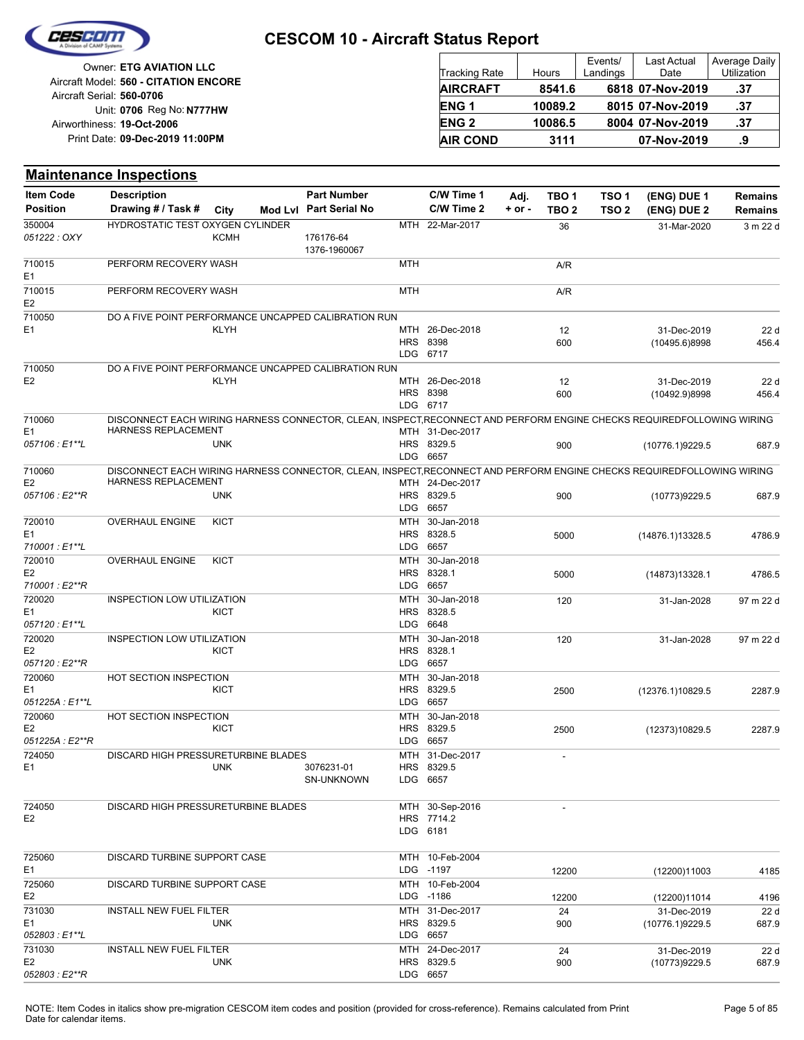# CESCOM 10 - Aircraft Status Report

Owner: **ETG AVIATION LLC**
Aircraft Model: **560 - CITATION ENCORE**
Aircraft Serial: **560-0706**
Unit: **0706** Reg No: **N777HW**
Airworthiness: **19-Oct-2006**
Print Date: **09-Dec-2019 11:00PM**

| Tracking Rate | Hours | Events/ Landings | Last Actual Date | Average Daily Utilization |
|---|---|---|---|---|
| **AIRCRAFT** | **8541.6** | **6818** | **07-Nov-2019** | **.37** |
| **ENG 1** | **10089.2** | **8015** | **07-Nov-2019** | **.37** |
| **ENG 2** | **10086.5** | **8004** | **07-Nov-2019** | **.37** |
| **AIR COND** | **3111** | | **07-Nov-2019** | **.9** |

## Maintenance Inspections

| Item Code / Position | Description / Drawing # / Task # | City | Mod Lvl | Part Number / Part Serial No | | C/W Time 1 / C/W Time 2 | Adj. + or - | TBO 1 / TBO 2 | TSO 1 / TSO 2 | (ENG) DUE 1 / (ENG) DUE 2 | Remains / Remains |
|---|---|---|---|---|---|---|---|---|---|---|---|
| 350004 *051222 : OXY* | HYDROSTATIC TEST OXYGEN CYLINDER | KCMH | | 176176-64 1376-1960067 | MTH | 22-Mar-2017 | | 36 | | 31-Mar-2020 | 3 m 22 d |
| 710015 E1 | PERFORM RECOVERY WASH | | | | MTH | | | A/R | | | |
| 710015 E2 | PERFORM RECOVERY WASH | | | | MTH | | | A/R | | | |
| 710050 E1 | DO A FIVE POINT PERFORMANCE UNCAPPED CALIBRATION RUN | KLYH | | | MTH HRS LDG | 26-Dec-2018 8398 6717 | | 12 600 | | 31-Dec-2019 (10495.6)8998 | 22 d 456.4 |
| 710050 E2 | DO A FIVE POINT PERFORMANCE UNCAPPED CALIBRATION RUN | KLYH | | | MTH HRS LDG | 26-Dec-2018 8398 6717 | | 12 600 | | 31-Dec-2019 (10492.9)8998 | 22 d 456.4 |
| 710060 E1 *057106 : E1\*\*L* | DISCONNECT EACH WIRING HARNESS CONNECTOR, CLEAN, INSPECT,RECONNECT AND PERFORM ENGINE CHECKS REQUIREDFOLLOWING WIRING HARNESS REPLACEMENT | UNK | | | MTH HRS LDG | 31-Dec-2017 8329.5 6657 | | 900 | | (10776.1)9229.5 | 687.9 |
| 710060 E2 *057106 : E2\*\*R* | DISCONNECT EACH WIRING HARNESS CONNECTOR, CLEAN, INSPECT,RECONNECT AND PERFORM ENGINE CHECKS REQUIREDFOLLOWING WIRING HARNESS REPLACEMENT | UNK | | | MTH HRS LDG | 24-Dec-2017 8329.5 6657 | | 900 | | (10773)9229.5 | 687.9 |
| 720010 E1 *710001 : E1\*\*L* | OVERHAUL ENGINE | KICT | | | MTH HRS LDG | 30-Jan-2018 8328.5 6657 | | 5000 | | (14876.1)13328.5 | 4786.9 |
| 720010 E2 *710001 : E2\*\*R* | OVERHAUL ENGINE | KICT | | | MTH HRS LDG | 30-Jan-2018 8328.1 6657 | | 5000 | | (14873)13328.1 | 4786.5 |
| 720020 E1 *057120 : E1\*\*L* | INSPECTION LOW UTILIZATION | KICT | | | MTH HRS LDG | 30-Jan-2018 8328.5 6648 | | 120 | | 31-Jan-2028 | 97 m 22 d |
| 720020 E2 *057120 : E2\*\*R* | INSPECTION LOW UTILIZATION | KICT | | | MTH HRS LDG | 30-Jan-2018 8328.1 6657 | | 120 | | 31-Jan-2028 | 97 m 22 d |
| 720060 E1 *051225A : E1\*\*L* | HOT SECTION INSPECTION | KICT | | | MTH HRS LDG | 30-Jan-2018 8329.5 6657 | | 2500 | | (12376.1)10829.5 | 2287.9 |
| 720060 E2 *051225A : E2\*\*R* | HOT SECTION INSPECTION | KICT | | | MTH HRS LDG | 30-Jan-2018 8329.5 6657 | | 2500 | | (12373)10829.5 | 2287.9 |
| 724050 E1 | DISCARD HIGH PRESSURETURBINE BLADES | UNK | | 3076231-01 SN-UNKNOWN | MTH HRS LDG | 31-Dec-2017 8329.5 6657 | | - | | | |
| 724050 E2 | DISCARD HIGH PRESSURETURBINE BLADES | | | | MTH HRS LDG | 30-Sep-2016 7714.2 6181 | | - | | | |
| 725060 E1 | DISCARD TURBINE SUPPORT CASE | | | | MTH LDG | 10-Feb-2004 -1197 | | 12200 | | (12200)11003 | 4185 |
| 725060 E2 | DISCARD TURBINE SUPPORT CASE | | | | MTH LDG | 10-Feb-2004 -1186 | | 12200 | | (12200)11014 | 4196 |
| 731030 E1 *052803 : E1\*\*L* | INSTALL NEW FUEL FILTER | UNK | | | MTH HRS LDG | 31-Dec-2017 8329.5 6657 | | 24 900 | | 31-Dec-2019 (10776.1)9229.5 | 22 d 687.9 |
| 731030 E2 *052803 : E2\*\*R* | INSTALL NEW FUEL FILTER | UNK | | | MTH HRS LDG | 24-Dec-2017 8329.5 6657 | | 24 900 | | 31-Dec-2019 (10773)9229.5 | 22 d 687.9 |

NOTE: Item Codes in italics show pre-migration CESCOM item codes and position (provided for cross-reference). Remains calculated from Print Date for calendar items.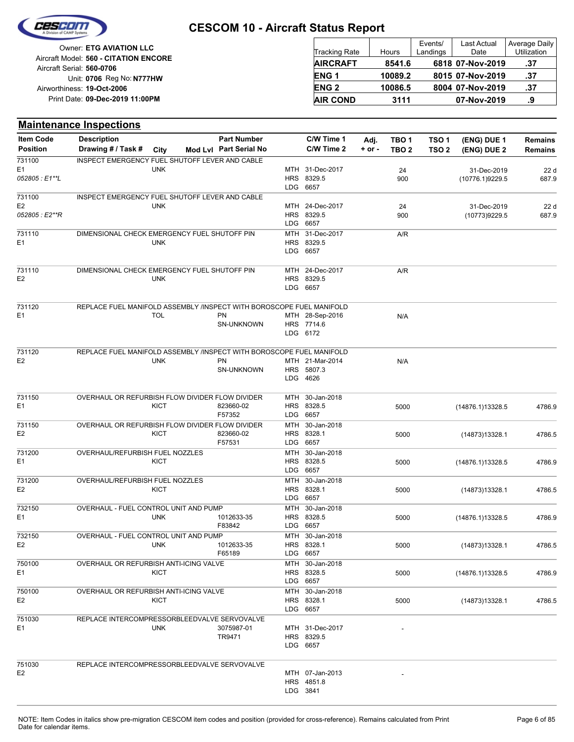# CESCOM 10 - Aircraft Status Report

Owner: **ETG AVIATION LLC**
Aircraft Model: **560 - CITATION ENCORE**
Aircraft Serial: **560-0706**
Unit: **0706** Reg No: **N777HW**
Airworthiness: **19-Oct-2006**
Print Date: **09-Dec-2019 11:00PM**

| Tracking Rate | Hours | Events/ Landings | Last Actual Date | Average Daily Utilization |
|---|---|---|---|---|
| **AIRCRAFT** | **8541.6** | **6818** | **07-Nov-2019** | **.37** |
| **ENG 1** | **10089.2** | **8015** | **07-Nov-2019** | **.37** |
| **ENG 2** | **10086.5** | **8004** | **07-Nov-2019** | **.37** |
| **AIR COND** | **3111** | | **07-Nov-2019** | **.9** |

## Maintenance Inspections

| Item Code / Position | Description / Drawing # / Task # | City | Mod Lvl | Part Number / Part Serial No | C/W Time 1 / C/W Time 2 | Adj. + or - | TBO 1 / TBO 2 | TSO 1 / TSO 2 | (ENG) DUE 1 / (ENG) DUE 2 | Remains / Remains |
|---|---|---|---|---|---|---|---|---|---|---|
| 731100<br>E1<br>*052805 : E1**L* | INSPECT EMERGENCY FUEL SHUTOFF LEVER AND CABLE | UNK | | | MTH 31-Dec-2017<br>HRS 8329.5<br>LDG 6657 | | 24<br>900 | | 31-Dec-2019<br>(10776.1)9229.5 | 22 d<br>687.9 |
| 731100<br>E2<br>*052805 : E2**R* | INSPECT EMERGENCY FUEL SHUTOFF LEVER AND CABLE | UNK | | | MTH 24-Dec-2017<br>HRS 8329.5<br>LDG 6657 | | 24<br>900 | | 31-Dec-2019<br>(10773)9229.5 | 22 d<br>687.9 |
| 731110<br>E1 | DIMENSIONAL CHECK EMERGENCY FUEL SHUTOFF PIN | UNK | | | MTH 31-Dec-2017<br>HRS 8329.5<br>LDG 6657 | | A/R | | | |
| 731110<br>E2 | DIMENSIONAL CHECK EMERGENCY FUEL SHUTOFF PIN | UNK | | | MTH 24-Dec-2017<br>HRS 8329.5<br>LDG 6657 | | A/R | | | |
| 731120<br>E1 | REPLACE FUEL MANIFOLD ASSEMBLY /INSPECT WITH BOROSCOPE FUEL MANIFOLD | TOL | | PN<br>SN-UNKNOWN | MTH 28-Sep-2016<br>HRS 7714.6<br>LDG 6172 | | N/A | | | |
| 731120<br>E2 | REPLACE FUEL MANIFOLD ASSEMBLY /INSPECT WITH BOROSCOPE FUEL MANIFOLD | UNK | | PN<br>SN-UNKNOWN | MTH 21-Mar-2014<br>HRS 5807.3<br>LDG 4626 | | N/A | | | |
| 731150<br>E1 | OVERHAUL OR REFURBISH FLOW DIVIDER FLOW DIVIDER | KICT | | 823660-02<br>F57352 | MTH 30-Jan-2018<br>HRS 8328.5<br>LDG 6657 | | 5000 | | (14876.1)13328.5 | 4786.9 |
| 731150<br>E2 | OVERHAUL OR REFURBISH FLOW DIVIDER FLOW DIVIDER | KICT | | 823660-02<br>F57531 | MTH 30-Jan-2018<br>HRS 8328.1<br>LDG 6657 | | 5000 | | (14873)13328.1 | 4786.5 |
| 731200<br>E1 | OVERHAUL/REFURBISH FUEL NOZZLES | KICT | | | MTH 30-Jan-2018<br>HRS 8328.5<br>LDG 6657 | | 5000 | | (14876.1)13328.5 | 4786.9 |
| 731200<br>E2 | OVERHAUL/REFURBISH FUEL NOZZLES | KICT | | | MTH 30-Jan-2018<br>HRS 8328.1<br>LDG 6657 | | 5000 | | (14873)13328.1 | 4786.5 |
| 732150<br>E1 | OVERHAUL - FUEL CONTROL UNIT AND PUMP | UNK | | 1012633-35<br>F83842 | MTH 30-Jan-2018<br>HRS 8328.5<br>LDG 6657 | | 5000 | | (14876.1)13328.5 | 4786.9 |
| 732150<br>E2 | OVERHAUL - FUEL CONTROL UNIT AND PUMP | UNK | | 1012633-35<br>F65189 | MTH 30-Jan-2018<br>HRS 8328.1<br>LDG 6657 | | 5000 | | (14873)13328.1 | 4786.5 |
| 750100<br>E1 | OVERHAUL OR REFURBISH ANTI-ICING VALVE | KICT | | | MTH 30-Jan-2018<br>HRS 8328.5<br>LDG 6657 | | 5000 | | (14876.1)13328.5 | 4786.9 |
| 750100<br>E2 | OVERHAUL OR REFURBISH ANTI-ICING VALVE | KICT | | | MTH 30-Jan-2018<br>HRS 8328.1<br>LDG 6657 | | 5000 | | (14873)13328.1 | 4786.5 |
| 751030<br>E1 | REPLACE INTERCOMPRESSORBLEEDVALVE SERVOVALVE | UNK | | 3075987-01<br>TR9471 | MTH 31-Dec-2017<br>HRS 8329.5<br>LDG 6657 | | - | | | |
| 751030<br>E2 | REPLACE INTERCOMPRESSORBLEEDVALVE SERVOVALVE | | | | MTH 07-Jan-2013<br>HRS 4851.8<br>LDG 3841 | | - | | | |

NOTE: Item Codes in italics show pre-migration CESCOM item codes and position (provided for cross-reference). Remains calculated from Print Date for calendar items.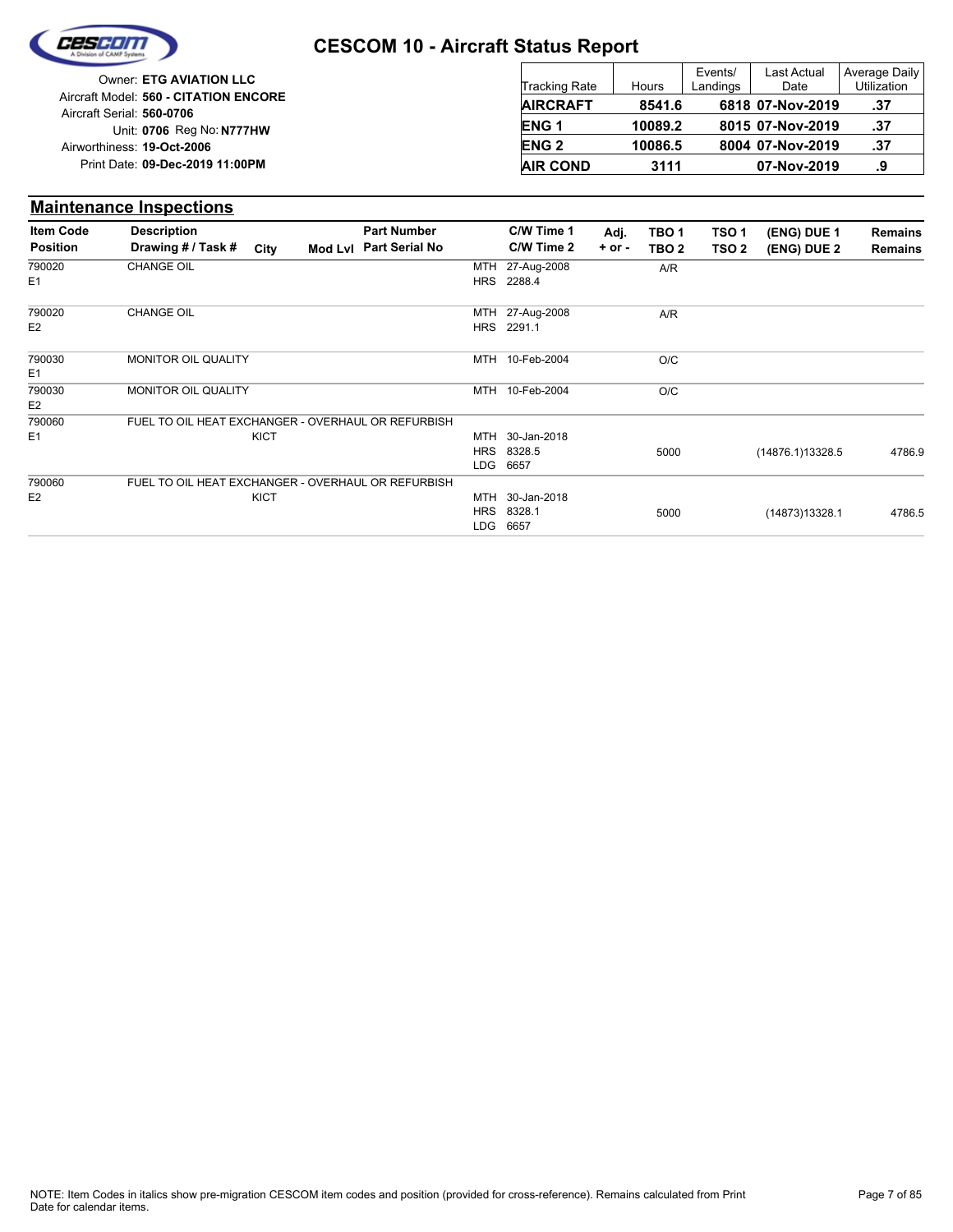# CESCOM 10 - Aircraft Status Report

Owner: **ETG AVIATION LLC**
Aircraft Model: **560 - CITATION ENCORE**
Aircraft Serial: **560-0706**
Unit: **0706** Reg No: **N777HW**
Airworthiness: **19-Oct-2006**
Print Date: **09-Dec-2019 11:00PM**

| Tracking Rate | Hours | Events/ Landings | Last Actual Date | Average Daily Utilization |
|---|---|---|---|---|
| **AIRCRAFT** | **8541.6** | **6818** | **07-Nov-2019** | **.37** |
| **ENG 1** | **10089.2** | **8015** | **07-Nov-2019** | **.37** |
| **ENG 2** | **10086.5** | **8004** | **07-Nov-2019** | **.37** |
| **AIR COND** | **3111** | | **07-Nov-2019** | **.9** |

## Maintenance Inspections

| Item Code / Position | Description / Drawing # / Task # | City | Mod Lvl | Part Number / Part Serial No | C/W Time 1 / C/W Time 2 | Adj. + or - | TBO 1 / TBO 2 | TSO 1 / TSO 2 | (ENG) DUE 1 / (ENG) DUE 2 | Remains / Remains |
|---|---|---|---|---|---|---|---|---|---|---|
| 790020 E1 | CHANGE OIL | | | | MTH 27-Aug-2008 HRS 2288.4 | | A/R | | | |
| 790020 E2 | CHANGE OIL | | | | MTH 27-Aug-2008 HRS 2291.1 | | A/R | | | |
| 790030 E1 | MONITOR OIL QUALITY | | | | MTH 10-Feb-2004 | | O/C | | | |
| 790030 E2 | MONITOR OIL QUALITY | | | | MTH 10-Feb-2004 | | O/C | | | |
| 790060 E1 | FUEL TO OIL HEAT EXCHANGER - OVERHAUL OR REFURBISH | KICT | | | MTH 30-Jan-2018 HRS 8328.5 LDG 6657 | | 5000 | | (14876.1)13328.5 | 4786.9 |
| 790060 E2 | FUEL TO OIL HEAT EXCHANGER - OVERHAUL OR REFURBISH | KICT | | | MTH 30-Jan-2018 HRS 8328.1 LDG 6657 | | 5000 | | (14873)13328.1 | 4786.5 |

NOTE: Item Codes in italics show pre-migration CESCOM item codes and position (provided for cross-reference). Remains calculated from Print Date for calendar items.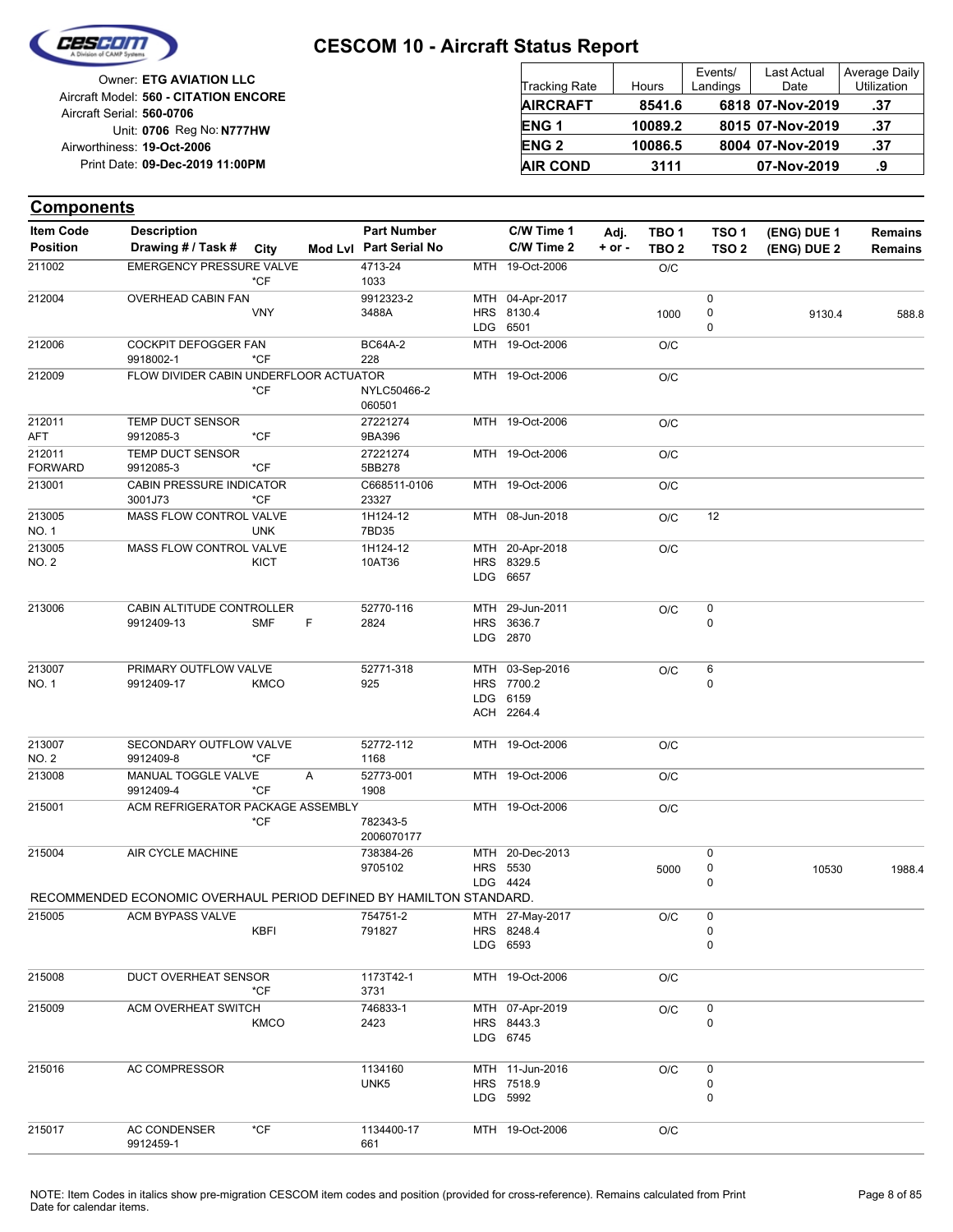# CESCOM 10 - Aircraft Status Report

Owner: **ETG AVIATION LLC**
Aircraft Model: **560 - CITATION ENCORE**
Aircraft Serial: **560-0706**
Unit: **0706** Reg No: **N777HW**
Airworthiness: **19-Oct-2006**
Print Date: **09-Dec-2019 11:00PM**

| Tracking Rate | Hours | Events/ Landings | Last Actual Date | Average Daily Utilization |
|---|---|---|---|---|
| **AIRCRAFT** | **8541.6** | **6818** | **07-Nov-2019** | **.37** |
| **ENG 1** | **10089.2** | **8015** | **07-Nov-2019** | **.37** |
| **ENG 2** | **10086.5** | **8004** | **07-Nov-2019** | **.37** |
| **AIR COND** | **3111** | | **07-Nov-2019** | **.9** |

## Components

| Item Code / Position | Description / Drawing # / Task # | City | Mod Lvl | Part Number / Part Serial No | C/W Time 1 / C/W Time 2 | Adj. + or - | TBO 1 / TBO 2 | TSO 1 / TSO 2 | (ENG) DUE 1 / (ENG) DUE 2 | Remains / Remains |
|---|---|---|---|---|---|---|---|---|---|---|
| 211002 | EMERGENCY PRESSURE VALVE | *CF | | 4713-24 / 1033 | MTH 19-Oct-2006 | | O/C | | | |
| 212004 | OVERHEAD CABIN FAN | VNY | | 9912323-2 / 3488A | MTH 04-Apr-2017 / HRS 8130.4 / LDG 6501 | | 1000 | 0 / 0 / 0 | 9130.4 | 588.8 |
| 212006 | COCKPIT DEFOGGER FAN / 9918002-1 | *CF | | BC64A-2 / 228 | MTH 19-Oct-2006 | | O/C | | | |
| 212009 | FLOW DIVIDER CABIN UNDERFLOOR ACTUATOR | *CF | | NYLC50466-2 / 060501 | MTH 19-Oct-2006 | | O/C | | | |
| 212011 / AFT | TEMP DUCT SENSOR / 9912085-3 | *CF | | 27221274 / 9BA396 | MTH 19-Oct-2006 | | O/C | | | |
| 212011 / FORWARD | TEMP DUCT SENSOR / 9912085-3 | *CF | | 27221274 / 5BB278 | MTH 19-Oct-2006 | | O/C | | | |
| 213001 | CABIN PRESSURE INDICATOR / 3001J73 | *CF | | C668511-0106 / 23327 | MTH 19-Oct-2006 | | O/C | | | |
| 213005 / NO. 1 | MASS FLOW CONTROL VALVE | UNK | | 1H124-12 / 7BD35 | MTH 08-Jun-2018 | | O/C | 12 | | |
| 213005 / NO. 2 | MASS FLOW CONTROL VALVE | KICT | | 1H124-12 / 10AT36 | MTH 20-Apr-2018 / HRS 8329.5 / LDG 6657 | | O/C | | | |
| 213006 | CABIN ALTITUDE CONTROLLER / 9912409-13 | SMF | F | 52770-116 / 2824 | MTH 29-Jun-2011 / HRS 3636.7 / LDG 2870 | | O/C | 0 / 0 | | |
| 213007 / NO. 1 | PRIMARY OUTFLOW VALVE / 9912409-17 | KMCO | | 52771-318 / 925 | MTH 03-Sep-2016 / HRS 7700.2 / LDG 6159 / ACH 2264.4 | | O/C | 6 / 0 | | |
| 213007 / NO. 2 | SECONDARY OUTFLOW VALVE / 9912409-8 | *CF | | 52772-112 / 1168 | MTH 19-Oct-2006 | | O/C | | | |
| 213008 | MANUAL TOGGLE VALVE / 9912409-4 | *CF | A | 52773-001 / 1908 | MTH 19-Oct-2006 | | O/C | | | |
| 215001 | ACM REFRIGERATOR PACKAGE ASSEMBLY | *CF | | 782343-5 / 2006070177 | MTH 19-Oct-2006 | | O/C | | | |
| 215004 | AIR CYCLE MACHINE | | | 738384-26 / 9705102 | MTH 20-Dec-2013 / HRS 5530 / LDG 4424 | | 5000 | 0 / 0 / 0 | 10530 | 1988.4 |
| RECOMMENDED ECONOMIC OVERHAUL PERIOD DEFINED BY HAMILTON STANDARD. | | | | | | | | | | |
| 215005 | ACM BYPASS VALVE | KBFI | | 754751-2 / 791827 | MTH 27-May-2017 / HRS 8248.4 / LDG 6593 | | O/C | 0 / 0 / 0 | | |
| 215008 | DUCT OVERHEAT SENSOR | *CF | | 1173T42-1 / 3731 | MTH 19-Oct-2006 | | O/C | | | |
| 215009 | ACM OVERHEAT SWITCH | KMCO | | 746833-1 / 2423 | MTH 07-Apr-2019 / HRS 8443.3 / LDG 6745 | | O/C | 0 / 0 | | |
| 215016 | AC COMPRESSOR | | | 1134160 / UNK5 | MTH 11-Jun-2016 / HRS 7518.9 / LDG 5992 | | O/C | 0 / 0 / 0 | | |
| 215017 | AC CONDENSER / 9912459-1 | *CF | | 1134400-17 / 661 | MTH 19-Oct-2006 | | O/C | | | |

NOTE: Item Codes in italics show pre-migration CESCOM item codes and position (provided for cross-reference). Remains calculated from Print Date for calendar items.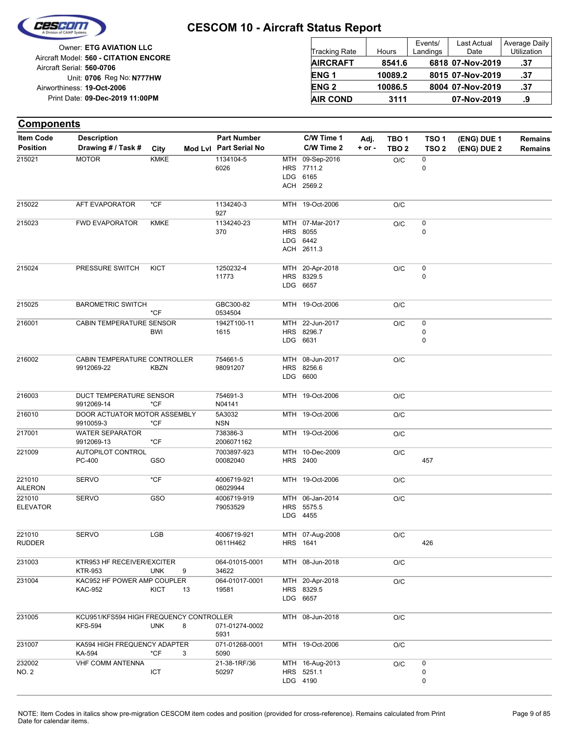# CESCOM 10 - Aircraft Status Report

Owner: **ETG AVIATION LLC**
Aircraft Model: **560 - CITATION ENCORE**
Aircraft Serial: **560-0706**
Unit: **0706** Reg No: **N777HW**
Airworthiness: **19-Oct-2006**
Print Date: **09-Dec-2019 11:00PM**

| Tracking Rate | Hours | Events/ Landings | Last Actual Date | Average Daily Utilization |
|---|---|---|---|---|
| **AIRCRAFT** | **8541.6** | **6818** | **07-Nov-2019** | **.37** |
| **ENG 1** | **10089.2** | **8015** | **07-Nov-2019** | **.37** |
| **ENG 2** | **10086.5** | **8004** | **07-Nov-2019** | **.37** |
| **AIR COND** | **3111** | | **07-Nov-2019** | **.9** |

## Components

| Item Code / Position | Description / Drawing # / Task # | City | Mod Lvl | Part Number / Part Serial No | C/W Time 1 / C/W Time 2 | Adj. + or - | TBO 1 / TBO 2 | TSO 1 / TSO 2 | (ENG) DUE 1 / (ENG) DUE 2 | Remains / Remains |
|---|---|---|---|---|---|---|---|---|---|---|
| 215021 | MOTOR | KMKE | | 1134104-5<br>6026 | MTH 09-Sep-2016<br>HRS 7711.2<br>LDG 6165<br>ACH 2569.2 | | O/C | 0<br>0 | | |
| 215022 | AFT EVAPORATOR | *CF | | 1134240-3<br>927 | MTH 19-Oct-2006 | | O/C | | | |
| 215023 | FWD EVAPORATOR | KMKE | | 1134240-23<br>370 | MTH 07-Mar-2017<br>HRS 8055<br>LDG 6442<br>ACH 2611.3 | | O/C | 0<br>0 | | |
| 215024 | PRESSURE SWITCH | KICT | | 1250232-4<br>11773 | MTH 20-Apr-2018<br>HRS 8329.5<br>LDG 6657 | | O/C | 0<br>0 | | |
| 215025 | BAROMETRIC SWITCH | *CF | | GBC300-82<br>0534504 | MTH 19-Oct-2006 | | O/C | | | |
| 216001 | CABIN TEMPERATURE SENSOR | BWI | | 1942T100-11<br>1615 | MTH 22-Jun-2017<br>HRS 8296.7<br>LDG 6631 | | O/C | 0<br>0<br>0 | | |
| 216002 | CABIN TEMPERATURE CONTROLLER<br>9912069-22 | KBZN | | 754661-5<br>98091207 | MTH 08-Jun-2017<br>HRS 8256.6<br>LDG 6600 | | O/C | | | |
| 216003 | DUCT TEMPERATURE SENSOR<br>9912069-14 | *CF | | 754691-3<br>N04141 | MTH 19-Oct-2006 | | O/C | | | |
| 216010 | DOOR ACTUATOR MOTOR ASSEMBLY<br>9910059-3 | *CF | | 5A3032<br>NSN | MTH 19-Oct-2006 | | O/C | | | |
| 217001 | WATER SEPARATOR<br>9912069-13 | *CF | | 738386-3<br>2006071162 | MTH 19-Oct-2006 | | O/C | | | |
| 221009 | AUTOPILOT CONTROL<br>PC-400 | GSO | | 7003897-923<br>00082040 | MTH 10-Dec-2009<br>HRS 2400 | | O/C | <br>457 | | |
| 221010<br>AILERON | SERVO | *CF | | 4006719-921<br>06029944 | MTH 19-Oct-2006 | | O/C | | | |
| 221010<br>ELEVATOR | SERVO | GSO | | 4006719-919<br>79053529 | MTH 06-Jan-2014<br>HRS 5575.5<br>LDG 4455 | | O/C | | | |
| 221010<br>RUDDER | SERVO | LGB | | 4006719-921<br>0611H462 | MTH 07-Aug-2008<br>HRS 1641 | | O/C | <br>426 | | |
| 231003 | KTR953 HF RECEIVER/EXCITER<br>KTR-953 | UNK | 9 | 064-01015-0001<br>34622 | MTH 08-Jun-2018 | | O/C | | | |
| 231004 | KAC952 HF POWER AMP COUPLER<br>KAC-952 | KICT | 13 | 064-01017-0001<br>19581 | MTH 20-Apr-2018<br>HRS 8329.5<br>LDG 6657 | | O/C | | | |
| 231005 | KCU951/KFS594 HIGH FREQUENCY CONTROLLER<br>KFS-594 | UNK | 8 | 071-01274-0002<br>5931 | MTH 08-Jun-2018 | | O/C | | | |
| 231007 | KA594 HIGH FREQUENCY ADAPTER<br>KA-594 | *CF | 3 | 071-01268-0001<br>5090 | MTH 19-Oct-2006 | | O/C | | | |
| 232002<br>NO. 2 | VHF COMM ANTENNA | ICT | | 21-38-1RF/36<br>50297 | MTH 16-Aug-2013<br>HRS 5251.1<br>LDG 4190 | | O/C | 0<br>0<br>0 | | |

NOTE: Item Codes in italics show pre-migration CESCOM item codes and position (provided for cross-reference). Remains calculated from Print Date for calendar items.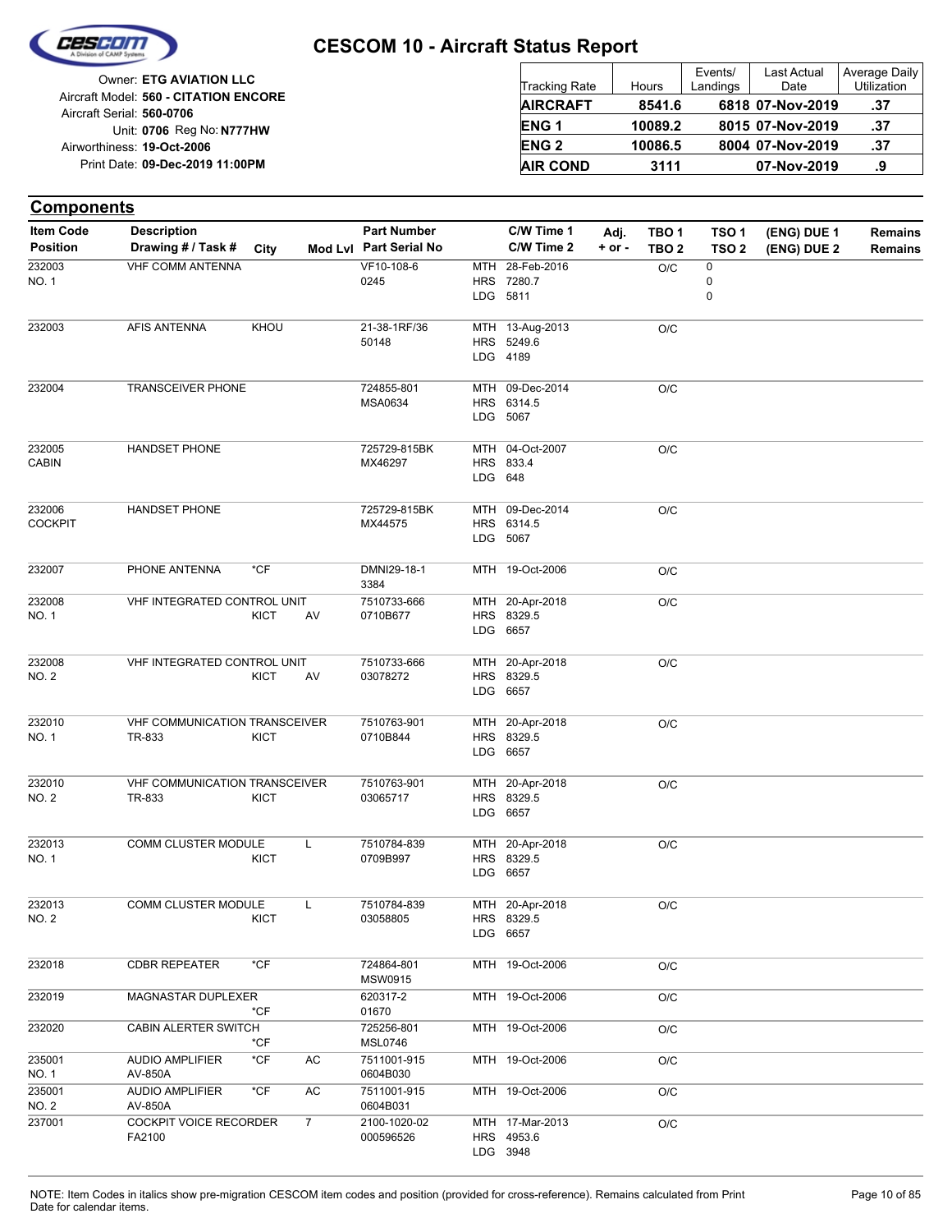# CESCOM 10 - Aircraft Status Report

Owner: **ETG AVIATION LLC**
Aircraft Model: **560 - CITATION ENCORE**
Aircraft Serial: **560-0706**
Unit: **0706** Reg No: **N777HW**
Airworthiness: **19-Oct-2006**
Print Date: **09-Dec-2019 11:00PM**

| Tracking Rate | Hours | Events/ Landings | Last Actual Date | Average Daily Utilization |
|---|---|---|---|---|
| **AIRCRAFT** | **8541.6** | **6818** | **07-Nov-2019** | **.37** |
| **ENG 1** | **10089.2** | **8015** | **07-Nov-2019** | **.37** |
| **ENG 2** | **10086.5** | **8004** | **07-Nov-2019** | **.37** |
| **AIR COND** | **3111** | | **07-Nov-2019** | **.9** |

## Components

| Item Code / Position | Description / Drawing # / Task # | City | Mod Lvl | Part Number / Part Serial No | C/W Time 1 / C/W Time 2 | Adj. + or - | TBO 1 / TBO 2 | TSO 1 / TSO 2 | (ENG) DUE 1 / (ENG) DUE 2 | Remains / Remains |
|---|---|---|---|---|---|---|---|---|---|---|
| 232003 NO. 1 | VHF COMM ANTENNA | | | VF10-108-6 0245 | MTH 28-Feb-2016 HRS 7280.7 LDG 5811 | | O/C | 0 0 0 | | |
| 232003 | AFIS ANTENNA | KHOU | | 21-38-1RF/36 50148 | MTH 13-Aug-2013 HRS 5249.6 LDG 4189 | | O/C | | | |
| 232004 | TRANSCEIVER PHONE | | | 724855-801 MSA0634 | MTH 09-Dec-2014 HRS 6314.5 LDG 5067 | | O/C | | | |
| 232005 CABIN | HANDSET PHONE | | | 725729-815BK MX46297 | MTH 04-Oct-2007 HRS 833.4 LDG 648 | | O/C | | | |
| 232006 COCKPIT | HANDSET PHONE | | | 725729-815BK MX44575 | MTH 09-Dec-2014 HRS 6314.5 LDG 5067 | | O/C | | | |
| 232007 | PHONE ANTENNA | *CF | | DMNI29-18-1 3384 | MTH 19-Oct-2006 | | O/C | | | |
| 232008 NO. 1 | VHF INTEGRATED CONTROL UNIT | KICT | AV | 7510733-666 0710B677 | MTH 20-Apr-2018 HRS 8329.5 LDG 6657 | | O/C | | | |
| 232008 NO. 2 | VHF INTEGRATED CONTROL UNIT | KICT | AV | 7510733-666 03078272 | MTH 20-Apr-2018 HRS 8329.5 LDG 6657 | | O/C | | | |
| 232010 NO. 1 | VHF COMMUNICATION TRANSCEIVER TR-833 | KICT | | 7510763-901 0710B844 | MTH 20-Apr-2018 HRS 8329.5 LDG 6657 | | O/C | | | |
| 232010 NO. 2 | VHF COMMUNICATION TRANSCEIVER TR-833 | KICT | | 7510763-901 03065717 | MTH 20-Apr-2018 HRS 8329.5 LDG 6657 | | O/C | | | |
| 232013 NO. 1 | COMM CLUSTER MODULE | KICT | L | 7510784-839 0709B997 | MTH 20-Apr-2018 HRS 8329.5 LDG 6657 | | O/C | | | |
| 232013 NO. 2 | COMM CLUSTER MODULE | KICT | L | 7510784-839 03058805 | MTH 20-Apr-2018 HRS 8329.5 LDG 6657 | | O/C | | | |
| 232018 | CDBR REPEATER | *CF | | 724864-801 MSW0915 | MTH 19-Oct-2006 | | O/C | | | |
| 232019 | MAGNASTAR DUPLEXER | *CF | | 620317-2 01670 | MTH 19-Oct-2006 | | O/C | | | |
| 232020 | CABIN ALERTER SWITCH | *CF | | 725256-801 MSL0746 | MTH 19-Oct-2006 | | O/C | | | |
| 235001 NO. 1 | AUDIO AMPLIFIER AV-850A | *CF | AC | 7511001-915 0604B030 | MTH 19-Oct-2006 | | O/C | | | |
| 235001 NO. 2 | AUDIO AMPLIFIER AV-850A | *CF | AC | 7511001-915 0604B031 | MTH 19-Oct-2006 | | O/C | | | |
| 237001 | COCKPIT VOICE RECORDER FA2100 | | 7 | 2100-1020-02 000596526 | MTH 17-Mar-2013 HRS 4953.6 LDG 3948 | | O/C | | | |

NOTE: Item Codes in italics show pre-migration CESCOM item codes and position (provided for cross-reference). Remains calculated from Print Date for calendar items.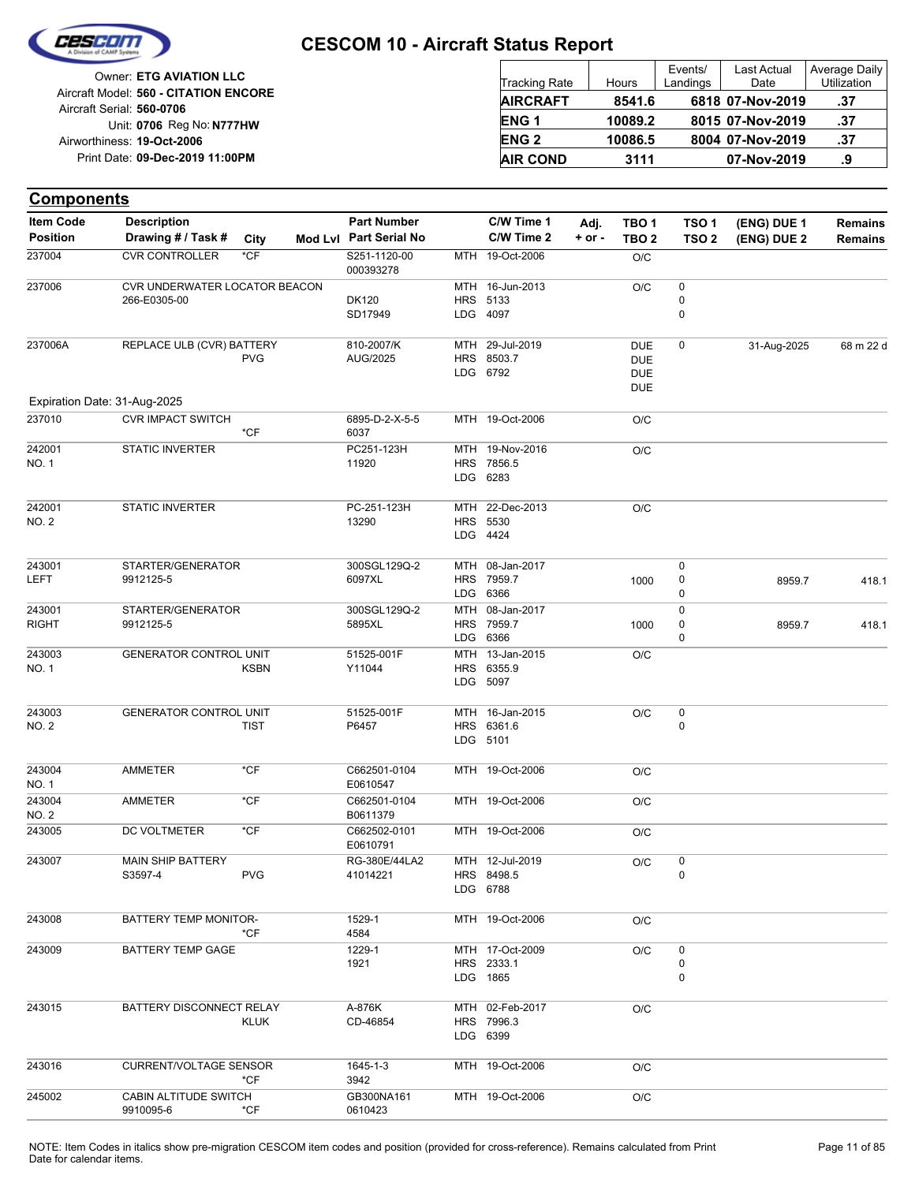# CESCOM 10 - Aircraft Status Report

Owner: **ETG AVIATION LLC**
Aircraft Model: **560 - CITATION ENCORE**
Aircraft Serial: **560-0706**
Unit: **0706** Reg No: **N777HW**
Airworthiness: **19-Oct-2006**
Print Date: **09-Dec-2019 11:00PM**

| Tracking Rate | Hours | Events/ Landings | Last Actual Date | Average Daily Utilization |
|---|---|---|---|---|
| **AIRCRAFT** | **8541.6** | **6818** | **07-Nov-2019** | **.37** |
| **ENG 1** | **10089.2** | **8015** | **07-Nov-2019** | **.37** |
| **ENG 2** | **10086.5** | **8004** | **07-Nov-2019** | **.37** |
| **AIR COND** | **3111** | | **07-Nov-2019** | **.9** |

## Components

| Item Code / Position | Description / Drawing # / Task # | City | Mod Lvl | Part Number / Part Serial No | C/W Time 1 / C/W Time 2 | Adj. + or - | TBO 1 / TBO 2 | TSO 1 / TSO 2 | (ENG) DUE 1 / (ENG) DUE 2 | Remains / Remains |
|---|---|---|---|---|---|---|---|---|---|---|
| 237004 | CVR CONTROLLER | *CF | | S251-1120-00 / 000393278 | MTH 19-Oct-2006 | | O/C | | | |
| 237006 | CVR UNDERWATER LOCATOR BEACON / 266-E0305-00 | | | DK120 / SD17949 | MTH 16-Jun-2013 / HRS 5133 / LDG 4097 | | O/C | 0 / 0 / 0 | | |
| 237006A | REPLACE ULB (CVR) BATTERY | PVG | | 810-2007/K / AUG/2025 | MTH 29-Jul-2019 / HRS 8503.7 / LDG 6792 | | DUE / DUE / DUE / DUE | 0 | 31-Aug-2025 | 68 m 22 d |
| Expiration Date: 31-Aug-2025 | | | | | | | | | | |
| 237010 | CVR IMPACT SWITCH | *CF | | 6895-D-2-X-5-5 / 6037 | MTH 19-Oct-2006 | | O/C | | | |
| 242001 / NO. 1 | STATIC INVERTER | | | PC251-123H / 11920 | MTH 19-Nov-2016 / HRS 7856.5 / LDG 6283 | | O/C | | | |
| 242001 / NO. 2 | STATIC INVERTER | | | PC-251-123H / 13290 | MTH 22-Dec-2013 / HRS 5530 / LDG 4424 | | O/C | | | |
| 243001 / LEFT | STARTER/GENERATOR / 9912125-5 | | | 300SGL129Q-2 / 6097XL | MTH 08-Jan-2017 / HRS 7959.7 / LDG 6366 | | 1000 | 0 / 0 / 0 | 8959.7 | 418.1 |
| 243001 / RIGHT | STARTER/GENERATOR / 9912125-5 | | | 300SGL129Q-2 / 5895XL | MTH 08-Jan-2017 / HRS 7959.7 / LDG 6366 | | 1000 | 0 / 0 / 0 | 8959.7 | 418.1 |
| 243003 / NO. 1 | GENERATOR CONTROL UNIT | KSBN | | 51525-001F / Y11044 | MTH 13-Jan-2015 / HRS 6355.9 / LDG 5097 | | O/C | | | |
| 243003 / NO. 2 | GENERATOR CONTROL UNIT | TIST | | 51525-001F / P6457 | MTH 16-Jan-2015 / HRS 6361.6 / LDG 5101 | | O/C | 0 / 0 | | |
| 243004 / NO. 1 | AMMETER | *CF | | C662501-0104 / E0610547 | MTH 19-Oct-2006 | | O/C | | | |
| 243004 / NO. 2 | AMMETER | *CF | | C662501-0104 / B0611379 | MTH 19-Oct-2006 | | O/C | | | |
| 243005 | DC VOLTMETER | *CF | | C662502-0101 / E0610791 | MTH 19-Oct-2006 | | O/C | | | |
| 243007 | MAIN SHIP BATTERY / S3597-4 | PVG | | RG-380E/44LA2 / 41014221 | MTH 12-Jul-2019 / HRS 8498.5 / LDG 6788 | | O/C | 0 / 0 | | |
| 243008 | BATTERY TEMP MONITOR- | *CF | | 1529-1 / 4584 | MTH 19-Oct-2006 | | O/C | | | |
| 243009 | BATTERY TEMP GAGE | | | 1229-1 / 1921 | MTH 17-Oct-2009 / HRS 2333.1 / LDG 1865 | | O/C | 0 / 0 / 0 | | |
| 243015 | BATTERY DISCONNECT RELAY | KLUK | | A-876K / CD-46854 | MTH 02-Feb-2017 / HRS 7996.3 / LDG 6399 | | O/C | | | |
| 243016 | CURRENT/VOLTAGE SENSOR | *CF | | 1645-1-3 / 3942 | MTH 19-Oct-2006 | | O/C | | | |
| 245002 | CABIN ALTITUDE SWITCH / 9910095-6 | *CF | | GB300NA161 / 0610423 | MTH 19-Oct-2006 | | O/C | | | |

NOTE: Item Codes in italics show pre-migration CESCOM item codes and position (provided for cross-reference). Remains calculated from Print Date for calendar items.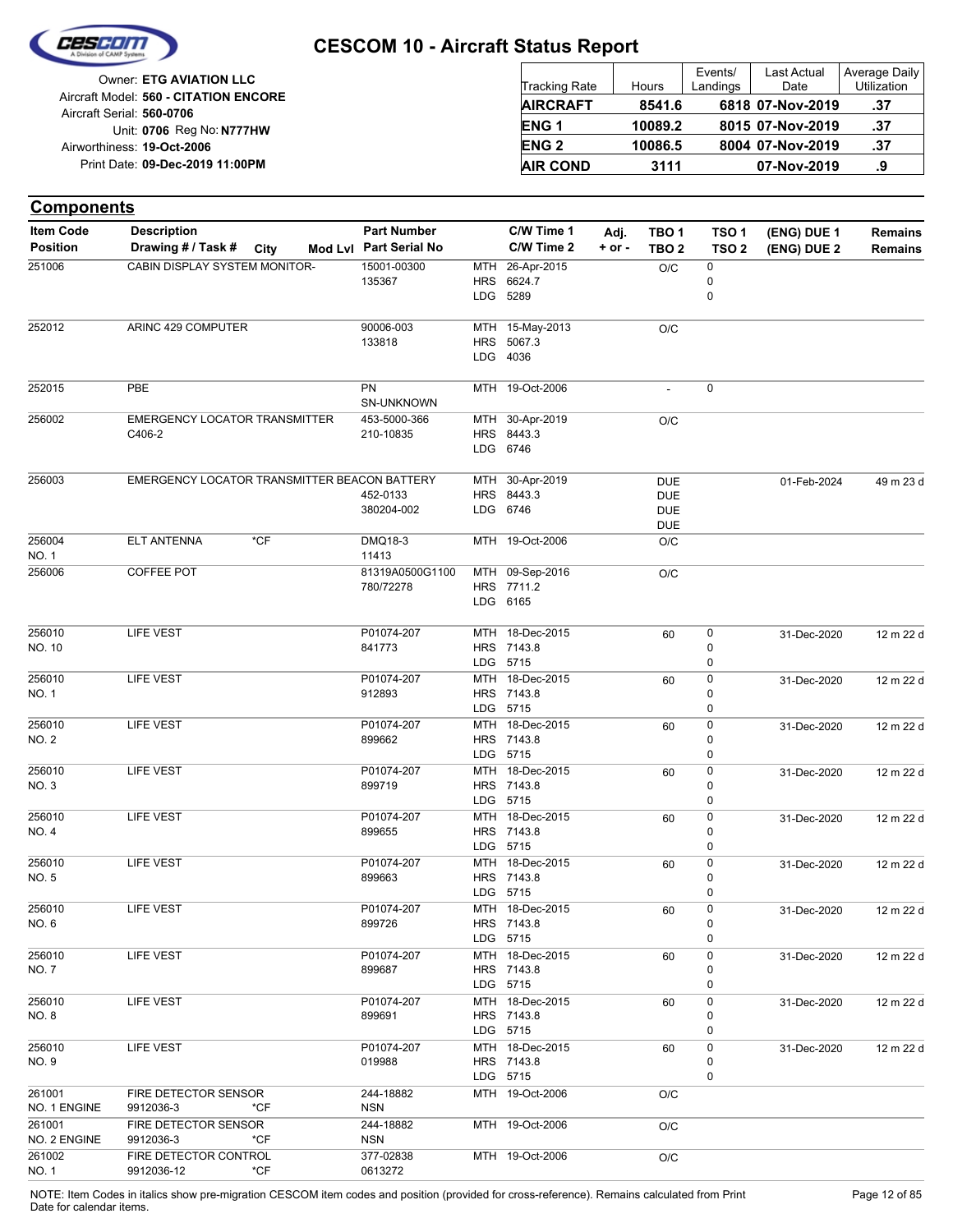# CESCOM 10 - Aircraft Status Report

Owner: **ETG AVIATION LLC**
Aircraft Model: **560 - CITATION ENCORE**
Aircraft Serial: **560-0706**
Unit: **0706** Reg No: **N777HW**
Airworthiness: **19-Oct-2006**
Print Date: **09-Dec-2019 11:00PM**

| Tracking Rate | Hours | Events/ Landings | Last Actual Date | Average Daily Utilization |
|---|---|---|---|---|
| **AIRCRAFT** | **8541.6** | **6818** | **07-Nov-2019** | **.37** |
| **ENG 1** | **10089.2** | **8015** | **07-Nov-2019** | **.37** |
| **ENG 2** | **10086.5** | **8004** | **07-Nov-2019** | **.37** |
| **AIR COND** | **3111** | | **07-Nov-2019** | **.9** |

## Components

| Item Code / Position | Description / Drawing # / Task # | City | Mod Lvl | Part Number / Part Serial No | C/W Time 1 / C/W Time 2 | Adj. + or - | TBO 1 / TBO 2 | TSO 1 / TSO 2 | (ENG) DUE 1 / (ENG) DUE 2 | Remains / Remains |
|---|---|---|---|---|---|---|---|---|---|---|
| 251006 | CABIN DISPLAY SYSTEM MONITOR- | | | 15001-00300<br>135367 | MTH 26-Apr-2015<br>HRS 6624.7<br>LDG 5289 | | O/C | 0<br>0<br>0 | | |
| 252012 | ARINC 429 COMPUTER | | | 90006-003<br>133818 | MTH 15-May-2013<br>HRS 5067.3<br>LDG 4036 | | O/C | | | |
| 252015 | PBE | | | PN<br>SN-UNKNOWN | MTH 19-Oct-2006 | | - | 0 | | |
| 256002 | EMERGENCY LOCATOR TRANSMITTER<br>C406-2 | | | 453-5000-366<br>210-10835 | MTH 30-Apr-2019<br>HRS 8443.3<br>LDG 6746 | | O/C | | | |
| 256003 | EMERGENCY LOCATOR TRANSMITTER BEACON BATTERY | | | 452-0133<br>380204-002 | MTH 30-Apr-2019<br>HRS 8443.3<br>LDG 6746 | | DUE<br>DUE<br>DUE<br>DUE | | 01-Feb-2024 | 49 m 23 d |
| 256004<br>NO. 1 | ELT ANTENNA | *CF | | DMQ18-3<br>11413 | MTH 19-Oct-2006 | | O/C | | | |
| 256006 | COFFEE POT | | | 81319A0500G1100<br>780/72278 | MTH 09-Sep-2016<br>HRS 7711.2<br>LDG 6165 | | O/C | | | |
| 256010<br>NO. 10 | LIFE VEST | | | P01074-207<br>841773 | MTH 18-Dec-2015<br>HRS 7143.8<br>LDG 5715 | | 60 | 0<br>0<br>0 | 31-Dec-2020 | 12 m 22 d |
| 256010<br>NO. 1 | LIFE VEST | | | P01074-207<br>912893 | MTH 18-Dec-2015<br>HRS 7143.8<br>LDG 5715 | | 60 | 0<br>0<br>0 | 31-Dec-2020 | 12 m 22 d |
| 256010<br>NO. 2 | LIFE VEST | | | P01074-207<br>899662 | MTH 18-Dec-2015<br>HRS 7143.8<br>LDG 5715 | | 60 | 0<br>0<br>0 | 31-Dec-2020 | 12 m 22 d |
| 256010<br>NO. 3 | LIFE VEST | | | P01074-207<br>899719 | MTH 18-Dec-2015<br>HRS 7143.8<br>LDG 5715 | | 60 | 0<br>0<br>0 | 31-Dec-2020 | 12 m 22 d |
| 256010<br>NO. 4 | LIFE VEST | | | P01074-207<br>899655 | MTH 18-Dec-2015<br>HRS 7143.8<br>LDG 5715 | | 60 | 0<br>0<br>0 | 31-Dec-2020 | 12 m 22 d |
| 256010<br>NO. 5 | LIFE VEST | | | P01074-207<br>899663 | MTH 18-Dec-2015<br>HRS 7143.8<br>LDG 5715 | | 60 | 0<br>0<br>0 | 31-Dec-2020 | 12 m 22 d |
| 256010<br>NO. 6 | LIFE VEST | | | P01074-207<br>899726 | MTH 18-Dec-2015<br>HRS 7143.8<br>LDG 5715 | | 60 | 0<br>0<br>0 | 31-Dec-2020 | 12 m 22 d |
| 256010<br>NO. 7 | LIFE VEST | | | P01074-207<br>899687 | MTH 18-Dec-2015<br>HRS 7143.8<br>LDG 5715 | | 60 | 0<br>0<br>0 | 31-Dec-2020 | 12 m 22 d |
| 256010<br>NO. 8 | LIFE VEST | | | P01074-207<br>899691 | MTH 18-Dec-2015<br>HRS 7143.8<br>LDG 5715 | | 60 | 0<br>0<br>0 | 31-Dec-2020 | 12 m 22 d |
| 256010<br>NO. 9 | LIFE VEST | | | P01074-207<br>019988 | MTH 18-Dec-2015<br>HRS 7143.8<br>LDG 5715 | | 60 | 0<br>0<br>0 | 31-Dec-2020 | 12 m 22 d |
| 261001<br>NO. 1 ENGINE | FIRE DETECTOR SENSOR<br>9912036-3 | *CF | | 244-18882<br>NSN | MTH 19-Oct-2006 | | O/C | | | |
| 261001<br>NO. 2 ENGINE | FIRE DETECTOR SENSOR<br>9912036-3 | *CF | | 244-18882<br>NSN | MTH 19-Oct-2006 | | O/C | | | |
| 261002<br>NO. 1 | FIRE DETECTOR CONTROL<br>9912036-12 | *CF | | 377-02838<br>0613272 | MTH 19-Oct-2006 | | O/C | | | |

NOTE: Item Codes in italics show pre-migration CESCOM item codes and position (provided for cross-reference). Remains calculated from Print Date for calendar items.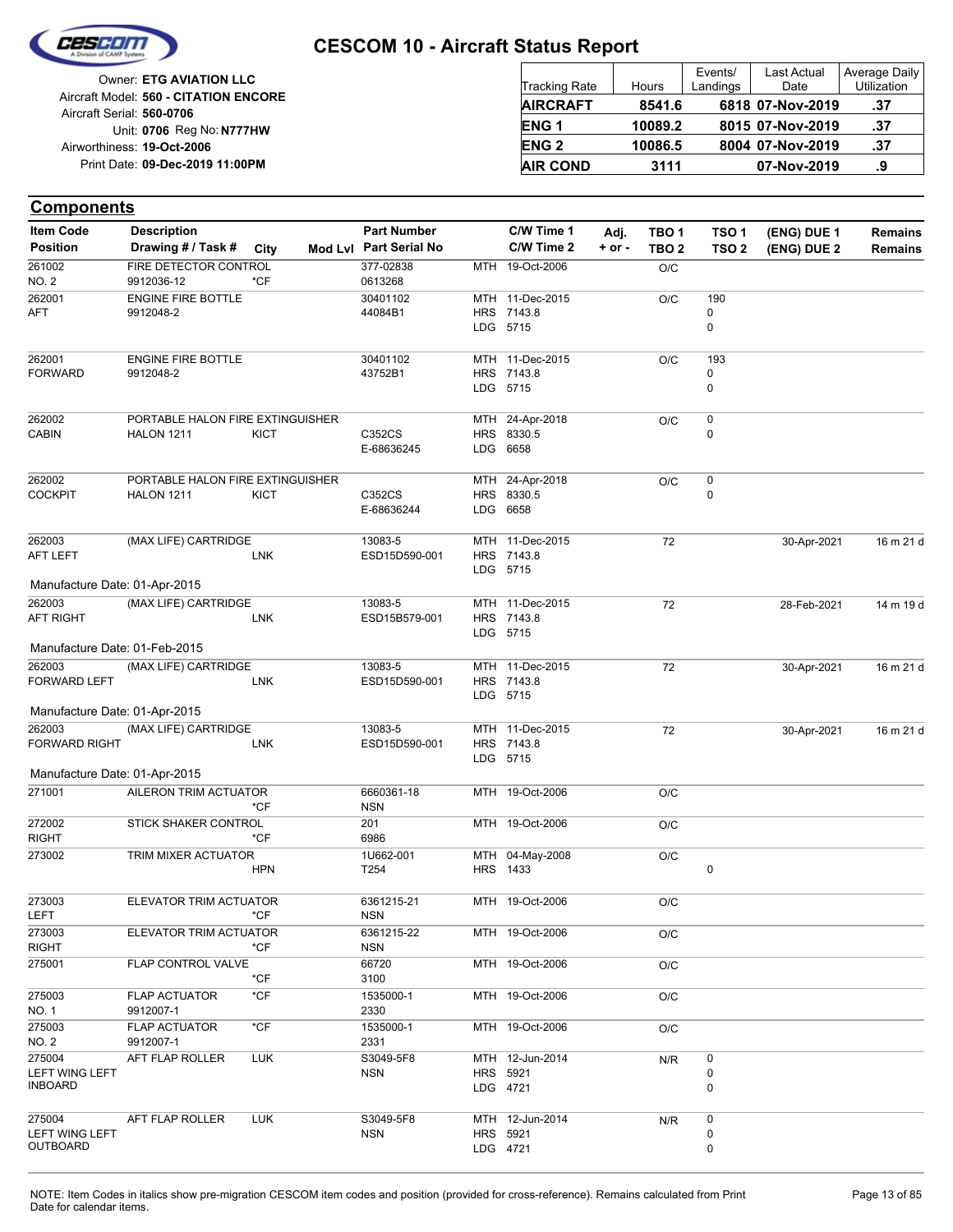# CESCOM 10 - Aircraft Status Report

Owner: **ETG AVIATION LLC**
Aircraft Model: **560 - CITATION ENCORE**
Aircraft Serial: **560-0706**
Unit: **0706** Reg No: **N777HW**
Airworthiness: **19-Oct-2006**
Print Date: **09-Dec-2019 11:00PM**

| Tracking Rate | Hours | Events/ Landings | Last Actual Date | Average Daily Utilization |
|---|---|---|---|---|
| **AIRCRAFT** | **8541.6** | **6818** | **07-Nov-2019** | **.37** |
| **ENG 1** | **10089.2** | **8015** | **07-Nov-2019** | **.37** |
| **ENG 2** | **10086.5** | **8004** | **07-Nov-2019** | **.37** |
| **AIR COND** | **3111** | | **07-Nov-2019** | **.9** |

## Components

| Item Code / Position | Description / Drawing # / Task # | City | Mod Lvl | Part Number / Part Serial No | C/W Time 1 / C/W Time 2 | Adj. + or - | TBO 1 / TBO 2 | TSO 1 / TSO 2 | (ENG) DUE 1 / (ENG) DUE 2 | Remains / Remains |
|---|---|---|---|---|---|---|---|---|---|---|
| 261002 NO. 2 | FIRE DETECTOR CONTROL 9912036-12 | *CF | | 377-02838 0613268 | MTH 19-Oct-2006 | | O/C | | | |
| 262001 AFT | ENGINE FIRE BOTTLE 9912048-2 | | | 30401102 44084B1 | MTH 11-Dec-2015 HRS 7143.8 LDG 5715 | | O/C | 190 0 0 | | |
| 262001 FORWARD | ENGINE FIRE BOTTLE 9912048-2 | | | 30401102 43752B1 | MTH 11-Dec-2015 HRS 7143.8 LDG 5715 | | O/C | 193 0 0 | | |
| 262002 CABIN | PORTABLE HALON FIRE EXTINGUISHER HALON 1211 | KICT | | C352CS E-68636245 | MTH 24-Apr-2018 HRS 8330.5 LDG 6658 | | O/C | 0 0 | | |
| 262002 COCKPIT | PORTABLE HALON FIRE EXTINGUISHER HALON 1211 | KICT | | C352CS E-68636244 | MTH 24-Apr-2018 HRS 8330.5 LDG 6658 | | O/C | 0 0 | | |
| 262003 AFT LEFT | (MAX LIFE) CARTRIDGE | LNK | | 13083-5 ESD15D590-001 | MTH 11-Dec-2015 HRS 7143.8 LDG 5715 | | 72 | | 30-Apr-2021 | 16 m 21 d |
| Manufacture Date: 01-Apr-2015 | | | | | | | | | | |
| 262003 AFT RIGHT | (MAX LIFE) CARTRIDGE | LNK | | 13083-5 ESD15B579-001 | MTH 11-Dec-2015 HRS 7143.8 LDG 5715 | | 72 | | 28-Feb-2021 | 14 m 19 d |
| Manufacture Date: 01-Feb-2015 | | | | | | | | | | |
| 262003 FORWARD LEFT | (MAX LIFE) CARTRIDGE | LNK | | 13083-5 ESD15D590-001 | MTH 11-Dec-2015 HRS 7143.8 LDG 5715 | | 72 | | 30-Apr-2021 | 16 m 21 d |
| Manufacture Date: 01-Apr-2015 | | | | | | | | | | |
| 262003 FORWARD RIGHT | (MAX LIFE) CARTRIDGE | LNK | | 13083-5 ESD15D590-001 | MTH 11-Dec-2015 HRS 7143.8 LDG 5715 | | 72 | | 30-Apr-2021 | 16 m 21 d |
| Manufacture Date: 01-Apr-2015 | | | | | | | | | | |
| 271001 | AILERON TRIM ACTUATOR | *CF | | 6660361-18 NSN | MTH 19-Oct-2006 | | O/C | | | |
| 272002 RIGHT | STICK SHAKER CONTROL | *CF | | 201 6986 | MTH 19-Oct-2006 | | O/C | | | |
| 273002 | TRIM MIXER ACTUATOR | HPN | | 1U662-001 T254 | MTH 04-May-2008 HRS 1433 | | O/C | 0 | | |
| 273003 LEFT | ELEVATOR TRIM ACTUATOR | *CF | | 6361215-21 NSN | MTH 19-Oct-2006 | | O/C | | | |
| 273003 RIGHT | ELEVATOR TRIM ACTUATOR | *CF | | 6361215-22 NSN | MTH 19-Oct-2006 | | O/C | | | |
| 275001 | FLAP CONTROL VALVE | *CF | | 66720 3100 | MTH 19-Oct-2006 | | O/C | | | |
| 275003 NO. 1 | FLAP ACTUATOR 9912007-1 | *CF | | 1535000-1 2330 | MTH 19-Oct-2006 | | O/C | | | |
| 275003 NO. 2 | FLAP ACTUATOR 9912007-1 | *CF | | 1535000-1 2331 | MTH 19-Oct-2006 | | O/C | | | |
| 275004 LEFT WING LEFT INBOARD | AFT FLAP ROLLER | LUK | | S3049-5F8 NSN | MTH 12-Jun-2014 HRS 5921 LDG 4721 | | N/R | 0 0 0 | | |
| 275004 LEFT WING LEFT OUTBOARD | AFT FLAP ROLLER | LUK | | S3049-5F8 NSN | MTH 12-Jun-2014 HRS 5921 LDG 4721 | | N/R | 0 0 0 | | |

NOTE: Item Codes in italics show pre-migration CESCOM item codes and position (provided for cross-reference). Remains calculated from Print Date for calendar items.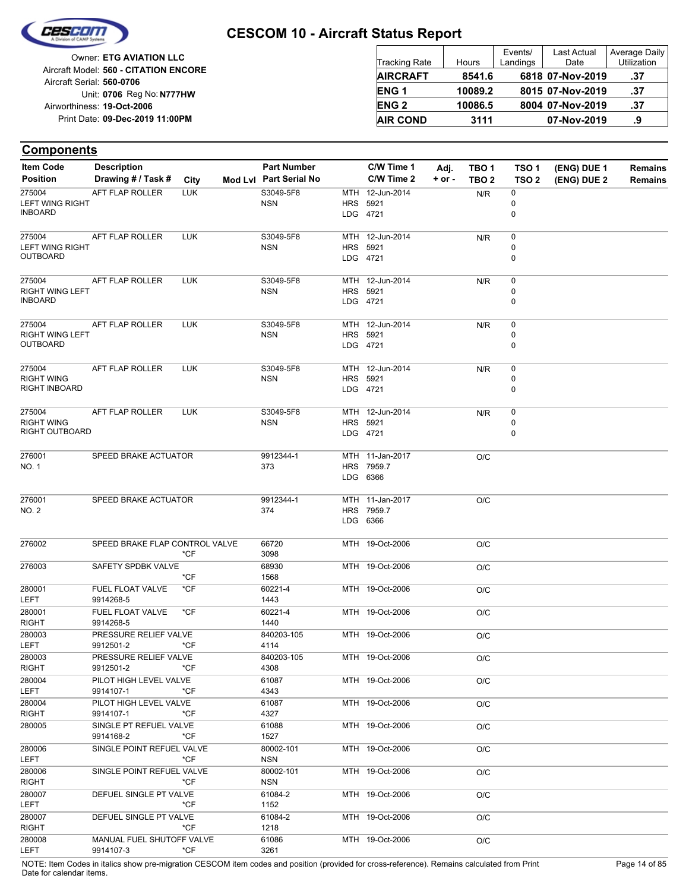# CESCOM 10 - Aircraft Status Report

Owner: **ETG AVIATION LLC**
Aircraft Model: **560 - CITATION ENCORE**
Aircraft Serial: **560-0706**
Unit: **0706** Reg No: **N777HW**
Airworthiness: **19-Oct-2006**
Print Date: **09-Dec-2019 11:00PM**

| Tracking Rate | Hours | Events/ Landings | Last Actual Date | Average Daily Utilization |
|---|---|---|---|---|
| **AIRCRAFT** | **8541.6** | **6818** | **07-Nov-2019** | **.37** |
| **ENG 1** | **10089.2** | **8015** | **07-Nov-2019** | **.37** |
| **ENG 2** | **10086.5** | **8004** | **07-Nov-2019** | **.37** |
| **AIR COND** | **3111** | | **07-Nov-2019** | **.9** |

## Components

| Item Code / Position | Description / Drawing # / Task # | City | Mod Lvl | Part Number / Part Serial No | | C/W Time 1 / C/W Time 2 | Adj. + or - | TBO 1 / TBO 2 | TSO 1 / TSO 2 | (ENG) DUE 1 / (ENG) DUE 2 | Remains / Remains |
|---|---|---|---|---|---|---|---|---|---|---|---|
| 275004 LEFT WING RIGHT INBOARD | AFT FLAP ROLLER | LUK | | S3049-5F8 NSN | MTH HRS LDG | 12-Jun-2014 5921 4721 | | N/R | 0 0 0 | | |
| 275004 LEFT WING RIGHT OUTBOARD | AFT FLAP ROLLER | LUK | | S3049-5F8 NSN | MTH HRS LDG | 12-Jun-2014 5921 4721 | | N/R | 0 0 0 | | |
| 275004 RIGHT WING LEFT INBOARD | AFT FLAP ROLLER | LUK | | S3049-5F8 NSN | MTH HRS LDG | 12-Jun-2014 5921 4721 | | N/R | 0 0 0 | | |
| 275004 RIGHT WING LEFT OUTBOARD | AFT FLAP ROLLER | LUK | | S3049-5F8 NSN | MTH HRS LDG | 12-Jun-2014 5921 4721 | | N/R | 0 0 0 | | |
| 275004 RIGHT WING RIGHT INBOARD | AFT FLAP ROLLER | LUK | | S3049-5F8 NSN | MTH HRS LDG | 12-Jun-2014 5921 4721 | | N/R | 0 0 0 | | |
| 275004 RIGHT WING RIGHT OUTBOARD | AFT FLAP ROLLER | LUK | | S3049-5F8 NSN | MTH HRS LDG | 12-Jun-2014 5921 4721 | | N/R | 0 0 0 | | |
| 276001 NO. 1 | SPEED BRAKE ACTUATOR | | | 9912344-1 373 | MTH HRS LDG | 11-Jan-2017 7959.7 6366 | | O/C | | | |
| 276001 NO. 2 | SPEED BRAKE ACTUATOR | | | 9912344-1 374 | MTH HRS LDG | 11-Jan-2017 7959.7 6366 | | O/C | | | |
| 276002 | SPEED BRAKE FLAP CONTROL VALVE | *CF | | 66720 3098 | MTH | 19-Oct-2006 | | O/C | | | |
| 276003 | SAFETY SPDBK VALVE | *CF | | 68930 1568 | MTH | 19-Oct-2006 | | O/C | | | |
| 280001 LEFT | FUEL FLOAT VALVE 9914268-5 | *CF | | 60221-4 1443 | MTH | 19-Oct-2006 | | O/C | | | |
| 280001 RIGHT | FUEL FLOAT VALVE 9914268-5 | *CF | | 60221-4 1440 | MTH | 19-Oct-2006 | | O/C | | | |
| 280003 LEFT | PRESSURE RELIEF VALVE 9912501-2 | *CF | | 840203-105 4114 | MTH | 19-Oct-2006 | | O/C | | | |
| 280003 RIGHT | PRESSURE RELIEF VALVE 9912501-2 | *CF | | 840203-105 4308 | MTH | 19-Oct-2006 | | O/C | | | |
| 280004 LEFT | PILOT HIGH LEVEL VALVE 9914107-1 | *CF | | 61087 4343 | MTH | 19-Oct-2006 | | O/C | | | |
| 280004 RIGHT | PILOT HIGH LEVEL VALVE 9914107-1 | *CF | | 61087 4327 | MTH | 19-Oct-2006 | | O/C | | | |
| 280005 | SINGLE PT REFUEL VALVE 9914168-2 | *CF | | 61088 1527 | MTH | 19-Oct-2006 | | O/C | | | |
| 280006 LEFT | SINGLE POINT REFUEL VALVE | *CF | | 80002-101 NSN | MTH | 19-Oct-2006 | | O/C | | | |
| 280006 RIGHT | SINGLE POINT REFUEL VALVE | *CF | | 80002-101 NSN | MTH | 19-Oct-2006 | | O/C | | | |
| 280007 LEFT | DEFUEL SINGLE PT VALVE | *CF | | 61084-2 1152 | MTH | 19-Oct-2006 | | O/C | | | |
| 280007 RIGHT | DEFUEL SINGLE PT VALVE | *CF | | 61084-2 1218 | MTH | 19-Oct-2006 | | O/C | | | |
| 280008 LEFT | MANUAL FUEL SHUTOFF VALVE 9914107-3 | *CF | | 61086 3261 | MTH | 19-Oct-2006 | | O/C | | | |

NOTE: Item Codes in italics show pre-migration CESCOM item codes and position (provided for cross-reference). Remains calculated from Print Date for calendar items.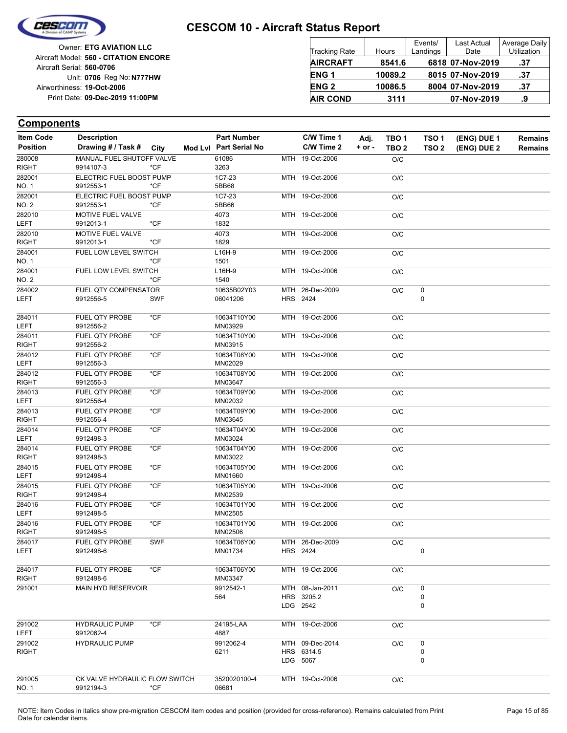# CESCOM 10 - Aircraft Status Report

Owner: **ETG AVIATION LLC**
Aircraft Model: **560 - CITATION ENCORE**
Aircraft Serial: **560-0706**
Unit: **0706** Reg No: **N777HW**
Airworthiness: **19-Oct-2006**
Print Date: **09-Dec-2019 11:00PM**

| Tracking Rate | Hours | Events/ Landings | Last Actual Date | Average Daily Utilization |
|---|---|---|---|---|
| **AIRCRAFT** | **8541.6** | **6818** | **07-Nov-2019** | **.37** |
| **ENG 1** | **10089.2** | **8015** | **07-Nov-2019** | **.37** |
| **ENG 2** | **10086.5** | **8004** | **07-Nov-2019** | **.37** |
| **AIR COND** | **3111** | | **07-Nov-2019** | **.9** |

## Components

| Item Code / Position | Description / Drawing # / Task # | City | Mod Lvl | Part Number / Part Serial No | | C/W Time 1 / C/W Time 2 | Adj. + or - | TBO 1 / TBO 2 | TSO 1 / TSO 2 | (ENG) DUE 1 / (ENG) DUE 2 | Remains / Remains |
|---|---|---|---|---|---|---|---|---|---|---|---|
| 280008<br>RIGHT | MANUAL FUEL SHUTOFF VALVE<br>9914107-3 | *CF | | 61086<br>3263 | MTH | 19-Oct-2006 | | O/C | | | |
| 282001<br>NO. 1 | ELECTRIC FUEL BOOST PUMP<br>9912553-1 | *CF | | 1C7-23<br>5BB68 | MTH | 19-Oct-2006 | | O/C | | | |
| 282001<br>NO. 2 | ELECTRIC FUEL BOOST PUMP<br>9912553-1 | *CF | | 1C7-23<br>5BB66 | MTH | 19-Oct-2006 | | O/C | | | |
| 282010<br>LEFT | MOTIVE FUEL VALVE<br>9912013-1 | *CF | | 4073<br>1832 | MTH | 19-Oct-2006 | | O/C | | | |
| 282010<br>RIGHT | MOTIVE FUEL VALVE<br>9912013-1 | *CF | | 4073<br>1829 | MTH | 19-Oct-2006 | | O/C | | | |
| 284001<br>NO. 1 | FUEL LOW LEVEL SWITCH | *CF | | L16H-9<br>1501 | MTH | 19-Oct-2006 | | O/C | | | |
| 284001<br>NO. 2 | FUEL LOW LEVEL SWITCH | *CF | | L16H-9<br>1540 | MTH | 19-Oct-2006 | | O/C | | | |
| 284002<br>LEFT | FUEL QTY COMPENSATOR<br>9912556-5 | SWF | | 10635B02Y03<br>06041206 | MTH<br>HRS | 26-Dec-2009<br>2424 | | O/C | 0<br>0 | | |
| 284011<br>LEFT | FUEL QTY PROBE<br>9912556-2 | *CF | | 10634T10Y00<br>MN03929 | MTH | 19-Oct-2006 | | O/C | | | |
| 284011<br>RIGHT | FUEL QTY PROBE<br>9912556-2 | *CF | | 10634T10Y00<br>MN03915 | MTH | 19-Oct-2006 | | O/C | | | |
| 284012<br>LEFT | FUEL QTY PROBE<br>9912556-3 | *CF | | 10634T08Y00<br>MN02029 | MTH | 19-Oct-2006 | | O/C | | | |
| 284012<br>RIGHT | FUEL QTY PROBE<br>9912556-3 | *CF | | 10634T08Y00<br>MN03647 | MTH | 19-Oct-2006 | | O/C | | | |
| 284013<br>LEFT | FUEL QTY PROBE<br>9912556-4 | *CF | | 10634T09Y00<br>MN02032 | MTH | 19-Oct-2006 | | O/C | | | |
| 284013<br>RIGHT | FUEL QTY PROBE<br>9912556-4 | *CF | | 10634T09Y00<br>MN03645 | MTH | 19-Oct-2006 | | O/C | | | |
| 284014<br>LEFT | FUEL QTY PROBE<br>9912498-3 | *CF | | 10634T04Y00<br>MN03024 | MTH | 19-Oct-2006 | | O/C | | | |
| 284014<br>RIGHT | FUEL QTY PROBE<br>9912498-3 | *CF | | 10634T04Y00<br>MN03022 | MTH | 19-Oct-2006 | | O/C | | | |
| 284015<br>LEFT | FUEL QTY PROBE<br>9912498-4 | *CF | | 10634T05Y00<br>MN01660 | MTH | 19-Oct-2006 | | O/C | | | |
| 284015<br>RIGHT | FUEL QTY PROBE<br>9912498-4 | *CF | | 10634T05Y00<br>MN02539 | MTH | 19-Oct-2006 | | O/C | | | |
| 284016<br>LEFT | FUEL QTY PROBE<br>9912498-5 | *CF | | 10634T01Y00<br>MN02505 | MTH | 19-Oct-2006 | | O/C | | | |
| 284016<br>RIGHT | FUEL QTY PROBE<br>9912498-5 | *CF | | 10634T01Y00<br>MN02506 | MTH | 19-Oct-2006 | | O/C | | | |
| 284017<br>LEFT | FUEL QTY PROBE<br>9912498-6 | SWF | | 10634T06Y00<br>MN01734 | MTH<br>HRS | 26-Dec-2009<br>2424 | | O/C | <br>0 | | |
| 284017<br>RIGHT | FUEL QTY PROBE<br>9912498-6 | *CF | | 10634T06Y00<br>MN03347 | MTH | 19-Oct-2006 | | O/C | | | |
| 291001 | MAIN HYD RESERVOIR | | | 9912542-1<br>564 | MTH<br>HRS<br>LDG | 08-Jan-2011<br>3205.2<br>2542 | | O/C | 0<br>0<br>0 | | |
| 291002<br>LEFT | HYDRAULIC PUMP<br>9912062-4 | *CF | | 24195-LAA<br>4887 | MTH | 19-Oct-2006 | | O/C | | | |
| 291002<br>RIGHT | HYDRAULIC PUMP | | | 9912062-4<br>6211 | MTH<br>HRS<br>LDG | 09-Dec-2014<br>6314.5<br>5067 | | O/C | 0<br>0<br>0 | | |
| 291005<br>NO. 1 | CK VALVE HYDRAULIC FLOW SWITCH<br>9912194-3 | *CF | | 3520020100-4<br>06681 | MTH | 19-Oct-2006 | | O/C | | | |

NOTE: Item Codes in italics show pre-migration CESCOM item codes and position (provided for cross-reference). Remains calculated from Print Date for calendar items.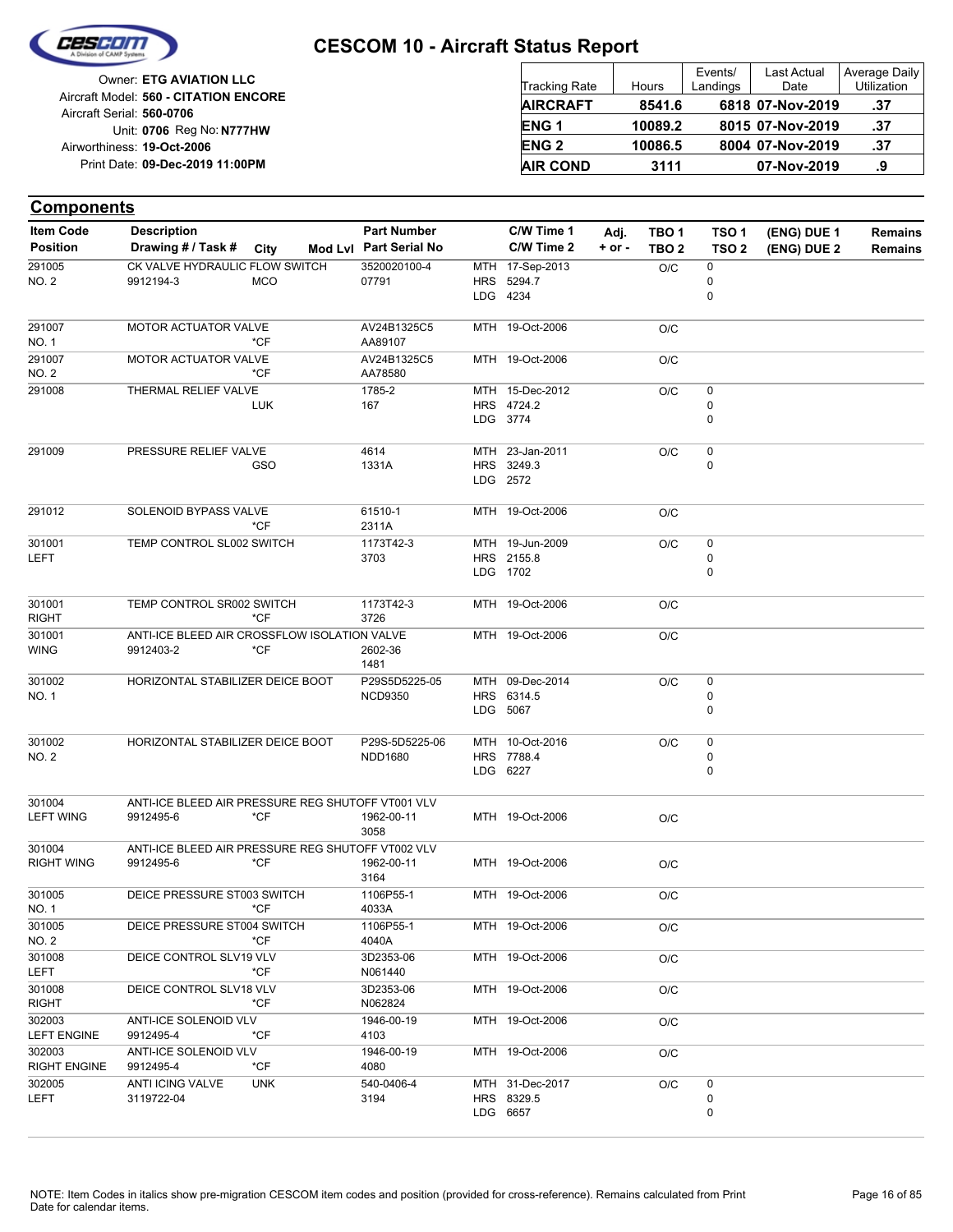# CESCOM 10 - Aircraft Status Report

Owner: **ETG AVIATION LLC**
Aircraft Model: **560 - CITATION ENCORE**
Aircraft Serial: **560-0706**
Unit: **0706** Reg No: **N777HW**
Airworthiness: **19-Oct-2006**
Print Date: **09-Dec-2019 11:00PM**

| Tracking Rate | Hours | Events/ Landings | Last Actual Date | Average Daily Utilization |
|---|---|---|---|---|
| **AIRCRAFT** | **8541.6** | **6818** | **07-Nov-2019** | **.37** |
| **ENG 1** | **10089.2** | **8015** | **07-Nov-2019** | **.37** |
| **ENG 2** | **10086.5** | **8004** | **07-Nov-2019** | **.37** |
| **AIR COND** | **3111** | | **07-Nov-2019** | **.9** |

## Components

| Item Code / Position | Description / Drawing # / Task # | City | Mod Lvl | Part Number / Part Serial No | C/W Time 1 / C/W Time 2 | Adj. + or - | TBO 1 / TBO 2 | TSO 1 / TSO 2 | (ENG) DUE 1 / (ENG) DUE 2 | Remains / Remains |
|---|---|---|---|---|---|---|---|---|---|---|
| 291005 NO. 2 | CK VALVE HYDRAULIC FLOW SWITCH 9912194-3 | MCO | | 3520020100-4 07791 | MTH 17-Sep-2013 HRS 5294.7 LDG 4234 | | O/C | 0 0 0 | | |
| 291007 NO. 1 | MOTOR ACTUATOR VALVE | *CF | | AV24B1325C5 AA89107 | MTH 19-Oct-2006 | | O/C | | | |
| 291007 NO. 2 | MOTOR ACTUATOR VALVE | *CF | | AV24B1325C5 AA78580 | MTH 19-Oct-2006 | | O/C | | | |
| 291008 | THERMAL RELIEF VALVE | LUK | | 1785-2 167 | MTH 15-Dec-2012 HRS 4724.2 LDG 3774 | | O/C | 0 0 0 | | |
| 291009 | PRESSURE RELIEF VALVE | GSO | | 4614 1331A | MTH 23-Jan-2011 HRS 3249.3 LDG 2572 | | O/C | 0 0 | | |
| 291012 | SOLENOID BYPASS VALVE | *CF | | 61510-1 2311A | MTH 19-Oct-2006 | | O/C | | | |
| 301001 LEFT | TEMP CONTROL SL002 SWITCH | | | 1173T42-3 3703 | MTH 19-Jun-2009 HRS 2155.8 LDG 1702 | | O/C | 0 0 0 | | |
| 301001 RIGHT | TEMP CONTROL SR002 SWITCH | *CF | | 1173T42-3 3726 | MTH 19-Oct-2006 | | O/C | | | |
| 301001 WING | ANTI-ICE BLEED AIR CROSSFLOW ISOLATION VALVE 9912403-2 | *CF | | 2602-36 1481 | MTH 19-Oct-2006 | | O/C | | | |
| 301002 NO. 1 | HORIZONTAL STABILIZER DEICE BOOT | | | P29S5D5225-05 NCD9350 | MTH 09-Dec-2014 HRS 6314.5 LDG 5067 | | O/C | 0 0 0 | | |
| 301002 NO. 2 | HORIZONTAL STABILIZER DEICE BOOT | | | P29S-5D5225-06 NDD1680 | MTH 10-Oct-2016 HRS 7788.4 LDG 6227 | | O/C | 0 0 0 | | |
| 301004 LEFT WING | ANTI-ICE BLEED AIR PRESSURE REG SHUTOFF VT001 VLV 9912495-6 | *CF | | 1962-00-11 3058 | MTH 19-Oct-2006 | | O/C | | | |
| 301004 RIGHT WING | ANTI-ICE BLEED AIR PRESSURE REG SHUTOFF VT002 VLV 9912495-6 | *CF | | 1962-00-11 3164 | MTH 19-Oct-2006 | | O/C | | | |
| 301005 NO. 1 | DEICE PRESSURE ST003 SWITCH | *CF | | 1106P55-1 4033A | MTH 19-Oct-2006 | | O/C | | | |
| 301005 NO. 2 | DEICE PRESSURE ST004 SWITCH | *CF | | 1106P55-1 4040A | MTH 19-Oct-2006 | | O/C | | | |
| 301008 LEFT | DEICE CONTROL SLV19 VLV | *CF | | 3D2353-06 N061440 | MTH 19-Oct-2006 | | O/C | | | |
| 301008 RIGHT | DEICE CONTROL SLV18 VLV | *CF | | 3D2353-06 N062824 | MTH 19-Oct-2006 | | O/C | | | |
| 302003 LEFT ENGINE | ANTI-ICE SOLENOID VLV 9912495-4 | *CF | | 1946-00-19 4103 | MTH 19-Oct-2006 | | O/C | | | |
| 302003 RIGHT ENGINE | ANTI-ICE SOLENOID VLV 9912495-4 | *CF | | 1946-00-19 4080 | MTH 19-Oct-2006 | | O/C | | | |
| 302005 LEFT | ANTI ICING VALVE 3119722-04 | UNK | | 540-0406-4 3194 | MTH 31-Dec-2017 HRS 8329.5 LDG 6657 | | O/C | 0 0 0 | | |

NOTE: Item Codes in italics show pre-migration CESCOM item codes and position (provided for cross-reference). Remains calculated from Print Date for calendar items.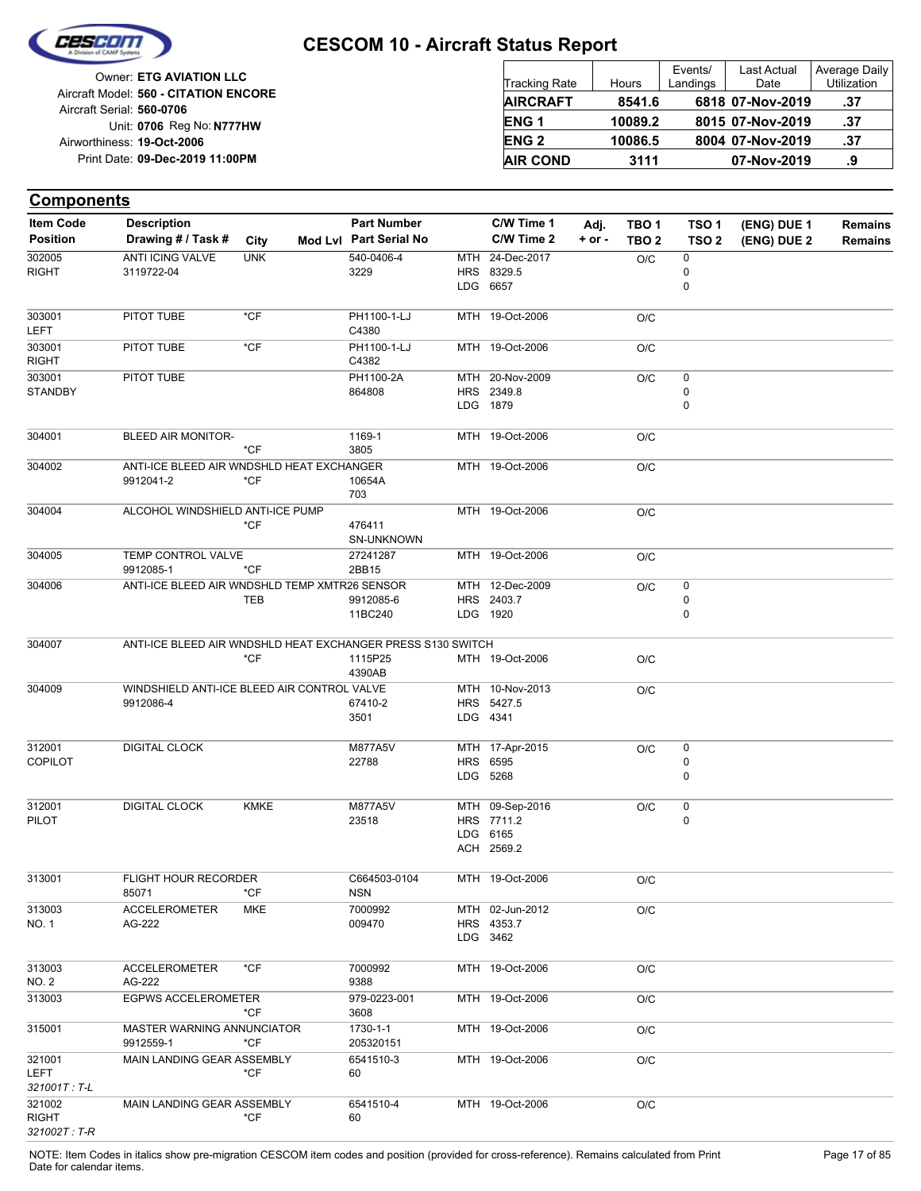# CESCOM 10 - Aircraft Status Report

Owner: **ETG AVIATION LLC**
Aircraft Model: **560 - CITATION ENCORE**
Aircraft Serial: **560-0706**
Unit: **0706** Reg No: **N777HW**
Airworthiness: **19-Oct-2006**
Print Date: **09-Dec-2019 11:00PM**

| Tracking Rate | Hours | Events/ Landings | Last Actual Date | Average Daily Utilization |
|---|---|---|---|---|
| **AIRCRAFT** | **8541.6** | **6818** | **07-Nov-2019** | **.37** |
| **ENG 1** | **10089.2** | **8015** | **07-Nov-2019** | **.37** |
| **ENG 2** | **10086.5** | **8004** | **07-Nov-2019** | **.37** |
| **AIR COND** | **3111** | | **07-Nov-2019** | **.9** |

## Components

| Item Code / Position | Description / Drawing # / Task # | City | Mod Lvl | Part Number / Part Serial No | C/W Time 1 / C/W Time 2 | Adj. + or - | TBO 1 / TBO 2 | TSO 1 / TSO 2 | (ENG) DUE 1 / (ENG) DUE 2 | Remains / Remains |
|---|---|---|---|---|---|---|---|---|---|---|
| 302005 RIGHT | ANTI ICING VALVE 3119722-04 | UNK | | 540-0406-4 3229 | MTH 24-Dec-2017 HRS 8329.5 LDG 6657 | | O/C | 0 0 0 | | |
| 303001 LEFT | PITOT TUBE | *CF | | PH1100-1-LJ C4380 | MTH 19-Oct-2006 | | O/C | | | |
| 303001 RIGHT | PITOT TUBE | *CF | | PH1100-1-LJ C4382 | MTH 19-Oct-2006 | | O/C | | | |
| 303001 STANDBY | PITOT TUBE | | | PH1100-2A 864808 | MTH 20-Nov-2009 HRS 2349.8 LDG 1879 | | O/C | 0 0 0 | | |
| 304001 | BLEED AIR MONITOR- | *CF | | 1169-1 3805 | MTH 19-Oct-2006 | | O/C | | | |
| 304002 | ANTI-ICE BLEED AIR WNDSHLD HEAT EXCHANGER 9912041-2 | *CF | | 10654A 703 | MTH 19-Oct-2006 | | O/C | | | |
| 304004 | ALCOHOL WINDSHIELD ANTI-ICE PUMP | *CF | | 476411 SN-UNKNOWN | MTH 19-Oct-2006 | | O/C | | | |
| 304005 | TEMP CONTROL VALVE 9912085-1 | *CF | | 27241287 2BB15 | MTH 19-Oct-2006 | | O/C | | | |
| 304006 | ANTI-ICE BLEED AIR WNDSHLD TEMP XMTR26 SENSOR | TEB | | 9912085-6 11BC240 | MTH 12-Dec-2009 HRS 2403.7 LDG 1920 | | O/C | 0 0 0 | | |
| 304007 | ANTI-ICE BLEED AIR WNDSHLD HEAT EXCHANGER PRESS S130 SWITCH | *CF | | 1115P25 4390AB | MTH 19-Oct-2006 | | O/C | | | |
| 304009 | WINDSHIELD ANTI-ICE BLEED AIR CONTROL VALVE 9912086-4 | | | 67410-2 3501 | MTH 10-Nov-2013 HRS 5427.5 LDG 4341 | | O/C | | | |
| 312001 COPILOT | DIGITAL CLOCK | | | M877A5V 22788 | MTH 17-Apr-2015 HRS 6595 LDG 5268 | | O/C | 0 0 0 | | |
| 312001 PILOT | DIGITAL CLOCK | KMKE | | M877A5V 23518 | MTH 09-Sep-2016 HRS 7711.2 LDG 6165 ACH 2569.2 | | O/C | 0 0 | | |
| 313001 | FLIGHT HOUR RECORDER 85071 | *CF | | C664503-0104 NSN | MTH 19-Oct-2006 | | O/C | | | |
| 313003 NO. 1 | ACCELEROMETER AG-222 | MKE | | 7000992 009470 | MTH 02-Jun-2012 HRS 4353.7 LDG 3462 | | O/C | | | |
| 313003 NO. 2 | ACCELEROMETER AG-222 | *CF | | 7000992 9388 | MTH 19-Oct-2006 | | O/C | | | |
| 313003 | EGPWS ACCELEROMETER | *CF | | 979-0223-001 3608 | MTH 19-Oct-2006 | | O/C | | | |
| 315001 | MASTER WARNING ANNUNCIATOR 9912559-1 | *CF | | 1730-1-1 205320151 | MTH 19-Oct-2006 | | O/C | | | |
| 321001 LEFT *321001T : T-L* | MAIN LANDING GEAR ASSEMBLY | *CF | | 6541510-3 60 | MTH 19-Oct-2006 | | O/C | | | |
| 321002 RIGHT *321002T : T-R* | MAIN LANDING GEAR ASSEMBLY | *CF | | 6541510-4 60 | MTH 19-Oct-2006 | | O/C | | | |

NOTE: Item Codes in italics show pre-migration CESCOM item codes and position (provided for cross-reference). Remains calculated from Print Date for calendar items.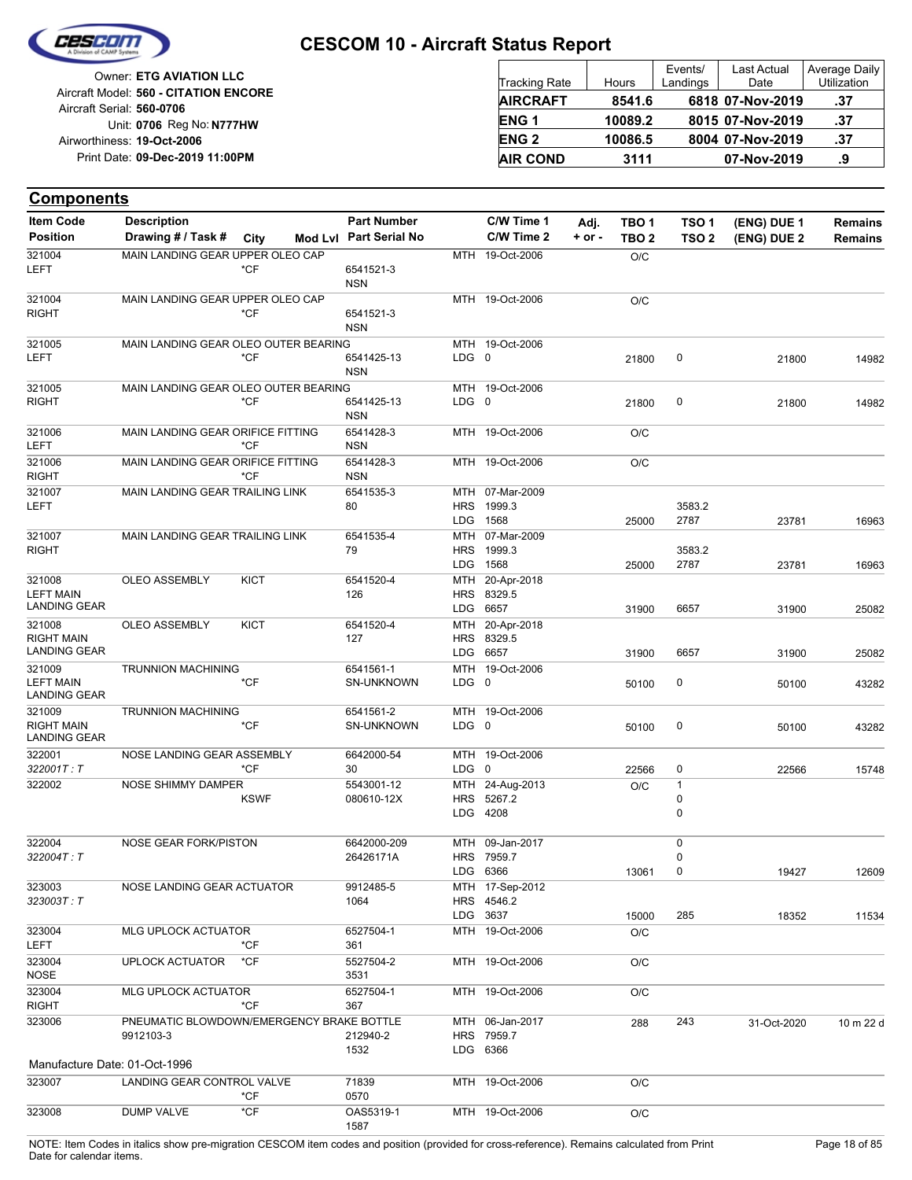# CESCOM 10 - Aircraft Status Report

Owner: **ETG AVIATION LLC**
Aircraft Model: **560 - CITATION ENCORE**
Aircraft Serial: **560-0706**
Unit: **0706** Reg No: **N777HW**
Airworthiness: **19-Oct-2006**
Print Date: **09-Dec-2019 11:00PM**

| Tracking Rate | Hours | Events/ Landings | Last Actual Date | Average Daily Utilization |
|---|---|---|---|---|
| **AIRCRAFT** | **8541.6** | **6818** | **07-Nov-2019** | **.37** |
| **ENG 1** | **10089.2** | **8015** | **07-Nov-2019** | **.37** |
| **ENG 2** | **10086.5** | **8004** | **07-Nov-2019** | **.37** |
| **AIR COND** | **3111** | | **07-Nov-2019** | **.9** |

## Components

| Item Code / Position | Description / Drawing # / Task # | City | Mod Lvl | Part Number / Part Serial No | C/W Time 1 / C/W Time 2 | Adj. + or - | TBO 1 / TBO 2 | TSO 1 / TSO 2 | (ENG) DUE 1 / (ENG) DUE 2 | Remains / Remains |
|---|---|---|---|---|---|---|---|---|---|---|
| 321004 LEFT | MAIN LANDING GEAR UPPER OLEO CAP | *CF | | 6541521-3 NSN | MTH 19-Oct-2006 | | O/C | | | |
| 321004 RIGHT | MAIN LANDING GEAR UPPER OLEO CAP | *CF | | 6541521-3 NSN | MTH 19-Oct-2006 | | O/C | | | |
| 321005 LEFT | MAIN LANDING GEAR OLEO OUTER BEARING | *CF | | 6541425-13 NSN | MTH 19-Oct-2006 LDG 0 | | 21800 | 0 | 21800 | 14982 |
| 321005 RIGHT | MAIN LANDING GEAR OLEO OUTER BEARING | *CF | | 6541425-13 NSN | MTH 19-Oct-2006 LDG 0 | | 21800 | 0 | 21800 | 14982 |
| 321006 LEFT | MAIN LANDING GEAR ORIFICE FITTING | *CF | | 6541428-3 NSN | MTH 19-Oct-2006 | | O/C | | | |
| 321006 RIGHT | MAIN LANDING GEAR ORIFICE FITTING | *CF | | 6541428-3 NSN | MTH 19-Oct-2006 | | O/C | | | |
| 321007 LEFT | MAIN LANDING GEAR TRAILING LINK | | | 6541535-3 80 | MTH 07-Mar-2009 HRS 1999.3 LDG 1568 | | 25000 | 3583.2 2787 | 23781 | 16963 |
| 321007 RIGHT | MAIN LANDING GEAR TRAILING LINK | | | 6541535-4 79 | MTH 07-Mar-2009 HRS 1999.3 LDG 1568 | | 25000 | 3583.2 2787 | 23781 | 16963 |
| 321008 LEFT MAIN LANDING GEAR | OLEO ASSEMBLY | KICT | | 6541520-4 126 | MTH 20-Apr-2018 HRS 8329.5 LDG 6657 | | 31900 | 6657 | 31900 | 25082 |
| 321008 RIGHT MAIN LANDING GEAR | OLEO ASSEMBLY | KICT | | 6541520-4 127 | MTH 20-Apr-2018 HRS 8329.5 LDG 6657 | | 31900 | 6657 | 31900 | 25082 |
| 321009 LEFT MAIN LANDING GEAR | TRUNNION MACHINING | *CF | | 6541561-1 SN-UNKNOWN | MTH 19-Oct-2006 LDG 0 | | 50100 | 0 | 50100 | 43282 |
| 321009 RIGHT MAIN LANDING GEAR | TRUNNION MACHINING | *CF | | 6541561-2 SN-UNKNOWN | MTH 19-Oct-2006 LDG 0 | | 50100 | 0 | 50100 | 43282 |
| 322001 *322001T : T* | NOSE LANDING GEAR ASSEMBLY | *CF | | 6642000-54 30 | MTH 19-Oct-2006 LDG 0 | | 22566 | 0 | 22566 | 15748 |
| 322002 | NOSE SHIMMY DAMPER | KSWF | | 5543001-12 080610-12X | MTH 24-Aug-2013 HRS 5267.2 LDG 4208 | | O/C | 1 0 0 | | |
| 322004 *322004T : T* | NOSE GEAR FORK/PISTON | | | 6642000-209 26426171A | MTH 09-Jan-2017 HRS 7959.7 LDG 6366 | | 13061 | 0 0 0 | 19427 | 12609 |
| 323003 *323003T : T* | NOSE LANDING GEAR ACTUATOR | | | 9912485-5 1064 | MTH 17-Sep-2012 HRS 4546.2 LDG 3637 | | 15000 | 285 | 18352 | 11534 |
| 323004 LEFT | MLG UPLOCK ACTUATOR | *CF | | 6527504-1 361 | MTH 19-Oct-2006 | | O/C | | | |
| 323004 NOSE | UPLOCK ACTUATOR | *CF | | 5527504-2 3531 | MTH 19-Oct-2006 | | O/C | | | |
| 323004 RIGHT | MLG UPLOCK ACTUATOR | *CF | | 6527504-1 367 | MTH 19-Oct-2006 | | O/C | | | |
| 323006 | PNEUMATIC BLOWDOWN/EMERGENCY BRAKE BOTTLE 9912103-3 | | | 212940-2 1532 | MTH 06-Jan-2017 HRS 7959.7 LDG 6366 | | 288 | 243 | 31-Oct-2020 | 10 m 22 d |
| Manufacture Date: 01-Oct-1996 | | | | | | | | | | |
| 323007 | LANDING GEAR CONTROL VALVE | *CF | | 71839 0570 | MTH 19-Oct-2006 | | O/C | | | |
| 323008 | DUMP VALVE | *CF | | OAS5319-1 1587 | MTH 19-Oct-2006 | | O/C | | | |

NOTE: Item Codes in italics show pre-migration CESCOM item codes and position (provided for cross-reference). Remains calculated from Print Date for calendar items.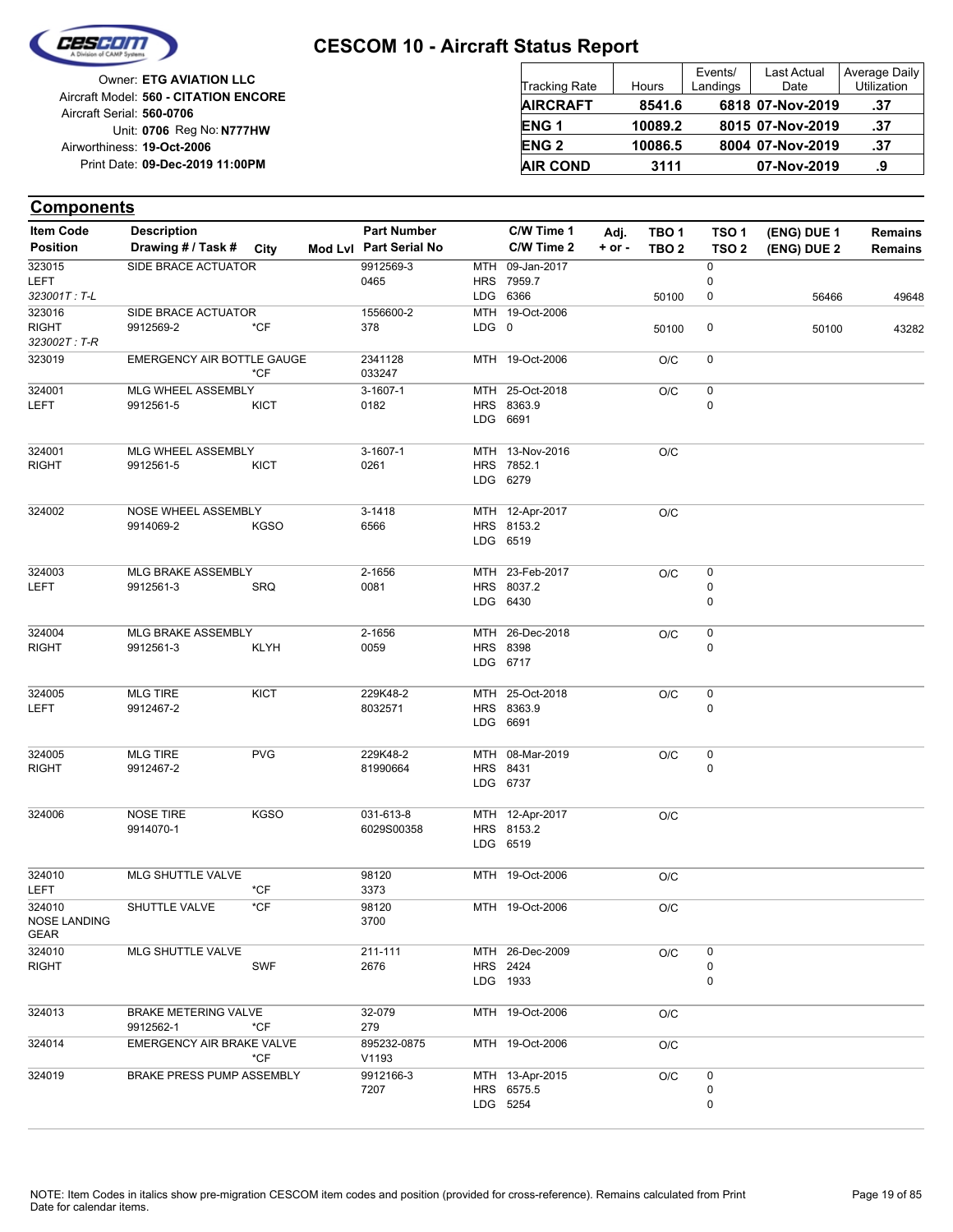# CESCOM 10 - Aircraft Status Report

Owner: **ETG AVIATION LLC**
Aircraft Model: **560 - CITATION ENCORE**
Aircraft Serial: **560-0706**
Unit: **0706** Reg No: **N777HW**
Airworthiness: **19-Oct-2006**
Print Date: **09-Dec-2019 11:00PM**

| Tracking Rate | Hours | Events/ Landings | Last Actual Date | Average Daily Utilization |
|---|---|---|---|---|
| **AIRCRAFT** | **8541.6** | **6818** | **07-Nov-2019** | **.37** |
| **ENG 1** | **10089.2** | **8015** | **07-Nov-2019** | **.37** |
| **ENG 2** | **10086.5** | **8004** | **07-Nov-2019** | **.37** |
| **AIR COND** | **3111** | | **07-Nov-2019** | **.9** |

## Components

| Item Code / Position | Description / Drawing # / Task # | City | Mod Lvl | Part Number / Part Serial No | | C/W Time 1 / C/W Time 2 | Adj. + or - | TBO 1 / TBO 2 | TSO 1 / TSO 2 | (ENG) DUE 1 / (ENG) DUE 2 | Remains / Remains |
|---|---|---|---|---|---|---|---|---|---|---|---|
| 323015<br>LEFT<br>*323001T : T-L* | SIDE BRACE ACTUATOR | | | 9912569-3<br>0465 | MTH<br>HRS<br>LDG | 09-Jan-2017<br>7959.7<br>6366 | | <br><br>50100 | 0<br>0<br>0 | <br><br>56466 | <br><br>49648 |
| 323016<br>RIGHT<br>*323002T : T-R* | SIDE BRACE ACTUATOR<br>9912569-2 | *CF | | 1556600-2<br>378 | MTH<br>LDG | 19-Oct-2006<br>0 | | <br>50100 | <br>0 | <br>50100 | <br>43282 |
| 323019 | EMERGENCY AIR BOTTLE GAUGE | *CF | | 2341128<br>033247 | MTH | 19-Oct-2006 | | O/C | 0 | | |
| 324001<br>LEFT | MLG WHEEL ASSEMBLY<br>9912561-5 | KICT | | 3-1607-1<br>0182 | MTH<br>HRS<br>LDG | 25-Oct-2018<br>8363.9<br>6691 | | O/C | 0<br>0 | | |
| 324001<br>RIGHT | MLG WHEEL ASSEMBLY<br>9912561-5 | KICT | | 3-1607-1<br>0261 | MTH<br>HRS<br>LDG | 13-Nov-2016<br>7852.1<br>6279 | | O/C | | | |
| 324002 | NOSE WHEEL ASSEMBLY<br>9914069-2 | KGSO | | 3-1418<br>6566 | MTH<br>HRS<br>LDG | 12-Apr-2017<br>8153.2<br>6519 | | O/C | | | |
| 324003<br>LEFT | MLG BRAKE ASSEMBLY<br>9912561-3 | SRQ | | 2-1656<br>0081 | MTH<br>HRS<br>LDG | 23-Feb-2017<br>8037.2<br>6430 | | O/C | 0<br>0<br>0 | | |
| 324004<br>RIGHT | MLG BRAKE ASSEMBLY<br>9912561-3 | KLYH | | 2-1656<br>0059 | MTH<br>HRS<br>LDG | 26-Dec-2018<br>8398<br>6717 | | O/C | 0<br>0 | | |
| 324005<br>LEFT | MLG TIRE<br>9912467-2 | KICT | | 229K48-2<br>8032571 | MTH<br>HRS<br>LDG | 25-Oct-2018<br>8363.9<br>6691 | | O/C | 0<br>0 | | |
| 324005<br>RIGHT | MLG TIRE<br>9912467-2 | PVG | | 229K48-2<br>81990664 | MTH<br>HRS<br>LDG | 08-Mar-2019<br>8431<br>6737 | | O/C | 0<br>0 | | |
| 324006 | NOSE TIRE<br>9914070-1 | KGSO | | 031-613-8<br>6029S00358 | MTH<br>HRS<br>LDG | 12-Apr-2017<br>8153.2<br>6519 | | O/C | | | |
| 324010<br>LEFT | MLG SHUTTLE VALVE | *CF | | 98120<br>3373 | MTH | 19-Oct-2006 | | O/C | | | |
| 324010<br>NOSE LANDING GEAR | SHUTTLE VALVE | *CF | | 98120<br>3700 | MTH | 19-Oct-2006 | | O/C | | | |
| 324010<br>RIGHT | MLG SHUTTLE VALVE | SWF | | 211-111<br>2676 | MTH<br>HRS<br>LDG | 26-Dec-2009<br>2424<br>1933 | | O/C | 0<br>0<br>0 | | |
| 324013 | BRAKE METERING VALVE<br>9912562-1 | *CF | | 32-079<br>279 | MTH | 19-Oct-2006 | | O/C | | | |
| 324014 | EMERGENCY AIR BRAKE VALVE | *CF | | 895232-0875<br>V1193 | MTH | 19-Oct-2006 | | O/C | | | |
| 324019 | BRAKE PRESS PUMP ASSEMBLY | | | 9912166-3<br>7207 | MTH<br>HRS<br>LDG | 13-Apr-2015<br>6575.5<br>5254 | | O/C | 0<br>0<br>0 | | |

NOTE: Item Codes in italics show pre-migration CESCOM item codes and position (provided for cross-reference). Remains calculated from Print Date for calendar items.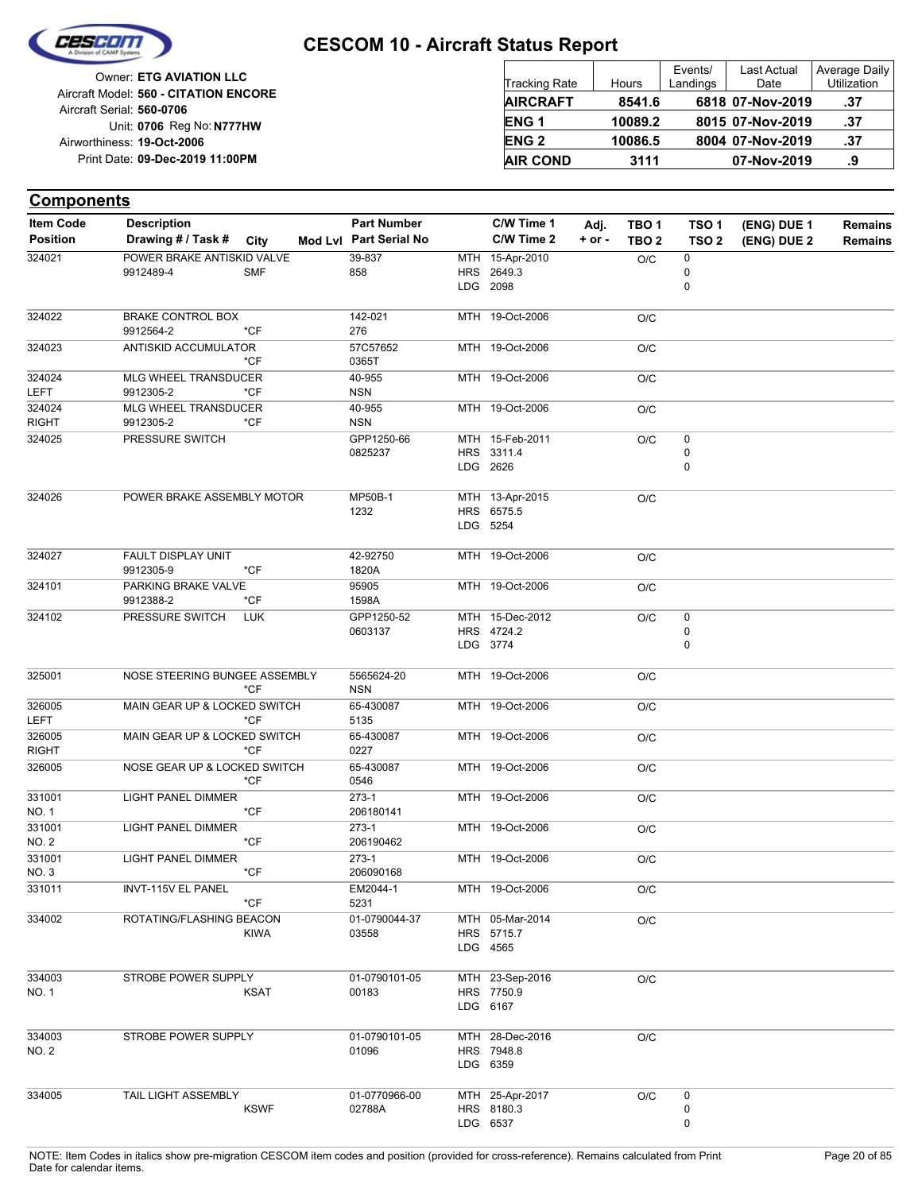# CESCOM 10 - Aircraft Status Report

Owner: **ETG AVIATION LLC**
Aircraft Model: **560 - CITATION ENCORE**
Aircraft Serial: **560-0706**
Unit: **0706** Reg No: **N777HW**
Airworthiness: **19-Oct-2006**
Print Date: **09-Dec-2019 11:00PM**

| Tracking Rate | Hours | Events/ Landings | Last Actual Date | Average Daily Utilization |
|---|---|---|---|---|
| **AIRCRAFT** | **8541.6** | **6818** | **07-Nov-2019** | **.37** |
| **ENG 1** | **10089.2** | **8015** | **07-Nov-2019** | **.37** |
| **ENG 2** | **10086.5** | **8004** | **07-Nov-2019** | **.37** |
| **AIR COND** | **3111** | | **07-Nov-2019** | **.9** |

## Components

| Item Code / Position | Description / Drawing # / Task # | City | Mod Lvl | Part Number / Part Serial No | C/W Time 1 / C/W Time 2 | Adj. + or - | TBO 1 / TBO 2 | TSO 1 / TSO 2 | (ENG) DUE 1 / (ENG) DUE 2 | Remains / Remains |
|---|---|---|---|---|---|---|---|---|---|---|
| 324021 | POWER BRAKE ANTISKID VALVE<br>9912489-4 | SMF | | 39-837<br>858 | MTH 15-Apr-2010<br>HRS 2649.3<br>LDG 2098 | | O/C | 0<br>0<br>0 | | |
| 324022 | BRAKE CONTROL BOX<br>9912564-2 | *CF | | 142-021<br>276 | MTH 19-Oct-2006 | | O/C | | | |
| 324023 | ANTISKID ACCUMULATOR | *CF | | 57C57652<br>0365T | MTH 19-Oct-2006 | | O/C | | | |
| 324024<br>LEFT | MLG WHEEL TRANSDUCER<br>9912305-2 | *CF | | 40-955<br>NSN | MTH 19-Oct-2006 | | O/C | | | |
| 324024<br>RIGHT | MLG WHEEL TRANSDUCER<br>9912305-2 | *CF | | 40-955<br>NSN | MTH 19-Oct-2006 | | O/C | | | |
| 324025 | PRESSURE SWITCH | | | GPP1250-66<br>0825237 | MTH 15-Feb-2011<br>HRS 3311.4<br>LDG 2626 | | O/C | 0<br>0<br>0 | | |
| 324026 | POWER BRAKE ASSEMBLY MOTOR | | | MP50B-1<br>1232 | MTH 13-Apr-2015<br>HRS 6575.5<br>LDG 5254 | | O/C | | | |
| 324027 | FAULT DISPLAY UNIT<br>9912305-9 | *CF | | 42-92750<br>1820A | MTH 19-Oct-2006 | | O/C | | | |
| 324101 | PARKING BRAKE VALVE<br>9912388-2 | *CF | | 95905<br>1598A | MTH 19-Oct-2006 | | O/C | | | |
| 324102 | PRESSURE SWITCH | LUK | | GPP1250-52<br>0603137 | MTH 15-Dec-2012<br>HRS 4724.2<br>LDG 3774 | | O/C | 0<br>0<br>0 | | |
| 325001 | NOSE STEERING BUNGEE ASSEMBLY | *CF | | 5565624-20<br>NSN | MTH 19-Oct-2006 | | O/C | | | |
| 326005<br>LEFT | MAIN GEAR UP & LOCKED SWITCH | *CF | | 65-430087<br>5135 | MTH 19-Oct-2006 | | O/C | | | |
| 326005<br>RIGHT | MAIN GEAR UP & LOCKED SWITCH | *CF | | 65-430087<br>0227 | MTH 19-Oct-2006 | | O/C | | | |
| 326005 | NOSE GEAR UP & LOCKED SWITCH | *CF | | 65-430087<br>0546 | MTH 19-Oct-2006 | | O/C | | | |
| 331001<br>NO. 1 | LIGHT PANEL DIMMER | *CF | | 273-1<br>206180141 | MTH 19-Oct-2006 | | O/C | | | |
| 331001<br>NO. 2 | LIGHT PANEL DIMMER | *CF | | 273-1<br>206190462 | MTH 19-Oct-2006 | | O/C | | | |
| 331001<br>NO. 3 | LIGHT PANEL DIMMER | *CF | | 273-1<br>206090168 | MTH 19-Oct-2006 | | O/C | | | |
| 331011 | INVT-115V EL PANEL | *CF | | EM2044-1<br>5231 | MTH 19-Oct-2006 | | O/C | | | |
| 334002 | ROTATING/FLASHING BEACON | KIWA | | 01-0790044-37<br>03558 | MTH 05-Mar-2014<br>HRS 5715.7<br>LDG 4565 | | O/C | | | |
| 334003<br>NO. 1 | STROBE POWER SUPPLY | KSAT | | 01-0790101-05<br>00183 | MTH 23-Sep-2016<br>HRS 7750.9<br>LDG 6167 | | O/C | | | |
| 334003<br>NO. 2 | STROBE POWER SUPPLY | | | 01-0790101-05<br>01096 | MTH 28-Dec-2016<br>HRS 7948.8<br>LDG 6359 | | O/C | | | |
| 334005 | TAIL LIGHT ASSEMBLY | KSWF | | 01-0770966-00<br>02788A | MTH 25-Apr-2017<br>HRS 8180.3<br>LDG 6537 | | O/C | 0<br>0<br>0 | | |

NOTE: Item Codes in italics show pre-migration CESCOM item codes and position (provided for cross-reference). Remains calculated from Print Date for calendar items.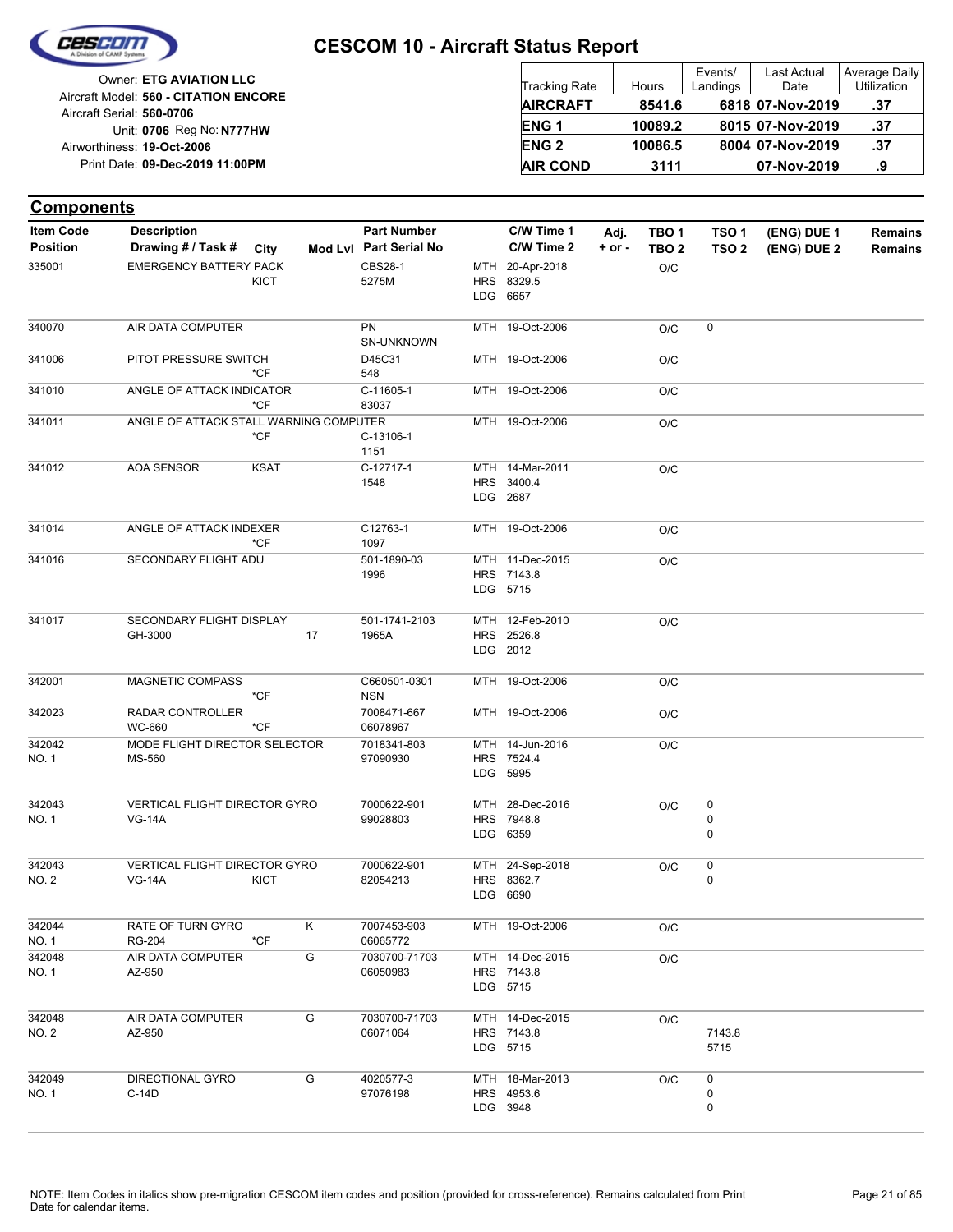# CESCOM 10 - Aircraft Status Report

Owner: **ETG AVIATION LLC**
Aircraft Model: **560 - CITATION ENCORE**
Aircraft Serial: **560-0706**
Unit: **0706** Reg No: **N777HW**
Airworthiness: **19-Oct-2006**
Print Date: **09-Dec-2019 11:00PM**

| Tracking Rate | Hours | Events/ Landings | Last Actual Date | Average Daily Utilization |
|---|---|---|---|---|
| **AIRCRAFT** | **8541.6** | **6818** | **07-Nov-2019** | **.37** |
| **ENG 1** | **10089.2** | **8015** | **07-Nov-2019** | **.37** |
| **ENG 2** | **10086.5** | **8004** | **07-Nov-2019** | **.37** |
| **AIR COND** | **3111** | | **07-Nov-2019** | **.9** |

## Components

| Item Code / Position | Description / Drawing # / Task # | City | Mod Lvl | Part Number / Part Serial No | | C/W Time 1 / C/W Time 2 | Adj. + or - | TBO 1 / TBO 2 | TSO 1 / TSO 2 | (ENG) DUE 1 / (ENG) DUE 2 | Remains / Remains |
|---|---|---|---|---|---|---|---|---|---|---|---|
| 335001 | EMERGENCY BATTERY PACK | KICT | | CBS28-1<br>5275M | MTH<br>HRS<br>LDG | 20-Apr-2018<br>8329.5<br>6657 | | O/C | | | |
| 340070 | AIR DATA COMPUTER | | | PN<br>SN-UNKNOWN | MTH | 19-Oct-2006 | | O/C | 0 | | |
| 341006 | PITOT PRESSURE SWITCH | *CF | | D45C31<br>548 | MTH | 19-Oct-2006 | | O/C | | | |
| 341010 | ANGLE OF ATTACK INDICATOR | *CF | | C-11605-1<br>83037 | MTH | 19-Oct-2006 | | O/C | | | |
| 341011 | ANGLE OF ATTACK STALL WARNING COMPUTER | *CF | | C-13106-1<br>1151 | MTH | 19-Oct-2006 | | O/C | | | |
| 341012 | AOA SENSOR | KSAT | | C-12717-1<br>1548 | MTH<br>HRS<br>LDG | 14-Mar-2011<br>3400.4<br>2687 | | O/C | | | |
| 341014 | ANGLE OF ATTACK INDEXER | *CF | | C12763-1<br>1097 | MTH | 19-Oct-2006 | | O/C | | | |
| 341016 | SECONDARY FLIGHT ADU | | | 501-1890-03<br>1996 | MTH<br>HRS<br>LDG | 11-Dec-2015<br>7143.8<br>5715 | | O/C | | | |
| 341017 | SECONDARY FLIGHT DISPLAY<br>GH-3000 | | 17 | 501-1741-2103<br>1965A | MTH<br>HRS<br>LDG | 12-Feb-2010<br>2526.8<br>2012 | | O/C | | | |
| 342001 | MAGNETIC COMPASS | *CF | | C660501-0301<br>NSN | MTH | 19-Oct-2006 | | O/C | | | |
| 342023 | RADAR CONTROLLER<br>WC-660 | *CF | | 7008471-667<br>06078967 | MTH | 19-Oct-2006 | | O/C | | | |
| 342042<br>NO. 1 | MODE FLIGHT DIRECTOR SELECTOR<br>MS-560 | | | 7018341-803<br>97090930 | MTH<br>HRS<br>LDG | 14-Jun-2016<br>7524.4<br>5995 | | O/C | | | |
| 342043<br>NO. 1 | VERTICAL FLIGHT DIRECTOR GYRO<br>VG-14A | | | 7000622-901<br>99028803 | MTH<br>HRS<br>LDG | 28-Dec-2016<br>7948.8<br>6359 | | O/C | 0<br>0<br>0 | | |
| 342043<br>NO. 2 | VERTICAL FLIGHT DIRECTOR GYRO<br>VG-14A | KICT | | 7000622-901<br>82054213 | MTH<br>HRS<br>LDG | 24-Sep-2018<br>8362.7<br>6690 | | O/C | 0<br>0 | | |
| 342044<br>NO. 1 | RATE OF TURN GYRO<br>RG-204 | *CF | K | 7007453-903<br>06065772 | MTH | 19-Oct-2006 | | O/C | | | |
| 342048<br>NO. 1 | AIR DATA COMPUTER<br>AZ-950 | | G | 7030700-71703<br>06050983 | MTH<br>HRS<br>LDG | 14-Dec-2015<br>7143.8<br>5715 | | O/C | | | |
| 342048<br>NO. 2 | AIR DATA COMPUTER<br>AZ-950 | | G | 7030700-71703<br>06071064 | MTH<br>HRS<br>LDG | 14-Dec-2015<br>7143.8<br>5715 | | O/C | 7143.8<br>5715 | | |
| 342049<br>NO. 1 | DIRECTIONAL GYRO<br>C-14D | | G | 4020577-3<br>97076198 | MTH<br>HRS<br>LDG | 18-Mar-2013<br>4953.6<br>3948 | | O/C | 0<br>0<br>0 | | |

NOTE: Item Codes in italics show pre-migration CESCOM item codes and position (provided for cross-reference). Remains calculated from Print Date for calendar items.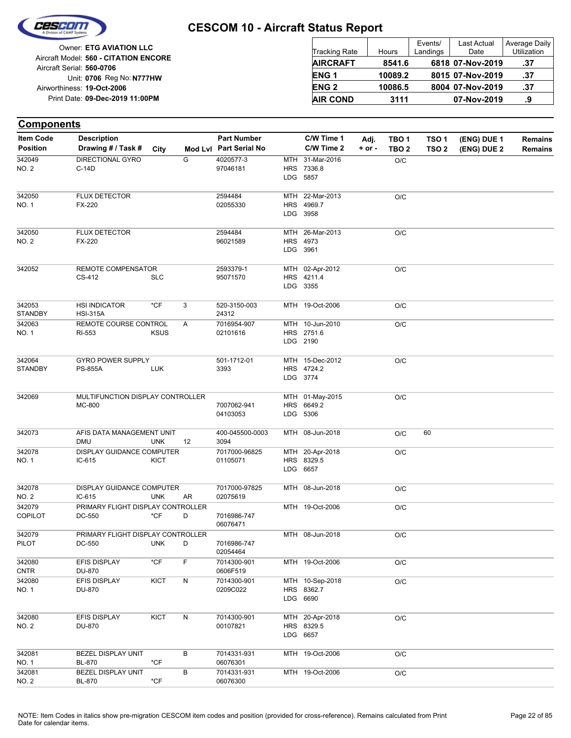# CESCOM 10 - Aircraft Status Report

Owner: **ETG AVIATION LLC**
Aircraft Model: **560 - CITATION ENCORE**
Aircraft Serial: **560-0706**
Unit: **0706** Reg No: **N777HW**
Airworthiness: **19-Oct-2006**
Print Date: **09-Dec-2019 11:00PM**

| Tracking Rate | Hours | Events/ Landings | Last Actual Date | Average Daily Utilization |
|---|---|---|---|---|
| **AIRCRAFT** | **8541.6** | **6818** | **07-Nov-2019** | **.37** |
| **ENG 1** | **10089.2** | **8015** | **07-Nov-2019** | **.37** |
| **ENG 2** | **10086.5** | **8004** | **07-Nov-2019** | **.37** |
| **AIR COND** | **3111** | | **07-Nov-2019** | **.9** |

## Components

| Item Code / Position | Description / Drawing # / Task # | City | Mod Lvl | Part Number / Part Serial No | C/W Time 1 / C/W Time 2 | Adj. + or - | TBO 1 / TBO 2 | TSO 1 / TSO 2 | (ENG) DUE 1 / (ENG) DUE 2 | Remains / Remains |
|---|---|---|---|---|---|---|---|---|---|---|
| 342049 NO. 2 | DIRECTIONAL GYRO C-14D | | G | 4020577-3 97046181 | MTH 31-Mar-2016 HRS 7336.8 LDG 5857 | | O/C | | | |
| 342050 NO. 1 | FLUX DETECTOR FX-220 | | | 2594484 02055330 | MTH 22-Mar-2013 HRS 4969.7 LDG 3958 | | O/C | | | |
| 342050 NO. 2 | FLUX DETECTOR FX-220 | | | 2594484 96021589 | MTH 26-Mar-2013 HRS 4973 LDG 3961 | | O/C | | | |
| 342052 | REMOTE COMPENSATOR CS-412 | SLC | | 2593379-1 95071570 | MTH 02-Apr-2012 HRS 4211.4 LDG 3355 | | O/C | | | |
| 342053 STANDBY | HSI INDICATOR HSI-315A | *CF | 3 | 520-3150-003 24312 | MTH 19-Oct-2006 | | O/C | | | |
| 342063 NO. 1 | REMOTE COURSE CONTROL RI-553 | KSUS | A | 7016954-907 02101616 | MTH 10-Jun-2010 HRS 2751.6 LDG 2190 | | O/C | | | |
| 342064 STANDBY | GYRO POWER SUPPLY PS-855A | LUK | | 501-1712-01 3393 | MTH 15-Dec-2012 HRS 4724.2 LDG 3774 | | O/C | | | |
| 342069 | MULTIFUNCTION DISPLAY CONTROLLER MC-800 | | | 7007062-941 04103053 | MTH 01-May-2015 HRS 6649.2 LDG 5306 | | O/C | | | |
| 342073 | AFIS DATA MANAGEMENT UNIT DMU | UNK | 12 | 400-045500-0003 3094 | MTH 08-Jun-2018 | | O/C | 60 | | |
| 342078 NO. 1 | DISPLAY GUIDANCE COMPUTER IC-615 | KICT | | 7017000-96825 01105071 | MTH 20-Apr-2018 HRS 8329.5 LDG 6657 | | O/C | | | |
| 342078 NO. 2 | DISPLAY GUIDANCE COMPUTER IC-615 | UNK | AR | 7017000-97825 02075619 | MTH 08-Jun-2018 | | O/C | | | |
| 342079 COPILOT | PRIMARY FLIGHT DISPLAY CONTROLLER DC-550 | *CF | D | 7016986-747 06076471 | MTH 19-Oct-2006 | | O/C | | | |
| 342079 PILOT | PRIMARY FLIGHT DISPLAY CONTROLLER DC-550 | UNK | D | 7016986-747 02054464 | MTH 08-Jun-2018 | | O/C | | | |
| 342080 CNTR | EFIS DISPLAY DU-870 | *CF | F | 7014300-901 0606F519 | MTH 19-Oct-2006 | | O/C | | | |
| 342080 NO. 1 | EFIS DISPLAY DU-870 | KICT | N | 7014300-901 0209C022 | MTH 10-Sep-2018 HRS 8362.7 LDG 6690 | | O/C | | | |
| 342080 NO. 2 | EFIS DISPLAY DU-870 | KICT | N | 7014300-901 00107821 | MTH 20-Apr-2018 HRS 8329.5 LDG 6657 | | O/C | | | |
| 342081 NO. 1 | BEZEL DISPLAY UNIT BL-870 | *CF | B | 7014331-931 06076301 | MTH 19-Oct-2006 | | O/C | | | |
| 342081 NO. 2 | BEZEL DISPLAY UNIT BL-870 | *CF | B | 7014331-931 06076300 | MTH 19-Oct-2006 | | O/C | | | |

NOTE: Item Codes in italics show pre-migration CESCOM item codes and position (provided for cross-reference). Remains calculated from Print Date for calendar items.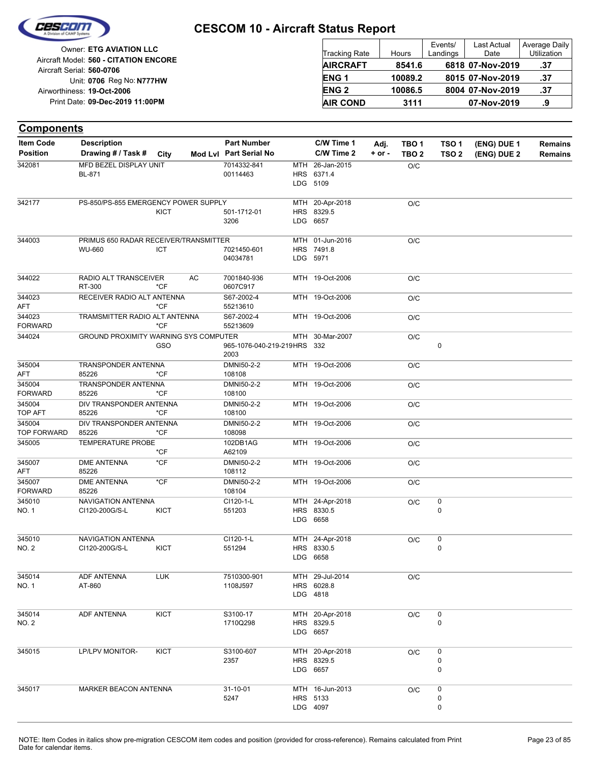# CESCOM 10 - Aircraft Status Report

Owner: **ETG AVIATION LLC**
Aircraft Model: **560 - CITATION ENCORE**
Aircraft Serial: **560-0706**
Unit: **0706** Reg No: **N777HW**
Airworthiness: **19-Oct-2006**
Print Date: **09-Dec-2019 11:00PM**

| Tracking Rate | Hours | Events/ Landings | Last Actual Date | Average Daily Utilization |
|---|---|---|---|---|
| **AIRCRAFT** | **8541.6** | **6818** | **07-Nov-2019** | **.37** |
| **ENG 1** | **10089.2** | **8015** | **07-Nov-2019** | **.37** |
| **ENG 2** | **10086.5** | **8004** | **07-Nov-2019** | **.37** |
| **AIR COND** | **3111** | | **07-Nov-2019** | **.9** |

## Components

| Item Code / Position | Description / Drawing # / Task # | City | Mod Lvl | Part Number / Part Serial No | C/W Time 1 / C/W Time 2 | Adj. + or - | TBO 1 / TBO 2 | TSO 1 / TSO 2 | (ENG) DUE 1 / (ENG) DUE 2 | Remains / Remains |
|---|---|---|---|---|---|---|---|---|---|---|
| 342081 | MFD BEZEL DISPLAY UNIT<br>BL-871 | | | 7014332-841<br>00114463 | MTH 26-Jan-2015<br>HRS 6371.4<br>LDG 5109 | | O/C | | | |
| 342177 | PS-850/PS-855 EMERGENCY POWER SUPPLY | KICT | | 501-1712-01<br>3206 | MTH 20-Apr-2018<br>HRS 8329.5<br>LDG 6657 | | O/C | | | |
| 344003 | PRIMUS 650 RADAR RECEIVER/TRANSMITTER<br>WU-660 | ICT | | 7021450-601<br>04034781 | MTH 01-Jun-2016<br>HRS 7491.8<br>LDG 5971 | | O/C | | | |
| 344022 | RADIO ALT TRANSCEIVER<br>RT-300 | *CF | AC | 7001840-936<br>0607C917 | MTH 19-Oct-2006 | | O/C | | | |
| 344023<br>AFT | RECEIVER RADIO ALT ANTENNA | *CF | | S67-2002-4<br>55213610 | MTH 19-Oct-2006 | | O/C | | | |
| 344023<br>FORWARD | TRAMSMITTER RADIO ALT ANTENNA | *CF | | S67-2002-4<br>55213609 | MTH 19-Oct-2006 | | O/C | | | |
| 344024 | GROUND PROXIMITY WARNING SYS COMPUTER | GSO | | 965-1076-040-219-219<br>2003 | MTH 30-Mar-2007<br>HRS 332 | | O/C | 0 | | |
| 345004<br>AFT | TRANSPONDER ANTENNA<br>85226 | *CF | | DMNI50-2-2<br>108108 | MTH 19-Oct-2006 | | O/C | | | |
| 345004<br>FORWARD | TRANSPONDER ANTENNA<br>85226 | *CF | | DMNI50-2-2<br>108100 | MTH 19-Oct-2006 | | O/C | | | |
| 345004<br>TOP AFT | DIV TRANSPONDER ANTENNA<br>85226 | *CF | | DMNI50-2-2<br>108100 | MTH 19-Oct-2006 | | O/C | | | |
| 345004<br>TOP FORWARD | DIV TRANSPONDER ANTENNA<br>85226 | *CF | | DMNI50-2-2<br>108098 | MTH 19-Oct-2006 | | O/C | | | |
| 345005 | TEMPERATURE PROBE | *CF | | 102DB1AG<br>A62109 | MTH 19-Oct-2006 | | O/C | | | |
| 345007<br>AFT | DME ANTENNA<br>85226 | *CF | | DMNI50-2-2<br>108112 | MTH 19-Oct-2006 | | O/C | | | |
| 345007<br>FORWARD | DME ANTENNA<br>85226 | *CF | | DMNI50-2-2<br>108104 | MTH 19-Oct-2006 | | O/C | | | |
| 345010<br>NO. 1 | NAVIGATION ANTENNA<br>CI120-200G/S-L | KICT | | CI120-1-L<br>551203 | MTH 24-Apr-2018<br>HRS 8330.5<br>LDG 6658 | | O/C | 0<br>0 | | |
| 345010<br>NO. 2 | NAVIGATION ANTENNA<br>CI120-200G/S-L | KICT | | CI120-1-L<br>551294 | MTH 24-Apr-2018<br>HRS 8330.5<br>LDG 6658 | | O/C | 0<br>0 | | |
| 345014<br>NO. 1 | ADF ANTENNA<br>AT-860 | LUK | | 7510300-901<br>1108J597 | MTH 29-Jul-2014<br>HRS 6028.8<br>LDG 4818 | | O/C | | | |
| 345014<br>NO. 2 | ADF ANTENNA | KICT | | S3100-17<br>1710Q298 | MTH 20-Apr-2018<br>HRS 8329.5<br>LDG 6657 | | O/C | 0<br>0 | | |
| 345015 | LP/LPV MONITOR- | KICT | | S3100-607<br>2357 | MTH 20-Apr-2018<br>HRS 8329.5<br>LDG 6657 | | O/C | 0<br>0<br>0 | | |
| 345017 | MARKER BEACON ANTENNA | | | 31-10-01<br>5247 | MTH 16-Jun-2013<br>HRS 5133<br>LDG 4097 | | O/C | 0<br>0<br>0 | | |

NOTE: Item Codes in italics show pre-migration CESCOM item codes and position (provided for cross-reference). Remains calculated from Print Date for calendar items.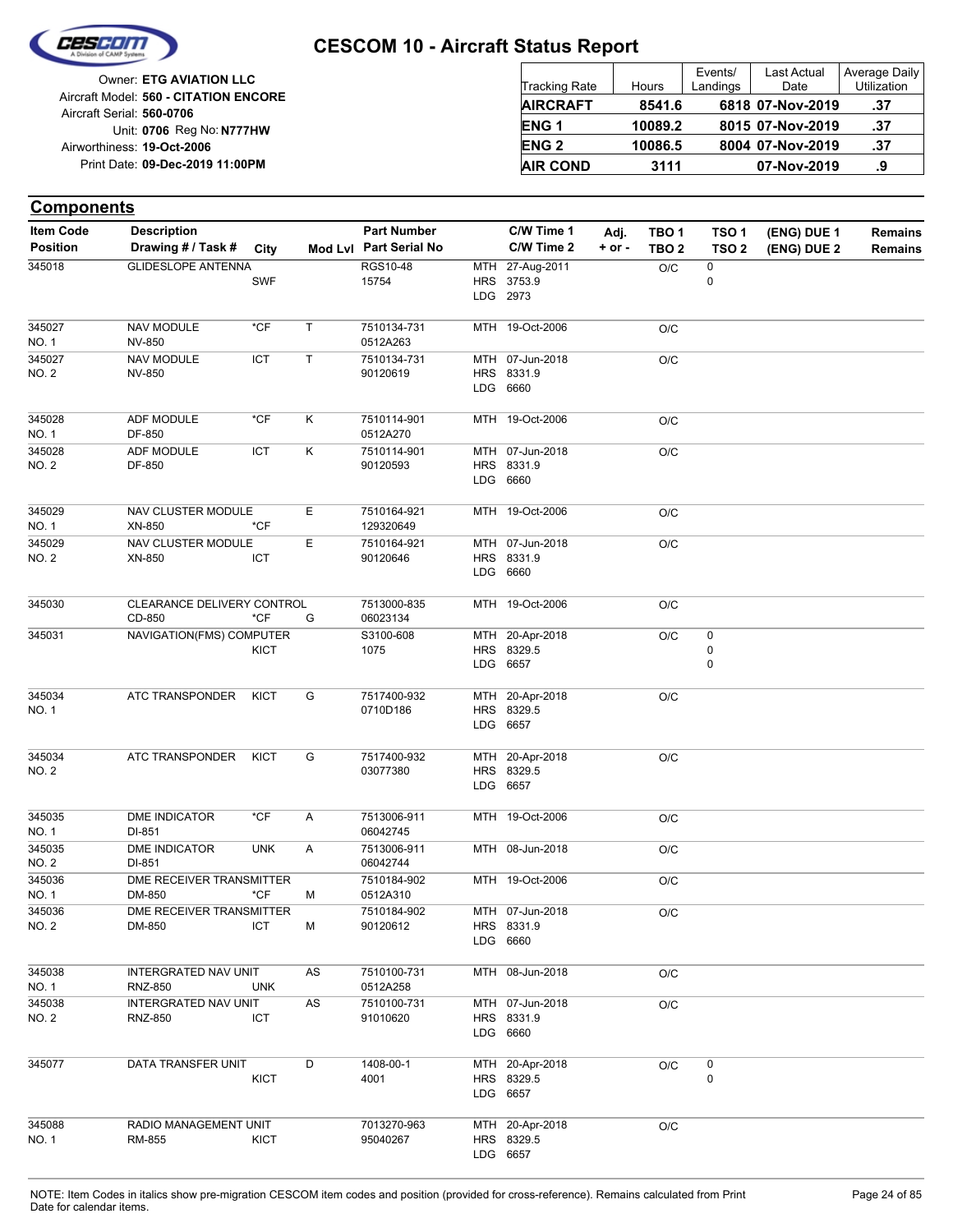# CESCOM 10 - Aircraft Status Report

Owner: **ETG AVIATION LLC**
Aircraft Model: **560 - CITATION ENCORE**
Aircraft Serial: **560-0706**
Unit: **0706** Reg No: **N777HW**
Airworthiness: **19-Oct-2006**
Print Date: **09-Dec-2019 11:00PM**

| Tracking Rate | Hours | Events/ Landings | Last Actual Date | Average Daily Utilization |
|---|---|---|---|---|
| **AIRCRAFT** | **8541.6** | **6818** | **07-Nov-2019** | **.37** |
| **ENG 1** | **10089.2** | **8015** | **07-Nov-2019** | **.37** |
| **ENG 2** | **10086.5** | **8004** | **07-Nov-2019** | **.37** |
| **AIR COND** | **3111** | | **07-Nov-2019** | **.9** |

## Components

| Item Code / Position | Description / Drawing # / Task # | City | Mod Lvl | Part Number / Part Serial No | C/W Time 1 / C/W Time 2 | Adj. + or - | TBO 1 / TBO 2 | TSO 1 / TSO 2 | (ENG) DUE 1 / (ENG) DUE 2 | Remains / Remains |
|---|---|---|---|---|---|---|---|---|---|---|
| 345018 | GLIDESLOPE ANTENNA | SWF | | RGS10-48 / 15754 | MTH 27-Aug-2011 / HRS 3753.9 / LDG 2973 | | O/C | 0 / 0 | | |
| 345027 NO. 1 | NAV MODULE / NV-850 | *CF | T | 7510134-731 / 0512A263 | MTH 19-Oct-2006 | | O/C | | | |
| 345027 NO. 2 | NAV MODULE / NV-850 | ICT | T | 7510134-731 / 90120619 | MTH 07-Jun-2018 / HRS 8331.9 / LDG 6660 | | O/C | | | |
| 345028 NO. 1 | ADF MODULE / DF-850 | *CF | K | 7510114-901 / 0512A270 | MTH 19-Oct-2006 | | O/C | | | |
| 345028 NO. 2 | ADF MODULE / DF-850 | ICT | K | 7510114-901 / 90120593 | MTH 07-Jun-2018 / HRS 8331.9 / LDG 6660 | | O/C | | | |
| 345029 NO. 1 | NAV CLUSTER MODULE / XN-850 | *CF | E | 7510164-921 / 129320649 | MTH 19-Oct-2006 | | O/C | | | |
| 345029 NO. 2 | NAV CLUSTER MODULE / XN-850 | ICT | E | 7510164-921 / 90120646 | MTH 07-Jun-2018 / HRS 8331.9 / LDG 6660 | | O/C | | | |
| 345030 | CLEARANCE DELIVERY CONTROL / CD-850 | *CF | G | 7513000-835 / 06023134 | MTH 19-Oct-2006 | | O/C | | | |
| 345031 | NAVIGATION(FMS) COMPUTER | KICT | | S3100-608 / 1075 | MTH 20-Apr-2018 / HRS 8329.5 / LDG 6657 | | O/C | 0 / 0 / 0 | | |
| 345034 NO. 1 | ATC TRANSPONDER | KICT | G | 7517400-932 / 0710D186 | MTH 20-Apr-2018 / HRS 8329.5 / LDG 6657 | | O/C | | | |
| 345034 NO. 2 | ATC TRANSPONDER | KICT | G | 7517400-932 / 03077380 | MTH 20-Apr-2018 / HRS 8329.5 / LDG 6657 | | O/C | | | |
| 345035 NO. 1 | DME INDICATOR / DI-851 | *CF | A | 7513006-911 / 06042745 | MTH 19-Oct-2006 | | O/C | | | |
| 345035 NO. 2 | DME INDICATOR / DI-851 | UNK | A | 7513006-911 / 06042744 | MTH 08-Jun-2018 | | O/C | | | |
| 345036 NO. 1 | DME RECEIVER TRANSMITTER / DM-850 | *CF | M | 7510184-902 / 0512A310 | MTH 19-Oct-2006 | | O/C | | | |
| 345036 NO. 2 | DME RECEIVER TRANSMITTER / DM-850 | ICT | M | 7510184-902 / 90120612 | MTH 07-Jun-2018 / HRS 8331.9 / LDG 6660 | | O/C | | | |
| 345038 NO. 1 | INTERGRATED NAV UNIT / RNZ-850 | UNK | AS | 7510100-731 / 0512A258 | MTH 08-Jun-2018 | | O/C | | | |
| 345038 NO. 2 | INTERGRATED NAV UNIT / RNZ-850 | ICT | AS | 7510100-731 / 91010620 | MTH 07-Jun-2018 / HRS 8331.9 / LDG 6660 | | O/C | | | |
| 345077 | DATA TRANSFER UNIT | KICT | D | 1408-00-1 / 4001 | MTH 20-Apr-2018 / HRS 8329.5 / LDG 6657 | | O/C | 0 / 0 | | |
| 345088 NO. 1 | RADIO MANAGEMENT UNIT / RM-855 | KICT | | 7013270-963 / 95040267 | MTH 20-Apr-2018 / HRS 8329.5 / LDG 6657 | | O/C | | | |

NOTE: Item Codes in italics show pre-migration CESCOM item codes and position (provided for cross-reference). Remains calculated from Print Date for calendar items.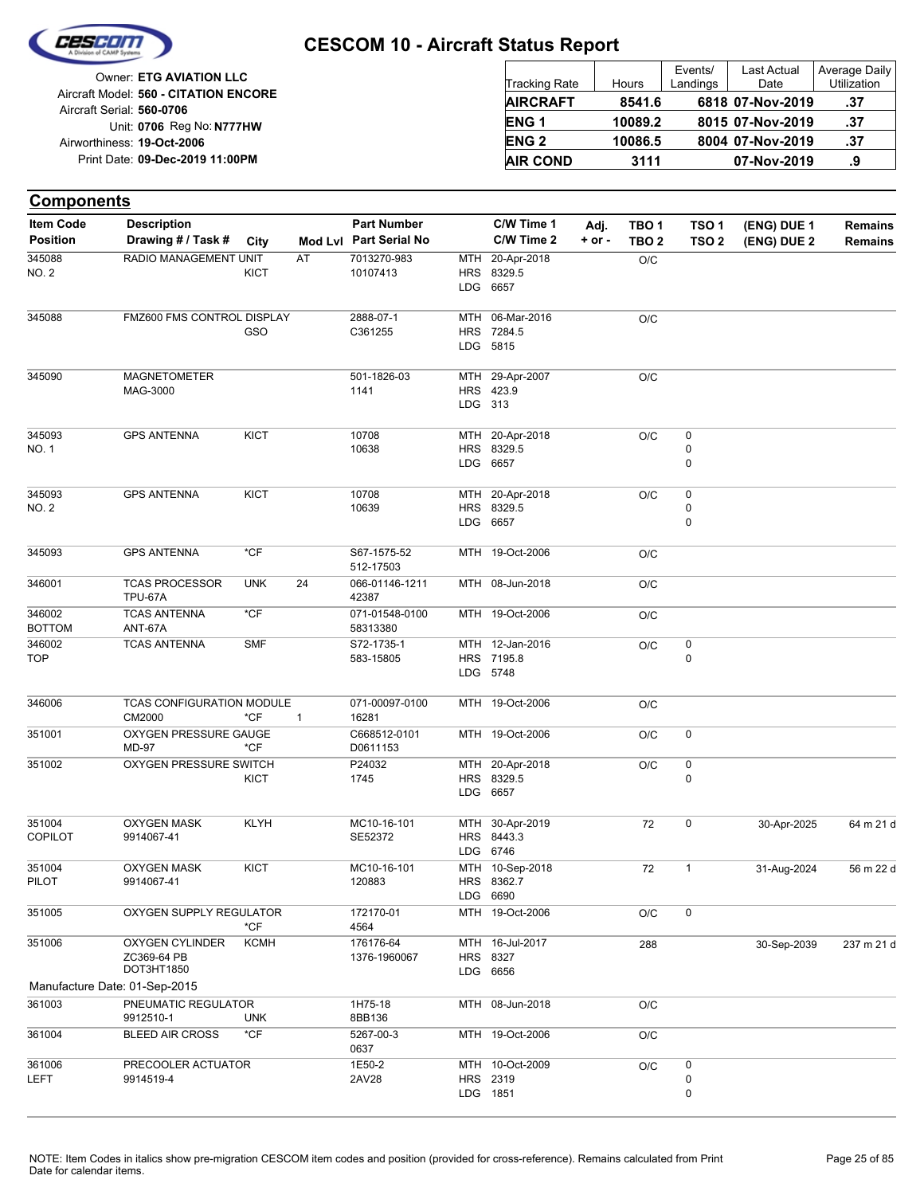# CESCOM 10 - Aircraft Status Report

Owner: **ETG AVIATION LLC**
Aircraft Model: **560 - CITATION ENCORE**
Aircraft Serial: **560-0706**
Unit: **0706** Reg No: **N777HW**
Airworthiness: **19-Oct-2006**
Print Date: **09-Dec-2019 11:00PM**

| Tracking Rate | Hours | Events/ Landings | Last Actual Date | Average Daily Utilization |
|---|---|---|---|---|
| **AIRCRAFT** | **8541.6** | **6818** | **07-Nov-2019** | **.37** |
| **ENG 1** | **10089.2** | **8015** | **07-Nov-2019** | **.37** |
| **ENG 2** | **10086.5** | **8004** | **07-Nov-2019** | **.37** |
| **AIR COND** | **3111** | | **07-Nov-2019** | **.9** |

## Components

| Item Code / Position | Description / Drawing # / Task # | City | Mod Lvl | Part Number / Part Serial No | C/W Time 1 / C/W Time 2 | Adj. + or - | TBO 1 / TBO 2 | TSO 1 / TSO 2 | (ENG) DUE 1 / (ENG) DUE 2 | Remains / Remains |
|---|---|---|---|---|---|---|---|---|---|---|
| 345088<br>NO. 2 | RADIO MANAGEMENT UNIT | KICT | AT | 7013270-983<br>10107413 | MTH 20-Apr-2018<br>HRS 8329.5<br>LDG 6657 | | O/C | | | |
| 345088 | FMZ600 FMS CONTROL DISPLAY | GSO | | 2888-07-1<br>C361255 | MTH 06-Mar-2016<br>HRS 7284.5<br>LDG 5815 | | O/C | | | |
| 345090 | MAGNETOMETER<br>MAG-3000 | | | 501-1826-03<br>1141 | MTH 29-Apr-2007<br>HRS 423.9<br>LDG 313 | | O/C | | | |
| 345093<br>NO. 1 | GPS ANTENNA | KICT | | 10708<br>10638 | MTH 20-Apr-2018<br>HRS 8329.5<br>LDG 6657 | | O/C | 0<br>0<br>0 | | |
| 345093<br>NO. 2 | GPS ANTENNA | KICT | | 10708<br>10639 | MTH 20-Apr-2018<br>HRS 8329.5<br>LDG 6657 | | O/C | 0<br>0<br>0 | | |
| 345093 | GPS ANTENNA | *CF | | S67-1575-52<br>512-17503 | MTH 19-Oct-2006 | | O/C | | | |
| 346001 | TCAS PROCESSOR<br>TPU-67A | UNK | 24 | 066-01146-1211<br>42387 | MTH 08-Jun-2018 | | O/C | | | |
| 346002<br>BOTTOM | TCAS ANTENNA<br>ANT-67A | *CF | | 071-01548-0100<br>58313380 | MTH 19-Oct-2006 | | O/C | | | |
| 346002<br>TOP | TCAS ANTENNA | SMF | | S72-1735-1<br>583-15805 | MTH 12-Jan-2016<br>HRS 7195.8<br>LDG 5748 | | O/C | 0<br>0 | | |
| 346006 | TCAS CONFIGURATION MODULE<br>CM2000 | *CF | 1 | 071-00097-0100<br>16281 | MTH 19-Oct-2006 | | O/C | | | |
| 351001 | OXYGEN PRESSURE GAUGE<br>MD-97 | *CF | | C668512-0101<br>D0611153 | MTH 19-Oct-2006 | | O/C | 0 | | |
| 351002 | OXYGEN PRESSURE SWITCH | KICT | | P24032<br>1745 | MTH 20-Apr-2018<br>HRS 8329.5<br>LDG 6657 | | O/C | 0<br>0 | | |
| 351004<br>COPILOT | OXYGEN MASK<br>9914067-41 | KLYH | | MC10-16-101<br>SE52372 | MTH 30-Apr-2019<br>HRS 8443.3<br>LDG 6746 | | 72 | 0 | 30-Apr-2025 | 64 m 21 d |
| 351004<br>PILOT | OXYGEN MASK<br>9914067-41 | KICT | | MC10-16-101<br>120883 | MTH 10-Sep-2018<br>HRS 8362.7<br>LDG 6690 | | 72 | 1 | 31-Aug-2024 | 56 m 22 d |
| 351005 | OXYGEN SUPPLY REGULATOR | *CF | | 172170-01<br>4564 | MTH 19-Oct-2006 | | O/C | 0 | | |
| 351006 | OXYGEN CYLINDER<br>ZC369-64 PB<br>DOT3HT1850 | KCMH | | 176176-64<br>1376-1960067 | MTH 16-Jul-2017<br>HRS 8327<br>LDG 6656 | | 288 | | 30-Sep-2039 | 237 m 21 d |
| Manufacture Date: 01-Sep-2015 | | | | | | | | | | |
| 361003 | PNEUMATIC REGULATOR<br>9912510-1 | UNK | | 1H75-18<br>8BB136 | MTH 08-Jun-2018 | | O/C | | | |
| 361004 | BLEED AIR CROSS | *CF | | 5267-00-3<br>0637 | MTH 19-Oct-2006 | | O/C | | | |
| 361006<br>LEFT | PRECOOLER ACTUATOR<br>9914519-4 | | | 1E50-2<br>2AV28 | MTH 10-Oct-2009<br>HRS 2319<br>LDG 1851 | | O/C | 0<br>0<br>0 | | |

NOTE: Item Codes in italics show pre-migration CESCOM item codes and position (provided for cross-reference). Remains calculated from Print Date for calendar items.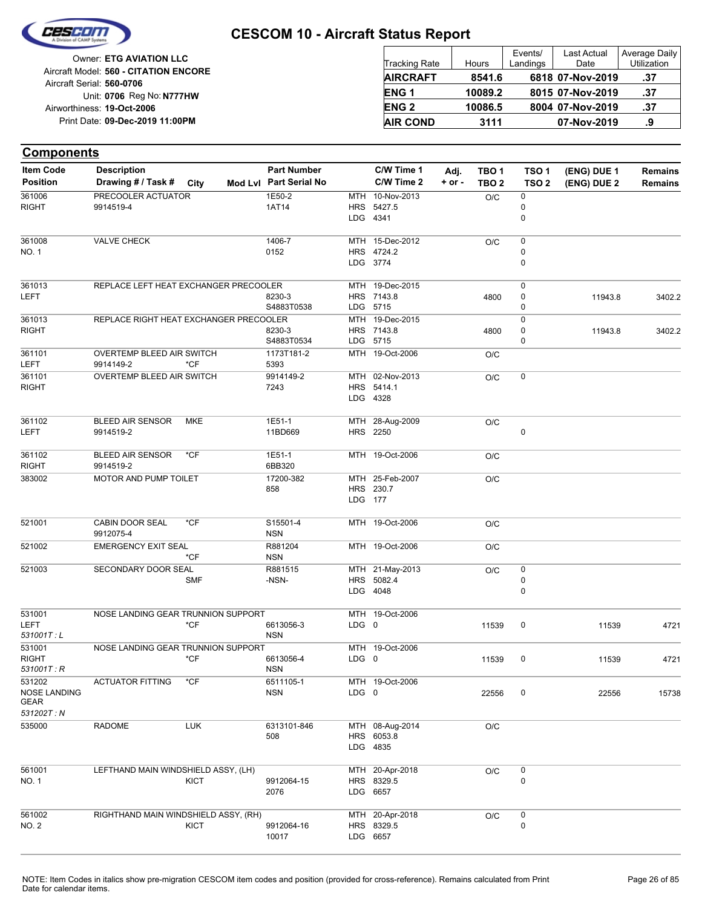# CESCOM 10 - Aircraft Status Report

Owner: **ETG AVIATION LLC**
Aircraft Model: **560 - CITATION ENCORE**
Aircraft Serial: **560-0706**
Unit: **0706** Reg No: **N777HW**
Airworthiness: **19-Oct-2006**
Print Date: **09-Dec-2019 11:00PM**

| Tracking Rate | Hours | Events/ Landings | Last Actual Date | Average Daily Utilization |
|---|---|---|---|---|
| **AIRCRAFT** | **8541.6** | **6818** | **07-Nov-2019** | **.37** |
| **ENG 1** | **10089.2** | **8015** | **07-Nov-2019** | **.37** |
| **ENG 2** | **10086.5** | **8004** | **07-Nov-2019** | **.37** |
| **AIR COND** | **3111** | | **07-Nov-2019** | **.9** |

## Components

| Item Code / Position | Description / Drawing # / Task # | City | Mod Lvl | Part Number / Part Serial No | | C/W Time 1 / C/W Time 2 | Adj. + or - | TBO 1 / TBO 2 | TSO 1 / TSO 2 | (ENG) DUE 1 / (ENG) DUE 2 | Remains / Remains |
|---|---|---|---|---|---|---|---|---|---|---|---|
| 361006 RIGHT | PRECOOLER ACTUATOR 9914519-4 | | | 1E50-2 1AT14 | MTH HRS LDG | 10-Nov-2013 5427.5 4341 | | O/C | 0 0 0 | | |
| 361008 NO. 1 | VALVE CHECK | | | 1406-7 0152 | MTH HRS LDG | 15-Dec-2012 4724.2 3774 | | O/C | 0 0 0 | | |
| 361013 LEFT | REPLACE LEFT HEAT EXCHANGER PRECOOLER | | | 8230-3 S4883T0538 | MTH HRS LDG | 19-Dec-2015 7143.8 5715 | | 4800 | 0 0 0 | 11943.8 | 3402.2 |
| 361013 RIGHT | REPLACE RIGHT HEAT EXCHANGER PRECOOLER | | | 8230-3 S4883T0534 | MTH HRS LDG | 19-Dec-2015 7143.8 5715 | | 4800 | 0 0 0 | 11943.8 | 3402.2 |
| 361101 LEFT | OVERTEMP BLEED AIR SWITCH 9914149-2 | *CF | | 1173T181-2 5393 | MTH | 19-Oct-2006 | | O/C | | | |
| 361101 RIGHT | OVERTEMP BLEED AIR SWITCH | | | 9914149-2 7243 | MTH HRS LDG | 02-Nov-2013 5414.1 4328 | | O/C | 0 | | |
| 361102 LEFT | BLEED AIR SENSOR 9914519-2 | MKE | | 1E51-1 11BD669 | MTH HRS | 28-Aug-2009 2250 | | O/C | 0 | | |
| 361102 RIGHT | BLEED AIR SENSOR 9914519-2 | *CF | | 1E51-1 6BB320 | MTH | 19-Oct-2006 | | O/C | | | |
| 383002 | MOTOR AND PUMP TOILET | | | 17200-382 858 | MTH HRS LDG | 25-Feb-2007 230.7 177 | | O/C | | | |
| 521001 | CABIN DOOR SEAL 9912075-4 | *CF | | S15501-4 NSN | MTH | 19-Oct-2006 | | O/C | | | |
| 521002 | EMERGENCY EXIT SEAL | *CF | | R881204 NSN | MTH | 19-Oct-2006 | | O/C | | | |
| 521003 | SECONDARY DOOR SEAL | SMF | | R881515 -NSN- | MTH HRS LDG | 21-May-2013 5082.4 4048 | | O/C | 0 0 0 | | |
| 531001 LEFT *531001T : L* | NOSE LANDING GEAR TRUNNION SUPPORT | *CF | | 6613056-3 NSN | MTH LDG | 19-Oct-2006 0 | | 11539 | 0 | 11539 | 4721 |
| 531001 RIGHT *531001T : R* | NOSE LANDING GEAR TRUNNION SUPPORT | *CF | | 6613056-4 NSN | MTH LDG | 19-Oct-2006 0 | | 11539 | 0 | 11539 | 4721 |
| 531202 NOSE LANDING GEAR *531202T : N* | ACTUATOR FITTING | *CF | | 6511105-1 NSN | MTH LDG | 19-Oct-2006 0 | | 22556 | 0 | 22556 | 15738 |
| 535000 | RADOME | LUK | | 6313101-846 508 | MTH HRS LDG | 08-Aug-2014 6053.8 4835 | | O/C | | | |
| 561001 NO. 1 | LEFTHAND MAIN WINDSHIELD ASSY, (LH) | KICT | | 9912064-15 2076 | MTH HRS LDG | 20-Apr-2018 8329.5 6657 | | O/C | 0 0 | | |
| 561002 NO. 2 | RIGHTHAND MAIN WINDSHIELD ASSY, (RH) | KICT | | 9912064-16 10017 | MTH HRS LDG | 20-Apr-2018 8329.5 6657 | | O/C | 0 0 | | |

NOTE: Item Codes in italics show pre-migration CESCOM item codes and position (provided for cross-reference). Remains calculated from Print Date for calendar items.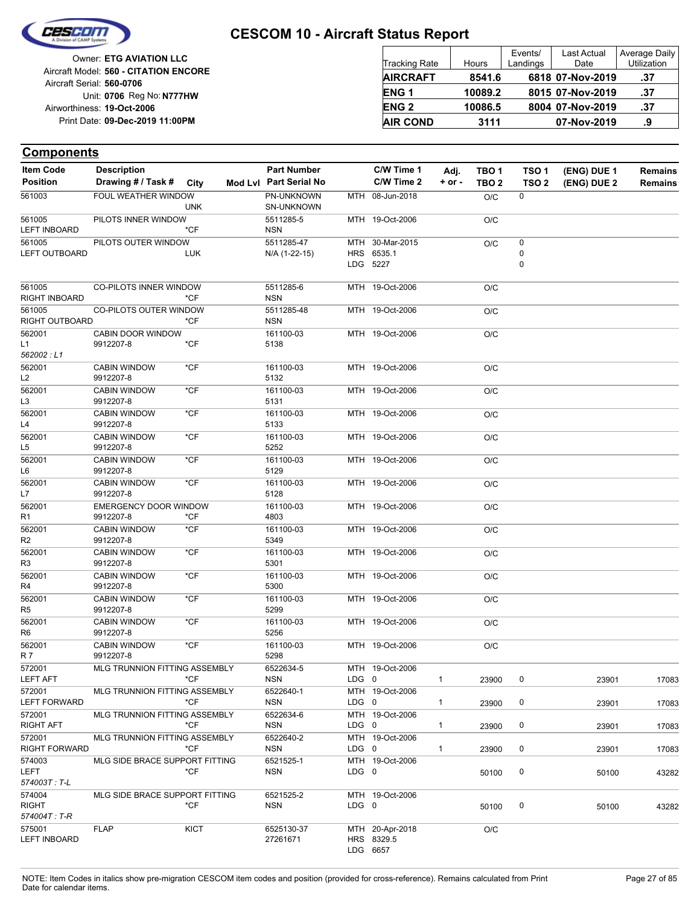# CESCOM 10 - Aircraft Status Report

Owner: **ETG AVIATION LLC**
Aircraft Model: **560 - CITATION ENCORE**
Aircraft Serial: **560-0706**
Unit: **0706** Reg No: **N777HW**
Airworthiness: **19-Oct-2006**
Print Date: **09-Dec-2019 11:00PM**

| Tracking Rate | Hours | Events/ Landings | Last Actual Date | Average Daily Utilization |
|---|---|---|---|---|
| **AIRCRAFT** | **8541.6** | **6818** | **07-Nov-2019** | **.37** |
| **ENG 1** | **10089.2** | **8015** | **07-Nov-2019** | **.37** |
| **ENG 2** | **10086.5** | **8004** | **07-Nov-2019** | **.37** |
| **AIR COND** | **3111** | | **07-Nov-2019** | **.9** |

## Components

| Item Code / Position | Description / Drawing # / Task # | City | Mod Lvl | Part Number / Part Serial No | | C/W Time 1 / C/W Time 2 | Adj. + or - | TBO 1 / TBO 2 | TSO 1 / TSO 2 | (ENG) DUE 1 / (ENG) DUE 2 | Remains / Remains |
|---|---|---|---|---|---|---|---|---|---|---|---|
| 561003 | FOUL WEATHER WINDOW | UNK | | PN-UNKNOWN<br>SN-UNKNOWN | MTH | 08-Jun-2018 | | O/C | 0 | | |
| 561005<br>LEFT INBOARD | PILOTS INNER WINDOW | *CF | | 5511285-5<br>NSN | MTH | 19-Oct-2006 | | O/C | | | |
| 561005<br>LEFT OUTBOARD | PILOTS OUTER WINDOW | LUK | | 5511285-47<br>N/A (1-22-15) | MTH<br>HRS<br>LDG | 30-Mar-2015<br>6535.1<br>5227 | | O/C | 0<br>0<br>0 | | |
| 561005<br>RIGHT INBOARD | CO-PILOTS INNER WINDOW | *CF | | 5511285-6<br>NSN | MTH | 19-Oct-2006 | | O/C | | | |
| 561005<br>RIGHT OUTBOARD | CO-PILOTS OUTER WINDOW | *CF | | 5511285-48<br>NSN | MTH | 19-Oct-2006 | | O/C | | | |
| 562001<br>L1<br>*562002 : L1* | CABIN DOOR WINDOW<br>9912207-8 | *CF | | 161100-03<br>5138 | MTH | 19-Oct-2006 | | O/C | | | |
| 562001<br>L2 | CABIN WINDOW<br>9912207-8 | *CF | | 161100-03<br>5132 | MTH | 19-Oct-2006 | | O/C | | | |
| 562001<br>L3 | CABIN WINDOW<br>9912207-8 | *CF | | 161100-03<br>5131 | MTH | 19-Oct-2006 | | O/C | | | |
| 562001<br>L4 | CABIN WINDOW<br>9912207-8 | *CF | | 161100-03<br>5133 | MTH | 19-Oct-2006 | | O/C | | | |
| 562001<br>L5 | CABIN WINDOW<br>9912207-8 | *CF | | 161100-03<br>5252 | MTH | 19-Oct-2006 | | O/C | | | |
| 562001<br>L6 | CABIN WINDOW<br>9912207-8 | *CF | | 161100-03<br>5129 | MTH | 19-Oct-2006 | | O/C | | | |
| 562001<br>L7 | CABIN WINDOW<br>9912207-8 | *CF | | 161100-03<br>5128 | MTH | 19-Oct-2006 | | O/C | | | |
| 562001<br>R1 | EMERGENCY DOOR WINDOW<br>9912207-8 | *CF | | 161100-03<br>4803 | MTH | 19-Oct-2006 | | O/C | | | |
| 562001<br>R2 | CABIN WINDOW<br>9912207-8 | *CF | | 161100-03<br>5349 | MTH | 19-Oct-2006 | | O/C | | | |
| 562001<br>R3 | CABIN WINDOW<br>9912207-8 | *CF | | 161100-03<br>5301 | MTH | 19-Oct-2006 | | O/C | | | |
| 562001<br>R4 | CABIN WINDOW<br>9912207-8 | *CF | | 161100-03<br>5300 | MTH | 19-Oct-2006 | | O/C | | | |
| 562001<br>R5 | CABIN WINDOW<br>9912207-8 | *CF | | 161100-03<br>5299 | MTH | 19-Oct-2006 | | O/C | | | |
| 562001<br>R6 | CABIN WINDOW<br>9912207-8 | *CF | | 161100-03<br>5256 | MTH | 19-Oct-2006 | | O/C | | | |
| 562001<br>R 7 | CABIN WINDOW<br>9912207-8 | *CF | | 161100-03<br>5298 | MTH | 19-Oct-2006 | | O/C | | | |
| 572001<br>LEFT AFT | MLG TRUNNION FITTING ASSEMBLY | *CF | | 6522634-5<br>NSN | MTH<br>LDG | 19-Oct-2006<br>0 | 1 | 23900 | 0 | 23901 | 17083 |
| 572001<br>LEFT FORWARD | MLG TRUNNION FITTING ASSEMBLY | *CF | | 6522640-1<br>NSN | MTH<br>LDG | 19-Oct-2006<br>0 | 1 | 23900 | 0 | 23901 | 17083 |
| 572001<br>RIGHT AFT | MLG TRUNNION FITTING ASSEMBLY | *CF | | 6522634-6<br>NSN | MTH<br>LDG | 19-Oct-2006<br>0 | 1 | 23900 | 0 | 23901 | 17083 |
| 572001<br>RIGHT FORWARD | MLG TRUNNION FITTING ASSEMBLY | *CF | | 6522640-2<br>NSN | MTH<br>LDG | 19-Oct-2006<br>0 | 1 | 23900 | 0 | 23901 | 17083 |
| 574003<br>LEFT<br>*574003T : T-L* | MLG SIDE BRACE SUPPORT FITTING | *CF | | 6521525-1<br>NSN | MTH<br>LDG | 19-Oct-2006<br>0 | | 50100 | 0 | 50100 | 43282 |
| 574004<br>RIGHT<br>*574004T : T-R* | MLG SIDE BRACE SUPPORT FITTING | *CF | | 6521525-2<br>NSN | MTH<br>LDG | 19-Oct-2006<br>0 | | 50100 | 0 | 50100 | 43282 |
| 575001<br>LEFT INBOARD | FLAP | KICT | | 6525130-37<br>27261671 | MTH<br>HRS<br>LDG | 20-Apr-2018<br>8329.5<br>6657 | | O/C | | | |

NOTE: Item Codes in italics show pre-migration CESCOM item codes and position (provided for cross-reference). Remains calculated from Print Date for calendar items.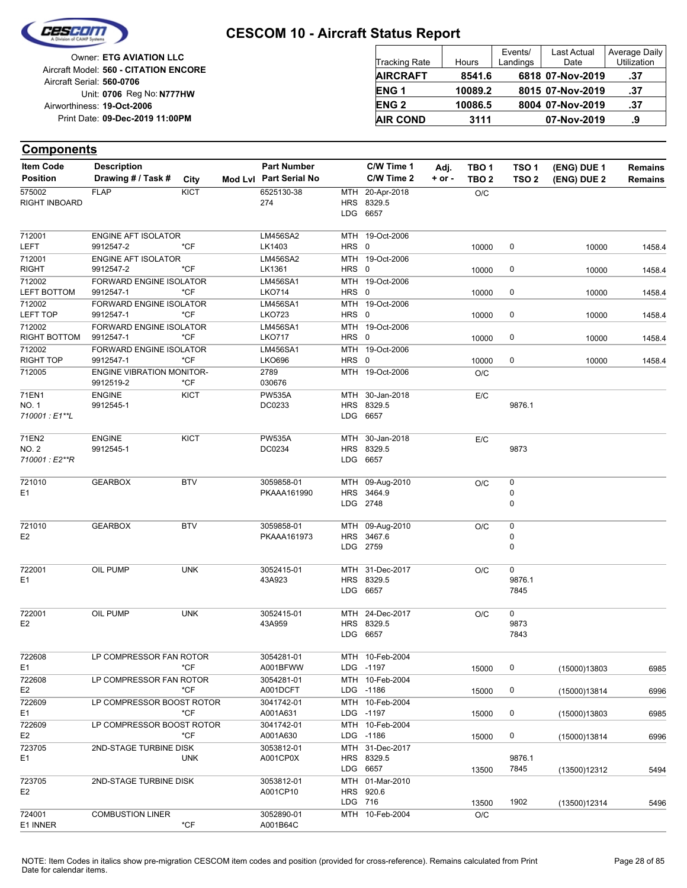# CESCOM 10 - Aircraft Status Report

Owner: **ETG AVIATION LLC**
Aircraft Model: **560 - CITATION ENCORE**
Aircraft Serial: **560-0706**
Unit: **0706** Reg No: **N777HW**
Airworthiness: **19-Oct-2006**
Print Date: **09-Dec-2019 11:00PM**

| Tracking Rate | Hours | Events/ Landings | Last Actual Date | Average Daily Utilization |
|---|---|---|---|---|
| **AIRCRAFT** | **8541.6** | **6818** | **07-Nov-2019** | **.37** |
| **ENG 1** | **10089.2** | **8015** | **07-Nov-2019** | **.37** |
| **ENG 2** | **10086.5** | **8004** | **07-Nov-2019** | **.37** |
| **AIR COND** | **3111** | | **07-Nov-2019** | **.9** |

## Components

| Item Code / Position | Description / Drawing # / Task # | City | Mod Lvl | Part Number / Part Serial No | C/W Time 1 / C/W Time 2 | Adj. + or - | TBO 1 / TBO 2 | TSO 1 / TSO 2 | (ENG) DUE 1 / (ENG) DUE 2 | Remains / Remains |
|---|---|---|---|---|---|---|---|---|---|---|
| 575002 RIGHT INBOARD | FLAP | KICT | | 6525130-38 274 | MTH 20-Apr-2018 HRS 8329.5 LDG 6657 | | O/C | | | |
| 712001 LEFT | ENGINE AFT ISOLATOR 9912547-2 | *CF | | LM456SA2 LK1403 | MTH 19-Oct-2006 HRS 0 | | 10000 | 0 | 10000 | 1458.4 |
| 712001 RIGHT | ENGINE AFT ISOLATOR 9912547-2 | *CF | | LM456SA2 LK1361 | MTH 19-Oct-2006 HRS 0 | | 10000 | 0 | 10000 | 1458.4 |
| 712002 LEFT BOTTOM | FORWARD ENGINE ISOLATOR 9912547-1 | *CF | | LM456SA1 LKO714 | MTH 19-Oct-2006 HRS 0 | | 10000 | 0 | 10000 | 1458.4 |
| 712002 LEFT TOP | FORWARD ENGINE ISOLATOR 9912547-1 | *CF | | LM456SA1 LKO723 | MTH 19-Oct-2006 HRS 0 | | 10000 | 0 | 10000 | 1458.4 |
| 712002 RIGHT BOTTOM | FORWARD ENGINE ISOLATOR 9912547-1 | *CF | | LM456SA1 LKO717 | MTH 19-Oct-2006 HRS 0 | | 10000 | 0 | 10000 | 1458.4 |
| 712002 RIGHT TOP | FORWARD ENGINE ISOLATOR 9912547-1 | *CF | | LM456SA1 LKO696 | MTH 19-Oct-2006 HRS 0 | | 10000 | 0 | 10000 | 1458.4 |
| 712005 | ENGINE VIBRATION MONITOR- 9912519-2 | *CF | | 2789 030676 | MTH 19-Oct-2006 | | O/C | | | |
| 71EN1 NO. 1 *710001 : E1**L* | ENGINE 9912545-1 | KICT | | PW535A DC0233 | MTH 30-Jan-2018 HRS 8329.5 LDG 6657 | | E/C | 9876.1 | | |
| 71EN2 NO. 2 *710001 : E2**R* | ENGINE 9912545-1 | KICT | | PW535A DC0234 | MTH 30-Jan-2018 HRS 8329.5 LDG 6657 | | E/C | 9873 | | |
| 721010 E1 | GEARBOX | BTV | | 3059858-01 PKAAA161990 | MTH 09-Aug-2010 HRS 3464.9 LDG 2748 | | O/C | 0 0 0 | | |
| 721010 E2 | GEARBOX | BTV | | 3059858-01 PKAAA161973 | MTH 09-Aug-2010 HRS 3467.6 LDG 2759 | | O/C | 0 0 0 | | |
| 722001 E1 | OIL PUMP | UNK | | 3052415-01 43A923 | MTH 31-Dec-2017 HRS 8329.5 LDG 6657 | | O/C | 0 9876.1 7845 | | |
| 722001 E2 | OIL PUMP | UNK | | 3052415-01 43A959 | MTH 24-Dec-2017 HRS 8329.5 LDG 6657 | | O/C | 0 9873 7843 | | |
| 722608 E1 | LP COMPRESSOR FAN ROTOR | *CF | | 3054281-01 A001BFWW | MTH 10-Feb-2004 LDG -1197 | | 15000 | 0 | (15000)13803 | 6985 |
| 722608 E2 | LP COMPRESSOR FAN ROTOR | *CF | | 3054281-01 A001DCFT | MTH 10-Feb-2004 LDG -1186 | | 15000 | 0 | (15000)13814 | 6996 |
| 722609 E1 | LP COMPRESSOR BOOST ROTOR | *CF | | 3041742-01 A001A631 | MTH 10-Feb-2004 LDG -1197 | | 15000 | 0 | (15000)13803 | 6985 |
| 722609 E2 | LP COMPRESSOR BOOST ROTOR | *CF | | 3041742-01 A001A630 | MTH 10-Feb-2004 LDG -1186 | | 15000 | 0 | (15000)13814 | 6996 |
| 723705 E1 | 2ND-STAGE TURBINE DISK | UNK | | 3053812-01 A001CP0X | MTH 31-Dec-2017 HRS 8329.5 LDG 6657 | | 13500 | 9876.1 7845 | (13500)12312 | 5494 |
| 723705 E2 | 2ND-STAGE TURBINE DISK | | | 3053812-01 A001CP10 | MTH 01-Mar-2010 HRS 920.6 LDG 716 | | 13500 | 1902 | (13500)12314 | 5496 |
| 724001 E1 INNER | COMBUSTION LINER | *CF | | 3052890-01 A001B64C | MTH 10-Feb-2004 | | O/C | | | |

NOTE: Item Codes in italics show pre-migration CESCOM item codes and position (provided for cross-reference). Remains calculated from Print Date for calendar items.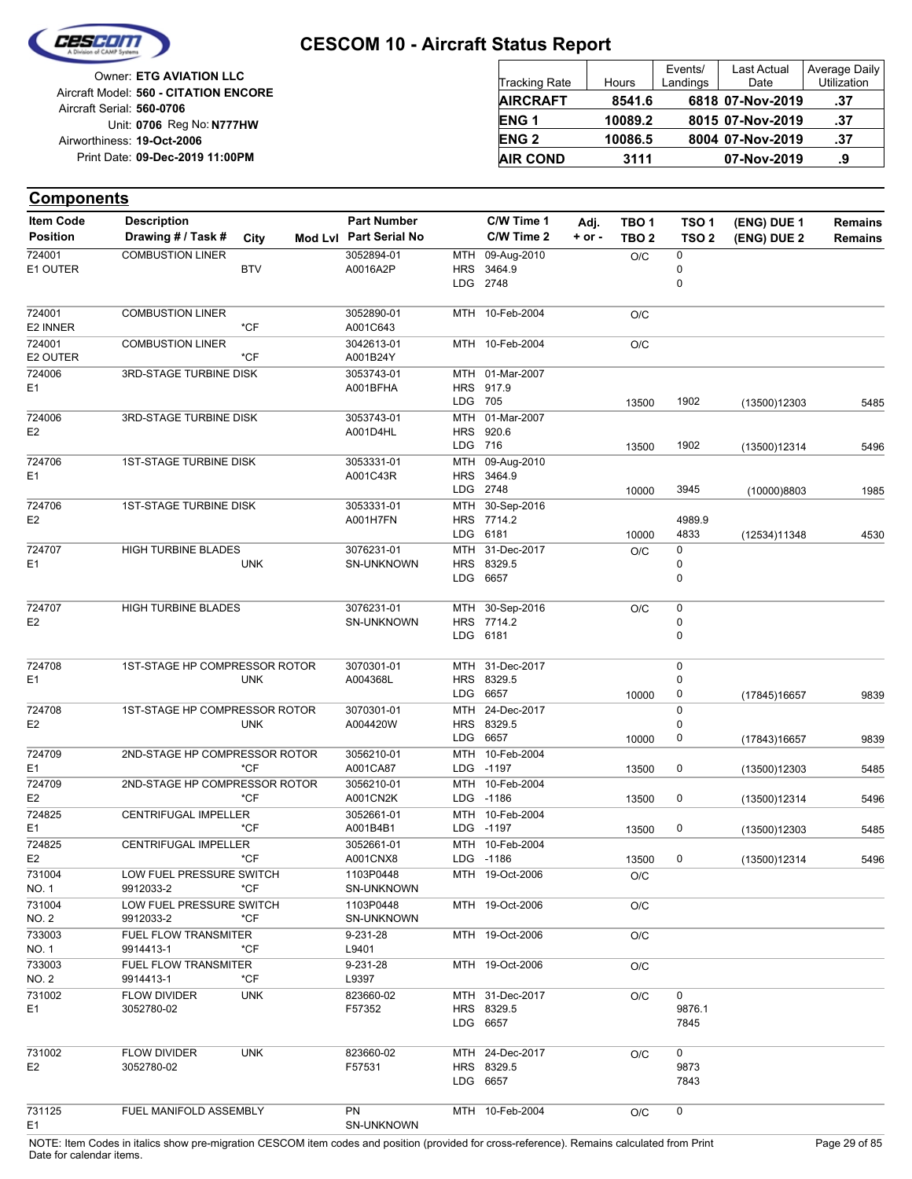# CESCOM 10 - Aircraft Status Report

Owner: **ETG AVIATION LLC**
Aircraft Model: **560 - CITATION ENCORE**
Aircraft Serial: **560-0706**
Unit: **0706** Reg No: **N777HW**
Airworthiness: **19-Oct-2006**
Print Date: **09-Dec-2019 11:00PM**

| Tracking Rate | Hours | Events/ Landings | Last Actual Date | Average Daily Utilization |
|---|---|---|---|---|
| **AIRCRAFT** | **8541.6** | **6818** | **07-Nov-2019** | **.37** |
| **ENG 1** | **10089.2** | **8015** | **07-Nov-2019** | **.37** |
| **ENG 2** | **10086.5** | **8004** | **07-Nov-2019** | **.37** |
| **AIR COND** | **3111** | | **07-Nov-2019** | **.9** |

## Components

| Item Code / Position | Description / Drawing # / Task # | City | Mod Lvl | Part Number / Part Serial No | | C/W Time 1 / C/W Time 2 | Adj. + or - | TBO 1 / TBO 2 | TSO 1 / TSO 2 | (ENG) DUE 1 / (ENG) DUE 2 | Remains / Remains |
|---|---|---|---|---|---|---|---|---|---|---|---|
| 724001<br>E1 OUTER | COMBUSTION LINER | BTV | | 3052894-01<br>A0016A2P | MTH<br>HRS<br>LDG | 09-Aug-2010<br>3464.9<br>2748 | | O/C | 0<br>0<br>0 | | |
| 724001<br>E2 INNER | COMBUSTION LINER | *CF | | 3052890-01<br>A001C643 | MTH | 10-Feb-2004 | | O/C | | | |
| 724001<br>E2 OUTER | COMBUSTION LINER | *CF | | 3042613-01<br>A001B24Y | MTH | 10-Feb-2004 | | O/C | | | |
| 724006<br>E1 | 3RD-STAGE TURBINE DISK | | | 3053743-01<br>A001BFHA | MTH<br>HRS<br>LDG | 01-Mar-2007<br>917.9<br>705 | | 13500 | 1902 | (13500)12303 | 5485 |
| 724006<br>E2 | 3RD-STAGE TURBINE DISK | | | 3053743-01<br>A001D4HL | MTH<br>HRS<br>LDG | 01-Mar-2007<br>920.6<br>716 | | 13500 | 1902 | (13500)12314 | 5496 |
| 724706<br>E1 | 1ST-STAGE TURBINE DISK | | | 3053331-01<br>A001C43R | MTH<br>HRS<br>LDG | 09-Aug-2010<br>3464.9<br>2748 | | 10000 | 3945 | (10000)8803 | 1985 |
| 724706<br>E2 | 1ST-STAGE TURBINE DISK | | | 3053331-01<br>A001H7FN | MTH<br>HRS<br>LDG | 30-Sep-2016<br>7714.2<br>6181 | | 10000 | 4989.9<br>4833 | (12534)11348 | 4530 |
| 724707<br>E1 | HIGH TURBINE BLADES | UNK | | 3076231-01<br>SN-UNKNOWN | MTH<br>HRS<br>LDG | 31-Dec-2017<br>8329.5<br>6657 | | O/C | 0<br>0<br>0 | | |
| 724707<br>E2 | HIGH TURBINE BLADES | | | 3076231-01<br>SN-UNKNOWN | MTH<br>HRS<br>LDG | 30-Sep-2016<br>7714.2<br>6181 | | O/C | 0<br>0<br>0 | | |
| 724708<br>E1 | 1ST-STAGE HP COMPRESSOR ROTOR | UNK | | 3070301-01<br>A004368L | MTH<br>HRS<br>LDG | 31-Dec-2017<br>8329.5<br>6657 | | 10000 | 0<br>0<br>0 | (17845)16657 | 9839 |
| 724708<br>E2 | 1ST-STAGE HP COMPRESSOR ROTOR | UNK | | 3070301-01<br>A004420W | MTH<br>HRS<br>LDG | 24-Dec-2017<br>8329.5<br>6657 | | 10000 | 0<br>0<br>0 | (17843)16657 | 9839 |
| 724709<br>E1 | 2ND-STAGE HP COMPRESSOR ROTOR | *CF | | 3056210-01<br>A001CA87 | MTH<br>LDG | 10-Feb-2004<br>-1197 | | 13500 | 0 | (13500)12303 | 5485 |
| 724709<br>E2 | 2ND-STAGE HP COMPRESSOR ROTOR | *CF | | 3056210-01<br>A001CN2K | MTH<br>LDG | 10-Feb-2004<br>-1186 | | 13500 | 0 | (13500)12314 | 5496 |
| 724825<br>E1 | CENTRIFUGAL IMPELLER | *CF | | 3052661-01<br>A001B4B1 | MTH<br>LDG | 10-Feb-2004<br>-1197 | | 13500 | 0 | (13500)12303 | 5485 |
| 724825<br>E2 | CENTRIFUGAL IMPELLER | *CF | | 3052661-01<br>A001CNX8 | MTH<br>LDG | 10-Feb-2004<br>-1186 | | 13500 | 0 | (13500)12314 | 5496 |
| 731004<br>NO. 1 | LOW FUEL PRESSURE SWITCH<br>9912033-2 | *CF | | 1103P0448<br>SN-UNKNOWN | MTH | 19-Oct-2006 | | O/C | | | |
| 731004<br>NO. 2 | LOW FUEL PRESSURE SWITCH<br>9912033-2 | *CF | | 1103P0448<br>SN-UNKNOWN | MTH | 19-Oct-2006 | | O/C | | | |
| 733003<br>NO. 1 | FUEL FLOW TRANSMITER<br>9914413-1 | *CF | | 9-231-28<br>L9401 | MTH | 19-Oct-2006 | | O/C | | | |
| 733003<br>NO. 2 | FUEL FLOW TRANSMITER<br>9914413-1 | *CF | | 9-231-28<br>L9397 | MTH | 19-Oct-2006 | | O/C | | | |
| 731002<br>E1 | FLOW DIVIDER<br>3052780-02 | UNK | | 823660-02<br>F57352 | MTH<br>HRS<br>LDG | 31-Dec-2017<br>8329.5<br>6657 | | O/C | 0<br>9876.1<br>7845 | | |
| 731002<br>E2 | FLOW DIVIDER<br>3052780-02 | UNK | | 823660-02<br>F57531 | MTH<br>HRS<br>LDG | 24-Dec-2017<br>8329.5<br>6657 | | O/C | 0<br>9873<br>7843 | | |
| 731125<br>E1 | FUEL MANIFOLD ASSEMBLY | | | PN<br>SN-UNKNOWN | MTH | 10-Feb-2004 | | O/C | 0 | | |

NOTE: Item Codes in italics show pre-migration CESCOM item codes and position (provided for cross-reference). Remains calculated from Print Date for calendar items.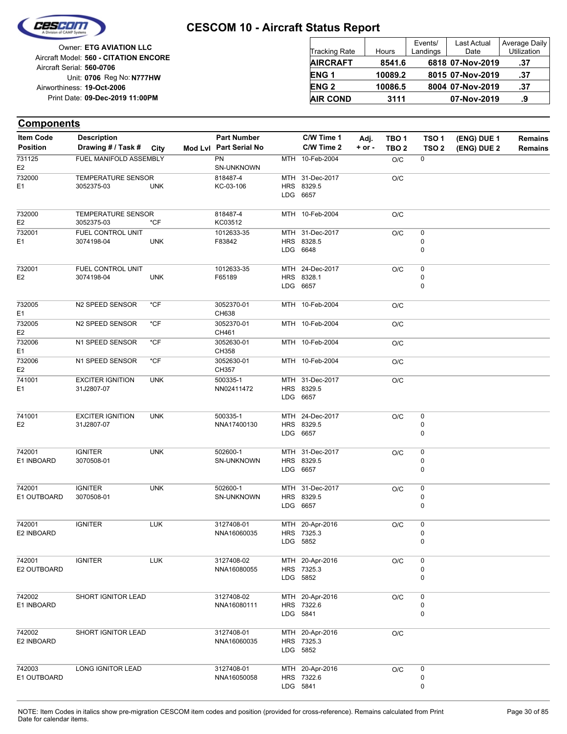# CESCOM 10 - Aircraft Status Report

Owner: **ETG AVIATION LLC**
Aircraft Model: **560 - CITATION ENCORE**
Aircraft Serial: **560-0706**
Unit: **0706** Reg No: **N777HW**
Airworthiness: **19-Oct-2006**
Print Date: **09-Dec-2019 11:00PM**

| Tracking Rate | Hours | Events/ Landings | Last Actual Date | Average Daily Utilization |
|---|---|---|---|---|
| **AIRCRAFT** | **8541.6** | **6818** | **07-Nov-2019** | **.37** |
| **ENG 1** | **10089.2** | **8015** | **07-Nov-2019** | **.37** |
| **ENG 2** | **10086.5** | **8004** | **07-Nov-2019** | **.37** |
| **AIR COND** | **3111** | | **07-Nov-2019** | **.9** |

## Components

| Item Code / Position | Description / Drawing # / Task # | City | Mod Lvl | Part Number / Part Serial No | C/W Time 1 / C/W Time 2 | Adj. + or - | TBO 1 / TBO 2 | TSO 1 / TSO 2 | (ENG) DUE 1 / (ENG) DUE 2 | Remains / Remains |
|---|---|---|---|---|---|---|---|---|---|---|
| 731125<br>E2 | FUEL MANIFOLD ASSEMBLY | | | PN<br>SN-UNKNOWN | MTH 10-Feb-2004 | | O/C | 0 | | |
| 732000<br>E1 | TEMPERATURE SENSOR<br>3052375-03 | UNK | | 818487-4<br>KC-03-106 | MTH 31-Dec-2017<br>HRS 8329.5<br>LDG 6657 | | O/C | | | |
| 732000<br>E2 | TEMPERATURE SENSOR<br>3052375-03 | *CF | | 818487-4<br>KC03512 | MTH 10-Feb-2004 | | O/C | | | |
| 732001<br>E1 | FUEL CONTROL UNIT<br>3074198-04 | UNK | | 1012633-35<br>F83842 | MTH 31-Dec-2017<br>HRS 8328.5<br>LDG 6648 | | O/C | 0<br>0<br>0 | | |
| 732001<br>E2 | FUEL CONTROL UNIT<br>3074198-04 | UNK | | 1012633-35<br>F65189 | MTH 24-Dec-2017<br>HRS 8328.1<br>LDG 6657 | | O/C | 0<br>0<br>0 | | |
| 732005<br>E1 | N2 SPEED SENSOR | *CF | | 3052370-01<br>CH638 | MTH 10-Feb-2004 | | O/C | | | |
| 732005<br>E2 | N2 SPEED SENSOR | *CF | | 3052370-01<br>CH461 | MTH 10-Feb-2004 | | O/C | | | |
| 732006<br>E1 | N1 SPEED SENSOR | *CF | | 3052630-01<br>CH358 | MTH 10-Feb-2004 | | O/C | | | |
| 732006<br>E2 | N1 SPEED SENSOR | *CF | | 3052630-01<br>CH357 | MTH 10-Feb-2004 | | O/C | | | |
| 741001<br>E1 | EXCITER IGNITION<br>31J2807-07 | UNK | | 500335-1<br>NN02411472 | MTH 31-Dec-2017<br>HRS 8329.5<br>LDG 6657 | | O/C | | | |
| 741001<br>E2 | EXCITER IGNITION<br>31J2807-07 | UNK | | 500335-1<br>NNA17400130 | MTH 24-Dec-2017<br>HRS 8329.5<br>LDG 6657 | | O/C | 0<br>0<br>0 | | |
| 742001<br>E1 INBOARD | IGNITER<br>3070508-01 | UNK | | 502600-1<br>SN-UNKNOWN | MTH 31-Dec-2017<br>HRS 8329.5<br>LDG 6657 | | O/C | 0<br>0<br>0 | | |
| 742001<br>E1 OUTBOARD | IGNITER<br>3070508-01 | UNK | | 502600-1<br>SN-UNKNOWN | MTH 31-Dec-2017<br>HRS 8329.5<br>LDG 6657 | | O/C | 0<br>0<br>0 | | |
| 742001<br>E2 INBOARD | IGNITER | LUK | | 3127408-01<br>NNA16060035 | MTH 20-Apr-2016<br>HRS 7325.3<br>LDG 5852 | | O/C | 0<br>0<br>0 | | |
| 742001<br>E2 OUTBOARD | IGNITER | LUK | | 3127408-02<br>NNA16080055 | MTH 20-Apr-2016<br>HRS 7325.3<br>LDG 5852 | | O/C | 0<br>0<br>0 | | |
| 742002<br>E1 INBOARD | SHORT IGNITOR LEAD | | | 3127408-02<br>NNA16080111 | MTH 20-Apr-2016<br>HRS 7322.6<br>LDG 5841 | | O/C | 0<br>0<br>0 | | |
| 742002<br>E2 INBOARD | SHORT IGNITOR LEAD | | | 3127408-01<br>NNA16060035 | MTH 20-Apr-2016<br>HRS 7325.3<br>LDG 5852 | | O/C | | | |
| 742003<br>E1 OUTBOARD | LONG IGNITOR LEAD | | | 3127408-01<br>NNA16050058 | MTH 20-Apr-2016<br>HRS 7322.6<br>LDG 5841 | | O/C | 0<br>0<br>0 | | |

NOTE: Item Codes in italics show pre-migration CESCOM item codes and position (provided for cross-reference). Remains calculated from Print Date for calendar items.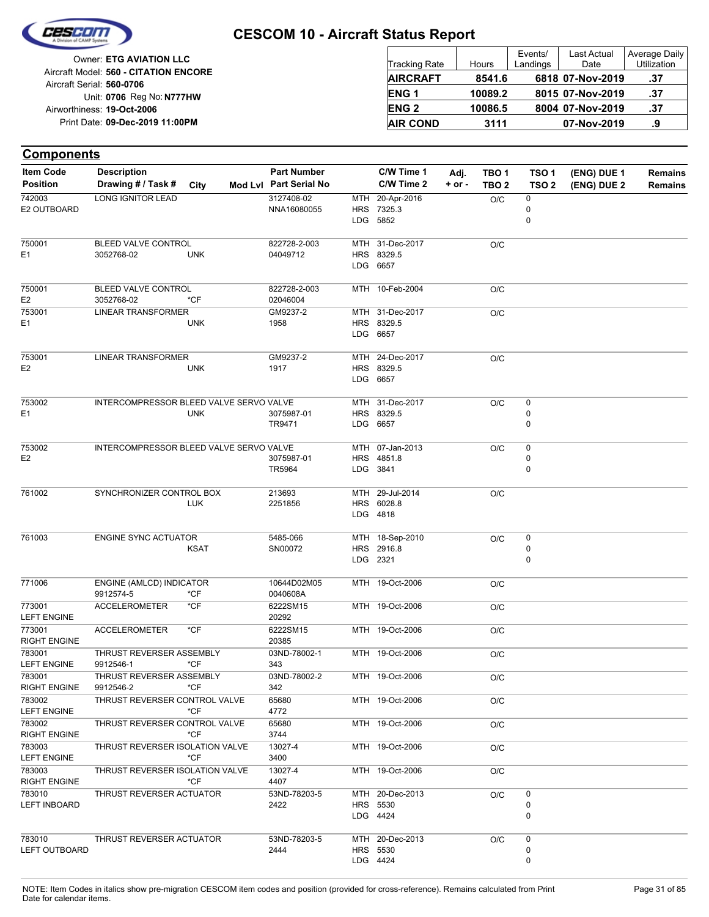# CESCOM 10 - Aircraft Status Report

Owner: **ETG AVIATION LLC**
Aircraft Model: **560 - CITATION ENCORE**
Aircraft Serial: **560-0706**
Unit: **0706** Reg No: **N777HW**
Airworthiness: **19-Oct-2006**
Print Date: **09-Dec-2019 11:00PM**

| Tracking Rate | Hours | Events/ Landings | Last Actual Date | Average Daily Utilization |
|---|---|---|---|---|
| **AIRCRAFT** | **8541.6** | **6818** | **07-Nov-2019** | **.37** |
| **ENG 1** | **10089.2** | **8015** | **07-Nov-2019** | **.37** |
| **ENG 2** | **10086.5** | **8004** | **07-Nov-2019** | **.37** |
| **AIR COND** | **3111** | | **07-Nov-2019** | **.9** |

## Components

| Item Code / Position | Description / Drawing # / Task # | City | Mod Lvl | Part Number / Part Serial No | C/W Time 1 / C/W Time 2 | Adj. + or - | TBO 1 / TBO 2 | TSO 1 / TSO 2 | (ENG) DUE 1 / (ENG) DUE 2 | Remains / Remains |
|---|---|---|---|---|---|---|---|---|---|---|
| 742003<br>E2 OUTBOARD | LONG IGNITOR LEAD | | | 3127408-02<br>NNA16080055 | MTH 20-Apr-2016<br>HRS 7325.3<br>LDG 5852 | | O/C | 0<br>0<br>0 | | |
| 750001<br>E1 | BLEED VALVE CONTROL<br>3052768-02 | UNK | | 822728-2-003<br>04049712 | MTH 31-Dec-2017<br>HRS 8329.5<br>LDG 6657 | | O/C | | | |
| 750001<br>E2 | BLEED VALVE CONTROL<br>3052768-02 | *CF | | 822728-2-003<br>02046004 | MTH 10-Feb-2004 | | O/C | | | |
| 753001<br>E1 | LINEAR TRANSFORMER | UNK | | GM9237-2<br>1958 | MTH 31-Dec-2017<br>HRS 8329.5<br>LDG 6657 | | O/C | | | |
| 753001<br>E2 | LINEAR TRANSFORMER | UNK | | GM9237-2<br>1917 | MTH 24-Dec-2017<br>HRS 8329.5<br>LDG 6657 | | O/C | | | |
| 753002<br>E1 | INTERCOMPRESSOR BLEED VALVE SERVO VALVE | UNK | | 3075987-01<br>TR9471 | MTH 31-Dec-2017<br>HRS 8329.5<br>LDG 6657 | | O/C | 0<br>0<br>0 | | |
| 753002<br>E2 | INTERCOMPRESSOR BLEED VALVE SERVO VALVE | | | 3075987-01<br>TR5964 | MTH 07-Jan-2013<br>HRS 4851.8<br>LDG 3841 | | O/C | 0<br>0<br>0 | | |
| 761002 | SYNCHRONIZER CONTROL BOX | LUK | | 213693<br>2251856 | MTH 29-Jul-2014<br>HRS 6028.8<br>LDG 4818 | | O/C | | | |
| 761003 | ENGINE SYNC ACTUATOR | KSAT | | 5485-066<br>SN00072 | MTH 18-Sep-2010<br>HRS 2916.8<br>LDG 2321 | | O/C | 0<br>0<br>0 | | |
| 771006 | ENGINE (AMLCD) INDICATOR<br>9912574-5 | *CF | | 10644D02M05<br>0040608A | MTH 19-Oct-2006 | | O/C | | | |
| 773001<br>LEFT ENGINE | ACCELEROMETER | *CF | | 6222SM15<br>20292 | MTH 19-Oct-2006 | | O/C | | | |
| 773001<br>RIGHT ENGINE | ACCELEROMETER | *CF | | 6222SM15<br>20385 | MTH 19-Oct-2006 | | O/C | | | |
| 783001<br>LEFT ENGINE | THRUST REVERSER ASSEMBLY<br>9912546-1 | *CF | | 03ND-78002-1<br>343 | MTH 19-Oct-2006 | | O/C | | | |
| 783001<br>RIGHT ENGINE | THRUST REVERSER ASSEMBLY<br>9912546-2 | *CF | | 03ND-78002-2<br>342 | MTH 19-Oct-2006 | | O/C | | | |
| 783002<br>LEFT ENGINE | THRUST REVERSER CONTROL VALVE | *CF | | 65680<br>4772 | MTH 19-Oct-2006 | | O/C | | | |
| 783002<br>RIGHT ENGINE | THRUST REVERSER CONTROL VALVE | *CF | | 65680<br>3744 | MTH 19-Oct-2006 | | O/C | | | |
| 783003<br>LEFT ENGINE | THRUST REVERSER ISOLATION VALVE | *CF | | 13027-4<br>3400 | MTH 19-Oct-2006 | | O/C | | | |
| 783003<br>RIGHT ENGINE | THRUST REVERSER ISOLATION VALVE | *CF | | 13027-4<br>4407 | MTH 19-Oct-2006 | | O/C | | | |
| 783010<br>LEFT INBOARD | THRUST REVERSER ACTUATOR | | | 53ND-78203-5<br>2422 | MTH 20-Dec-2013<br>HRS 5530<br>LDG 4424 | | O/C | 0<br>0<br>0 | | |
| 783010<br>LEFT OUTBOARD | THRUST REVERSER ACTUATOR | | | 53ND-78203-5<br>2444 | MTH 20-Dec-2013<br>HRS 5530<br>LDG 4424 | | O/C | 0<br>0<br>0 | | |

NOTE: Item Codes in italics show pre-migration CESCOM item codes and position (provided for cross-reference). Remains calculated from Print Date for calendar items.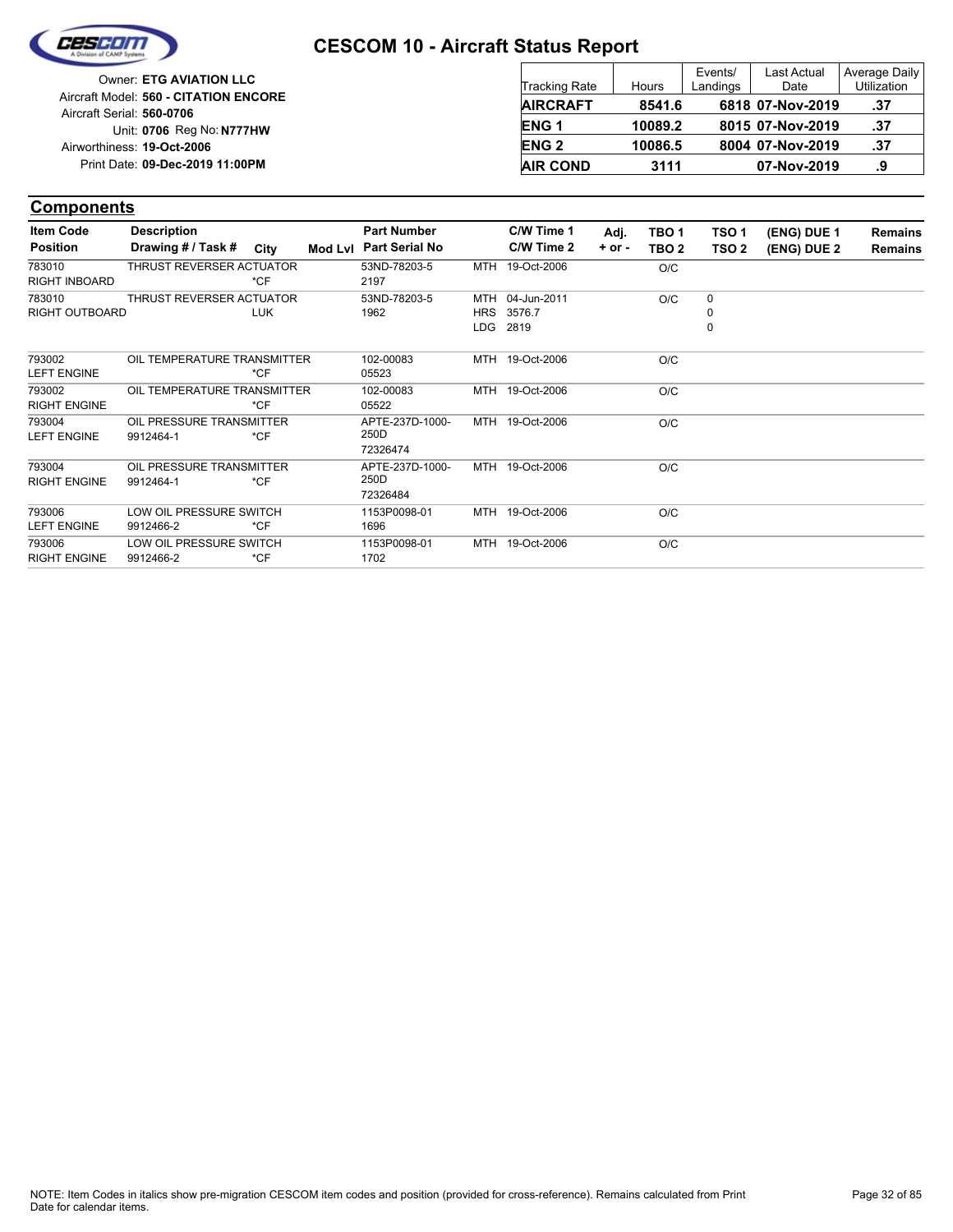# CESCOM 10 - Aircraft Status Report

Owner: **ETG AVIATION LLC**
Aircraft Model: **560 - CITATION ENCORE**
Aircraft Serial: **560-0706**
Unit: **0706** Reg No: **N777HW**
Airworthiness: **19-Oct-2006**
Print Date: **09-Dec-2019 11:00PM**

| Tracking Rate | Hours | Events/ Landings | Last Actual Date | Average Daily Utilization |
|---|---|---|---|---|
| **AIRCRAFT** | **8541.6** | **6818** | **07-Nov-2019** | **.37** |
| **ENG 1** | **10089.2** | **8015** | **07-Nov-2019** | **.37** |
| **ENG 2** | **10086.5** | **8004** | **07-Nov-2019** | **.37** |
| **AIR COND** | **3111** | | **07-Nov-2019** | **.9** |

## Components

| Item Code / Position | Description / Drawing # / Task # | City | Mod Lvl | Part Number / Part Serial No | | C/W Time 1 / C/W Time 2 | Adj. + or - | TBO 1 / TBO 2 | TSO 1 / TSO 2 | (ENG) DUE 1 / (ENG) DUE 2 | Remains / Remains |
|---|---|---|---|---|---|---|---|---|---|---|---|
| 783010<br>RIGHT INBOARD | THRUST REVERSER ACTUATOR | *CF | | 53ND-78203-5<br>2197 | MTH | 19-Oct-2006 | | O/C | | | |
| 783010<br>RIGHT OUTBOARD | THRUST REVERSER ACTUATOR | LUK | | 53ND-78203-5<br>1962 | MTH<br>HRS<br>LDG | 04-Jun-2011<br>3576.7<br>2819 | | O/C | 0<br>0<br>0 | | |
| 793002<br>LEFT ENGINE | OIL TEMPERATURE TRANSMITTER | *CF | | 102-00083<br>05523 | MTH | 19-Oct-2006 | | O/C | | | |
| 793002<br>RIGHT ENGINE | OIL TEMPERATURE TRANSMITTER | *CF | | 102-00083<br>05522 | MTH | 19-Oct-2006 | | O/C | | | |
| 793004<br>LEFT ENGINE | OIL PRESSURE TRANSMITTER<br>9912464-1 | *CF | | APTE-237D-1000-250D<br>72326474 | MTH | 19-Oct-2006 | | O/C | | | |
| 793004<br>RIGHT ENGINE | OIL PRESSURE TRANSMITTER<br>9912464-1 | *CF | | APTE-237D-1000-250D<br>72326484 | MTH | 19-Oct-2006 | | O/C | | | |
| 793006<br>LEFT ENGINE | LOW OIL PRESSURE SWITCH<br>9912466-2 | *CF | | 1153P0098-01<br>1696 | MTH | 19-Oct-2006 | | O/C | | | |
| 793006<br>RIGHT ENGINE | LOW OIL PRESSURE SWITCH<br>9912466-2 | *CF | | 1153P0098-01<br>1702 | MTH | 19-Oct-2006 | | O/C | | | |

NOTE: Item Codes in italics show pre-migration CESCOM item codes and position (provided for cross-reference). Remains calculated from Print Date for calendar items.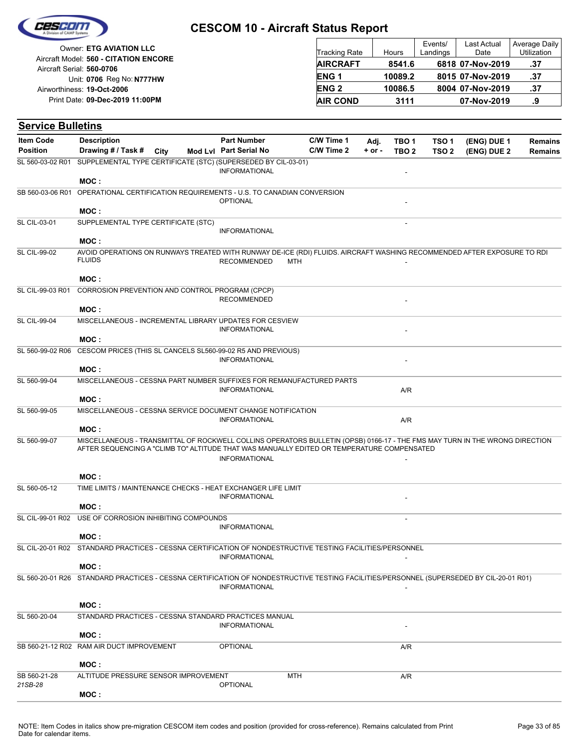# CESCOM 10 - Aircraft Status Report

Owner: **ETG AVIATION LLC**
Aircraft Model: **560 - CITATION ENCORE**
Aircraft Serial: **560-0706**
Unit: **0706** Reg No: **N777HW**
Airworthiness: **19-Oct-2006**
Print Date: **09-Dec-2019 11:00PM**

| Tracking Rate | Hours | Events/ Landings | Last Actual Date | Average Daily Utilization |
|---|---|---|---|---|
| **AIRCRAFT** | **8541.6** | **6818** | **07-Nov-2019** | **.37** |
| **ENG 1** | **10089.2** | **8015** | **07-Nov-2019** | **.37** |
| **ENG 2** | **10086.5** | **8004** | **07-Nov-2019** | **.37** |
| **AIR COND** | **3111** | | **07-Nov-2019** | **.9** |

## Service Bulletins

| Item Code / Position | Description / Drawing # / Task # | City | Mod Lvl | Part Number / Part Serial No | C/W Time 1 / C/W Time 2 | Adj. + or - | TBO 1 / TBO 2 | TSO 1 / TSO 2 | (ENG) DUE 1 / (ENG) DUE 2 | Remains / Remains |
|---|---|---|---|---|---|---|---|---|---|---|
| SL 560-03-02 R01 | SUPPLEMENTAL TYPE CERTIFICATE (STC) (SUPERSEDED BY CIL-03-01) | | | INFORMATIONAL | | | - | | | |
| | MOC : | | | | | | | | | |
| SB 560-03-06 R01 | OPERATIONAL CERTIFICATION REQUIREMENTS - U.S. TO CANADIAN CONVERSION | | | OPTIONAL | | | - | | | |
| | MOC : | | | | | | | | | |
| SL CIL-03-01 | SUPPLEMENTAL TYPE CERTIFICATE (STC) | | | INFORMATIONAL | | | - | | | |
| | MOC : | | | | | | | | | |
| SL CIL-99-02 | AVOID OPERATIONS ON RUNWAYS TREATED WITH RUNWAY DE-ICE (RDI) FLUIDS. AIRCRAFT WASHING RECOMMENDED AFTER EXPOSURE TO RDI FLUIDS | | | RECOMMENDED | MTH | | - | | | |
| | MOC : | | | | | | | | | |
| SL CIL-99-03 R01 | CORROSION PREVENTION AND CONTROL PROGRAM (CPCP) | | | RECOMMENDED | | | - | | | |
| | MOC : | | | | | | | | | |
| SL CIL-99-04 | MISCELLANEOUS - INCREMENTAL LIBRARY UPDATES FOR CESVIEW | | | INFORMATIONAL | | | - | | | |
| | MOC : | | | | | | | | | |
| SL 560-99-02 R06 | CESCOM PRICES (THIS SL CANCELS SL560-99-02 R5 AND PREVIOUS) | | | INFORMATIONAL | | | - | | | |
| | MOC : | | | | | | | | | |
| SL 560-99-04 | MISCELLANEOUS - CESSNA PART NUMBER SUFFIXES FOR REMANUFACTURED PARTS | | | INFORMATIONAL | | | A/R | | | |
| | MOC : | | | | | | | | | |
| SL 560-99-05 | MISCELLANEOUS - CESSNA SERVICE DOCUMENT CHANGE NOTIFICATION | | | INFORMATIONAL | | | A/R | | | |
| | MOC : | | | | | | | | | |
| SL 560-99-07 | MISCELLANEOUS - TRANSMITTAL OF ROCKWELL COLLINS OPERATORS BULLETIN (OPSB) 0166-17 - THE FMS MAY TURN IN THE WRONG DIRECTION AFTER SEQUENCING A "CLIMB TO" ALTITUDE THAT WAS MANUALLY EDITED OR TEMPERATURE COMPENSATED | | | INFORMATIONAL | | | - | | | |
| | MOC : | | | | | | | | | |
| SL 560-05-12 | TIME LIMITS / MAINTENANCE CHECKS - HEAT EXCHANGER LIFE LIMIT | | | INFORMATIONAL | | | - | | | |
| | MOC : | | | | | | | | | |
| SL CIL-99-01 R02 | USE OF CORROSION INHIBITING COMPOUNDS | | | INFORMATIONAL | | | - | | | |
| | MOC : | | | | | | | | | |
| SL CIL-20-01 R02 | STANDARD PRACTICES - CESSNA CERTIFICATION OF NONDESTRUCTIVE TESTING FACILITIES/PERSONNEL | | | INFORMATIONAL | | | - | | | |
| | MOC : | | | | | | | | | |
| SL 560-20-01 R26 | STANDARD PRACTICES - CESSNA CERTIFICATION OF NONDESTRUCTIVE TESTING FACILITIES/PERSONNEL (SUPERSEDED BY CIL-20-01 R01) | | | INFORMATIONAL | | | - | | | |
| | MOC : | | | | | | | | | |
| SL 560-20-04 | STANDARD PRACTICES - CESSNA STANDARD PRACTICES MANUAL | | | INFORMATIONAL | | | - | | | |
| | MOC : | | | | | | | | | |
| SB 560-21-12 R02 | RAM AIR DUCT IMPROVEMENT | | | OPTIONAL | | | A/R | | | |
| | MOC : | | | | | | | | | |
| SB 560-21-28 / *21SB-28* | ALTITUDE PRESSURE SENSOR IMPROVEMENT | | | OPTIONAL | MTH | | A/R | | | |
| | MOC : | | | | | | | | | |

NOTE: Item Codes in italics show pre-migration CESCOM item codes and position (provided for cross-reference). Remains calculated from Print Date for calendar items.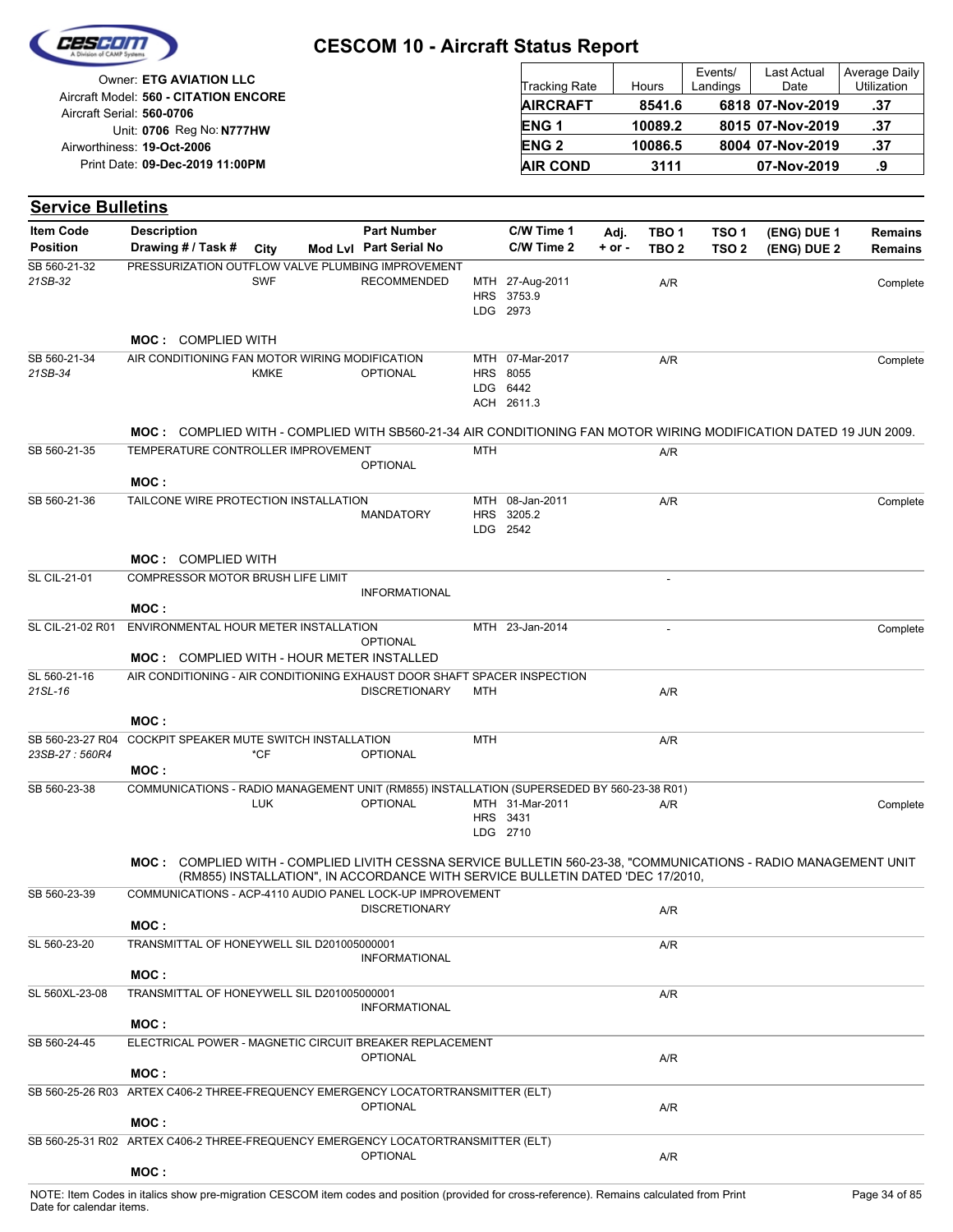# CESCOM 10 - Aircraft Status Report

Owner: **ETG AVIATION LLC**
Aircraft Model: **560 - CITATION ENCORE**
Aircraft Serial: **560-0706**
Unit: **0706** Reg No: **N777HW**
Airworthiness: **19-Oct-2006**
Print Date: **09-Dec-2019 11:00PM**

| Tracking Rate | Hours | Events/ Landings | Last Actual Date | Average Daily Utilization |
|---|---|---|---|---|
| **AIRCRAFT** | **8541.6** | **6818** | **07-Nov-2019** | **.37** |
| **ENG 1** | **10089.2** | **8015** | **07-Nov-2019** | **.37** |
| **ENG 2** | **10086.5** | **8004** | **07-Nov-2019** | **.37** |
| **AIR COND** | **3111** | | **07-Nov-2019** | **.9** |

## Service Bulletins

| Item Code / Position | Description / Drawing # / Task # | City | Mod Lvl | Part Number / Part Serial No | C/W Time 1 / C/W Time 2 | Adj. + or - | TBO 1 / TBO 2 | TSO 1 / TSO 2 | (ENG) DUE 1 / (ENG) DUE 2 | Remains / Remains |
|---|---|---|---|---|---|---|---|---|---|---|
| SB 560-21-32 / *21SB-32* | PRESSURIZATION OUTFLOW VALVE PLUMBING IMPROVEMENT | SWF | | RECOMMENDED | MTH 27-Aug-2011 / HRS 3753.9 / LDG 2973 | | A/R | | | Complete |
| | **MOC :** COMPLIED WITH | | | | | | | | | |
| SB 560-21-34 / *21SB-34* | AIR CONDITIONING FAN MOTOR WIRING MODIFICATION | KMKE | | OPTIONAL | MTH 07-Mar-2017 / HRS 8055 / LDG 6442 / ACH 2611.3 | | A/R | | | Complete |
| | **MOC :** COMPLIED WITH - COMPLIED WITH SB560-21-34 AIR CONDITIONING FAN MOTOR WIRING MODIFICATION DATED 19 JUN 2009. | | | | | | | | | |
| SB 560-21-35 | TEMPERATURE CONTROLLER IMPROVEMENT | | | OPTIONAL | MTH | | A/R | | | |
| | **MOC :** | | | | | | | | | |
| SB 560-21-36 | TAILCONE WIRE PROTECTION INSTALLATION | | | MANDATORY | MTH 08-Jan-2011 / HRS 3205.2 / LDG 2542 | | A/R | | | Complete |
| | **MOC :** COMPLIED WITH | | | | | | | | | |
| SL CIL-21-01 | COMPRESSOR MOTOR BRUSH LIFE LIMIT | | | INFORMATIONAL | | | - | | | |
| | **MOC :** | | | | | | | | | |
| SL CIL-21-02 R01 | ENVIRONMENTAL HOUR METER INSTALLATION | | | OPTIONAL | MTH 23-Jan-2014 | | - | | | Complete |
| | **MOC :** COMPLIED WITH - HOUR METER INSTALLED | | | | | | | | | |
| SL 560-21-16 / *21SL-16* | AIR CONDITIONING - AIR CONDITIONING EXHAUST DOOR SHAFT SPACER INSPECTION | | | DISCRETIONARY | MTH | | A/R | | | |
| | **MOC :** | | | | | | | | | |
| SB 560-23-27 R04 / *23SB-27 : 560R4* | COCKPIT SPEAKER MUTE SWITCH INSTALLATION | *CF | | OPTIONAL | MTH | | A/R | | | |
| | **MOC :** | | | | | | | | | |
| SB 560-23-38 | COMMUNICATIONS - RADIO MANAGEMENT UNIT (RM855) INSTALLATION (SUPERSEDED BY 560-23-38 R01) | LUK | | OPTIONAL | MTH 31-Mar-2011 / HRS 3431 / LDG 2710 | | A/R | | | Complete |
| | **MOC :** COMPLIED WITH - COMPLIED LIVITH CESSNA SERVICE BULLETIN 560-23-38, "COMMUNICATIONS - RADIO MANAGEMENT UNIT (RM855) INSTALLATION", IN ACCORDANCE WITH SERVICE BULLETIN DATED 'DEC 17/2010, | | | | | | | | | |
| SB 560-23-39 | COMMUNICATIONS - ACP-4110 AUDIO PANEL LOCK-UP IMPROVEMENT | | | DISCRETIONARY | | | A/R | | | |
| | **MOC :** | | | | | | | | | |
| SL 560-23-20 | TRANSMITTAL OF HONEYWELL SIL D201005000001 | | | INFORMATIONAL | | | A/R | | | |
| | **MOC :** | | | | | | | | | |
| SL 560XL-23-08 | TRANSMITTAL OF HONEYWELL SIL D201005000001 | | | INFORMATIONAL | | | A/R | | | |
| | **MOC :** | | | | | | | | | |
| SB 560-24-45 | ELECTRICAL POWER - MAGNETIC CIRCUIT BREAKER REPLACEMENT | | | OPTIONAL | | | A/R | | | |
| | **MOC :** | | | | | | | | | |
| SB 560-25-26 R03 | ARTEX C406-2 THREE-FREQUENCY EMERGENCY LOCATORTRANSMITTER (ELT) | | | OPTIONAL | | | A/R | | | |
| | **MOC :** | | | | | | | | | |
| SB 560-25-31 R02 | ARTEX C406-2 THREE-FREQUENCY EMERGENCY LOCATORTRANSMITTER (ELT) | | | OPTIONAL | | | A/R | | | |
| | **MOC :** | | | | | | | | | |

NOTE: Item Codes in italics show pre-migration CESCOM item codes and position (provided for cross-reference). Remains calculated from Print Date for calendar items.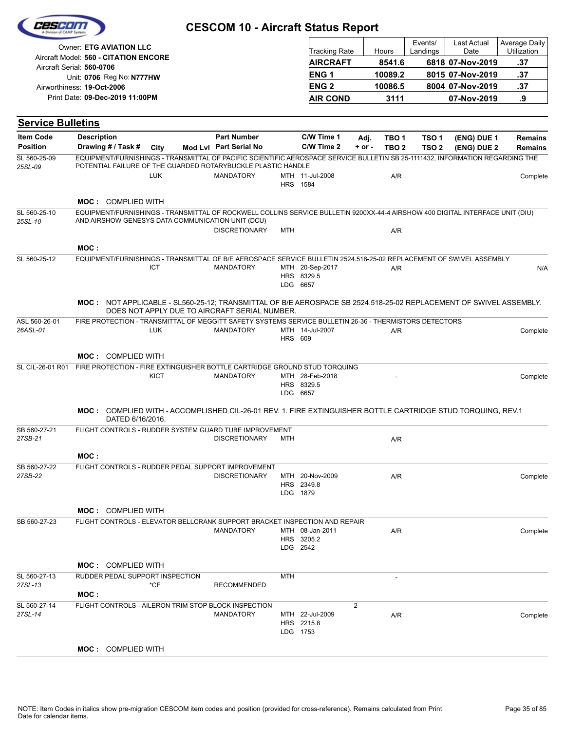# CESCOM 10 - Aircraft Status Report

Owner: **ETG AVIATION LLC**
Aircraft Model: **560 - CITATION ENCORE**
Aircraft Serial: **560-0706**
Unit: **0706** Reg No: **N777HW**
Airworthiness: **19-Oct-2006**
Print Date: **09-Dec-2019 11:00PM**

| Tracking Rate | Hours | Events/ Landings | Last Actual Date | Average Daily Utilization |
|---|---|---|---|---|
| **AIRCRAFT** | **8541.6** | **6818** | **07-Nov-2019** | **.37** |
| **ENG 1** | **10089.2** | **8015** | **07-Nov-2019** | **.37** |
| **ENG 2** | **10086.5** | **8004** | **07-Nov-2019** | **.37** |
| **AIR COND** | **3111** | | **07-Nov-2019** | **.9** |

## Service Bulletins

| Item Code / Position | Description / Drawing # / Task # | City | Mod Lvl | Part Number / Part Serial No | C/W Time 1 / C/W Time 2 | Adj. + or - | TBO 1 / TBO 2 | TSO 1 / TSO 2 | (ENG) DUE 1 / (ENG) DUE 2 | Remains / Remains |
|---|---|---|---|---|---|---|---|---|---|---|
| SL 560-25-09 *25SL-09* | EQUIPMENT/FURNISHINGS - TRANSMITTAL OF PACIFIC SCIENTIFIC AEROSPACE SERVICE BULLETIN SB 25-1111432, INFORMATION REGARDING THE POTENTIAL FAILURE OF THE GUARDED ROTARYBUCKLE PLASTIC HANDLE | LUK | | MANDATORY | MTH 11-Jul-2008 HRS 1584 | | A/R | | | Complete |
| | **MOC :** COMPLIED WITH | | | | | | | | | |
| SL 560-25-10 *25SL-10* | EQUIPMENT/FURNISHINGS - TRANSMITTAL OF ROCKWELL COLLINS SERVICE BULLETIN 9200XX-44-4 AIRSHOW 400 DIGITAL INTERFACE UNIT (DIU) AND AIRSHOW GENESYS DATA COMMUNICATION UNIT (DCU) | | | DISCRETIONARY | MTH | | A/R | | | |
| | **MOC :** | | | | | | | | | |
| SL 560-25-12 | EQUIPMENT/FURNISHINGS - TRANSMITTAL OF B/E AEROSPACE SERVICE BULLETIN 2524.518-25-02 REPLACEMENT OF SWIVEL ASSEMBLY | ICT | | MANDATORY | MTH 20-Sep-2017 HRS 8329.5 LDG 6657 | | A/R | | | N/A |
| | **MOC :** NOT APPLICABLE - SL560-25-12; TRANSMITTAL OF B/E AEROSPACE SB 2524.518-25-02 REPLACEMENT OF SWIVEL ASSEMBLY. DOES NOT APPLY DUE TO AIRCRAFT SERIAL NUMBER. | | | | | | | | | |
| ASL 560-26-01 *26ASL-01* | FIRE PROTECTION - TRANSMITTAL OF MEGGITT SAFETY SYSTEMS SERVICE BULLETIN 26-36 - THERMISTORS DETECTORS | LUK | | MANDATORY | MTH 14-Jul-2007 HRS 609 | | A/R | | | Complete |
| | **MOC :** COMPLIED WITH | | | | | | | | | |
| SL CIL-26-01 R01 | FIRE PROTECTION - FIRE EXTINGUISHER BOTTLE CARTRIDGE GROUND STUD TORQUING | KICT | | MANDATORY | MTH 28-Feb-2018 HRS 8329.5 LDG 6657 | | - | | | Complete |
| | **MOC :** COMPLIED WITH - ACCOMPLISHED CIL-26-01 REV. 1. FIRE EXTINGUISHER BOTTLE CARTRIDGE STUD TORQUING, REV.1 DATED 6/16/2016. | | | | | | | | | |
| SB 560-27-21 *27SB-21* | FLIGHT CONTROLS - RUDDER SYSTEM GUARD TUBE IMPROVEMENT | | | DISCRETIONARY | MTH | | A/R | | | |
| | **MOC :** | | | | | | | | | |
| SB 560-27-22 *27SB-22* | FLIGHT CONTROLS - RUDDER PEDAL SUPPORT IMPROVEMENT | | | DISCRETIONARY | MTH 20-Nov-2009 HRS 2349.8 LDG 1879 | | A/R | | | Complete |
| | **MOC :** COMPLIED WITH | | | | | | | | | |
| SB 560-27-23 | FLIGHT CONTROLS - ELEVATOR BELLCRANK SUPPORT BRACKET INSPECTION AND REPAIR | | | MANDATORY | MTH 08-Jan-2011 HRS 3205.2 LDG 2542 | | A/R | | | Complete |
| | **MOC :** COMPLIED WITH | | | | | | | | | |
| SL 560-27-13 *27SL-13* | RUDDER PEDAL SUPPORT INSPECTION | *CF | | RECOMMENDED | MTH | | - | | | |
| | **MOC :** | | | | | | | | | |
| SL 560-27-14 *27SL-14* | FLIGHT CONTROLS - AILERON TRIM STOP BLOCK INSPECTION | | | MANDATORY | MTH 22-Jul-2009 HRS 2215.8 LDG 1753 | 2 | A/R | | | Complete |
| | **MOC :** COMPLIED WITH | | | | | | | | | |

NOTE: Item Codes in italics show pre-migration CESCOM item codes and position (provided for cross-reference). Remains calculated from Print Date for calendar items.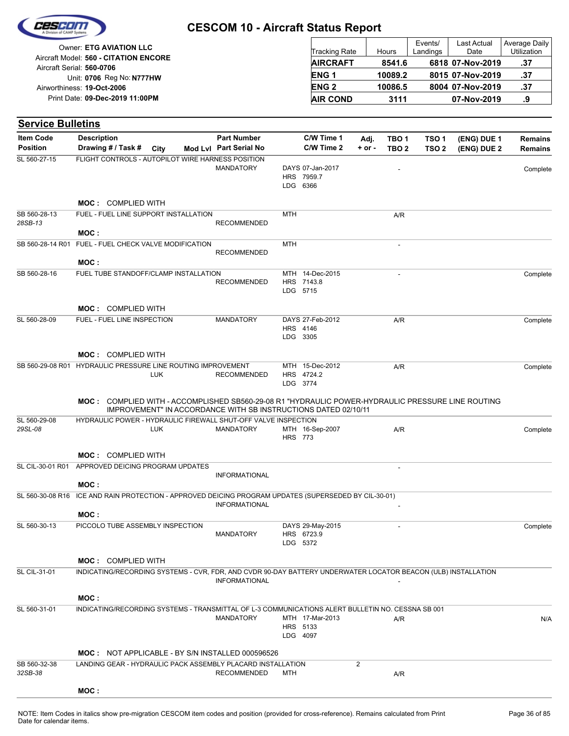# CESCOM 10 - Aircraft Status Report

Owner: **ETG AVIATION LLC**
Aircraft Model: **560 - CITATION ENCORE**
Aircraft Serial: **560-0706**
Unit: **0706** Reg No: **N777HW**
Airworthiness: **19-Oct-2006**
Print Date: **09-Dec-2019 11:00PM**

| Tracking Rate | Hours | Events/ Landings | Last Actual Date | Average Daily Utilization |
|---|---|---|---|---|
| **AIRCRAFT** | **8541.6** | **6818** | **07-Nov-2019** | **.37** |
| **ENG 1** | **10089.2** | **8015** | **07-Nov-2019** | **.37** |
| **ENG 2** | **10086.5** | **8004** | **07-Nov-2019** | **.37** |
| **AIR COND** | **3111** | | **07-Nov-2019** | **.9** |

## Service Bulletins

| Item Code / Position | Description / Drawing # / Task # | City | Mod Lvl | Part Number / Part Serial No | C/W Time 1 / C/W Time 2 | Adj. + or - | TBO 1 / TBO 2 | TSO 1 / TSO 2 | (ENG) DUE 1 / (ENG) DUE 2 | Remains / Remains |
|---|---|---|---|---|---|---|---|---|---|---|
| SL 560-27-15 | FLIGHT CONTROLS - AUTOPILOT WIRE HARNESS POSITION | | | MANDATORY | DAYS 07-Jan-2017<br>HRS 7959.7<br>LDG 6366 | | - | | | Complete |
| | **MOC :** COMPLIED WITH | | | | | | | | | |
| SB 560-28-13<br>*28SB-13* | FUEL - FUEL LINE SUPPORT INSTALLATION | | | RECOMMENDED | MTH | | A/R | | | |
| | **MOC :** | | | | | | | | | |
| SB 560-28-14 R01 | FUEL - FUEL CHECK VALVE MODIFICATION | | | RECOMMENDED | MTH | | - | | | |
| | **MOC :** | | | | | | | | | |
| SB 560-28-16 | FUEL TUBE STANDOFF/CLAMP INSTALLATION | | | RECOMMENDED | MTH 14-Dec-2015<br>HRS 7143.8<br>LDG 5715 | | - | | | Complete |
| | **MOC :** COMPLIED WITH | | | | | | | | | |
| SL 560-28-09 | FUEL - FUEL LINE INSPECTION | | | MANDATORY | DAYS 27-Feb-2012<br>HRS 4146<br>LDG 3305 | | A/R | | | Complete |
| | **MOC :** COMPLIED WITH | | | | | | | | | |
| SB 560-29-08 R01 | HYDRAULIC PRESSURE LINE ROUTING IMPROVEMENT | LUK | | RECOMMENDED | MTH 15-Dec-2012<br>HRS 4724.2<br>LDG 3774 | | A/R | | | Complete |
| | **MOC :** COMPLIED WITH - ACCOMPLISHED SB560-29-08 R1 "HYDRAULIC POWER-HYDRAULIC PRESSURE LINE ROUTING IMPROVEMENT" IN ACCORDANCE WITH SB INSTRUCTIONS DATED 02/10/11 | | | | | | | | | |
| SL 560-29-08<br>*29SL-08* | HYDRAULIC POWER - HYDRAULIC FIREWALL SHUT-OFF VALVE INSPECTION | LUK | | MANDATORY | MTH 16-Sep-2007<br>HRS 773 | | A/R | | | Complete |
| | **MOC :** COMPLIED WITH | | | | | | | | | |
| SL CIL-30-01 R01 | APPROVED DEICING PROGRAM UPDATES | | | INFORMATIONAL | | | - | | | |
| | **MOC :** | | | | | | | | | |
| SL 560-30-08 R16 | ICE AND RAIN PROTECTION - APPROVED DEICING PROGRAM UPDATES (SUPERSEDED BY CIL-30-01) | | | INFORMATIONAL | | | - | | | |
| | **MOC :** | | | | | | | | | |
| SL 560-30-13 | PICCOLO TUBE ASSEMBLY INSPECTION | | | MANDATORY | DAYS 29-May-2015<br>HRS 6723.9<br>LDG 5372 | | - | | | Complete |
| | **MOC :** COMPLIED WITH | | | | | | | | | |
| SL CIL-31-01 | INDICATING/RECORDING SYSTEMS - CVR, FDR, AND CVDR 90-DAY BATTERY UNDERWATER LOCATOR BEACON (ULB) INSTALLATION | | | INFORMATIONAL | | | - | | | |
| | **MOC :** | | | | | | | | | |
| SL 560-31-01 | INDICATING/RECORDING SYSTEMS - TRANSMITTAL OF L-3 COMMUNICATIONS ALERT BULLETIN NO. CESSNA SB 001 | | | MANDATORY | MTH 17-Mar-2013<br>HRS 5133<br>LDG 4097 | | A/R | | | N/A |
| | **MOC :** NOT APPLICABLE - BY S/N INSTALLED 000596526 | | | | | | | | | |
| SB 560-32-38<br>*32SB-38* | LANDING GEAR - HYDRAULIC PACK ASSEMBLY PLACARD INSTALLATION | | | RECOMMENDED | MTH | 2 | A/R | | | |
| | **MOC :** | | | | | | | | | |

NOTE: Item Codes in italics show pre-migration CESCOM item codes and position (provided for cross-reference). Remains calculated from Print Date for calendar items.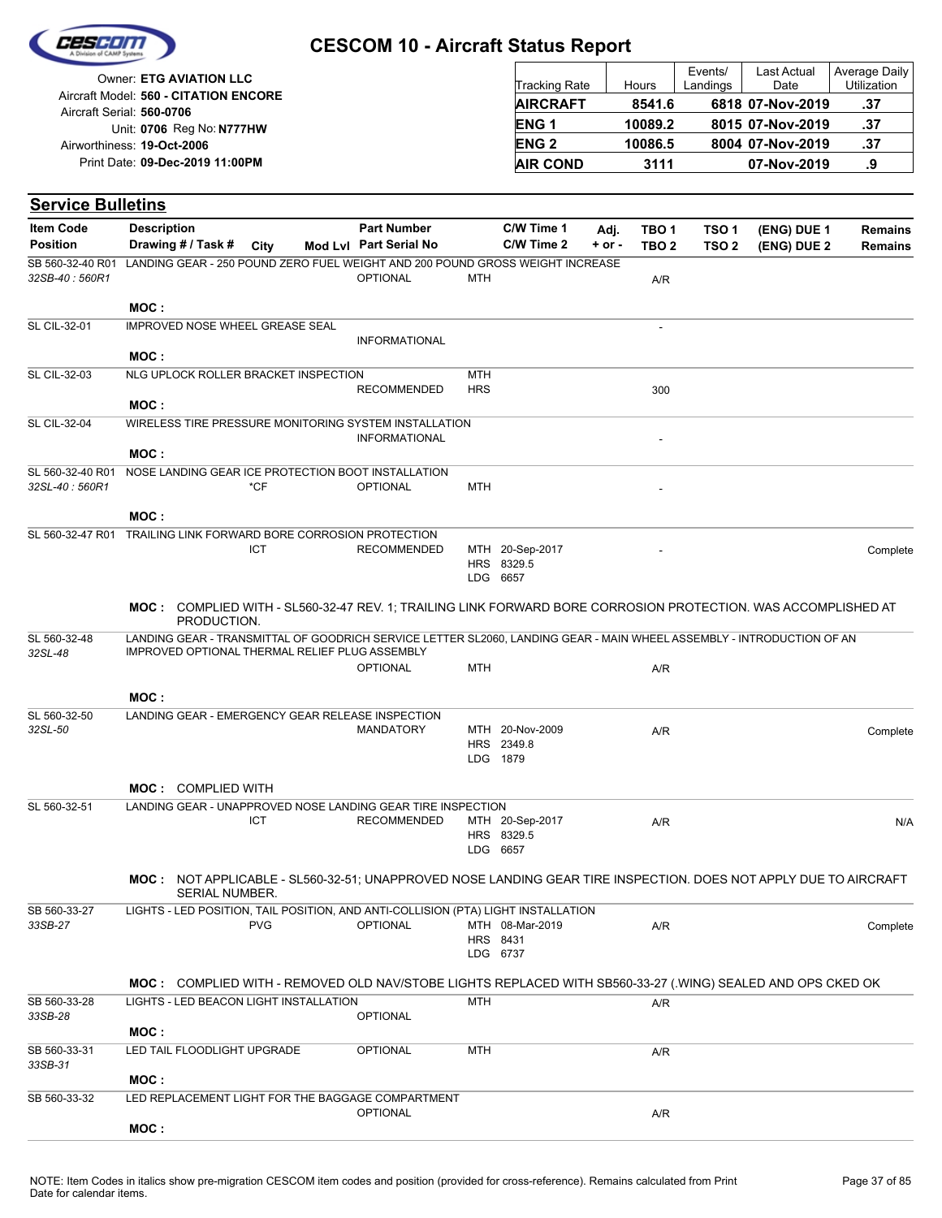# CESCOM 10 - Aircraft Status Report

Owner: **ETG AVIATION LLC**
Aircraft Model: **560 - CITATION ENCORE**
Aircraft Serial: **560-0706**
Unit: **0706** Reg No: **N777HW**
Airworthiness: **19-Oct-2006**
Print Date: **09-Dec-2019 11:00PM**

| Tracking Rate | Hours | Events/ Landings | Last Actual Date | Average Daily Utilization |
|---|---|---|---|---|
| **AIRCRAFT** | **8541.6** | **6818** | **07-Nov-2019** | **.37** |
| **ENG 1** | **10089.2** | **8015** | **07-Nov-2019** | **.37** |
| **ENG 2** | **10086.5** | **8004** | **07-Nov-2019** | **.37** |
| **AIR COND** | **3111** | | **07-Nov-2019** | **.9** |

## Service Bulletins

| Item Code / Position | Description / Drawing # / Task # | City | Mod Lvl | Part Number / Part Serial No | C/W Time 1 / C/W Time 2 | Adj. + or - | TBO 1 / TBO 2 | TSO 1 / TSO 2 | (ENG) DUE 1 / (ENG) DUE 2 | Remains / Remains |
|---|---|---|---|---|---|---|---|---|---|---|
| SB 560-32-40 R01 *32SB-40 : 560R1* | LANDING GEAR - 250 POUND ZERO FUEL WEIGHT AND 200 POUND GROSS WEIGHT INCREASE | | | OPTIONAL | MTH | | A/R | | | |
| | **MOC :** | | | | | | | | | |
| SL CIL-32-01 | IMPROVED NOSE WHEEL GREASE SEAL | | | INFORMATIONAL | | | - | | | |
| | **MOC :** | | | | | | | | | |
| SL CIL-32-03 | NLG UPLOCK ROLLER BRACKET INSPECTION | | | RECOMMENDED | MTH<br>HRS | | 300 | | | |
| | **MOC :** | | | | | | | | | |
| SL CIL-32-04 | WIRELESS TIRE PRESSURE MONITORING SYSTEM INSTALLATION | | | INFORMATIONAL | | | - | | | |
| | **MOC :** | | | | | | | | | |
| SL 560-32-40 R01 *32SL-40 : 560R1* | NOSE LANDING GEAR ICE PROTECTION BOOT INSTALLATION | *CF | | OPTIONAL | MTH | | - | | | |
| | **MOC :** | | | | | | | | | |
| SL 560-32-47 R01 | TRAILING LINK FORWARD BORE CORROSION PROTECTION | ICT | | RECOMMENDED | MTH 20-Sep-2017<br>HRS 8329.5<br>LDG 6657 | | - | | | Complete |
| | **MOC :** COMPLIED WITH - SL560-32-47 REV. 1; TRAILING LINK FORWARD BORE CORROSION PROTECTION. WAS ACCOMPLISHED AT PRODUCTION. | | | | | | | | | |
| SL 560-32-48 *32SL-48* | LANDING GEAR - TRANSMITTAL OF GOODRICH SERVICE LETTER SL2060, LANDING GEAR - MAIN WHEEL ASSEMBLY - INTRODUCTION OF AN IMPROVED OPTIONAL THERMAL RELIEF PLUG ASSEMBLY | | | OPTIONAL | MTH | | A/R | | | |
| | **MOC :** | | | | | | | | | |
| SL 560-32-50 *32SL-50* | LANDING GEAR - EMERGENCY GEAR RELEASE INSPECTION | | | MANDATORY | MTH 20-Nov-2009<br>HRS 2349.8<br>LDG 1879 | | A/R | | | Complete |
| | **MOC :** COMPLIED WITH | | | | | | | | | |
| SL 560-32-51 | LANDING GEAR - UNAPPROVED NOSE LANDING GEAR TIRE INSPECTION | ICT | | RECOMMENDED | MTH 20-Sep-2017<br>HRS 8329.5<br>LDG 6657 | | A/R | | | N/A |
| | **MOC :** NOT APPLICABLE - SL560-32-51; UNAPPROVED NOSE LANDING GEAR TIRE INSPECTION. DOES NOT APPLY DUE TO AIRCRAFT SERIAL NUMBER. | | | | | | | | | |
| SB 560-33-27 *33SB-27* | LIGHTS - LED POSITION, TAIL POSITION, AND ANTI-COLLISION (PTA) LIGHT INSTALLATION | PVG | | OPTIONAL | MTH 08-Mar-2019<br>HRS 8431<br>LDG 6737 | | A/R | | | Complete |
| | **MOC :** COMPLIED WITH - REMOVED OLD NAV/STOBE LIGHTS REPLACED WITH SB560-33-27 (.WING) SEALED AND OPS CKED OK | | | | | | | | | |
| SB 560-33-28 *33SB-28* | LIGHTS - LED BEACON LIGHT INSTALLATION | | | OPTIONAL | MTH | | A/R | | | |
| | **MOC :** | | | | | | | | | |
| SB 560-33-31 *33SB-31* | LED TAIL FLOODLIGHT UPGRADE | | | OPTIONAL | MTH | | A/R | | | |
| | **MOC :** | | | | | | | | | |
| SB 560-33-32 | LED REPLACEMENT LIGHT FOR THE BAGGAGE COMPARTMENT | | | OPTIONAL | | | A/R | | | |
| | **MOC :** | | | | | | | | | |

NOTE: Item Codes in italics show pre-migration CESCOM item codes and position (provided for cross-reference). Remains calculated from Print Date for calendar items.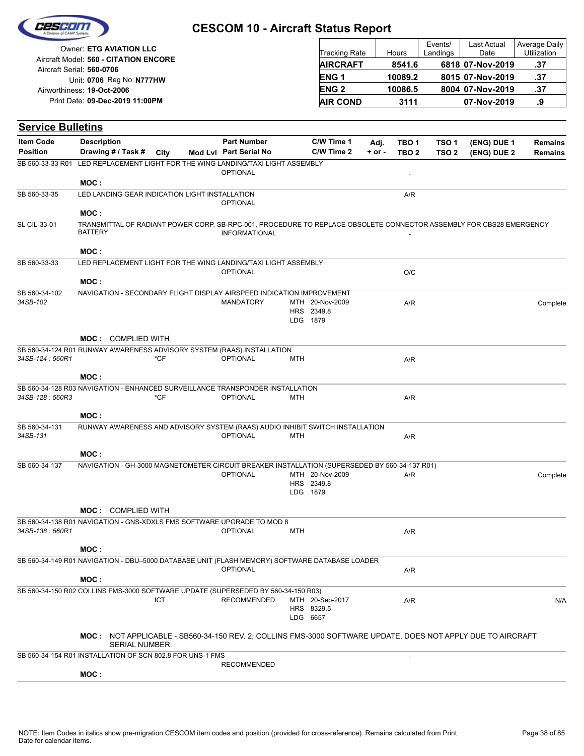# CESCOM 10 - Aircraft Status Report

Owner: **ETG AVIATION LLC**
Aircraft Model: **560 - CITATION ENCORE**
Aircraft Serial: **560-0706**
Unit: **0706** Reg No: **N777HW**
Airworthiness: **19-Oct-2006**
Print Date: **09-Dec-2019 11:00PM**

| Tracking Rate | Hours | Events/ Landings | Last Actual Date | Average Daily Utilization |
|---|---|---|---|---|
| **AIRCRAFT** | **8541.6** | **6818** | **07-Nov-2019** | **.37** |
| **ENG 1** | **10089.2** | **8015** | **07-Nov-2019** | **.37** |
| **ENG 2** | **10086.5** | **8004** | **07-Nov-2019** | **.37** |
| **AIR COND** | **3111** | | **07-Nov-2019** | **.9** |

## Service Bulletins

| Item Code / Position | Description / Drawing # / Task # | City | Mod Lvl | Part Number / Part Serial No | C/W Time 1 / C/W Time 2 | Adj. + or - | TBO 1 / TBO 2 | TSO 1 / TSO 2 | (ENG) DUE 1 / (ENG) DUE 2 | Remains / Remains |
|---|---|---|---|---|---|---|---|---|---|---|
| SB 560-33-33 R01 | LED REPLACEMENT LIGHT FOR THE WING LANDING/TAXI LIGHT ASSEMBLY | | | OPTIONAL | | | - | | | |
| | **MOC :** | | | | | | | | | |
| SB 560-33-35 | LED LANDING GEAR INDICATION LIGHT INSTALLATION | | | OPTIONAL | | | A/R | | | |
| | **MOC :** | | | | | | | | | |
| SL CIL-33-01 | TRANSMITTAL OF RADIANT POWER CORP. SB-RPC-001, PROCEDURE TO REPLACE OBSOLETE CONNECTOR ASSEMBLY FOR CBS28 EMERGENCY BATTERY | | | INFORMATIONAL | | | - | | | |
| | **MOC :** | | | | | | | | | |
| SB 560-33-33 | LED REPLACEMENT LIGHT FOR THE WING LANDING/TAXI LIGHT ASSEMBLY | | | OPTIONAL | | | O/C | | | |
| | **MOC :** | | | | | | | | | |
| SB 560-34-102 *34SB-102* | NAVIGATION - SECONDARY FLIGHT DISPLAY AIRSPEED INDICATION IMPROVEMENT | | | MANDATORY | MTH 20-Nov-2009 HRS 2349.8 LDG 1879 | | A/R | | | Complete |
| | **MOC :** COMPLIED WITH | | | | | | | | | |
| SB 560-34-124 R01 *34SB-124 : 560R1* | RUNWAY AWARENESS ADVISORY SYSTEM (RAAS) INSTALLATION | *CF | | OPTIONAL | MTH | | A/R | | | |
| | **MOC :** | | | | | | | | | |
| SB 560-34-128 R03 *34SB-128 : 560R3* | NAVIGATION - ENHANCED SURVEILLANCE TRANSPONDER INSTALLATION | *CF | | OPTIONAL | MTH | | A/R | | | |
| | **MOC :** | | | | | | | | | |
| SB 560-34-131 *34SB-131* | RUNWAY AWARENESS AND ADVISORY SYSTEM (RAAS) AUDIO INHIBIT SWITCH INSTALLATION | | | OPTIONAL | MTH | | A/R | | | |
| | **MOC :** | | | | | | | | | |
| SB 560-34-137 | NAVIGATION - GH-3000 MAGNETOMETER CIRCUIT BREAKER INSTALLATION (SUPERSEDED BY 560-34-137 R01) | | | OPTIONAL | MTH 20-Nov-2009 HRS 2349.8 LDG 1879 | | A/R | | | Complete |
| | **MOC :** COMPLIED WITH | | | | | | | | | |
| SB 560-34-138 R01 *34SB-138 : 560R1* | NAVIGATION - GNS-XDXLS FMS SOFTWARE UPGRADE TO MOD 8 | | | OPTIONAL | MTH | | A/R | | | |
| | **MOC :** | | | | | | | | | |
| SB 560-34-149 R01 | NAVIGATION - DBU–5000 DATABASE UNIT (FLASH MEMORY) SOFTWARE DATABASE LOADER | | | OPTIONAL | | | A/R | | | |
| | **MOC :** | | | | | | | | | |
| SB 560-34-150 R02 | COLLINS FMS-3000 SOFTWARE UPDATE (SUPERSEDED BY 560-34-150 R03) | ICT | | RECOMMENDED | MTH 20-Sep-2017 HRS 8329.5 LDG 6657 | | A/R | | | N/A |
| | **MOC :** NOT APPLICABLE - SB560-34-150 REV. 2; COLLINS FMS-3000 SOFTWARE UPDATE. DOES NOT APPLY DUE TO AIRCRAFT SERIAL NUMBER. | | | | | | | | | |
| SB 560-34-154 R01 | INSTALLATION OF SCN 802.8 FOR UNS-1 FMS | | | RECOMMENDED | | | - | | | |
| | **MOC :** | | | | | | | | | |

NOTE: Item Codes in italics show pre-migration CESCOM item codes and position (provided for cross-reference). Remains calculated from Print Date for calendar items.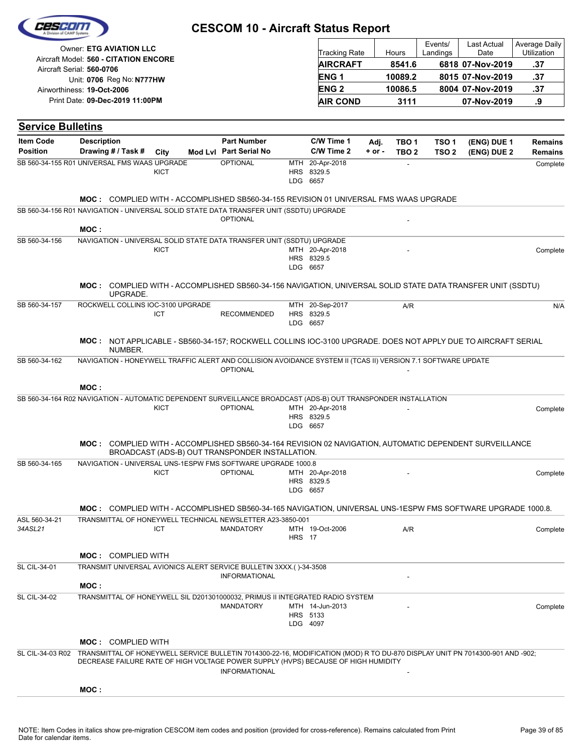# CESCOM 10 - Aircraft Status Report

Owner: **ETG AVIATION LLC**
Aircraft Model: **560 - CITATION ENCORE**
Aircraft Serial: **560-0706**
Unit: **0706** Reg No: **N777HW**
Airworthiness: **19-Oct-2006**
Print Date: **09-Dec-2019 11:00PM**

| Tracking Rate | Hours | Events/ Landings | Last Actual Date | Average Daily Utilization |
|---|---|---|---|---|
| **AIRCRAFT** | **8541.6** | **6818** | **07-Nov-2019** | **.37** |
| **ENG 1** | **10089.2** | **8015** | **07-Nov-2019** | **.37** |
| **ENG 2** | **10086.5** | **8004** | **07-Nov-2019** | **.37** |
| **AIR COND** | **3111** | | **07-Nov-2019** | **.9** |

## Service Bulletins

| Item Code / Position | Description / Drawing # / Task # | City | Mod Lvl | Part Number / Part Serial No | C/W Time 1 / C/W Time 2 | Adj. + or - | TBO 1 / TBO 2 | TSO 1 / TSO 2 | (ENG) DUE 1 / (ENG) DUE 2 | Remains / Remains |
|---|---|---|---|---|---|---|---|---|---|---|
| SB 560-34-155 R01 | UNIVERSAL FMS WAAS UPGRADE | KICT | | OPTIONAL | MTH 20-Apr-2018<br>HRS 8329.5<br>LDG 6657 | | - | | | Complete |
| | **MOC :** COMPLIED WITH - ACCOMPLISHED SB560-34-155 REVISION 01 UNIVERSAL FMS WAAS UPGRADE | | | | | | | | | |
| SB 560-34-156 R01 | NAVIGATION - UNIVERSAL SOLID STATE DATA TRANSFER UNIT (SSDTU) UPGRADE | | | OPTIONAL | | | - | | | |
| | **MOC :** | | | | | | | | | |
| SB 560-34-156 | NAVIGATION - UNIVERSAL SOLID STATE DATA TRANSFER UNIT (SSDTU) UPGRADE | KICT | | | MTH 20-Apr-2018<br>HRS 8329.5<br>LDG 6657 | | - | | | Complete |
| | **MOC :** COMPLIED WITH - ACCOMPLISHED SB560-34-156 NAVIGATION, UNIVERSAL SOLID STATE DATA TRANSFER UNIT (SSDTU) UPGRADE. | | | | | | | | | |
| SB 560-34-157 | ROCKWELL COLLINS IOC-3100 UPGRADE | ICT | | RECOMMENDED | MTH 20-Sep-2017<br>HRS 8329.5<br>LDG 6657 | | A/R | | | N/A |
| | **MOC :** NOT APPLICABLE - SB560-34-157; ROCKWELL COLLINS IOC-3100 UPGRADE. DOES NOT APPLY DUE TO AIRCRAFT SERIAL NUMBER. | | | | | | | | | |
| SB 560-34-162 | NAVIGATION - HONEYWELL TRAFFIC ALERT AND COLLISION AVOIDANCE SYSTEM II (TCAS II) VERSION 7.1 SOFTWARE UPDATE | | | OPTIONAL | | | - | | | |
| | **MOC :** | | | | | | | | | |
| SB 560-34-164 R02 | NAVIGATION - AUTOMATIC DEPENDENT SURVEILLANCE BROADCAST (ADS-B) OUT TRANSPONDER INSTALLATION | KICT | | OPTIONAL | MTH 20-Apr-2018<br>HRS 8329.5<br>LDG 6657 | | - | | | Complete |
| | **MOC :** COMPLIED WITH - ACCOMPLISHED SB560-34-164 REVISION 02 NAVIGATION, AUTOMATIC DEPENDENT SURVEILLANCE BROADCAST (ADS-B) OUT TRANSPONDER INSTALLATION. | | | | | | | | | |
| SB 560-34-165 | NAVIGATION - UNIVERSAL UNS-1ESPW FMS SOFTWARE UPGRADE 1000.8 | KICT | | OPTIONAL | MTH 20-Apr-2018<br>HRS 8329.5<br>LDG 6657 | | - | | | Complete |
| | **MOC :** COMPLIED WITH - ACCOMPLISHED SB560-34-165 NAVIGATION, UNIVERSAL UNS-1ESPW FMS SOFTWARE UPGRADE 1000.8. | | | | | | | | | |
| ASL 560-34-21<br>*34ASL21* | TRANSMITTAL OF HONEYWELL TECHNICAL NEWSLETTER A23-3850-001 | ICT | | MANDATORY | MTH 19-Oct-2006<br>HRS 17 | | A/R | | | Complete |
| | **MOC :** COMPLIED WITH | | | | | | | | | |
| SL CIL-34-01 | TRANSMIT UNIVERSAL AVIONICS ALERT SERVICE BULLETIN 3XXX.( )-34-3508 | | | INFORMATIONAL | | | - | | | |
| | **MOC :** | | | | | | | | | |
| SL CIL-34-02 | TRANSMITTAL OF HONEYWELL SIL D201301000032, PRIMUS II INTEGRATED RADIO SYSTEM | | | MANDATORY | MTH 14-Jun-2013<br>HRS 5133<br>LDG 4097 | | - | | | Complete |
| | **MOC :** COMPLIED WITH | | | | | | | | | |
| SL CIL-34-03 R02 | TRANSMITTAL OF HONEYWELL SERVICE BULLETIN 7014300-22-16, MODIFICATION (MOD) R TO DU-870 DISPLAY UNIT PN 7014300-901 AND -902; DECREASE FAILURE RATE OF HIGH VOLTAGE POWER SUPPLY (HVPS) BECAUSE OF HIGH HUMIDITY | | | INFORMATIONAL | | | - | | | |
| | **MOC :** | | | | | | | | | |

NOTE: Item Codes in italics show pre-migration CESCOM item codes and position (provided for cross-reference). Remains calculated from Print Date for calendar items.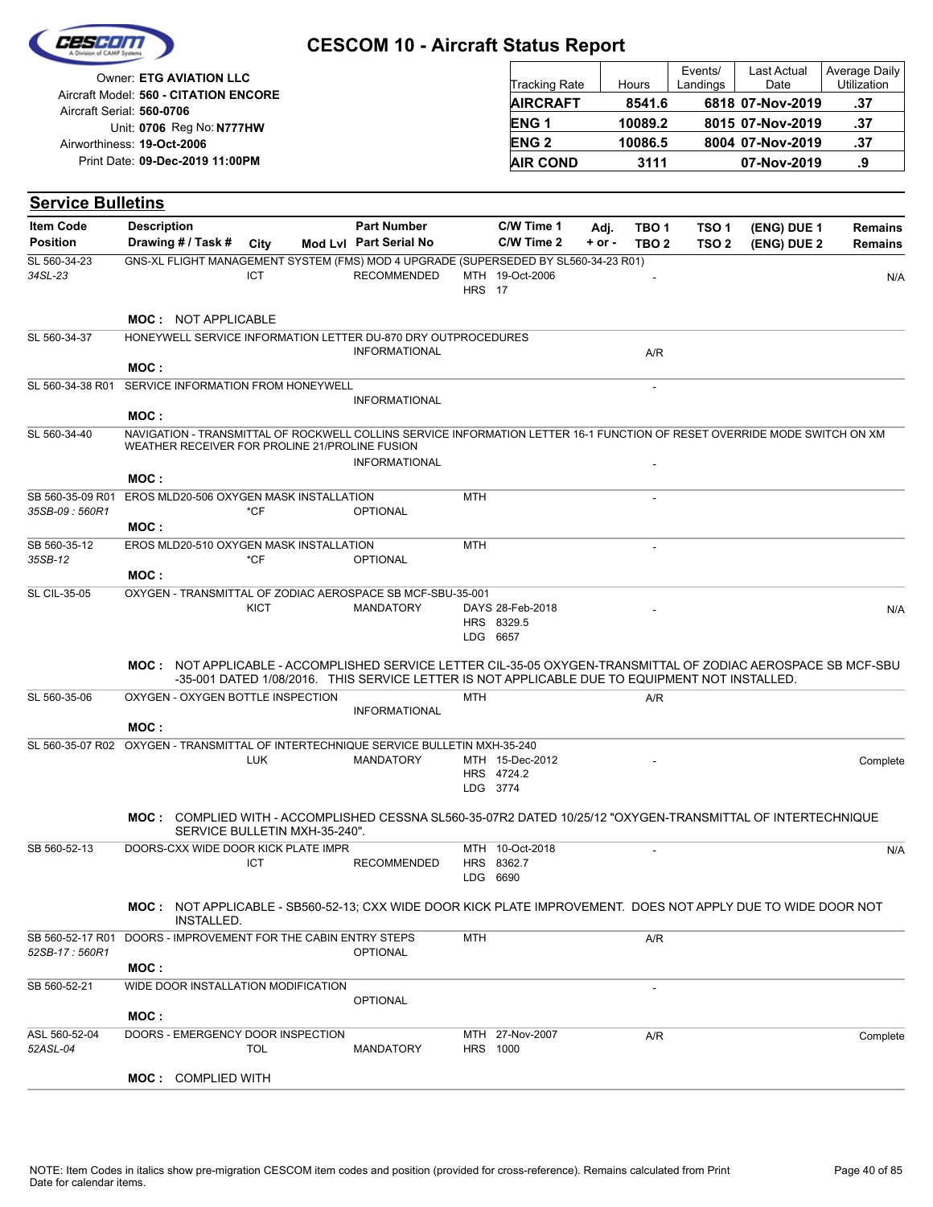# CESCOM 10 - Aircraft Status Report

Owner: **ETG AVIATION LLC**
Aircraft Model: **560 - CITATION ENCORE**
Aircraft Serial: **560-0706**
Unit: **0706** Reg No: **N777HW**
Airworthiness: **19-Oct-2006**
Print Date: **09-Dec-2019 11:00PM**

| Tracking Rate | Hours | Events/ Landings | Last Actual Date | Average Daily Utilization |
|---|---|---|---|---|
| **AIRCRAFT** | **8541.6** | **6818** | **07-Nov-2019** | **.37** |
| **ENG 1** | **10089.2** | **8015** | **07-Nov-2019** | **.37** |
| **ENG 2** | **10086.5** | **8004** | **07-Nov-2019** | **.37** |
| **AIR COND** | **3111** | | **07-Nov-2019** | **.9** |

## Service Bulletins

| Item Code / Position | Description / Drawing # / Task # | City | Mod Lvl | Part Number / Part Serial No | C/W Time 1 / C/W Time 2 | Adj. + or - | TBO 1 / TBO 2 | TSO 1 / TSO 2 | (ENG) DUE 1 / (ENG) DUE 2 | Remains / Remains |
|---|---|---|---|---|---|---|---|---|---|---|
| SL 560-34-23 *34SL-23* | GNS-XL FLIGHT MANAGEMENT SYSTEM (FMS) MOD 4 UPGRADE (SUPERSEDED BY SL560-34-23 R01) | ICT | | RECOMMENDED | MTH 19-Oct-2006 HRS 17 | | - | | | N/A |
| | **MOC :** NOT APPLICABLE | | | | | | | | | |
| SL 560-34-37 | HONEYWELL SERVICE INFORMATION LETTER DU-870 DRY OUTPROCEDURES | | | INFORMATIONAL | | | A/R | | | |
| | **MOC :** | | | | | | | | | |
| SL 560-34-38 R01 | SERVICE INFORMATION FROM HONEYWELL | | | INFORMATIONAL | | | - | | | |
| | **MOC :** | | | | | | | | | |
| SL 560-34-40 | NAVIGATION - TRANSMITTAL OF ROCKWELL COLLINS SERVICE INFORMATION LETTER 16-1 FUNCTION OF RESET OVERRIDE MODE SWITCH ON XM WEATHER RECEIVER FOR PROLINE 21/PROLINE FUSION | | | INFORMATIONAL | | | - | | | |
| | **MOC :** | | | | | | | | | |
| SB 560-35-09 R01 *35SB-09 : 560R1* | EROS MLD20-506 OXYGEN MASK INSTALLATION | *CF | | OPTIONAL | MTH | | - | | | |
| | **MOC :** | | | | | | | | | |
| SB 560-35-12 *35SB-12* | EROS MLD20-510 OXYGEN MASK INSTALLATION | *CF | | OPTIONAL | MTH | | - | | | |
| | **MOC :** | | | | | | | | | |
| SL CIL-35-05 | OXYGEN - TRANSMITTAL OF ZODIAC AEROSPACE SB MCF-SBU-35-001 | KICT | | MANDATORY | DAYS 28-Feb-2018 HRS 8329.5 LDG 6657 | | - | | | N/A |
| | **MOC :** NOT APPLICABLE - ACCOMPLISHED SERVICE LETTER CIL-35-05 OXYGEN-TRANSMITTAL OF ZODIAC AEROSPACE SB MCF-SBU -35-001 DATED 1/08/2016. THIS SERVICE LETTER IS NOT APPLICABLE DUE TO EQUIPMENT NOT INSTALLED. | | | | | | | | | |
| SL 560-35-06 | OXYGEN - OXYGEN BOTTLE INSPECTION | | | INFORMATIONAL | MTH | | A/R | | | |
| | **MOC :** | | | | | | | | | |
| SL 560-35-07 R02 | OXYGEN - TRANSMITTAL OF INTERTECHNIQUE SERVICE BULLETIN MXH-35-240 | LUK | | MANDATORY | MTH 15-Dec-2012 HRS 4724.2 LDG 3774 | | - | | | Complete |
| | **MOC :** COMPLIED WITH - ACCOMPLISHED CESSNA SL560-35-07R2 DATED 10/25/12 "OXYGEN-TRANSMITTAL OF INTERTECHNIQUE SERVICE BULLETIN MXH-35-240". | | | | | | | | | |
| SB 560-52-13 | DOORS-CXX WIDE DOOR KICK PLATE IMPR | ICT | | RECOMMENDED | MTH 10-Oct-2018 HRS 8362.7 LDG 6690 | | - | | | N/A |
| | **MOC :** NOT APPLICABLE - SB560-52-13; CXX WIDE DOOR KICK PLATE IMPROVEMENT. DOES NOT APPLY DUE TO WIDE DOOR NOT INSTALLED. | | | | | | | | | |
| SB 560-52-17 R01 *52SB-17 : 560R1* | DOORS - IMPROVEMENT FOR THE CABIN ENTRY STEPS | | | OPTIONAL | MTH | | A/R | | | |
| | **MOC :** | | | | | | | | | |
| SB 560-52-21 | WIDE DOOR INSTALLATION MODIFICATION | | | OPTIONAL | | | - | | | |
| | **MOC :** | | | | | | | | | |
| ASL 560-52-04 *52ASL-04* | DOORS - EMERGENCY DOOR INSPECTION | TOL | | MANDATORY | MTH 27-Nov-2007 HRS 1000 | | A/R | | | Complete |
| | **MOC :** COMPLIED WITH | | | | | | | | | |

NOTE: Item Codes in italics show pre-migration CESCOM item codes and position (provided for cross-reference). Remains calculated from Print Date for calendar items.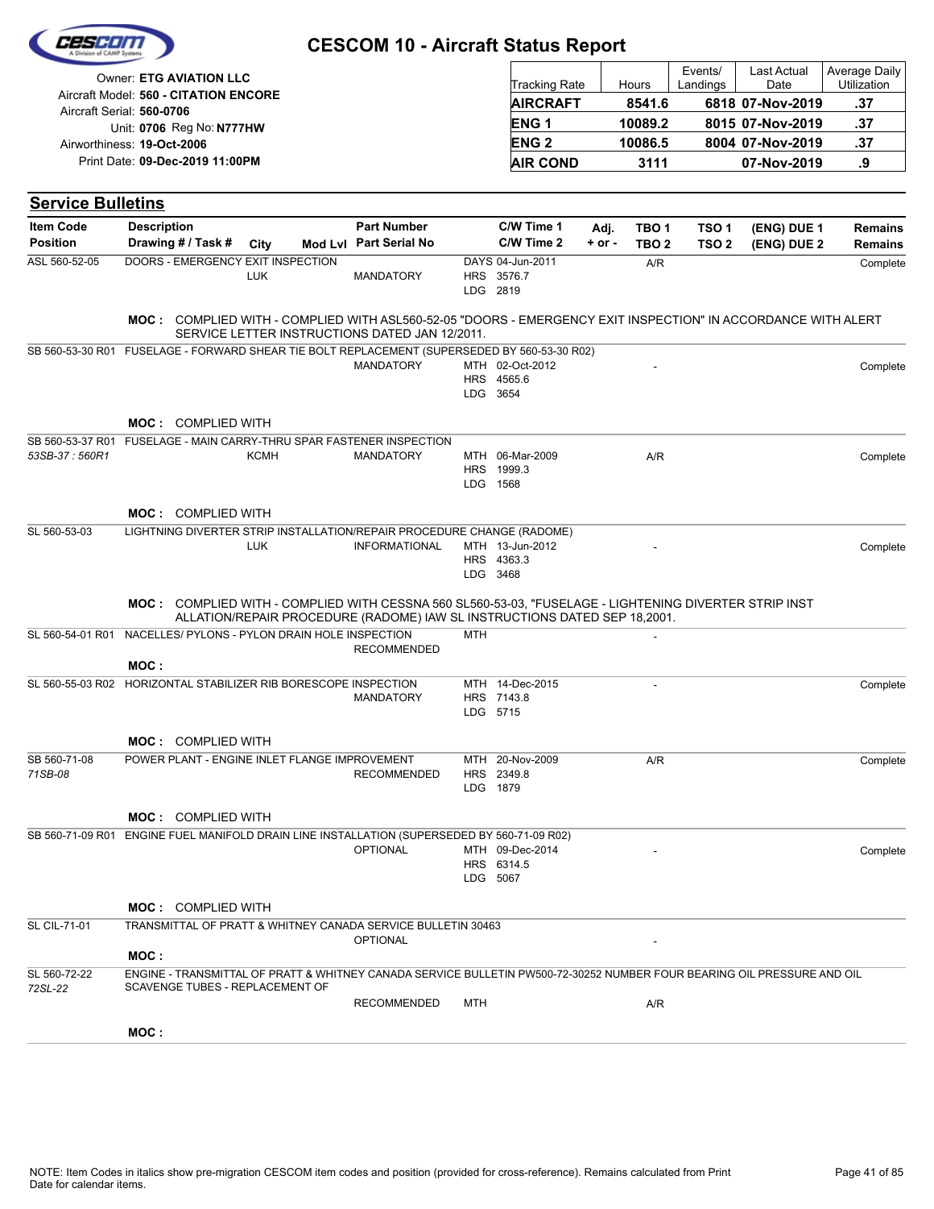# CESCOM 10 - Aircraft Status Report

Owner: **ETG AVIATION LLC**
Aircraft Model: **560 - CITATION ENCORE**
Aircraft Serial: **560-0706**
Unit: **0706** Reg No: **N777HW**
Airworthiness: **19-Oct-2006**
Print Date: **09-Dec-2019 11:00PM**

| Tracking Rate | Hours | Events/ Landings | Last Actual Date | Average Daily Utilization |
|---|---|---|---|---|
| **AIRCRAFT** | **8541.6** | **6818** | **07-Nov-2019** | **.37** |
| **ENG 1** | **10089.2** | **8015** | **07-Nov-2019** | **.37** |
| **ENG 2** | **10086.5** | **8004** | **07-Nov-2019** | **.37** |
| **AIR COND** | **3111** | | **07-Nov-2019** | **.9** |

## Service Bulletins

| Item Code / Position | Description / Drawing # / Task # | City | Mod Lvl | Part Number / Part Serial No | C/W Time 1 / C/W Time 2 | Adj. + or - | TBO 1 / TBO 2 | TSO 1 / TSO 2 | (ENG) DUE 1 / (ENG) DUE 2 | Remains / Remains |
|---|---|---|---|---|---|---|---|---|---|---|
| ASL 560-52-05 | DOORS - EMERGENCY EXIT INSPECTION | LUK | | MANDATORY | DAYS 04-Jun-2011<br>HRS 3576.7<br>LDG 2819 | | A/R | | | Complete |
| | **MOC :** COMPLIED WITH - COMPLIED WITH ASL560-52-05 "DOORS - EMERGENCY EXIT INSPECTION" IN ACCORDANCE WITH ALERT SERVICE LETTER INSTRUCTIONS DATED JAN 12/2011. | | | | | | | | | |
| SB 560-53-30 R01 | FUSELAGE - FORWARD SHEAR TIE BOLT REPLACEMENT (SUPERSEDED BY 560-53-30 R02) | | | MANDATORY | MTH 02-Oct-2012<br>HRS 4565.6<br>LDG 3654 | | - | | | Complete |
| | **MOC :** COMPLIED WITH | | | | | | | | | |
| SB 560-53-37 R01<br>*53SB-37 : 560R1* | FUSELAGE - MAIN CARRY-THRU SPAR FASTENER INSPECTION | KCMH | | MANDATORY | MTH 06-Mar-2009<br>HRS 1999.3<br>LDG 1568 | | A/R | | | Complete |
| | **MOC :** COMPLIED WITH | | | | | | | | | |
| SL 560-53-03 | LIGHTNING DIVERTER STRIP INSTALLATION/REPAIR PROCEDURE CHANGE (RADOME) | LUK | | INFORMATIONAL | MTH 13-Jun-2012<br>HRS 4363.3<br>LDG 3468 | | - | | | Complete |
| | **MOC :** COMPLIED WITH - COMPLIED WITH CESSNA 560 SL560-53-03, "FUSELAGE - LIGHTENING DIVERTER STRIP INST ALLATION/REPAIR PROCEDURE (RADOME) IAW SL INSTRUCTIONS DATED SEP 18,2001. | | | | | | | | | |
| SL 560-54-01 R01 | NACELLES/ PYLONS - PYLON DRAIN HOLE INSPECTION | | | RECOMMENDED | MTH | | - | | | |
| | **MOC :** | | | | | | | | | |
| SL 560-55-03 R02 | HORIZONTAL STABILIZER RIB BORESCOPE INSPECTION | | | MANDATORY | MTH 14-Dec-2015<br>HRS 7143.8<br>LDG 5715 | | - | | | Complete |
| | **MOC :** COMPLIED WITH | | | | | | | | | |
| SB 560-71-08<br>*71SB-08* | POWER PLANT - ENGINE INLET FLANGE IMPROVEMENT | | | RECOMMENDED | MTH 20-Nov-2009<br>HRS 2349.8<br>LDG 1879 | | A/R | | | Complete |
| | **MOC :** COMPLIED WITH | | | | | | | | | |
| SB 560-71-09 R01 | ENGINE FUEL MANIFOLD DRAIN LINE INSTALLATION (SUPERSEDED BY 560-71-09 R02) | | | OPTIONAL | MTH 09-Dec-2014<br>HRS 6314.5<br>LDG 5067 | | - | | | Complete |
| | **MOC :** COMPLIED WITH | | | | | | | | | |
| SL CIL-71-01 | TRANSMITTAL OF PRATT & WHITNEY CANADA SERVICE BULLETIN 30463 | | | OPTIONAL | | | - | | | |
| | **MOC :** | | | | | | | | | |
| SL 560-72-22<br>*72SL-22* | ENGINE - TRANSMITTAL OF PRATT & WHITNEY CANADA SERVICE BULLETIN PW500-72-30252 NUMBER FOUR BEARING OIL PRESSURE AND OIL SCAVENGE TUBES - REPLACEMENT OF | | | RECOMMENDED | MTH | | A/R | | | |
| | **MOC :** | | | | | | | | | |

NOTE: Item Codes in italics show pre-migration CESCOM item codes and position (provided for cross-reference). Remains calculated from Print Date for calendar items.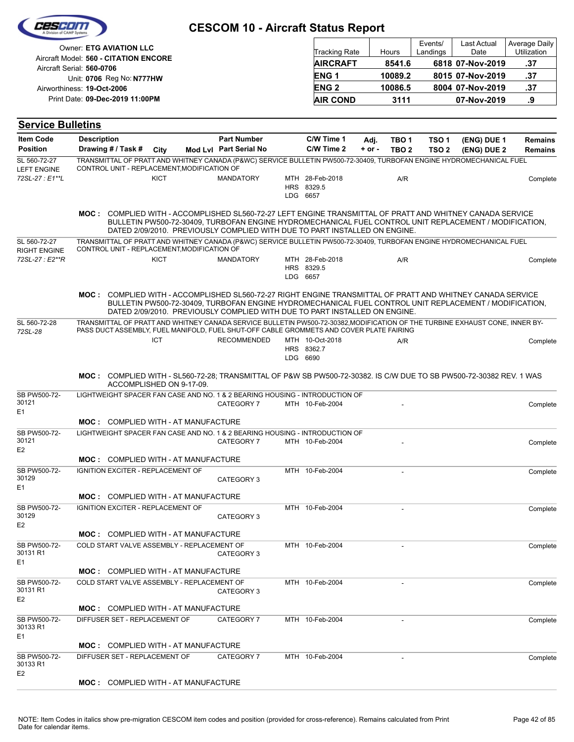# CESCOM 10 - Aircraft Status Report

Owner: **ETG AVIATION LLC**
Aircraft Model: **560 - CITATION ENCORE**
Aircraft Serial: **560-0706**
Unit: **0706** Reg No: **N777HW**
Airworthiness: **19-Oct-2006**
Print Date: **09-Dec-2019 11:00PM**

| Tracking Rate | Hours | Events/ Landings | Last Actual Date | Average Daily Utilization |
|---|---|---|---|---|
| **AIRCRAFT** | **8541.6** | **6818** | **07-Nov-2019** | **.37** |
| **ENG 1** | **10089.2** | **8015** | **07-Nov-2019** | **.37** |
| **ENG 2** | **10086.5** | **8004** | **07-Nov-2019** | **.37** |
| **AIR COND** | **3111** | | **07-Nov-2019** | **.9** |

## Service Bulletins

| Item Code / Position | Description / Drawing # / Task # | City | Mod Lvl | Part Number / Part Serial No | C/W Time 1 / C/W Time 2 | Adj. + or - | TBO 1 / TBO 2 | TSO 1 / TSO 2 | (ENG) DUE 1 / (ENG) DUE 2 | Remains / Remains |
|---|---|---|---|---|---|---|---|---|---|---|
| SL 560-72-27 LEFT ENGINE *72SL-27 : E1**L* | TRANSMITTAL OF PRATT AND WHITNEY CANADA (P&WC) SERVICE BULLETIN PW500-72-30409, TURBOFAN ENGINE HYDROMECHANICAL FUEL CONTROL UNIT - REPLACEMENT,MODIFICATION OF | KICT | | MANDATORY | MTH 28-Feb-2018 HRS 8329.5 LDG 6657 | | A/R | | | Complete |
| | **MOC :** COMPLIED WITH - ACCOMPLISHED SL560-72-27 LEFT ENGINE TRANSMITTAL OF PRATT AND WHITNEY CANADA SERVICE BULLETIN PW500-72-30409, TURBOFAN ENGINE HYDROMECHANICAL FUEL CONTROL UNIT REPLACEMENT / MODIFICATION, DATED 2/09/2010. PREVIOUSLY COMPLIED WITH DUE TO PART INSTALLED ON ENGINE. | | | | | | | | | |
| SL 560-72-27 RIGHT ENGINE *72SL-27 : E2**R* | TRANSMITTAL OF PRATT AND WHITNEY CANADA (P&WC) SERVICE BULLETIN PW500-72-30409, TURBOFAN ENGINE HYDROMECHANICAL FUEL CONTROL UNIT - REPLACEMENT,MODIFICATION OF | KICT | | MANDATORY | MTH 28-Feb-2018 HRS 8329.5 LDG 6657 | | A/R | | | Complete |
| | **MOC :** COMPLIED WITH - ACCOMPLISHED SL560-72-27 RIGHT ENGINE TRANSMITTAL OF PRATT AND WHITNEY CANADA SERVICE BULLETIN PW500-72-30409, TURBOFAN ENGINE HYDROMECHANICAL FUEL CONTROL UNIT REPLACEMENT / MODIFICATION, DATED 2/09/2010. PREVIOUSLY COMPLIED WITH DUE TO PART INSTALLED ON ENGINE. | | | | | | | | | |
| SL 560-72-28 *72SL-28* | TRANSMITTAL OF PRATT AND WHITNEY CANADA SERVICE BULLETIN PW500-72-30382,MODIFICATION OF THE TURBINE EXHAUST CONE, INNER BY-PASS DUCT ASSEMBLY, FUEL MANIFOLD, FUEL SHUT-OFF CABLE GROMMETS AND COVER PLATE FAIRING | ICT | | RECOMMENDED | MTH 10-Oct-2018 HRS 8362.7 LDG 6690 | | A/R | | | Complete |
| | **MOC :** COMPLIED WITH - SL560-72-28; TRANSMITTAL OF P&W SB PW500-72-30382. IS C/W DUE TO SB PW500-72-30382 REV. 1 WAS ACCOMPLISHED ON 9-17-09. | | | | | | | | | |
| SB PW500-72-30121 E1 | LIGHTWEIGHT SPACER FAN CASE AND NO. 1 & 2 BEARING HOUSING - INTRODUCTION OF | | | CATEGORY 7 | MTH 10-Feb-2004 | | - | | | Complete |
| | **MOC :** COMPLIED WITH - AT MANUFACTURE | | | | | | | | | |
| SB PW500-72-30121 E2 | LIGHTWEIGHT SPACER FAN CASE AND NO. 1 & 2 BEARING HOUSING - INTRODUCTION OF | | | CATEGORY 7 | MTH 10-Feb-2004 | | - | | | Complete |
| | **MOC :** COMPLIED WITH - AT MANUFACTURE | | | | | | | | | |
| SB PW500-72-30129 E1 | IGNITION EXCITER - REPLACEMENT OF | | | CATEGORY 3 | MTH 10-Feb-2004 | | - | | | Complete |
| | **MOC :** COMPLIED WITH - AT MANUFACTURE | | | | | | | | | |
| SB PW500-72-30129 E2 | IGNITION EXCITER - REPLACEMENT OF | | | CATEGORY 3 | MTH 10-Feb-2004 | | - | | | Complete |
| | **MOC :** COMPLIED WITH - AT MANUFACTURE | | | | | | | | | |
| SB PW500-72-30131 R1 E1 | COLD START VALVE ASSEMBLY - REPLACEMENT OF | | | CATEGORY 3 | MTH 10-Feb-2004 | | - | | | Complete |
| | **MOC :** COMPLIED WITH - AT MANUFACTURE | | | | | | | | | |
| SB PW500-72-30131 R1 E2 | COLD START VALVE ASSEMBLY - REPLACEMENT OF | | | CATEGORY 3 | MTH 10-Feb-2004 | | - | | | Complete |
| | **MOC :** COMPLIED WITH - AT MANUFACTURE | | | | | | | | | |
| SB PW500-72-30133 R1 E1 | DIFFUSER SET - REPLACEMENT OF | | | CATEGORY 7 | MTH 10-Feb-2004 | | - | | | Complete |
| | **MOC :** COMPLIED WITH - AT MANUFACTURE | | | | | | | | | |
| SB PW500-72-30133 R1 E2 | DIFFUSER SET - REPLACEMENT OF | | | CATEGORY 7 | MTH 10-Feb-2004 | | - | | | Complete |
| | **MOC :** COMPLIED WITH - AT MANUFACTURE | | | | | | | | | |

NOTE: Item Codes in italics show pre-migration CESCOM item codes and position (provided for cross-reference). Remains calculated from Print Date for calendar items.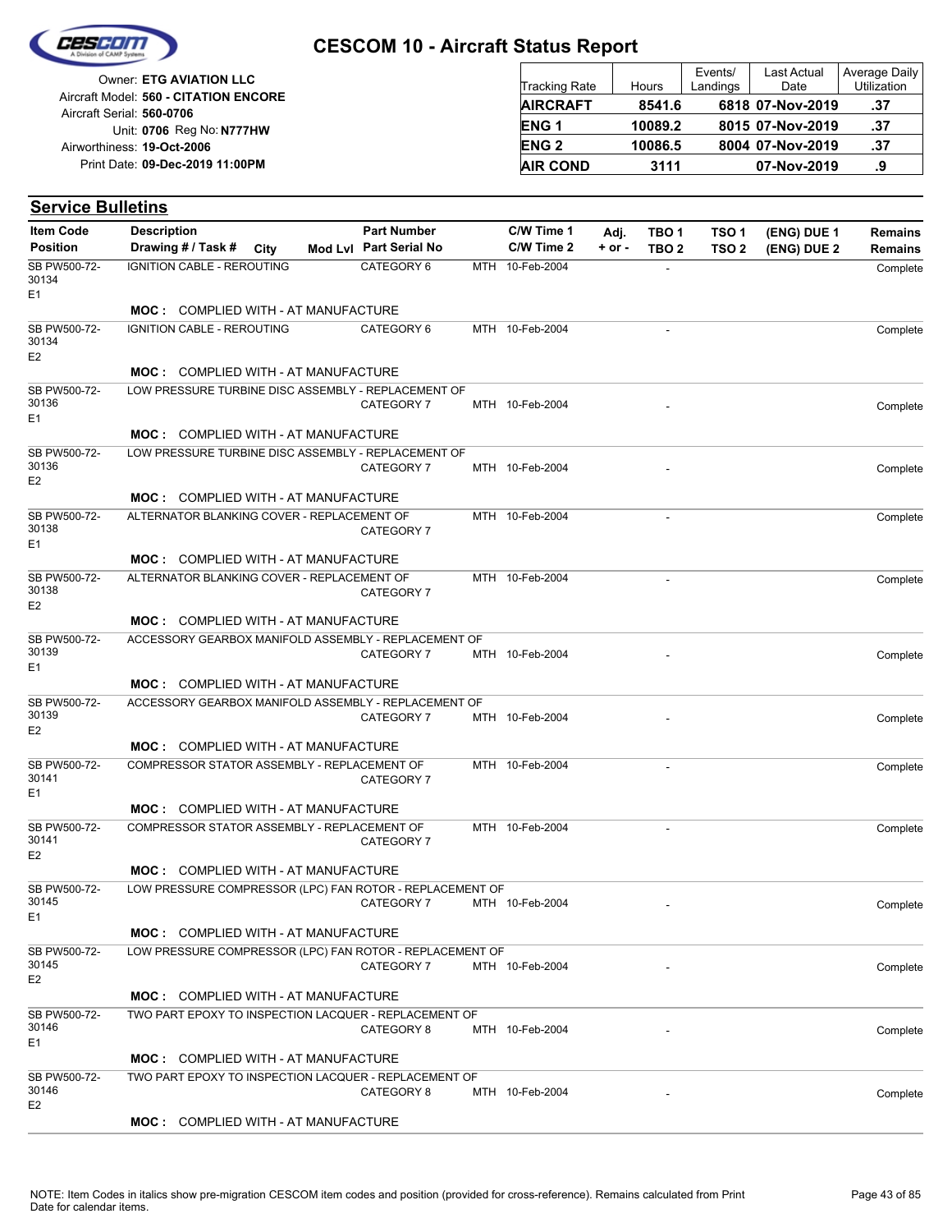# CESCOM 10 - Aircraft Status Report

Owner: **ETG AVIATION LLC**
Aircraft Model: **560 - CITATION ENCORE**
Aircraft Serial: **560-0706**
Unit: **0706** Reg No: **N777HW**
Airworthiness: **19-Oct-2006**
Print Date: **09-Dec-2019 11:00PM**

| Tracking Rate | Hours | Events/ Landings | Last Actual Date | Average Daily Utilization |
|---|---|---|---|---|
| **AIRCRAFT** | **8541.6** | **6818** | **07-Nov-2019** | **.37** |
| **ENG 1** | **10089.2** | **8015** | **07-Nov-2019** | **.37** |
| **ENG 2** | **10086.5** | **8004** | **07-Nov-2019** | **.37** |
| **AIR COND** | **3111** | | **07-Nov-2019** | **.9** |

## Service Bulletins

| Item Code / Position | Description / Drawing # / Task # | City | Mod Lvl | Part Number / Part Serial No | | C/W Time 1 / C/W Time 2 | Adj. + or - | TBO 1 / TBO 2 | TSO 1 / TSO 2 | (ENG) DUE 1 / (ENG) DUE 2 | Remains / Remains |
|---|---|---|---|---|---|---|---|---|---|---|---|
| SB PW500-72-30134 E1 | IGNITION CABLE - REROUTING | | | CATEGORY 6 | MTH | 10-Feb-2004 | | - | | | Complete |
| | **MOC :** COMPLIED WITH - AT MANUFACTURE | | | | | | | | | | |
| SB PW500-72-30134 E2 | IGNITION CABLE - REROUTING | | | CATEGORY 6 | MTH | 10-Feb-2004 | | - | | | Complete |
| | **MOC :** COMPLIED WITH - AT MANUFACTURE | | | | | | | | | | |
| SB PW500-72-30136 E1 | LOW PRESSURE TURBINE DISC ASSEMBLY - REPLACEMENT OF | | | CATEGORY 7 | MTH | 10-Feb-2004 | | - | | | Complete |
| | **MOC :** COMPLIED WITH - AT MANUFACTURE | | | | | | | | | | |
| SB PW500-72-30136 E2 | LOW PRESSURE TURBINE DISC ASSEMBLY - REPLACEMENT OF | | | CATEGORY 7 | MTH | 10-Feb-2004 | | - | | | Complete |
| | **MOC :** COMPLIED WITH - AT MANUFACTURE | | | | | | | | | | |
| SB PW500-72-30138 E1 | ALTERNATOR BLANKING COVER - REPLACEMENT OF | | | CATEGORY 7 | MTH | 10-Feb-2004 | | - | | | Complete |
| | **MOC :** COMPLIED WITH - AT MANUFACTURE | | | | | | | | | | |
| SB PW500-72-30138 E2 | ALTERNATOR BLANKING COVER - REPLACEMENT OF | | | CATEGORY 7 | MTH | 10-Feb-2004 | | - | | | Complete |
| | **MOC :** COMPLIED WITH - AT MANUFACTURE | | | | | | | | | | |
| SB PW500-72-30139 E1 | ACCESSORY GEARBOX MANIFOLD ASSEMBLY - REPLACEMENT OF | | | CATEGORY 7 | MTH | 10-Feb-2004 | | - | | | Complete |
| | **MOC :** COMPLIED WITH - AT MANUFACTURE | | | | | | | | | | |
| SB PW500-72-30139 E2 | ACCESSORY GEARBOX MANIFOLD ASSEMBLY - REPLACEMENT OF | | | CATEGORY 7 | MTH | 10-Feb-2004 | | - | | | Complete |
| | **MOC :** COMPLIED WITH - AT MANUFACTURE | | | | | | | | | | |
| SB PW500-72-30141 E1 | COMPRESSOR STATOR ASSEMBLY - REPLACEMENT OF | | | CATEGORY 7 | MTH | 10-Feb-2004 | | - | | | Complete |
| | **MOC :** COMPLIED WITH - AT MANUFACTURE | | | | | | | | | | |
| SB PW500-72-30141 E2 | COMPRESSOR STATOR ASSEMBLY - REPLACEMENT OF | | | CATEGORY 7 | MTH | 10-Feb-2004 | | - | | | Complete |
| | **MOC :** COMPLIED WITH - AT MANUFACTURE | | | | | | | | | | |
| SB PW500-72-30145 E1 | LOW PRESSURE COMPRESSOR (LPC) FAN ROTOR - REPLACEMENT OF | | | CATEGORY 7 | MTH | 10-Feb-2004 | | - | | | Complete |
| | **MOC :** COMPLIED WITH - AT MANUFACTURE | | | | | | | | | | |
| SB PW500-72-30145 E2 | LOW PRESSURE COMPRESSOR (LPC) FAN ROTOR - REPLACEMENT OF | | | CATEGORY 7 | MTH | 10-Feb-2004 | | - | | | Complete |
| | **MOC :** COMPLIED WITH - AT MANUFACTURE | | | | | | | | | | |
| SB PW500-72-30146 E1 | TWO PART EPOXY TO INSPECTION LACQUER - REPLACEMENT OF | | | CATEGORY 8 | MTH | 10-Feb-2004 | | - | | | Complete |
| | **MOC :** COMPLIED WITH - AT MANUFACTURE | | | | | | | | | | |
| SB PW500-72-30146 E2 | TWO PART EPOXY TO INSPECTION LACQUER - REPLACEMENT OF | | | CATEGORY 8 | MTH | 10-Feb-2004 | | - | | | Complete |
| | **MOC :** COMPLIED WITH - AT MANUFACTURE | | | | | | | | | | |

NOTE: Item Codes in italics show pre-migration CESCOM item codes and position (provided for cross-reference). Remains calculated from Print Date for calendar items.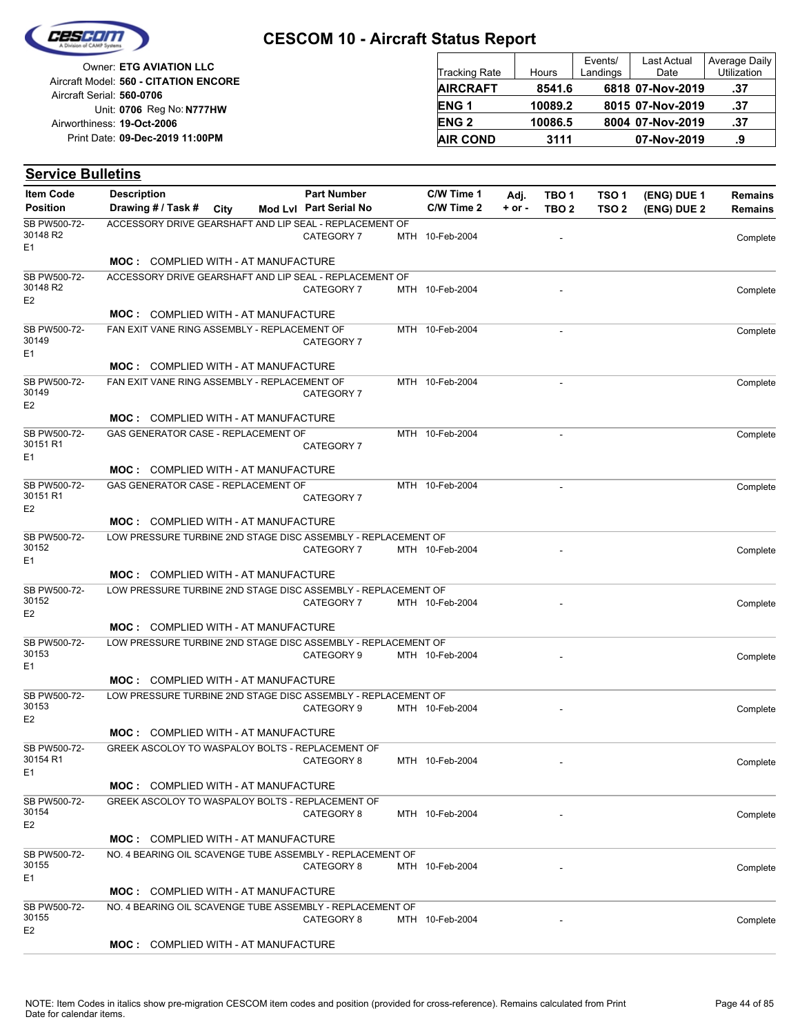# CESCOM 10 - Aircraft Status Report

Owner: **ETG AVIATION LLC**
Aircraft Model: **560 - CITATION ENCORE**
Aircraft Serial: **560-0706**
Unit: **0706** Reg No: **N777HW**
Airworthiness: **19-Oct-2006**
Print Date: **09-Dec-2019 11:00PM**

| Tracking Rate | Hours | Events/ Landings | Last Actual Date | Average Daily Utilization |
|---|---|---|---|---|
| **AIRCRAFT** | **8541.6** | **6818** | **07-Nov-2019** | **.37** |
| **ENG 1** | **10089.2** | **8015** | **07-Nov-2019** | **.37** |
| **ENG 2** | **10086.5** | **8004** | **07-Nov-2019** | **.37** |
| **AIR COND** | **3111** | | **07-Nov-2019** | **.9** |

## Service Bulletins

| Item Code / Position | Description / Drawing # / Task # | City | Mod Lvl | Part Number / Part Serial No | | C/W Time 1 / C/W Time 2 | Adj. + or - | TBO 1 / TBO 2 | TSO 1 / TSO 2 | (ENG) DUE 1 / (ENG) DUE 2 | Remains |
|---|---|---|---|---|---|---|---|---|---|---|---|
| SB PW500-72-30148 R2 E1 | ACCESSORY DRIVE GEARSHAFT AND LIP SEAL - REPLACEMENT OF | | | CATEGORY 7 | MTH | 10-Feb-2004 | | - | | | Complete |
| | **MOC :** COMPLIED WITH - AT MANUFACTURE | | | | | | | | | | |
| SB PW500-72-30148 R2 E2 | ACCESSORY DRIVE GEARSHAFT AND LIP SEAL - REPLACEMENT OF | | | CATEGORY 7 | MTH | 10-Feb-2004 | | - | | | Complete |
| | **MOC :** COMPLIED WITH - AT MANUFACTURE | | | | | | | | | | |
| SB PW500-72-30149 E1 | FAN EXIT VANE RING ASSEMBLY - REPLACEMENT OF | | | CATEGORY 7 | MTH | 10-Feb-2004 | | - | | | Complete |
| | **MOC :** COMPLIED WITH - AT MANUFACTURE | | | | | | | | | | |
| SB PW500-72-30149 E2 | FAN EXIT VANE RING ASSEMBLY - REPLACEMENT OF | | | CATEGORY 7 | MTH | 10-Feb-2004 | | - | | | Complete |
| | **MOC :** COMPLIED WITH - AT MANUFACTURE | | | | | | | | | | |
| SB PW500-72-30151 R1 E1 | GAS GENERATOR CASE - REPLACEMENT OF | | | CATEGORY 7 | MTH | 10-Feb-2004 | | - | | | Complete |
| | **MOC :** COMPLIED WITH - AT MANUFACTURE | | | | | | | | | | |
| SB PW500-72-30151 R1 E2 | GAS GENERATOR CASE - REPLACEMENT OF | | | CATEGORY 7 | MTH | 10-Feb-2004 | | - | | | Complete |
| | **MOC :** COMPLIED WITH - AT MANUFACTURE | | | | | | | | | | |
| SB PW500-72-30152 E1 | LOW PRESSURE TURBINE 2ND STAGE DISC ASSEMBLY - REPLACEMENT OF | | | CATEGORY 7 | MTH | 10-Feb-2004 | | - | | | Complete |
| | **MOC :** COMPLIED WITH - AT MANUFACTURE | | | | | | | | | | |
| SB PW500-72-30152 E2 | LOW PRESSURE TURBINE 2ND STAGE DISC ASSEMBLY - REPLACEMENT OF | | | CATEGORY 7 | MTH | 10-Feb-2004 | | - | | | Complete |
| | **MOC :** COMPLIED WITH - AT MANUFACTURE | | | | | | | | | | |
| SB PW500-72-30153 E1 | LOW PRESSURE TURBINE 2ND STAGE DISC ASSEMBLY - REPLACEMENT OF | | | CATEGORY 9 | MTH | 10-Feb-2004 | | - | | | Complete |
| | **MOC :** COMPLIED WITH - AT MANUFACTURE | | | | | | | | | | |
| SB PW500-72-30153 E2 | LOW PRESSURE TURBINE 2ND STAGE DISC ASSEMBLY - REPLACEMENT OF | | | CATEGORY 9 | MTH | 10-Feb-2004 | | - | | | Complete |
| | **MOC :** COMPLIED WITH - AT MANUFACTURE | | | | | | | | | | |
| SB PW500-72-30154 R1 E1 | GREEK ASCOLOY TO WASPALOY BOLTS - REPLACEMENT OF | | | CATEGORY 8 | MTH | 10-Feb-2004 | | - | | | Complete |
| | **MOC :** COMPLIED WITH - AT MANUFACTURE | | | | | | | | | | |
| SB PW500-72-30154 E2 | GREEK ASCOLOY TO WASPALOY BOLTS - REPLACEMENT OF | | | CATEGORY 8 | MTH | 10-Feb-2004 | | - | | | Complete |
| | **MOC :** COMPLIED WITH - AT MANUFACTURE | | | | | | | | | | |
| SB PW500-72-30155 E1 | NO. 4 BEARING OIL SCAVENGE TUBE ASSEMBLY - REPLACEMENT OF | | | CATEGORY 8 | MTH | 10-Feb-2004 | | - | | | Complete |
| | **MOC :** COMPLIED WITH - AT MANUFACTURE | | | | | | | | | | |
| SB PW500-72-30155 E2 | NO. 4 BEARING OIL SCAVENGE TUBE ASSEMBLY - REPLACEMENT OF | | | CATEGORY 8 | MTH | 10-Feb-2004 | | - | | | Complete |
| | **MOC :** COMPLIED WITH - AT MANUFACTURE | | | | | | | | | | |

NOTE: Item Codes in italics show pre-migration CESCOM item codes and position (provided for cross-reference). Remains calculated from Print Date for calendar items.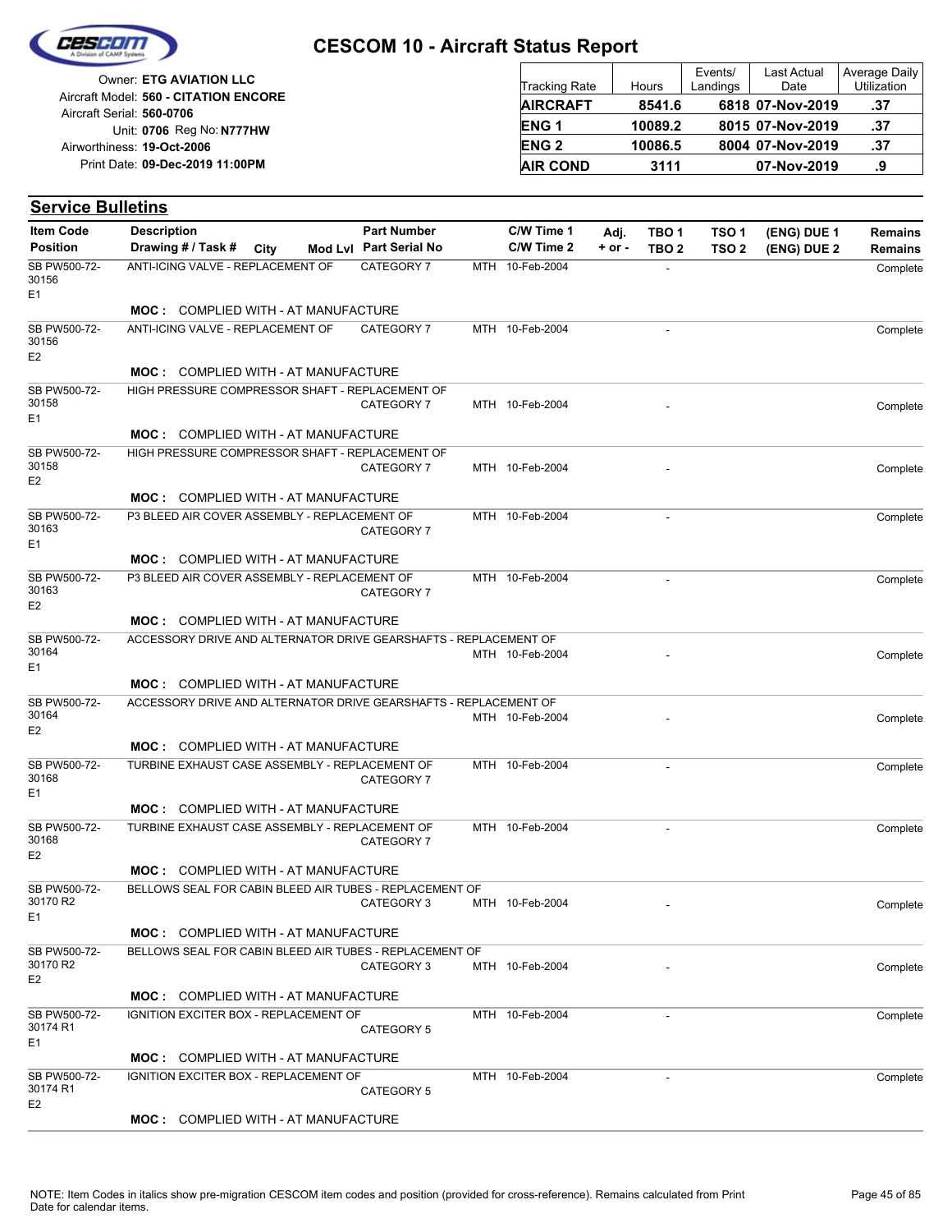# CESCOM 10 - Aircraft Status Report

Owner: **ETG AVIATION LLC**
Aircraft Model: **560 - CITATION ENCORE**
Aircraft Serial: **560-0706**
Unit: **0706** Reg No: **N777HW**
Airworthiness: **19-Oct-2006**
Print Date: **09-Dec-2019 11:00PM**

| Tracking Rate | Hours | Events/ Landings | Last Actual Date | Average Daily Utilization |
|---|---|---|---|---|
| **AIRCRAFT** | **8541.6** | **6818** | **07-Nov-2019** | **.37** |
| **ENG 1** | **10089.2** | **8015** | **07-Nov-2019** | **.37** |
| **ENG 2** | **10086.5** | **8004** | **07-Nov-2019** | **.37** |
| **AIR COND** | **3111** | | **07-Nov-2019** | **.9** |

## Service Bulletins

| Item Code / Position | Description / Drawing # / Task # | City | Mod Lvl | Part Number / Part Serial No | | C/W Time 1 / C/W Time 2 | Adj. + or - | TBO 1 / TBO 2 | TSO 1 / TSO 2 | (ENG) DUE 1 / (ENG) DUE 2 | Remains / Remains |
|---|---|---|---|---|---|---|---|---|---|---|---|
| SB PW500-72-30156 E1 | ANTI-ICING VALVE - REPLACEMENT OF | | | CATEGORY 7 | MTH | 10-Feb-2004 | | - | | | Complete |
| | **MOC :** COMPLIED WITH - AT MANUFACTURE | | | | | | | | | | |
| SB PW500-72-30156 E2 | ANTI-ICING VALVE - REPLACEMENT OF | | | CATEGORY 7 | MTH | 10-Feb-2004 | | - | | | Complete |
| | **MOC :** COMPLIED WITH - AT MANUFACTURE | | | | | | | | | | |
| SB PW500-72-30158 E1 | HIGH PRESSURE COMPRESSOR SHAFT - REPLACEMENT OF | | | CATEGORY 7 | MTH | 10-Feb-2004 | | - | | | Complete |
| | **MOC :** COMPLIED WITH - AT MANUFACTURE | | | | | | | | | | |
| SB PW500-72-30158 E2 | HIGH PRESSURE COMPRESSOR SHAFT - REPLACEMENT OF | | | CATEGORY 7 | MTH | 10-Feb-2004 | | - | | | Complete |
| | **MOC :** COMPLIED WITH - AT MANUFACTURE | | | | | | | | | | |
| SB PW500-72-30163 E1 | P3 BLEED AIR COVER ASSEMBLY - REPLACEMENT OF | | | CATEGORY 7 | MTH | 10-Feb-2004 | | - | | | Complete |
| | **MOC :** COMPLIED WITH - AT MANUFACTURE | | | | | | | | | | |
| SB PW500-72-30163 E2 | P3 BLEED AIR COVER ASSEMBLY - REPLACEMENT OF | | | CATEGORY 7 | MTH | 10-Feb-2004 | | - | | | Complete |
| | **MOC :** COMPLIED WITH - AT MANUFACTURE | | | | | | | | | | |
| SB PW500-72-30164 E1 | ACCESSORY DRIVE AND ALTERNATOR DRIVE GEARSHAFTS - REPLACEMENT OF | | | | MTH | 10-Feb-2004 | | - | | | Complete |
| | **MOC :** COMPLIED WITH - AT MANUFACTURE | | | | | | | | | | |
| SB PW500-72-30164 E2 | ACCESSORY DRIVE AND ALTERNATOR DRIVE GEARSHAFTS - REPLACEMENT OF | | | | MTH | 10-Feb-2004 | | - | | | Complete |
| | **MOC :** COMPLIED WITH - AT MANUFACTURE | | | | | | | | | | |
| SB PW500-72-30168 E1 | TURBINE EXHAUST CASE ASSEMBLY - REPLACEMENT OF | | | CATEGORY 7 | MTH | 10-Feb-2004 | | - | | | Complete |
| | **MOC :** COMPLIED WITH - AT MANUFACTURE | | | | | | | | | | |
| SB PW500-72-30168 E2 | TURBINE EXHAUST CASE ASSEMBLY - REPLACEMENT OF | | | CATEGORY 7 | MTH | 10-Feb-2004 | | - | | | Complete |
| | **MOC :** COMPLIED WITH - AT MANUFACTURE | | | | | | | | | | |
| SB PW500-72-30170 R2 E1 | BELLOWS SEAL FOR CABIN BLEED AIR TUBES - REPLACEMENT OF | | | CATEGORY 3 | MTH | 10-Feb-2004 | | - | | | Complete |
| | **MOC :** COMPLIED WITH - AT MANUFACTURE | | | | | | | | | | |
| SB PW500-72-30170 R2 E2 | BELLOWS SEAL FOR CABIN BLEED AIR TUBES - REPLACEMENT OF | | | CATEGORY 3 | MTH | 10-Feb-2004 | | - | | | Complete |
| | **MOC :** COMPLIED WITH - AT MANUFACTURE | | | | | | | | | | |
| SB PW500-72-30174 R1 E1 | IGNITION EXCITER BOX - REPLACEMENT OF | | | CATEGORY 5 | MTH | 10-Feb-2004 | | - | | | Complete |
| | **MOC :** COMPLIED WITH - AT MANUFACTURE | | | | | | | | | | |
| SB PW500-72-30174 R1 E2 | IGNITION EXCITER BOX - REPLACEMENT OF | | | CATEGORY 5 | MTH | 10-Feb-2004 | | - | | | Complete |
| | **MOC :** COMPLIED WITH - AT MANUFACTURE | | | | | | | | | | |

NOTE: Item Codes in italics show pre-migration CESCOM item codes and position (provided for cross-reference). Remains calculated from Print Date for calendar items.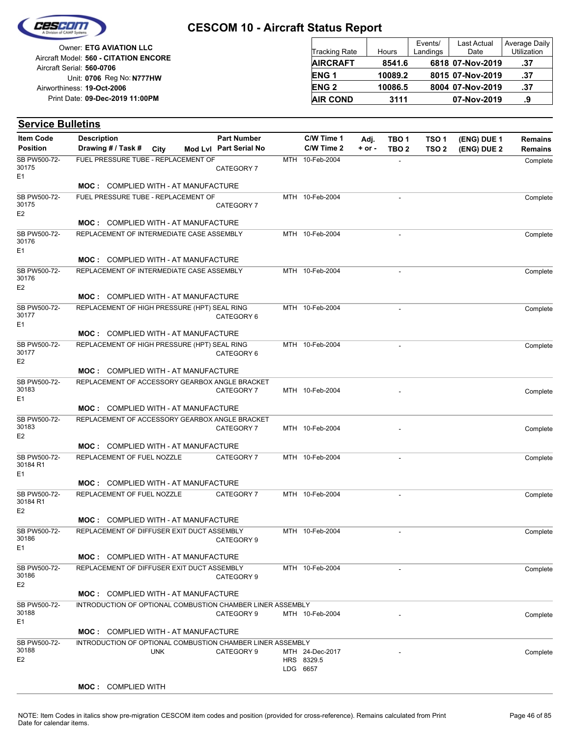# CESCOM 10 - Aircraft Status Report

Owner: **ETG AVIATION LLC**
Aircraft Model: **560 - CITATION ENCORE**
Aircraft Serial: **560-0706**
Unit: **0706** Reg No: **N777HW**
Airworthiness: **19-Oct-2006**
Print Date: **09-Dec-2019 11:00PM**

| Tracking Rate | Hours | Events/ Landings | Last Actual Date | Average Daily Utilization |
|---|---|---|---|---|
| **AIRCRAFT** | **8541.6** | **6818** | **07-Nov-2019** | **.37** |
| **ENG 1** | **10089.2** | **8015** | **07-Nov-2019** | **.37** |
| **ENG 2** | **10086.5** | **8004** | **07-Nov-2019** | **.37** |
| **AIR COND** | **3111** | | **07-Nov-2019** | **.9** |

## Service Bulletins

| Item Code / Position | Description / Drawing # / Task # | City | Mod Lvl | Part Number / Part Serial No | C/W Time 1 / C/W Time 2 | Adj. + or - | TBO 1 / TBO 2 | TSO 1 / TSO 2 | (ENG) DUE 1 / (ENG) DUE 2 | Remains / Remains |
|---|---|---|---|---|---|---|---|---|---|---|
| SB PW500-72-30175 E1 | FUEL PRESSURE TUBE - REPLACEMENT OF | | | CATEGORY 7 | MTH 10-Feb-2004 | | - | | | Complete |
| | **MOC :** COMPLIED WITH - AT MANUFACTURE | | | | | | | | | |
| SB PW500-72-30175 E2 | FUEL PRESSURE TUBE - REPLACEMENT OF | | | CATEGORY 7 | MTH 10-Feb-2004 | | - | | | Complete |
| | **MOC :** COMPLIED WITH - AT MANUFACTURE | | | | | | | | | |
| SB PW500-72-30176 E1 | REPLACEMENT OF INTERMEDIATE CASE ASSEMBLY | | | | MTH 10-Feb-2004 | | - | | | Complete |
| | **MOC :** COMPLIED WITH - AT MANUFACTURE | | | | | | | | | |
| SB PW500-72-30176 E2 | REPLACEMENT OF INTERMEDIATE CASE ASSEMBLY | | | | MTH 10-Feb-2004 | | - | | | Complete |
| | **MOC :** COMPLIED WITH - AT MANUFACTURE | | | | | | | | | |
| SB PW500-72-30177 E1 | REPLACEMENT OF HIGH PRESSURE (HPT) SEAL RING | | | CATEGORY 6 | MTH 10-Feb-2004 | | - | | | Complete |
| | **MOC :** COMPLIED WITH - AT MANUFACTURE | | | | | | | | | |
| SB PW500-72-30177 E2 | REPLACEMENT OF HIGH PRESSURE (HPT) SEAL RING | | | CATEGORY 6 | MTH 10-Feb-2004 | | - | | | Complete |
| | **MOC :** COMPLIED WITH - AT MANUFACTURE | | | | | | | | | |
| SB PW500-72-30183 E1 | REPLACEMENT OF ACCESSORY GEARBOX ANGLE BRACKET | | | CATEGORY 7 | MTH 10-Feb-2004 | | - | | | Complete |
| | **MOC :** COMPLIED WITH - AT MANUFACTURE | | | | | | | | | |
| SB PW500-72-30183 E2 | REPLACEMENT OF ACCESSORY GEARBOX ANGLE BRACKET | | | CATEGORY 7 | MTH 10-Feb-2004 | | - | | | Complete |
| | **MOC :** COMPLIED WITH - AT MANUFACTURE | | | | | | | | | |
| SB PW500-72-30184 R1 E1 | REPLACEMENT OF FUEL NOZZLE | | | CATEGORY 7 | MTH 10-Feb-2004 | | - | | | Complete |
| | **MOC :** COMPLIED WITH - AT MANUFACTURE | | | | | | | | | |
| SB PW500-72-30184 R1 E2 | REPLACEMENT OF FUEL NOZZLE | | | CATEGORY 7 | MTH 10-Feb-2004 | | - | | | Complete |
| | **MOC :** COMPLIED WITH - AT MANUFACTURE | | | | | | | | | |
| SB PW500-72-30186 E1 | REPLACEMENT OF DIFFUSER EXIT DUCT ASSEMBLY | | | CATEGORY 9 | MTH 10-Feb-2004 | | - | | | Complete |
| | **MOC :** COMPLIED WITH - AT MANUFACTURE | | | | | | | | | |
| SB PW500-72-30186 E2 | REPLACEMENT OF DIFFUSER EXIT DUCT ASSEMBLY | | | CATEGORY 9 | MTH 10-Feb-2004 | | - | | | Complete |
| | **MOC :** COMPLIED WITH - AT MANUFACTURE | | | | | | | | | |
| SB PW500-72-30188 E1 | INTRODUCTION OF OPTIONAL COMBUSTION CHAMBER LINER ASSEMBLY | | | CATEGORY 9 | MTH 10-Feb-2004 | | - | | | Complete |
| | **MOC :** COMPLIED WITH - AT MANUFACTURE | | | | | | | | | |
| SB PW500-72-30188 E2 | INTRODUCTION OF OPTIONAL COMBUSTION CHAMBER LINER ASSEMBLY | UNK | | CATEGORY 9 | MTH 24-Dec-2017 HRS 8329.5 LDG 6657 | | - | | | Complete |
| | **MOC :** COMPLIED WITH | | | | | | | | | |

NOTE: Item Codes in italics show pre-migration CESCOM item codes and position (provided for cross-reference). Remains calculated from Print Date for calendar items.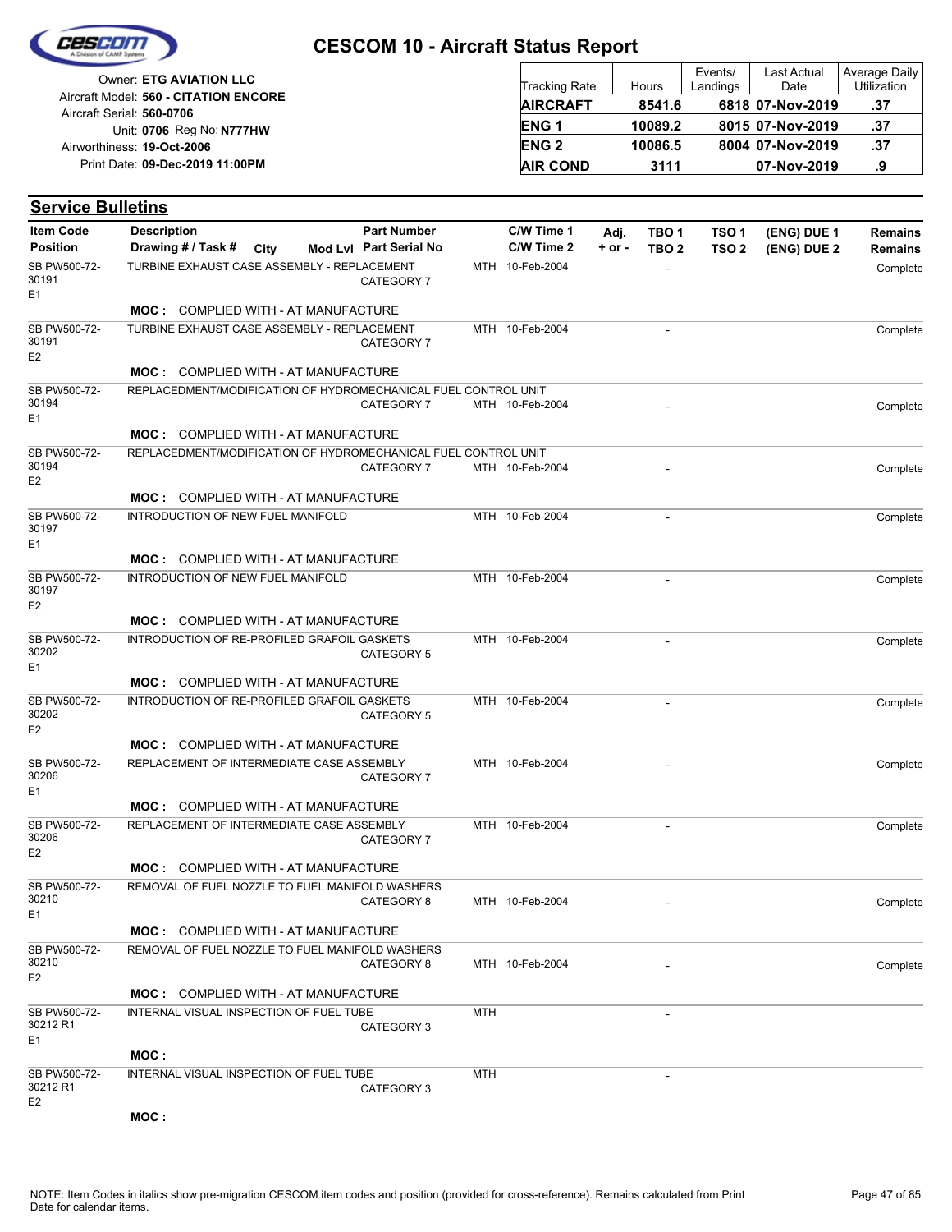# CESCOM 10 - Aircraft Status Report

Owner: **ETG AVIATION LLC**
Aircraft Model: **560 - CITATION ENCORE**
Aircraft Serial: **560-0706**
Unit: **0706** Reg No: **N777HW**
Airworthiness: **19-Oct-2006**
Print Date: **09-Dec-2019 11:00PM**

| Tracking Rate | Hours | Events/ Landings | Last Actual Date | Average Daily Utilization |
|---|---|---|---|---|
| **AIRCRAFT** | **8541.6** | **6818** | **07-Nov-2019** | **.37** |
| **ENG 1** | **10089.2** | **8015** | **07-Nov-2019** | **.37** |
| **ENG 2** | **10086.5** | **8004** | **07-Nov-2019** | **.37** |
| **AIR COND** | **3111** | | **07-Nov-2019** | **.9** |

## Service Bulletins

| Item Code / Position | Description / Drawing # / Task # | City | Mod Lvl | Part Number / Part Serial No | | C/W Time 1 / C/W Time 2 | Adj. + or - | TBO 1 / TBO 2 | TSO 1 / TSO 2 | (ENG) DUE 1 / (ENG) DUE 2 | Remains / Remains |
|---|---|---|---|---|---|---|---|---|---|---|---|
| SB PW500-72-30191 E1 | TURBINE EXHAUST CASE ASSEMBLY - REPLACEMENT | | | CATEGORY 7 | MTH | 10-Feb-2004 | | - | | | Complete |
| | **MOC :** COMPLIED WITH - AT MANUFACTURE | | | | | | | | | | |
| SB PW500-72-30191 E2 | TURBINE EXHAUST CASE ASSEMBLY - REPLACEMENT | | | CATEGORY 7 | MTH | 10-Feb-2004 | | - | | | Complete |
| | **MOC :** COMPLIED WITH - AT MANUFACTURE | | | | | | | | | | |
| SB PW500-72-30194 E1 | REPLACEDMENT/MODIFICATION OF HYDROMECHANICAL FUEL CONTROL UNIT | | | CATEGORY 7 | MTH | 10-Feb-2004 | | - | | | Complete |
| | **MOC :** COMPLIED WITH - AT MANUFACTURE | | | | | | | | | | |
| SB PW500-72-30194 E2 | REPLACEDMENT/MODIFICATION OF HYDROMECHANICAL FUEL CONTROL UNIT | | | CATEGORY 7 | MTH | 10-Feb-2004 | | - | | | Complete |
| | **MOC :** COMPLIED WITH - AT MANUFACTURE | | | | | | | | | | |
| SB PW500-72-30197 E1 | INTRODUCTION OF NEW FUEL MANIFOLD | | | | MTH | 10-Feb-2004 | | - | | | Complete |
| | **MOC :** COMPLIED WITH - AT MANUFACTURE | | | | | | | | | | |
| SB PW500-72-30197 E2 | INTRODUCTION OF NEW FUEL MANIFOLD | | | | MTH | 10-Feb-2004 | | - | | | Complete |
| | **MOC :** COMPLIED WITH - AT MANUFACTURE | | | | | | | | | | |
| SB PW500-72-30202 E1 | INTRODUCTION OF RE-PROFILED GRAFOIL GASKETS | | | CATEGORY 5 | MTH | 10-Feb-2004 | | - | | | Complete |
| | **MOC :** COMPLIED WITH - AT MANUFACTURE | | | | | | | | | | |
| SB PW500-72-30202 E2 | INTRODUCTION OF RE-PROFILED GRAFOIL GASKETS | | | CATEGORY 5 | MTH | 10-Feb-2004 | | - | | | Complete |
| | **MOC :** COMPLIED WITH - AT MANUFACTURE | | | | | | | | | | |
| SB PW500-72-30206 E1 | REPLACEMENT OF INTERMEDIATE CASE ASSEMBLY | | | CATEGORY 7 | MTH | 10-Feb-2004 | | - | | | Complete |
| | **MOC :** COMPLIED WITH - AT MANUFACTURE | | | | | | | | | | |
| SB PW500-72-30206 E2 | REPLACEMENT OF INTERMEDIATE CASE ASSEMBLY | | | CATEGORY 7 | MTH | 10-Feb-2004 | | - | | | Complete |
| | **MOC :** COMPLIED WITH - AT MANUFACTURE | | | | | | | | | | |
| SB PW500-72-30210 E1 | REMOVAL OF FUEL NOZZLE TO FUEL MANIFOLD WASHERS | | | CATEGORY 8 | MTH | 10-Feb-2004 | | - | | | Complete |
| | **MOC :** COMPLIED WITH - AT MANUFACTURE | | | | | | | | | | |
| SB PW500-72-30210 E2 | REMOVAL OF FUEL NOZZLE TO FUEL MANIFOLD WASHERS | | | CATEGORY 8 | MTH | 10-Feb-2004 | | - | | | Complete |
| | **MOC :** COMPLIED WITH - AT MANUFACTURE | | | | | | | | | | |
| SB PW500-72-30212 R1 E1 | INTERNAL VISUAL INSPECTION OF FUEL TUBE | | | CATEGORY 3 | MTH | | | - | | | |
| | **MOC :** | | | | | | | | | | |
| SB PW500-72-30212 R1 E2 | INTERNAL VISUAL INSPECTION OF FUEL TUBE | | | CATEGORY 3 | MTH | | | - | | | |
| | **MOC :** | | | | | | | | | | |

NOTE: Item Codes in italics show pre-migration CESCOM item codes and position (provided for cross-reference). Remains calculated from Print Date for calendar items.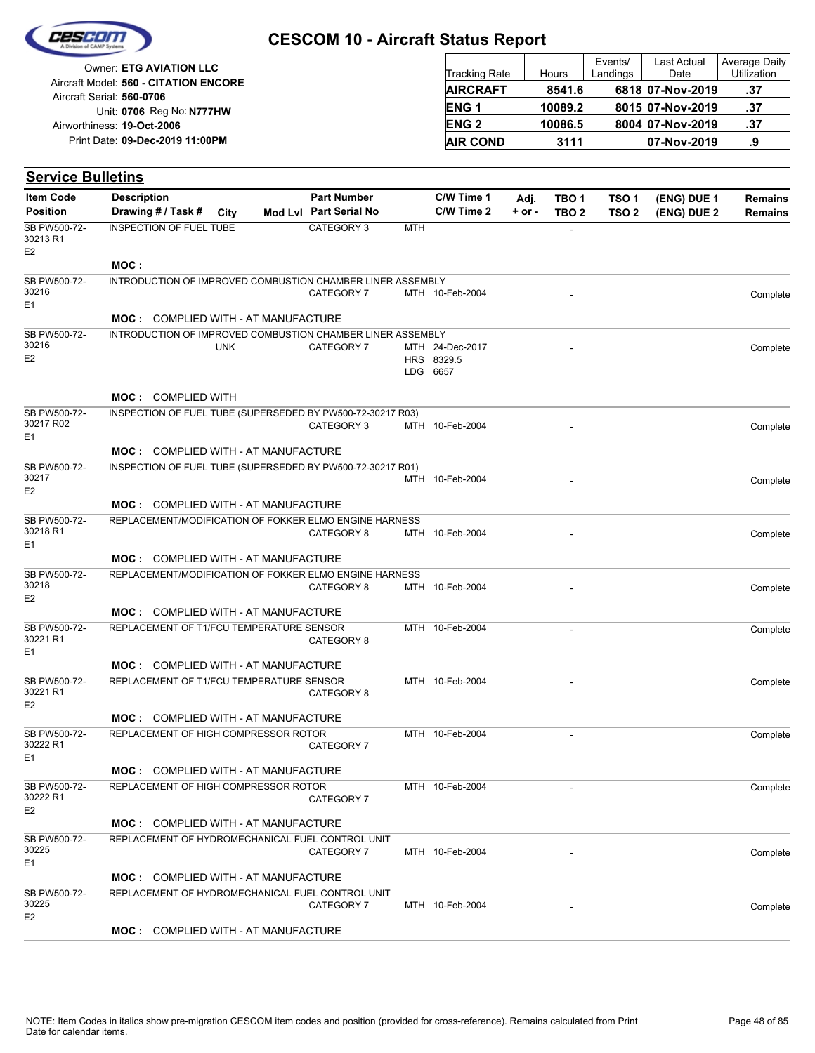# CESCOM 10 - Aircraft Status Report

Owner: **ETG AVIATION LLC**
Aircraft Model: **560 - CITATION ENCORE**
Aircraft Serial: **560-0706**
Unit: **0706** Reg No: **N777HW**
Airworthiness: **19-Oct-2006**
Print Date: **09-Dec-2019 11:00PM**

| Tracking Rate | Hours | Events/ Landings | Last Actual Date | Average Daily Utilization |
|---|---|---|---|---|
| **AIRCRAFT** | **8541.6** | **6818** | **07-Nov-2019** | **.37** |
| **ENG 1** | **10089.2** | **8015** | **07-Nov-2019** | **.37** |
| **ENG 2** | **10086.5** | **8004** | **07-Nov-2019** | **.37** |
| **AIR COND** | **3111** | | **07-Nov-2019** | **.9** |

## Service Bulletins

| Item Code / Position | Description / Drawing # / Task # | City | Mod Lvl | Part Number / Part Serial No | | C/W Time 1 / C/W Time 2 | Adj. + or - | TBO 1 / TBO 2 | TSO 1 / TSO 2 | (ENG) DUE 1 / (ENG) DUE 2 | Remains / Remains |
|---|---|---|---|---|---|---|---|---|---|---|---|
| SB PW500-72-30213 R1 E2 | INSPECTION OF FUEL TUBE | | | CATEGORY 3 | MTH | | | - | | | |
| | **MOC :** | | | | | | | | | | |
| SB PW500-72-30216 E1 | INTRODUCTION OF IMPROVED COMBUSTION CHAMBER LINER ASSEMBLY | | | CATEGORY 7 | MTH | 10-Feb-2004 | | - | | | Complete |
| | **MOC :** COMPLIED WITH - AT MANUFACTURE | | | | | | | | | | |
| SB PW500-72-30216 E2 | INTRODUCTION OF IMPROVED COMBUSTION CHAMBER LINER ASSEMBLY | UNK | | CATEGORY 7 | MTH / HRS / LDG | 24-Dec-2017 / 8329.5 / 6657 | | - | | | Complete |
| | **MOC :** COMPLIED WITH | | | | | | | | | | |
| SB PW500-72-30217 R02 E1 | INSPECTION OF FUEL TUBE (SUPERSEDED BY PW500-72-30217 R03) | | | CATEGORY 3 | MTH | 10-Feb-2004 | | - | | | Complete |
| | **MOC :** COMPLIED WITH - AT MANUFACTURE | | | | | | | | | | |
| SB PW500-72-30217 E2 | INSPECTION OF FUEL TUBE (SUPERSEDED BY PW500-72-30217 R01) | | | | MTH | 10-Feb-2004 | | - | | | Complete |
| | **MOC :** COMPLIED WITH - AT MANUFACTURE | | | | | | | | | | |
| SB PW500-72-30218 R1 E1 | REPLACEMENT/MODIFICATION OF FOKKER ELMO ENGINE HARNESS | | | CATEGORY 8 | MTH | 10-Feb-2004 | | - | | | Complete |
| | **MOC :** COMPLIED WITH - AT MANUFACTURE | | | | | | | | | | |
| SB PW500-72-30218 E2 | REPLACEMENT/MODIFICATION OF FOKKER ELMO ENGINE HARNESS | | | CATEGORY 8 | MTH | 10-Feb-2004 | | - | | | Complete |
| | **MOC :** COMPLIED WITH - AT MANUFACTURE | | | | | | | | | | |
| SB PW500-72-30221 R1 E1 | REPLACEMENT OF T1/FCU TEMPERATURE SENSOR | | | CATEGORY 8 | MTH | 10-Feb-2004 | | - | | | Complete |
| | **MOC :** COMPLIED WITH - AT MANUFACTURE | | | | | | | | | | |
| SB PW500-72-30221 R1 E2 | REPLACEMENT OF T1/FCU TEMPERATURE SENSOR | | | CATEGORY 8 | MTH | 10-Feb-2004 | | - | | | Complete |
| | **MOC :** COMPLIED WITH - AT MANUFACTURE | | | | | | | | | | |
| SB PW500-72-30222 R1 E1 | REPLACEMENT OF HIGH COMPRESSOR ROTOR | | | CATEGORY 7 | MTH | 10-Feb-2004 | | - | | | Complete |
| | **MOC :** COMPLIED WITH - AT MANUFACTURE | | | | | | | | | | |
| SB PW500-72-30222 R1 E2 | REPLACEMENT OF HIGH COMPRESSOR ROTOR | | | CATEGORY 7 | MTH | 10-Feb-2004 | | - | | | Complete |
| | **MOC :** COMPLIED WITH - AT MANUFACTURE | | | | | | | | | | |
| SB PW500-72-30225 E1 | REPLACEMENT OF HYDROMECHANICAL FUEL CONTROL UNIT | | | CATEGORY 7 | MTH | 10-Feb-2004 | | - | | | Complete |
| | **MOC :** COMPLIED WITH - AT MANUFACTURE | | | | | | | | | | |
| SB PW500-72-30225 E2 | REPLACEMENT OF HYDROMECHANICAL FUEL CONTROL UNIT | | | CATEGORY 7 | MTH | 10-Feb-2004 | | - | | | Complete |
| | **MOC :** COMPLIED WITH - AT MANUFACTURE | | | | | | | | | | |

NOTE: Item Codes in italics show pre-migration CESCOM item codes and position (provided for cross-reference). Remains calculated from Print Date for calendar items.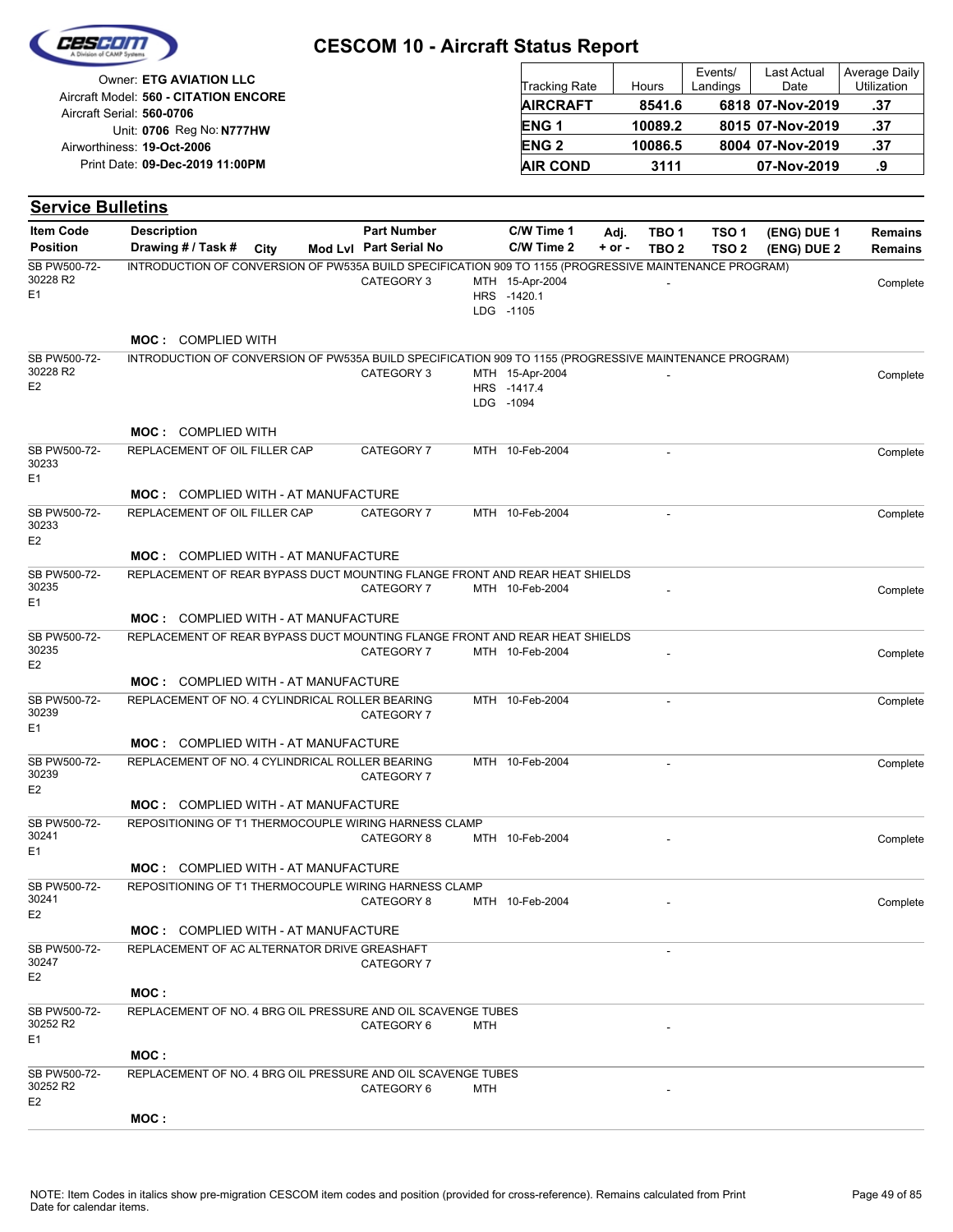# CESCOM 10 - Aircraft Status Report

Owner: **ETG AVIATION LLC**
Aircraft Model: **560 - CITATION ENCORE**
Aircraft Serial: **560-0706**
Unit: **0706** Reg No: **N777HW**
Airworthiness: **19-Oct-2006**
Print Date: **09-Dec-2019 11:00PM**

| Tracking Rate | Hours | Events/ Landings | Last Actual Date | Average Daily Utilization |
|---|---|---|---|---|
| **AIRCRAFT** | **8541.6** | **6818** | **07-Nov-2019** | **.37** |
| **ENG 1** | **10089.2** | **8015** | **07-Nov-2019** | **.37** |
| **ENG 2** | **10086.5** | **8004** | **07-Nov-2019** | **.37** |
| **AIR COND** | **3111** | | **07-Nov-2019** | **.9** |

## Service Bulletins

| Item Code / Position | Description / Drawing # / Task # | City | Mod Lvl | Part Number / Part Serial No | C/W Time 1 / C/W Time 2 | Adj. + or - | TBO 1 / TBO 2 | TSO 1 / TSO 2 | (ENG) DUE 1 / (ENG) DUE 2 | Remains / Remains |
|---|---|---|---|---|---|---|---|---|---|---|
| SB PW500-72-30228 R2 E1 | INTRODUCTION OF CONVERSION OF PW535A BUILD SPECIFICATION 909 TO 1155 (PROGRESSIVE MAINTENANCE PROGRAM) | | | CATEGORY 3 | MTH 15-Apr-2004 HRS -1420.1 LDG -1105 | | - | | | Complete |
| | **MOC :** COMPLIED WITH | | | | | | | | | |
| SB PW500-72-30228 R2 E2 | INTRODUCTION OF CONVERSION OF PW535A BUILD SPECIFICATION 909 TO 1155 (PROGRESSIVE MAINTENANCE PROGRAM) | | | CATEGORY 3 | MTH 15-Apr-2004 HRS -1417.4 LDG -1094 | | - | | | Complete |
| | **MOC :** COMPLIED WITH | | | | | | | | | |
| SB PW500-72-30233 E1 | REPLACEMENT OF OIL FILLER CAP | | | CATEGORY 7 | MTH 10-Feb-2004 | | - | | | Complete |
| | **MOC :** COMPLIED WITH - AT MANUFACTURE | | | | | | | | | |
| SB PW500-72-30233 E2 | REPLACEMENT OF OIL FILLER CAP | | | CATEGORY 7 | MTH 10-Feb-2004 | | - | | | Complete |
| | **MOC :** COMPLIED WITH - AT MANUFACTURE | | | | | | | | | |
| SB PW500-72-30235 E1 | REPLACEMENT OF REAR BYPASS DUCT MOUNTING FLANGE FRONT AND REAR HEAT SHIELDS | | | CATEGORY 7 | MTH 10-Feb-2004 | | - | | | Complete |
| | **MOC :** COMPLIED WITH - AT MANUFACTURE | | | | | | | | | |
| SB PW500-72-30235 E2 | REPLACEMENT OF REAR BYPASS DUCT MOUNTING FLANGE FRONT AND REAR HEAT SHIELDS | | | CATEGORY 7 | MTH 10-Feb-2004 | | - | | | Complete |
| | **MOC :** COMPLIED WITH - AT MANUFACTURE | | | | | | | | | |
| SB PW500-72-30239 E1 | REPLACEMENT OF NO. 4 CYLINDRICAL ROLLER BEARING | | | CATEGORY 7 | MTH 10-Feb-2004 | | - | | | Complete |
| | **MOC :** COMPLIED WITH - AT MANUFACTURE | | | | | | | | | |
| SB PW500-72-30239 E2 | REPLACEMENT OF NO. 4 CYLINDRICAL ROLLER BEARING | | | CATEGORY 7 | MTH 10-Feb-2004 | | - | | | Complete |
| | **MOC :** COMPLIED WITH - AT MANUFACTURE | | | | | | | | | |
| SB PW500-72-30241 E1 | REPOSITIONING OF T1 THERMOCOUPLE WIRING HARNESS CLAMP | | | CATEGORY 8 | MTH 10-Feb-2004 | | - | | | Complete |
| | **MOC :** COMPLIED WITH - AT MANUFACTURE | | | | | | | | | |
| SB PW500-72-30241 E2 | REPOSITIONING OF T1 THERMOCOUPLE WIRING HARNESS CLAMP | | | CATEGORY 8 | MTH 10-Feb-2004 | | - | | | Complete |
| | **MOC :** COMPLIED WITH - AT MANUFACTURE | | | | | | | | | |
| SB PW500-72-30247 E2 | REPLACEMENT OF AC ALTERNATOR DRIVE GREASHAFT | | | CATEGORY 7 | | | - | | | |
| | **MOC :** | | | | | | | | | |
| SB PW500-72-30252 R2 E1 | REPLACEMENT OF NO. 4 BRG OIL PRESSURE AND OIL SCAVENGE TUBES | | | CATEGORY 6 | MTH | | - | | | |
| | **MOC :** | | | | | | | | | |
| SB PW500-72-30252 R2 E2 | REPLACEMENT OF NO. 4 BRG OIL PRESSURE AND OIL SCAVENGE TUBES | | | CATEGORY 6 | MTH | | - | | | |
| | **MOC :** | | | | | | | | | |

NOTE: Item Codes in italics show pre-migration CESCOM item codes and position (provided for cross-reference). Remains calculated from Print Date for calendar items.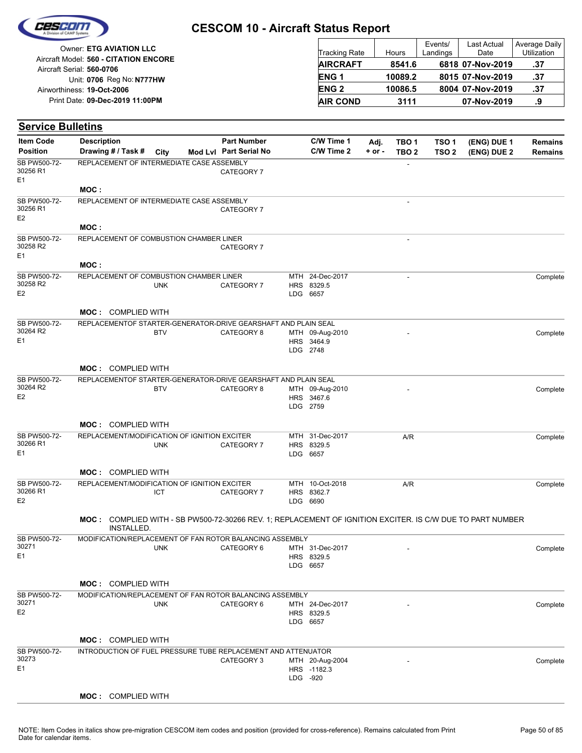# CESCOM 10 - Aircraft Status Report

Owner: **ETG AVIATION LLC**
Aircraft Model: **560 - CITATION ENCORE**
Aircraft Serial: **560-0706**
Unit: **0706** Reg No: **N777HW**
Airworthiness: **19-Oct-2006**
Print Date: **09-Dec-2019 11:00PM**

| Tracking Rate | Hours | Events/ Landings | Last Actual Date | Average Daily Utilization |
|---|---|---|---|---|
| **AIRCRAFT** | **8541.6** | **6818** | **07-Nov-2019** | **.37** |
| **ENG 1** | **10089.2** | **8015** | **07-Nov-2019** | **.37** |
| **ENG 2** | **10086.5** | **8004** | **07-Nov-2019** | **.37** |
| **AIR COND** | **3111** | | **07-Nov-2019** | **.9** |

## Service Bulletins

| Item Code / Position | Description / Drawing # / Task # | City | Mod Lvl | Part Number / Part Serial No | C/W Time 1 / C/W Time 2 | Adj. + or - | TBO 1 / TBO 2 | TSO 1 / TSO 2 | (ENG) DUE 1 / (ENG) DUE 2 | Remains / Remains |
|---|---|---|---|---|---|---|---|---|---|---|
| SB PW500-72-30256 R1 E1 | REPLACEMENT OF INTERMEDIATE CASE ASSEMBLY | | | CATEGORY 7 | | | - | | | |
| | **MOC :** | | | | | | | | | |
| SB PW500-72-30256 R1 E2 | REPLACEMENT OF INTERMEDIATE CASE ASSEMBLY | | | CATEGORY 7 | | | - | | | |
| | **MOC :** | | | | | | | | | |
| SB PW500-72-30258 R2 E1 | REPLACEMENT OF COMBUSTION CHAMBER LINER | | | CATEGORY 7 | | | - | | | |
| | **MOC :** | | | | | | | | | |
| SB PW500-72-30258 R2 E2 | REPLACEMENT OF COMBUSTION CHAMBER LINER | UNK | | CATEGORY 7 | MTH 24-Dec-2017 HRS 8329.5 LDG 6657 | | - | | | Complete |
| | **MOC :** COMPLIED WITH | | | | | | | | | |
| SB PW500-72-30264 R2 E1 | REPLACEMENTOF STARTER-GENERATOR-DRIVE GEARSHAFT AND PLAIN SEAL | BTV | | CATEGORY 8 | MTH 09-Aug-2010 HRS 3464.9 LDG 2748 | | - | | | Complete |
| | **MOC :** COMPLIED WITH | | | | | | | | | |
| SB PW500-72-30264 R2 E2 | REPLACEMENTOF STARTER-GENERATOR-DRIVE GEARSHAFT AND PLAIN SEAL | BTV | | CATEGORY 8 | MTH 09-Aug-2010 HRS 3467.6 LDG 2759 | | - | | | Complete |
| | **MOC :** COMPLIED WITH | | | | | | | | | |
| SB PW500-72-30266 R1 E1 | REPLACEMENT/MODIFICATION OF IGNITION EXCITER | UNK | | CATEGORY 7 | MTH 31-Dec-2017 HRS 8329.5 LDG 6657 | | A/R | | | Complete |
| | **MOC :** COMPLIED WITH | | | | | | | | | |
| SB PW500-72-30266 R1 E2 | REPLACEMENT/MODIFICATION OF IGNITION EXCITER | ICT | | CATEGORY 7 | MTH 10-Oct-2018 HRS 8362.7 LDG 6690 | | A/R | | | Complete |
| | **MOC :** COMPLIED WITH - SB PW500-72-30266 REV. 1; REPLACEMENT OF IGNITION EXCITER. IS C/W DUE TO PART NUMBER INSTALLED. | | | | | | | | | |
| SB PW500-72-30271 E1 | MODIFICATION/REPLACEMENT OF FAN ROTOR BALANCING ASSEMBLY | UNK | | CATEGORY 6 | MTH 31-Dec-2017 HRS 8329.5 LDG 6657 | | - | | | Complete |
| | **MOC :** COMPLIED WITH | | | | | | | | | |
| SB PW500-72-30271 E2 | MODIFICATION/REPLACEMENT OF FAN ROTOR BALANCING ASSEMBLY | UNK | | CATEGORY 6 | MTH 24-Dec-2017 HRS 8329.5 LDG 6657 | | - | | | Complete |
| | **MOC :** COMPLIED WITH | | | | | | | | | |
| SB PW500-72-30273 E1 | INTRODUCTION OF FUEL PRESSURE TUBE REPLACEMENT AND ATTENUATOR | | | CATEGORY 3 | MTH 20-Aug-2004 HRS -1182.3 LDG -920 | | - | | | Complete |
| | **MOC :** COMPLIED WITH | | | | | | | | | |

NOTE: Item Codes in italics show pre-migration CESCOM item codes and position (provided for cross-reference). Remains calculated from Print Date for calendar items.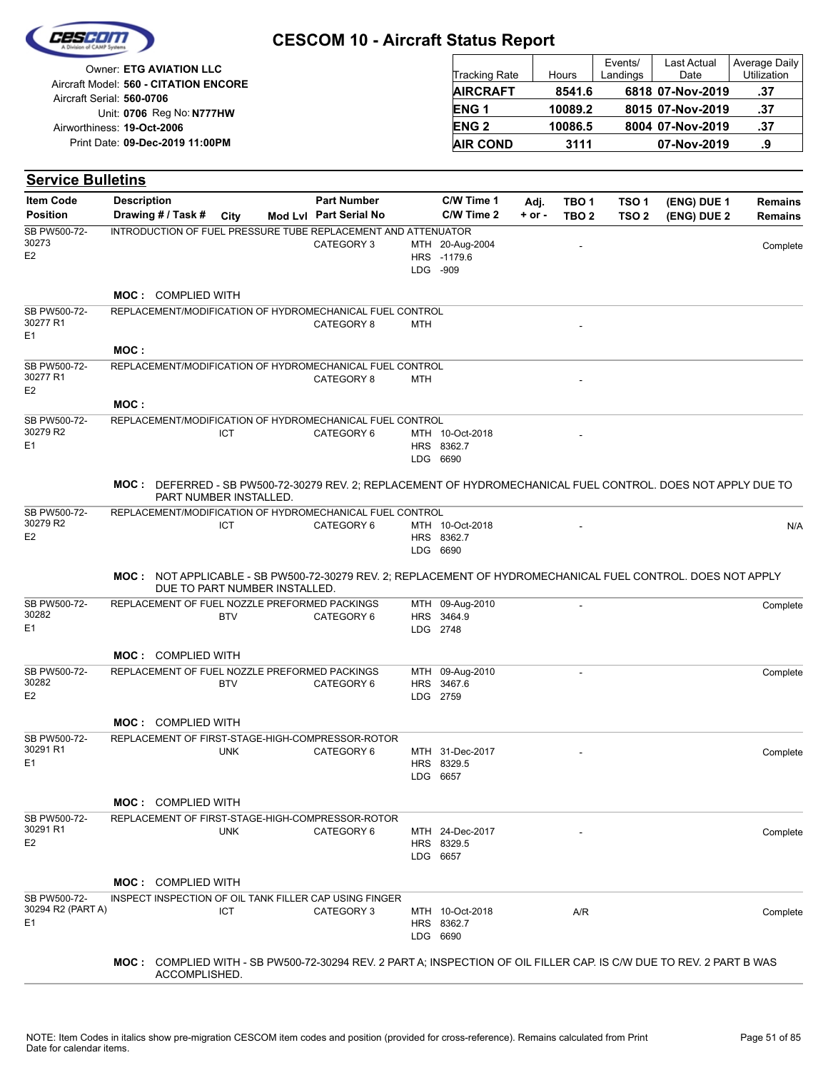# CESCOM 10 - Aircraft Status Report

Owner: **ETG AVIATION LLC**
Aircraft Model: **560 - CITATION ENCORE**
Aircraft Serial: **560-0706**
Unit: **0706** Reg No: **N777HW**
Airworthiness: **19-Oct-2006**
Print Date: **09-Dec-2019 11:00PM**

| Tracking Rate | Hours | Events/ Landings | Last Actual Date | Average Daily Utilization |
|---|---|---|---|---|
| **AIRCRAFT** | **8541.6** | **6818** | **07-Nov-2019** | **.37** |
| **ENG 1** | **10089.2** | **8015** | **07-Nov-2019** | **.37** |
| **ENG 2** | **10086.5** | **8004** | **07-Nov-2019** | **.37** |
| **AIR COND** | **3111** | | **07-Nov-2019** | **.9** |

## Service Bulletins

| Item Code / Position | Description / Drawing # / Task # | City | Mod Lvl | Part Number / Part Serial No | C/W Time 1 / C/W Time 2 | Adj. + or - | TBO 1 / TBO 2 | TSO 1 / TSO 2 | (ENG) DUE 1 / (ENG) DUE 2 | Remains / Remains |
|---|---|---|---|---|---|---|---|---|---|---|
| SB PW500-72-30273 E2 | INTRODUCTION OF FUEL PRESSURE TUBE REPLACEMENT AND ATTENUATOR | | | CATEGORY 3 | MTH 20-Aug-2004 HRS -1179.6 LDG -909 | | - | | | Complete |
| | **MOC :** COMPLIED WITH | | | | | | | | | |
| SB PW500-72-30277 R1 E1 | REPLACEMENT/MODIFICATION OF HYDROMECHANICAL FUEL CONTROL | | | CATEGORY 8 | MTH | | - | | | |
| | **MOC :** | | | | | | | | | |
| SB PW500-72-30277 R1 E2 | REPLACEMENT/MODIFICATION OF HYDROMECHANICAL FUEL CONTROL | | | CATEGORY 8 | MTH | | - | | | |
| | **MOC :** | | | | | | | | | |
| SB PW500-72-30279 R2 E1 | REPLACEMENT/MODIFICATION OF HYDROMECHANICAL FUEL CONTROL | ICT | | CATEGORY 6 | MTH 10-Oct-2018 HRS 8362.7 LDG 6690 | | - | | | |
| | **MOC :** DEFERRED - SB PW500-72-30279 REV. 2; REPLACEMENT OF HYDROMECHANICAL FUEL CONTROL. DOES NOT APPLY DUE TO PART NUMBER INSTALLED. | | | | | | | | | |
| SB PW500-72-30279 R2 E2 | REPLACEMENT/MODIFICATION OF HYDROMECHANICAL FUEL CONTROL | ICT | | CATEGORY 6 | MTH 10-Oct-2018 HRS 8362.7 LDG 6690 | | - | | | N/A |
| | **MOC :** NOT APPLICABLE - SB PW500-72-30279 REV. 2; REPLACEMENT OF HYDROMECHANICAL FUEL CONTROL. DOES NOT APPLY DUE TO PART NUMBER INSTALLED. | | | | | | | | | |
| SB PW500-72-30282 E1 | REPLACEMENT OF FUEL NOZZLE PREFORMED PACKINGS | BTV | | CATEGORY 6 | MTH 09-Aug-2010 HRS 3464.9 LDG 2748 | | - | | | Complete |
| | **MOC :** COMPLIED WITH | | | | | | | | | |
| SB PW500-72-30282 E2 | REPLACEMENT OF FUEL NOZZLE PREFORMED PACKINGS | BTV | | CATEGORY 6 | MTH 09-Aug-2010 HRS 3467.6 LDG 2759 | | - | | | Complete |
| | **MOC :** COMPLIED WITH | | | | | | | | | |
| SB PW500-72-30291 R1 E1 | REPLACEMENT OF FIRST-STAGE-HIGH-COMPRESSOR-ROTOR | UNK | | CATEGORY 6 | MTH 31-Dec-2017 HRS 8329.5 LDG 6657 | | - | | | Complete |
| | **MOC :** COMPLIED WITH | | | | | | | | | |
| SB PW500-72-30291 R1 E2 | REPLACEMENT OF FIRST-STAGE-HIGH-COMPRESSOR-ROTOR | UNK | | CATEGORY 6 | MTH 24-Dec-2017 HRS 8329.5 LDG 6657 | | - | | | Complete |
| | **MOC :** COMPLIED WITH | | | | | | | | | |
| SB PW500-72-30294 R2 (PART A) E1 | INSPECT INSPECTION OF OIL TANK FILLER CAP USING FINGER | ICT | | CATEGORY 3 | MTH 10-Oct-2018 HRS 8362.7 LDG 6690 | | A/R | | | Complete |
| | **MOC :** COMPLIED WITH - SB PW500-72-30294 REV. 2 PART A; INSPECTION OF OIL FILLER CAP. IS C/W DUE TO REV. 2 PART B WAS ACCOMPLISHED. | | | | | | | | | |

NOTE: Item Codes in italics show pre-migration CESCOM item codes and position (provided for cross-reference). Remains calculated from Print Date for calendar items.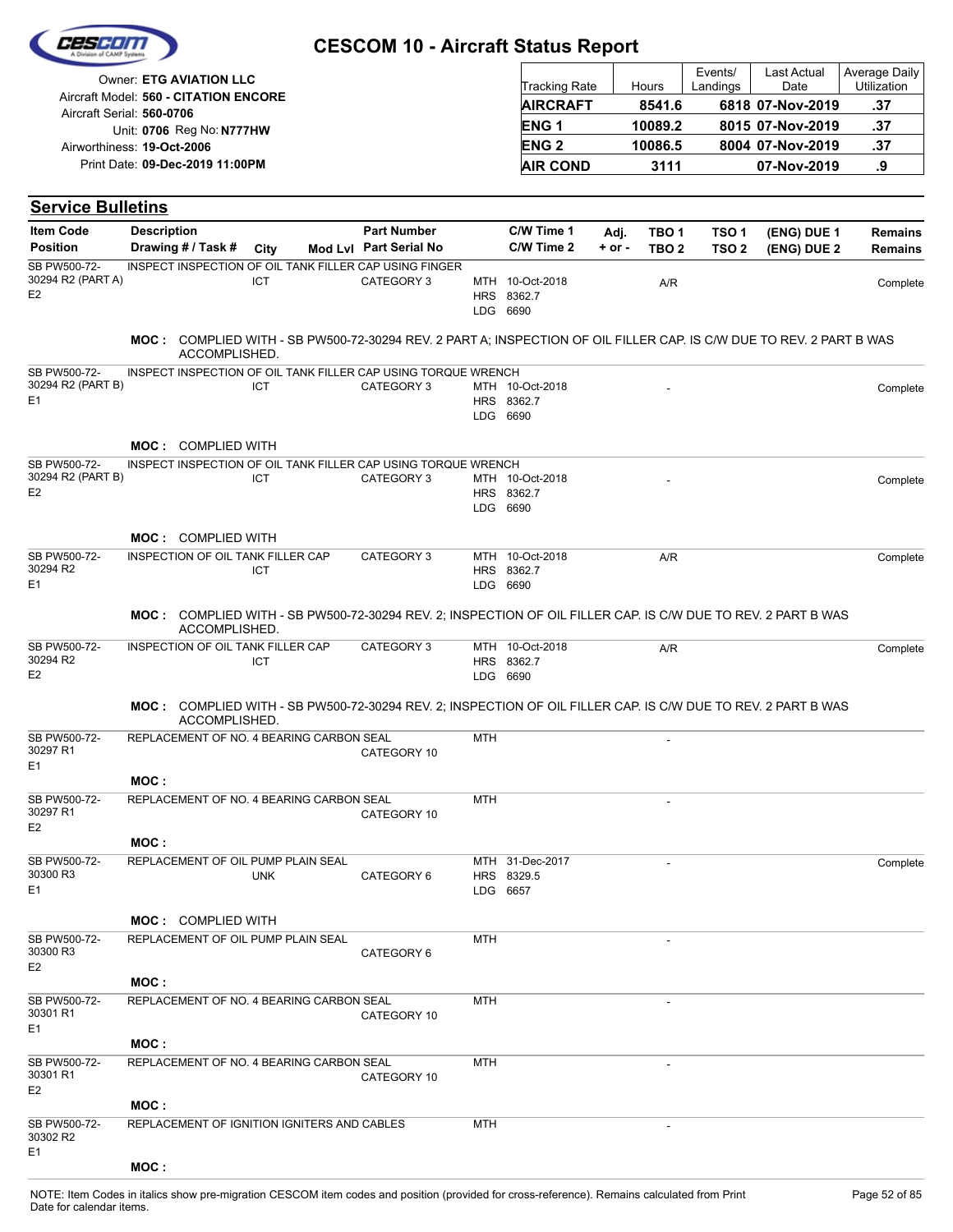# CESCOM 10 - Aircraft Status Report

Owner: **ETG AVIATION LLC**
Aircraft Model: **560 - CITATION ENCORE**
Aircraft Serial: **560-0706**
Unit: **0706** Reg No: **N777HW**
Airworthiness: **19-Oct-2006**
Print Date: **09-Dec-2019 11:00PM**

| Tracking Rate | Hours | Events/ Landings | Last Actual Date | Average Daily Utilization |
|---|---|---|---|---|
| **AIRCRAFT** | **8541.6** | **6818** | **07-Nov-2019** | **.37** |
| **ENG 1** | **10089.2** | **8015** | **07-Nov-2019** | **.37** |
| **ENG 2** | **10086.5** | **8004** | **07-Nov-2019** | **.37** |
| **AIR COND** | **3111** | | **07-Nov-2019** | **.9** |

## Service Bulletins

| Item Code / Position | Description / Drawing # / Task # | City | Mod Lvl | Part Number / Part Serial No | C/W Time 1 / C/W Time 2 | Adj. + or - | TBO 1 / TBO 2 | TSO 1 / TSO 2 | (ENG) DUE 1 / (ENG) DUE 2 | Remains / Remains |
|---|---|---|---|---|---|---|---|---|---|---|
| SB PW500-72-30294 R2 (PART A) E2 | INSPECT INSPECTION OF OIL TANK FILLER CAP USING FINGER | ICT | | CATEGORY 3 | MTH 10-Oct-2018 HRS 8362.7 LDG 6690 | | A/R | | | Complete |
| | **MOC :** COMPLIED WITH - SB PW500-72-30294 REV. 2 PART A; INSPECTION OF OIL FILLER CAP. IS C/W DUE TO REV. 2 PART B WAS ACCOMPLISHED. | | | | | | | | | |
| SB PW500-72-30294 R2 (PART B) E1 | INSPECT INSPECTION OF OIL TANK FILLER CAP USING TORQUE WRENCH | ICT | | CATEGORY 3 | MTH 10-Oct-2018 HRS 8362.7 LDG 6690 | | - | | | Complete |
| | **MOC :** COMPLIED WITH | | | | | | | | | |
| SB PW500-72-30294 R2 (PART B) E2 | INSPECT INSPECTION OF OIL TANK FILLER CAP USING TORQUE WRENCH | ICT | | CATEGORY 3 | MTH 10-Oct-2018 HRS 8362.7 LDG 6690 | | - | | | Complete |
| | **MOC :** COMPLIED WITH | | | | | | | | | |
| SB PW500-72-30294 R2 E1 | INSPECTION OF OIL TANK FILLER CAP | ICT | | CATEGORY 3 | MTH 10-Oct-2018 HRS 8362.7 LDG 6690 | | A/R | | | Complete |
| | **MOC :** COMPLIED WITH - SB PW500-72-30294 REV. 2; INSPECTION OF OIL FILLER CAP. IS C/W DUE TO REV. 2 PART B WAS ACCOMPLISHED. | | | | | | | | | |
| SB PW500-72-30294 R2 E2 | INSPECTION OF OIL TANK FILLER CAP | ICT | | CATEGORY 3 | MTH 10-Oct-2018 HRS 8362.7 LDG 6690 | | A/R | | | Complete |
| | **MOC :** COMPLIED WITH - SB PW500-72-30294 REV. 2; INSPECTION OF OIL FILLER CAP. IS C/W DUE TO REV. 2 PART B WAS ACCOMPLISHED. | | | | | | | | | |
| SB PW500-72-30297 R1 E1 | REPLACEMENT OF NO. 4 BEARING CARBON SEAL | | | CATEGORY 10 | MTH | | - | | | |
| | **MOC :** | | | | | | | | | |
| SB PW500-72-30297 R1 E2 | REPLACEMENT OF NO. 4 BEARING CARBON SEAL | | | CATEGORY 10 | MTH | | - | | | |
| | **MOC :** | | | | | | | | | |
| SB PW500-72-30300 R3 E1 | REPLACEMENT OF OIL PUMP PLAIN SEAL | UNK | | CATEGORY 6 | MTH 31-Dec-2017 HRS 8329.5 LDG 6657 | | - | | | Complete |
| | **MOC :** COMPLIED WITH | | | | | | | | | |
| SB PW500-72-30300 R3 E2 | REPLACEMENT OF OIL PUMP PLAIN SEAL | | | CATEGORY 6 | MTH | | - | | | |
| | **MOC :** | | | | | | | | | |
| SB PW500-72-30301 R1 E1 | REPLACEMENT OF NO. 4 BEARING CARBON SEAL | | | CATEGORY 10 | MTH | | - | | | |
| | **MOC :** | | | | | | | | | |
| SB PW500-72-30301 R1 E2 | REPLACEMENT OF NO. 4 BEARING CARBON SEAL | | | CATEGORY 10 | MTH | | - | | | |
| | **MOC :** | | | | | | | | | |
| SB PW500-72-30302 R2 E1 | REPLACEMENT OF IGNITION IGNITERS AND CABLES | | | | MTH | | - | | | |
| | **MOC :** | | | | | | | | | |

NOTE: Item Codes in italics show pre-migration CESCOM item codes and position (provided for cross-reference). Remains calculated from Print Date for calendar items.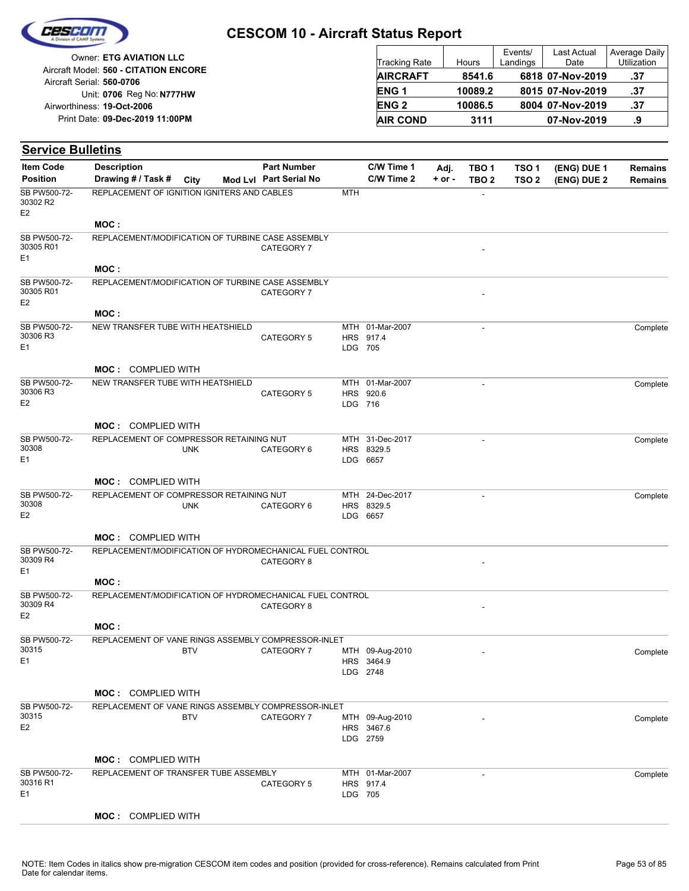# CESCOM 10 - Aircraft Status Report

Owner: **ETG AVIATION LLC**
Aircraft Model: **560 - CITATION ENCORE**
Aircraft Serial: **560-0706**
Unit: **0706** Reg No: **N777HW**
Airworthiness: **19-Oct-2006**
Print Date: **09-Dec-2019 11:00PM**

| Tracking Rate | Hours | Events/ Landings | Last Actual Date | Average Daily Utilization |
|---|---|---|---|---|
| **AIRCRAFT** | **8541.6** | **6818** | **07-Nov-2019** | **.37** |
| **ENG 1** | **10089.2** | **8015** | **07-Nov-2019** | **.37** |
| **ENG 2** | **10086.5** | **8004** | **07-Nov-2019** | **.37** |
| **AIR COND** | **3111** | | **07-Nov-2019** | **.9** |

## Service Bulletins

| Item Code / Position | Description / Drawing # / Task # | City | Mod Lvl | Part Number / Part Serial No | | C/W Time 1 / C/W Time 2 | Adj. + or - | TBO 1 / TBO 2 | TSO 1 / TSO 2 | (ENG) DUE 1 / (ENG) DUE 2 | Remains / Remains |
|---|---|---|---|---|---|---|---|---|---|---|---|
| SB PW500-72-30302 R2 E2 | REPLACEMENT OF IGNITION IGNITERS AND CABLES<br>**MOC :** | | | | MTH | | | - | | | |
| SB PW500-72-30305 R01 E1 | REPLACEMENT/MODIFICATION OF TURBINE CASE ASSEMBLY<br>**MOC :** | | | CATEGORY 7 | | | | - | | | |
| SB PW500-72-30305 R01 E2 | REPLACEMENT/MODIFICATION OF TURBINE CASE ASSEMBLY<br>**MOC :** | | | CATEGORY 7 | | | | - | | | |
| SB PW500-72-30306 R3 E1 | NEW TRANSFER TUBE WITH HEATSHIELD<br>**MOC :** COMPLIED WITH | | | CATEGORY 5 | MTH<br>HRS<br>LDG | 01-Mar-2007<br>917.4<br>705 | | - | | | Complete |
| SB PW500-72-30306 R3 E2 | NEW TRANSFER TUBE WITH HEATSHIELD<br>**MOC :** COMPLIED WITH | | | CATEGORY 5 | MTH<br>HRS<br>LDG | 01-Mar-2007<br>920.6<br>716 | | - | | | Complete |
| SB PW500-72-30308 E1 | REPLACEMENT OF COMPRESSOR RETAINING NUT<br>**MOC :** COMPLIED WITH | UNK | | CATEGORY 6 | MTH<br>HRS<br>LDG | 31-Dec-2017<br>8329.5<br>6657 | | - | | | Complete |
| SB PW500-72-30308 E2 | REPLACEMENT OF COMPRESSOR RETAINING NUT<br>**MOC :** COMPLIED WITH | UNK | | CATEGORY 6 | MTH<br>HRS<br>LDG | 24-Dec-2017<br>8329.5<br>6657 | | - | | | Complete |
| SB PW500-72-30309 R4 E1 | REPLACEMENT/MODIFICATION OF HYDROMECHANICAL FUEL CONTROL<br>**MOC :** | | | CATEGORY 8 | | | | - | | | |
| SB PW500-72-30309 R4 E2 | REPLACEMENT/MODIFICATION OF HYDROMECHANICAL FUEL CONTROL<br>**MOC :** | | | CATEGORY 8 | | | | - | | | |
| SB PW500-72-30315 E1 | REPLACEMENT OF VANE RINGS ASSEMBLY COMPRESSOR-INLET<br>**MOC :** COMPLIED WITH | BTV | | CATEGORY 7 | MTH<br>HRS<br>LDG | 09-Aug-2010<br>3464.9<br>2748 | | - | | | Complete |
| SB PW500-72-30315 E2 | REPLACEMENT OF VANE RINGS ASSEMBLY COMPRESSOR-INLET<br>**MOC :** COMPLIED WITH | BTV | | CATEGORY 7 | MTH<br>HRS<br>LDG | 09-Aug-2010<br>3467.6<br>2759 | | - | | | Complete |
| SB PW500-72-30316 R1 E1 | REPLACEMENT OF TRANSFER TUBE ASSEMBLY<br>**MOC :** COMPLIED WITH | | | CATEGORY 5 | MTH<br>HRS<br>LDG | 01-Mar-2007<br>917.4<br>705 | | - | | | Complete |

NOTE: Item Codes in italics show pre-migration CESCOM item codes and position (provided for cross-reference). Remains calculated from Print Date for calendar items.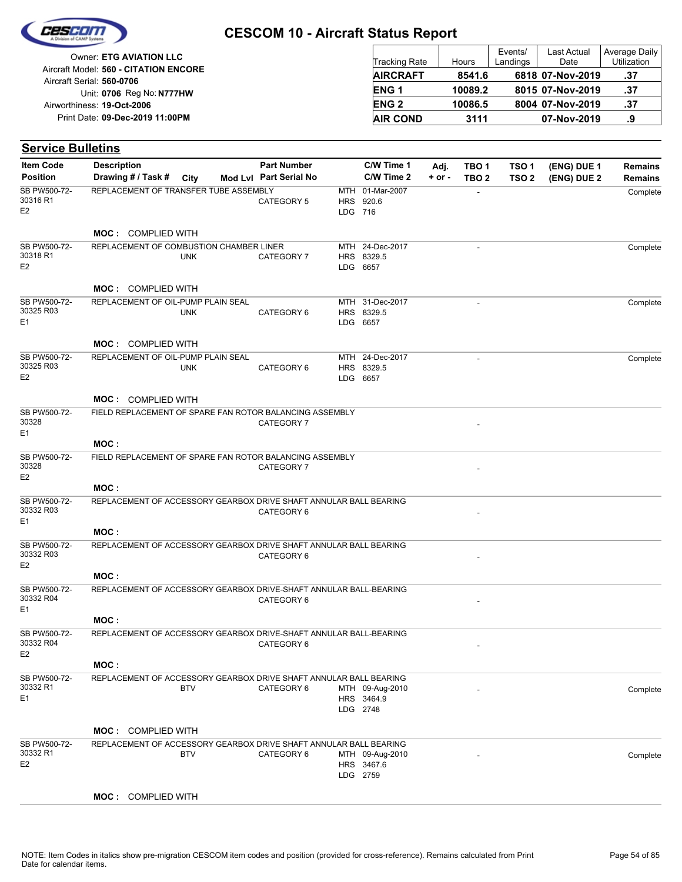# CESCOM 10 - Aircraft Status Report

Owner: **ETG AVIATION LLC**
Aircraft Model: **560 - CITATION ENCORE**
Aircraft Serial: **560-0706**
Unit: **0706** Reg No: **N777HW**
Airworthiness: **19-Oct-2006**
Print Date: **09-Dec-2019 11:00PM**

| Tracking Rate | Hours | Events/ Landings | Last Actual Date | Average Daily Utilization |
|---|---|---|---|---|
| **AIRCRAFT** | **8541.6** | **6818** | **07-Nov-2019** | **.37** |
| **ENG 1** | **10089.2** | **8015** | **07-Nov-2019** | **.37** |
| **ENG 2** | **10086.5** | **8004** | **07-Nov-2019** | **.37** |
| **AIR COND** | **3111** | | **07-Nov-2019** | **.9** |

## Service Bulletins

| Item Code / Position | Description / Drawing # / Task # | City | Mod Lvl | Part Number / Part Serial No | C/W Time 1 / C/W Time 2 | Adj. + or - | TBO 1 / TBO 2 | TSO 1 / TSO 2 | (ENG) DUE 1 / (ENG) DUE 2 | Remains |
|---|---|---|---|---|---|---|---|---|---|---|
| SB PW500-72-30316 R1 E2 | REPLACEMENT OF TRANSFER TUBE ASSEMBLY<br>**MOC :** COMPLIED WITH | | | CATEGORY 5 | MTH 01-Mar-2007<br>HRS 920.6<br>LDG 716 | | - | | | Complete |
| SB PW500-72-30318 R1 E2 | REPLACEMENT OF COMBUSTION CHAMBER LINER<br>**MOC :** COMPLIED WITH | UNK | | CATEGORY 7 | MTH 24-Dec-2017<br>HRS 8329.5<br>LDG 6657 | | - | | | Complete |
| SB PW500-72-30325 R03 E1 | REPLACEMENT OF OIL-PUMP PLAIN SEAL<br>**MOC :** COMPLIED WITH | UNK | | CATEGORY 6 | MTH 31-Dec-2017<br>HRS 8329.5<br>LDG 6657 | | - | | | Complete |
| SB PW500-72-30325 R03 E2 | REPLACEMENT OF OIL-PUMP PLAIN SEAL<br>**MOC :** COMPLIED WITH | UNK | | CATEGORY 6 | MTH 24-Dec-2017<br>HRS 8329.5<br>LDG 6657 | | - | | | Complete |
| SB PW500-72-30328 E1 | FIELD REPLACEMENT OF SPARE FAN ROTOR BALANCING ASSEMBLY<br>**MOC :** | | | CATEGORY 7 | | | - | | | |
| SB PW500-72-30328 E2 | FIELD REPLACEMENT OF SPARE FAN ROTOR BALANCING ASSEMBLY<br>**MOC :** | | | CATEGORY 7 | | | - | | | |
| SB PW500-72-30332 R03 E1 | REPLACEMENT OF ACCESSORY GEARBOX DRIVE SHAFT ANNULAR BALL BEARING<br>**MOC :** | | | CATEGORY 6 | | | - | | | |
| SB PW500-72-30332 R03 E2 | REPLACEMENT OF ACCESSORY GEARBOX DRIVE SHAFT ANNULAR BALL BEARING<br>**MOC :** | | | CATEGORY 6 | | | - | | | |
| SB PW500-72-30332 R04 E1 | REPLACEMENT OF ACCESSORY GEARBOX DRIVE-SHAFT ANNULAR BALL-BEARING<br>**MOC :** | | | CATEGORY 6 | | | - | | | |
| SB PW500-72-30332 R04 E2 | REPLACEMENT OF ACCESSORY GEARBOX DRIVE-SHAFT ANNULAR BALL-BEARING<br>**MOC :** | | | CATEGORY 6 | | | - | | | |
| SB PW500-72-30332 R1 E1 | REPLACEMENT OF ACCESSORY GEARBOX DRIVE SHAFT ANNULAR BALL BEARING<br>**MOC :** COMPLIED WITH | BTV | | CATEGORY 6 | MTH 09-Aug-2010<br>HRS 3464.9<br>LDG 2748 | | - | | | Complete |
| SB PW500-72-30332 R1 E2 | REPLACEMENT OF ACCESSORY GEARBOX DRIVE SHAFT ANNULAR BALL BEARING<br>**MOC :** COMPLIED WITH | BTV | | CATEGORY 6 | MTH 09-Aug-2010<br>HRS 3467.6<br>LDG 2759 | | - | | | Complete |

NOTE: Item Codes in italics show pre-migration CESCOM item codes and position (provided for cross-reference). Remains calculated from Print Date for calendar items.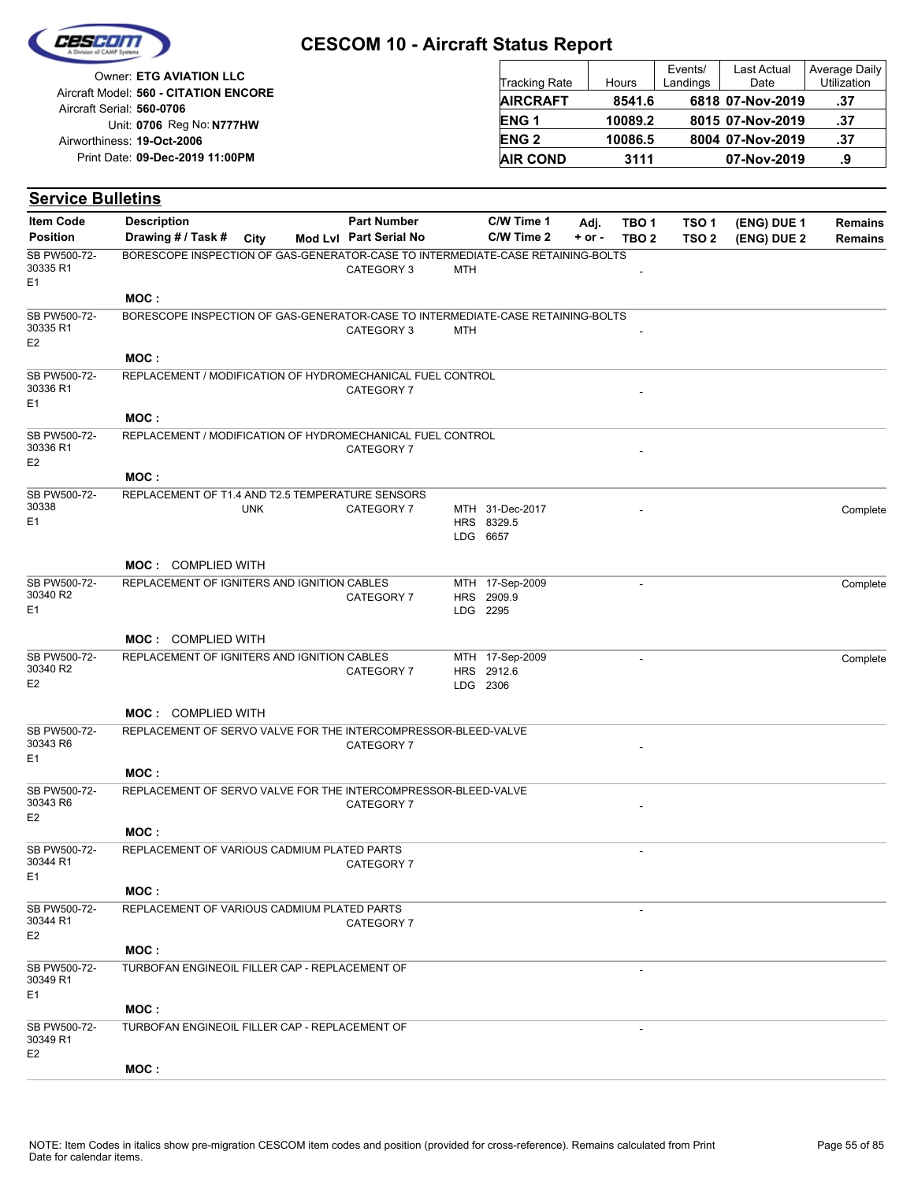# CESCOM 10 - Aircraft Status Report

Owner: **ETG AVIATION LLC**
Aircraft Model: **560 - CITATION ENCORE**
Aircraft Serial: **560-0706**
Unit: **0706** Reg No: **N777HW**
Airworthiness: **19-Oct-2006**
Print Date: **09-Dec-2019 11:00PM**

| Tracking Rate | Hours | Events/ Landings | Last Actual Date | Average Daily Utilization |
|---|---|---|---|---|
| **AIRCRAFT** | **8541.6** | **6818** | **07-Nov-2019** | **.37** |
| **ENG 1** | **10089.2** | **8015** | **07-Nov-2019** | **.37** |
| **ENG 2** | **10086.5** | **8004** | **07-Nov-2019** | **.37** |
| **AIR COND** | **3111** | | **07-Nov-2019** | **.9** |

## Service Bulletins

| Item Code / Position | Description / Drawing # / Task # | City | Mod Lvl | Part Number / Part Serial No | C/W Time 1 / C/W Time 2 | Adj. + or - | TBO 1 / TBO 2 | TSO 1 / TSO 2 | (ENG) DUE 1 / (ENG) DUE 2 | Remains / Remains |
|---|---|---|---|---|---|---|---|---|---|---|
| SB PW500-72-30335 R1 E1 | BORESCOPE INSPECTION OF GAS-GENERATOR-CASE TO INTERMEDIATE-CASE RETAINING-BOLTS | | | CATEGORY 3 | MTH | | - | | | |
| | MOC : | | | | | | | | | |
| SB PW500-72-30335 R1 E2 | BORESCOPE INSPECTION OF GAS-GENERATOR-CASE TO INTERMEDIATE-CASE RETAINING-BOLTS | | | CATEGORY 3 | MTH | | - | | | |
| | MOC : | | | | | | | | | |
| SB PW500-72-30336 R1 E1 | REPLACEMENT / MODIFICATION OF HYDROMECHANICAL FUEL CONTROL | | | CATEGORY 7 | | | - | | | |
| | MOC : | | | | | | | | | |
| SB PW500-72-30336 R1 E2 | REPLACEMENT / MODIFICATION OF HYDROMECHANICAL FUEL CONTROL | | | CATEGORY 7 | | | - | | | |
| | MOC : | | | | | | | | | |
| SB PW500-72-30338 E1 | REPLACEMENT OF T1.4 AND T2.5 TEMPERATURE SENSORS | UNK | | CATEGORY 7 | MTH 31-Dec-2017<br>HRS 8329.5<br>LDG 6657 | | - | | | Complete |
| | MOC : COMPLIED WITH | | | | | | | | | |
| SB PW500-72-30340 R2 E1 | REPLACEMENT OF IGNITERS AND IGNITION CABLES | | | CATEGORY 7 | MTH 17-Sep-2009<br>HRS 2909.9<br>LDG 2295 | | - | | | Complete |
| | MOC : COMPLIED WITH | | | | | | | | | |
| SB PW500-72-30340 R2 E2 | REPLACEMENT OF IGNITERS AND IGNITION CABLES | | | CATEGORY 7 | MTH 17-Sep-2009<br>HRS 2912.6<br>LDG 2306 | | - | | | Complete |
| | MOC : COMPLIED WITH | | | | | | | | | |
| SB PW500-72-30343 R6 E1 | REPLACEMENT OF SERVO VALVE FOR THE INTERCOMPRESSOR-BLEED-VALVE | | | CATEGORY 7 | | | - | | | |
| | MOC : | | | | | | | | | |
| SB PW500-72-30343 R6 E2 | REPLACEMENT OF SERVO VALVE FOR THE INTERCOMPRESSOR-BLEED-VALVE | | | CATEGORY 7 | | | - | | | |
| | MOC : | | | | | | | | | |
| SB PW500-72-30344 R1 E1 | REPLACEMENT OF VARIOUS CADMIUM PLATED PARTS | | | CATEGORY 7 | | | - | | | |
| | MOC : | | | | | | | | | |
| SB PW500-72-30344 R1 E2 | REPLACEMENT OF VARIOUS CADMIUM PLATED PARTS | | | CATEGORY 7 | | | - | | | |
| | MOC : | | | | | | | | | |
| SB PW500-72-30349 R1 E1 | TURBOFAN ENGINEOIL FILLER CAP - REPLACEMENT OF | | | | | | - | | | |
| | MOC : | | | | | | | | | |
| SB PW500-72-30349 R1 E2 | TURBOFAN ENGINEOIL FILLER CAP - REPLACEMENT OF | | | | | | - | | | |
| | MOC : | | | | | | | | | |

NOTE: Item Codes in italics show pre-migration CESCOM item codes and position (provided for cross-reference). Remains calculated from Print Date for calendar items.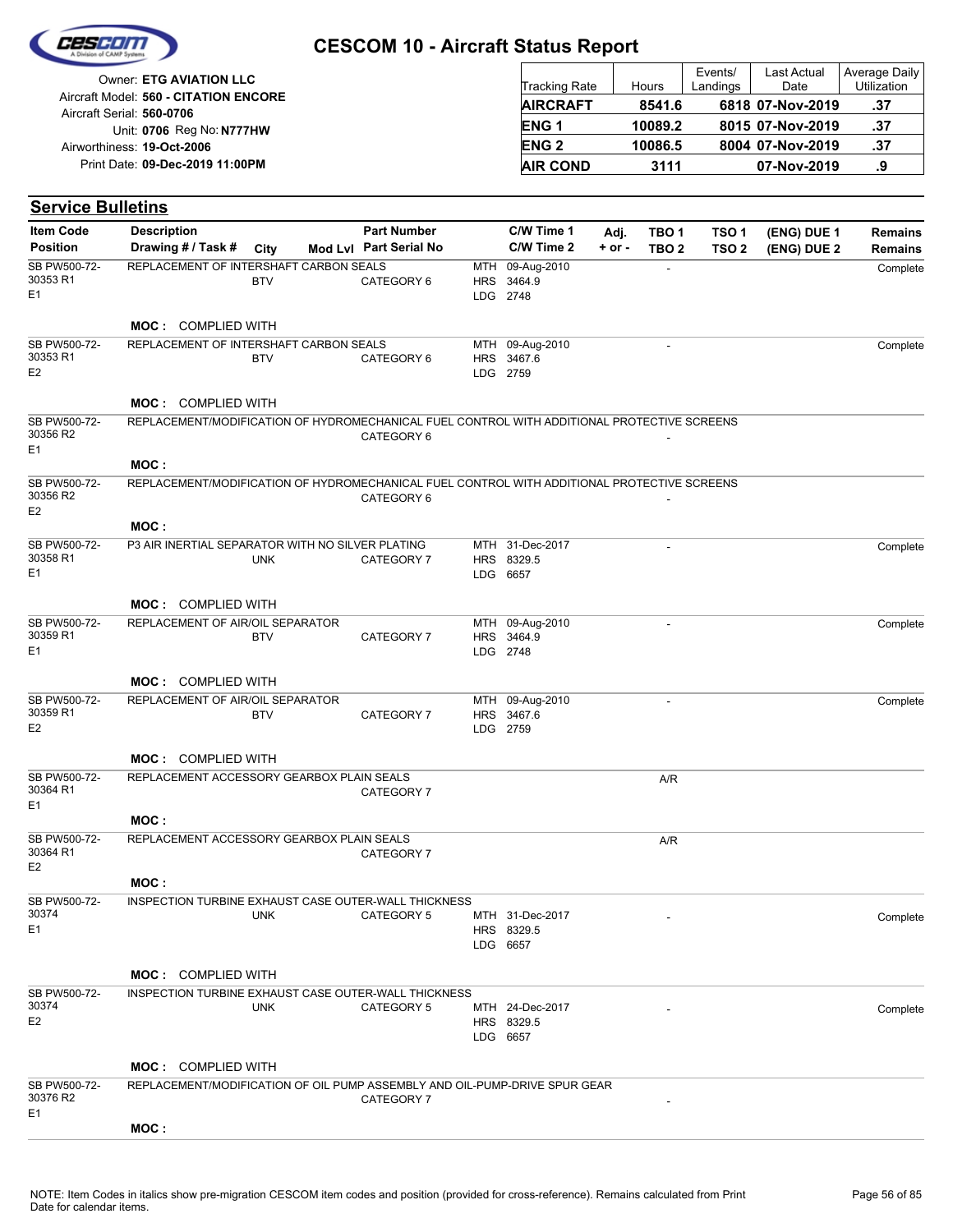# CESCOM 10 - Aircraft Status Report

Owner: **ETG AVIATION LLC**
Aircraft Model: **560 - CITATION ENCORE**
Aircraft Serial: **560-0706**
Unit: **0706** Reg No: **N777HW**
Airworthiness: **19-Oct-2006**
Print Date: **09-Dec-2019 11:00PM**

| Tracking Rate | Hours | Events/ Landings | Last Actual Date | Average Daily Utilization |
|---|---|---|---|---|
| **AIRCRAFT** | **8541.6** | **6818** | **07-Nov-2019** | **.37** |
| **ENG 1** | **10089.2** | **8015** | **07-Nov-2019** | **.37** |
| **ENG 2** | **10086.5** | **8004** | **07-Nov-2019** | **.37** |
| **AIR COND** | **3111** | | **07-Nov-2019** | **.9** |

## Service Bulletins

| Item Code / Position | Description / Drawing # / Task # | City | Mod Lvl | Part Number / Part Serial No | C/W Time 1 / C/W Time 2 | Adj. + or - | TBO 1 / TBO 2 | TSO 1 / TSO 2 | (ENG) DUE 1 / (ENG) DUE 2 | Remains / Remains |
|---|---|---|---|---|---|---|---|---|---|---|
| SB PW500-72-30353 R1 E1 | REPLACEMENT OF INTERSHAFT CARBON SEALS | BTV | | CATEGORY 6 | MTH 09-Aug-2010 HRS 3464.9 LDG 2748 | | - | | | Complete |
| | **MOC :** COMPLIED WITH | | | | | | | | | |
| SB PW500-72-30353 R1 E2 | REPLACEMENT OF INTERSHAFT CARBON SEALS | BTV | | CATEGORY 6 | MTH 09-Aug-2010 HRS 3467.6 LDG 2759 | | - | | | Complete |
| | **MOC :** COMPLIED WITH | | | | | | | | | |
| SB PW500-72-30356 R2 E1 | REPLACEMENT/MODIFICATION OF HYDROMECHANICAL FUEL CONTROL WITH ADDITIONAL PROTECTIVE SCREENS | | | CATEGORY 6 | | | - | | | |
| | **MOC :** | | | | | | | | | |
| SB PW500-72-30356 R2 E2 | REPLACEMENT/MODIFICATION OF HYDROMECHANICAL FUEL CONTROL WITH ADDITIONAL PROTECTIVE SCREENS | | | CATEGORY 6 | | | - | | | |
| | **MOC :** | | | | | | | | | |
| SB PW500-72-30358 R1 E1 | P3 AIR INERTIAL SEPARATOR WITH NO SILVER PLATING | UNK | | CATEGORY 7 | MTH 31-Dec-2017 HRS 8329.5 LDG 6657 | | - | | | Complete |
| | **MOC :** COMPLIED WITH | | | | | | | | | |
| SB PW500-72-30359 R1 E1 | REPLACEMENT OF AIR/OIL SEPARATOR | BTV | | CATEGORY 7 | MTH 09-Aug-2010 HRS 3464.9 LDG 2748 | | - | | | Complete |
| | **MOC :** COMPLIED WITH | | | | | | | | | |
| SB PW500-72-30359 R1 E2 | REPLACEMENT OF AIR/OIL SEPARATOR | BTV | | CATEGORY 7 | MTH 09-Aug-2010 HRS 3467.6 LDG 2759 | | - | | | Complete |
| | **MOC :** COMPLIED WITH | | | | | | | | | |
| SB PW500-72-30364 R1 E1 | REPLACEMENT ACCESSORY GEARBOX PLAIN SEALS | | | CATEGORY 7 | | | A/R | | | |
| | **MOC :** | | | | | | | | | |
| SB PW500-72-30364 R1 E2 | REPLACEMENT ACCESSORY GEARBOX PLAIN SEALS | | | CATEGORY 7 | | | A/R | | | |
| | **MOC :** | | | | | | | | | |
| SB PW500-72-30374 E1 | INSPECTION TURBINE EXHAUST CASE OUTER-WALL THICKNESS | UNK | | CATEGORY 5 | MTH 31-Dec-2017 HRS 8329.5 LDG 6657 | | - | | | Complete |
| | **MOC :** COMPLIED WITH | | | | | | | | | |
| SB PW500-72-30374 E2 | INSPECTION TURBINE EXHAUST CASE OUTER-WALL THICKNESS | UNK | | CATEGORY 5 | MTH 24-Dec-2017 HRS 8329.5 LDG 6657 | | - | | | Complete |
| | **MOC :** COMPLIED WITH | | | | | | | | | |
| SB PW500-72-30376 R2 E1 | REPLACEMENT/MODIFICATION OF OIL PUMP ASSEMBLY AND OIL-PUMP-DRIVE SPUR GEAR | | | CATEGORY 7 | | | - | | | |
| | **MOC :** | | | | | | | | | |

NOTE: Item Codes in italics show pre-migration CESCOM item codes and position (provided for cross-reference). Remains calculated from Print Date for calendar items.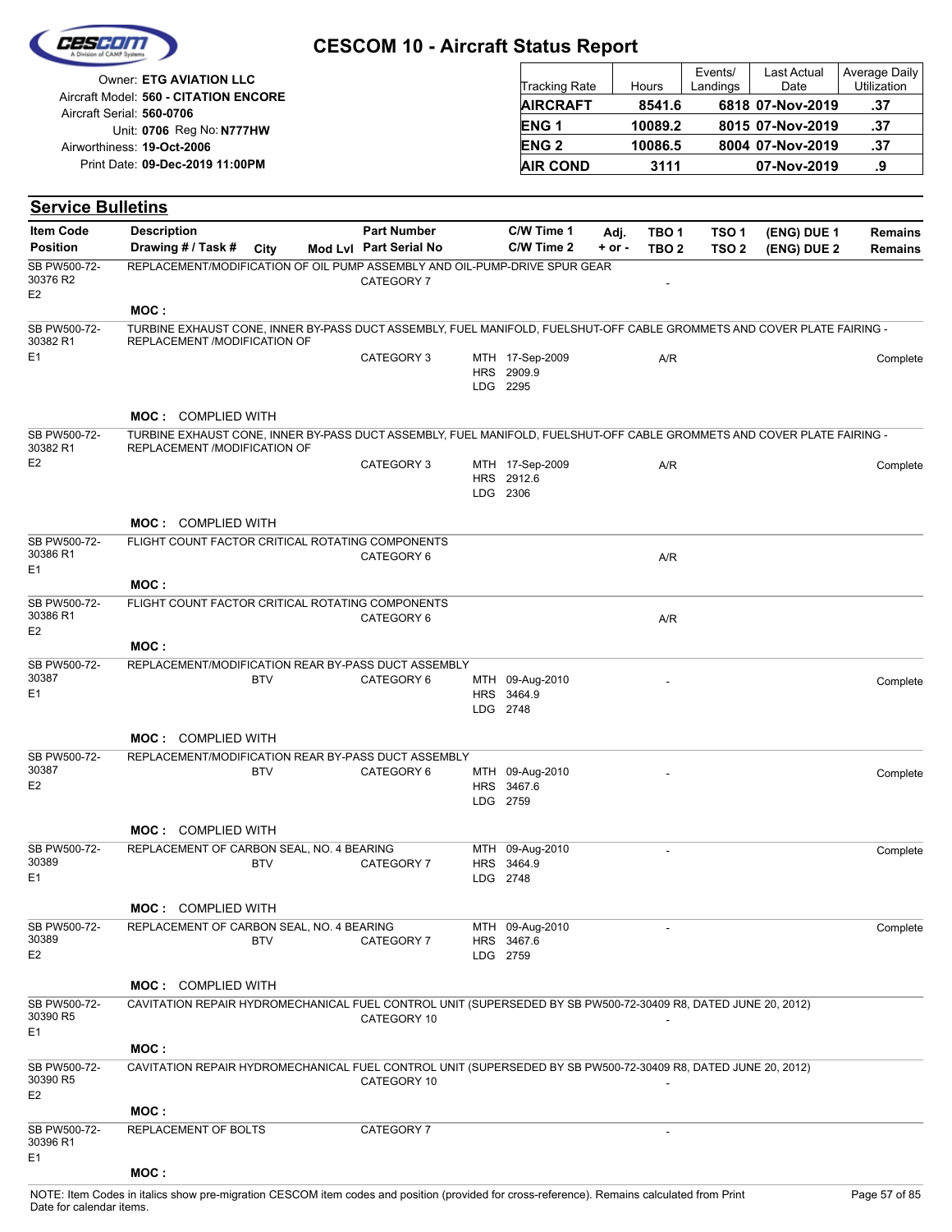# CESCOM 10 - Aircraft Status Report

Owner: **ETG AVIATION LLC**
Aircraft Model: **560 - CITATION ENCORE**
Aircraft Serial: **560-0706**
Unit: **0706** Reg No: **N777HW**
Airworthiness: **19-Oct-2006**
Print Date: **09-Dec-2019 11:00PM**

| Tracking Rate | Hours | Events/ Landings | Last Actual Date | Average Daily Utilization |
|---|---|---|---|---|
| **AIRCRAFT** | **8541.6** | **6818** | **07-Nov-2019** | **.37** |
| **ENG 1** | **10089.2** | **8015** | **07-Nov-2019** | **.37** |
| **ENG 2** | **10086.5** | **8004** | **07-Nov-2019** | **.37** |
| **AIR COND** | **3111** | | **07-Nov-2019** | **.9** |

## Service Bulletins

| Item Code / Position | Description / Drawing # / Task # | City | Mod Lvl | Part Number / Part Serial No | C/W Time 1 / C/W Time 2 | Adj. + or - | TBO 1 / TBO 2 | TSO 1 / TSO 2 | (ENG) DUE 1 / (ENG) DUE 2 | Remains / Remains |
|---|---|---|---|---|---|---|---|---|---|---|
| SB PW500-72-30376 R2 E2 | REPLACEMENT/MODIFICATION OF OIL PUMP ASSEMBLY AND OIL-PUMP-DRIVE SPUR GEAR | | | CATEGORY 7 | | | - | | | |
| | **MOC :** | | | | | | | | | |
| SB PW500-72-30382 R1 E1 | TURBINE EXHAUST CONE, INNER BY-PASS DUCT ASSEMBLY, FUEL MANIFOLD, FUELSHUT-OFF CABLE GROMMETS AND COVER PLATE FAIRING - REPLACEMENT /MODIFICATION OF | | | CATEGORY 3 | MTH 17-Sep-2009 HRS 2909.9 LDG 2295 | | A/R | | | Complete |
| | **MOC :** COMPLIED WITH | | | | | | | | | |
| SB PW500-72-30382 R1 E2 | TURBINE EXHAUST CONE, INNER BY-PASS DUCT ASSEMBLY, FUEL MANIFOLD, FUELSHUT-OFF CABLE GROMMETS AND COVER PLATE FAIRING - REPLACEMENT /MODIFICATION OF | | | CATEGORY 3 | MTH 17-Sep-2009 HRS 2912.6 LDG 2306 | | A/R | | | Complete |
| | **MOC :** COMPLIED WITH | | | | | | | | | |
| SB PW500-72-30386 R1 E1 | FLIGHT COUNT FACTOR CRITICAL ROTATING COMPONENTS | | | CATEGORY 6 | | | A/R | | | |
| | **MOC :** | | | | | | | | | |
| SB PW500-72-30386 R1 E2 | FLIGHT COUNT FACTOR CRITICAL ROTATING COMPONENTS | | | CATEGORY 6 | | | A/R | | | |
| | **MOC :** | | | | | | | | | |
| SB PW500-72-30387 E1 | REPLACEMENT/MODIFICATION REAR BY-PASS DUCT ASSEMBLY | BTV | | CATEGORY 6 | MTH 09-Aug-2010 HRS 3464.9 LDG 2748 | | - | | | Complete |
| | **MOC :** COMPLIED WITH | | | | | | | | | |
| SB PW500-72-30387 E2 | REPLACEMENT/MODIFICATION REAR BY-PASS DUCT ASSEMBLY | BTV | | CATEGORY 6 | MTH 09-Aug-2010 HRS 3467.6 LDG 2759 | | - | | | Complete |
| | **MOC :** COMPLIED WITH | | | | | | | | | |
| SB PW500-72-30389 E1 | REPLACEMENT OF CARBON SEAL, NO. 4 BEARING | BTV | | CATEGORY 7 | MTH 09-Aug-2010 HRS 3464.9 LDG 2748 | | - | | | Complete |
| | **MOC :** COMPLIED WITH | | | | | | | | | |
| SB PW500-72-30389 E2 | REPLACEMENT OF CARBON SEAL, NO. 4 BEARING | BTV | | CATEGORY 7 | MTH 09-Aug-2010 HRS 3467.6 LDG 2759 | | - | | | Complete |
| | **MOC :** COMPLIED WITH | | | | | | | | | |
| SB PW500-72-30390 R5 E1 | CAVITATION REPAIR HYDROMECHANICAL FUEL CONTROL UNIT (SUPERSEDED BY SB PW500-72-30409 R8, DATED JUNE 20, 2012) | | | CATEGORY 10 | | | - | | | |
| | **MOC :** | | | | | | | | | |
| SB PW500-72-30390 R5 E2 | CAVITATION REPAIR HYDROMECHANICAL FUEL CONTROL UNIT (SUPERSEDED BY SB PW500-72-30409 R8, DATED JUNE 20, 2012) | | | CATEGORY 10 | | | - | | | |
| | **MOC :** | | | | | | | | | |
| SB PW500-72-30396 R1 E1 | REPLACEMENT OF BOLTS | | | CATEGORY 7 | | | - | | | |
| | **MOC :** | | | | | | | | | |

NOTE: Item Codes in italics show pre-migration CESCOM item codes and position (provided for cross-reference). Remains calculated from Print Date for calendar items.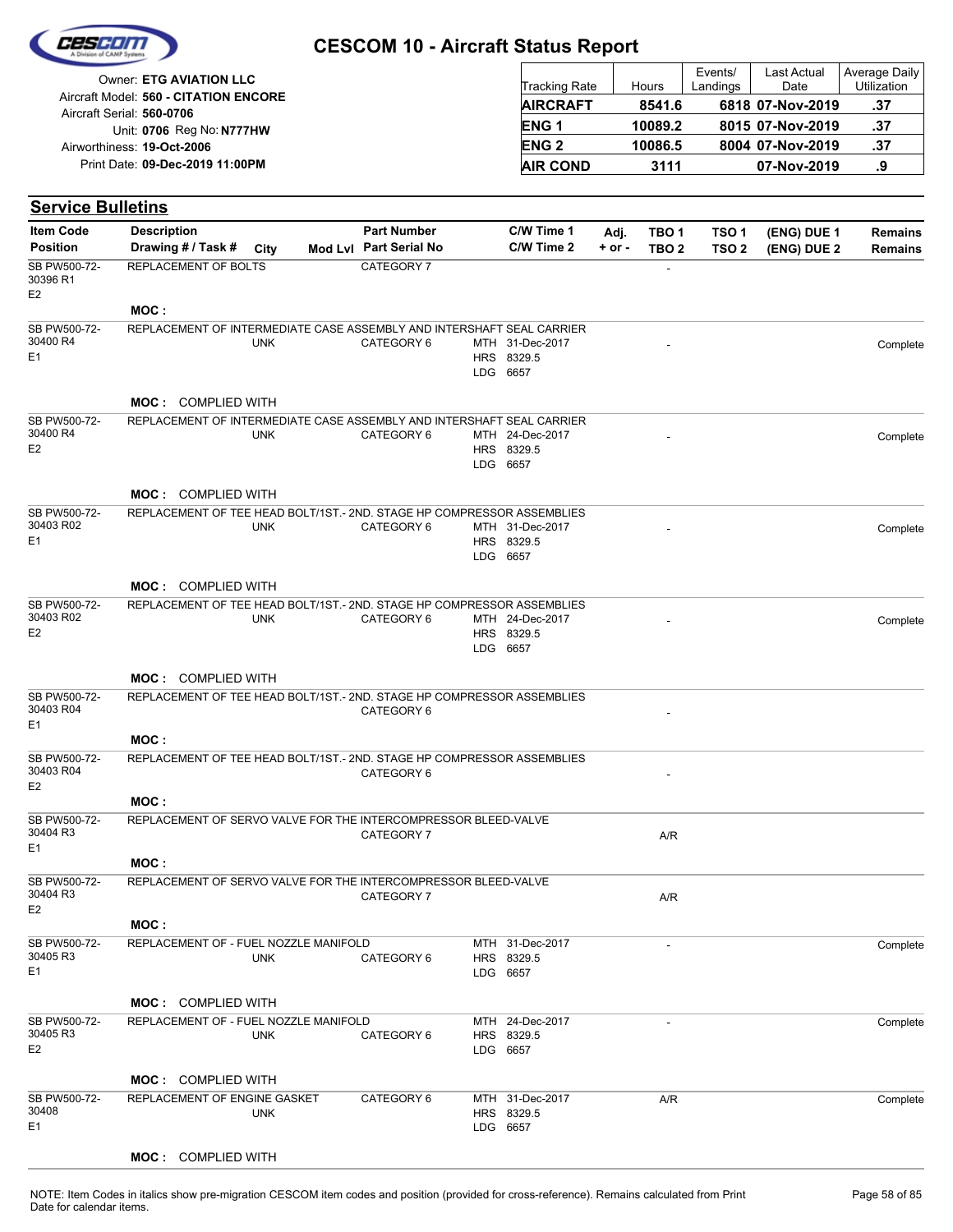# CESCOM 10 - Aircraft Status Report

Owner: **ETG AVIATION LLC**
Aircraft Model: **560 - CITATION ENCORE**
Aircraft Serial: **560-0706**
Unit: **0706** Reg No: **N777HW**
Airworthiness: **19-Oct-2006**
Print Date: **09-Dec-2019 11:00PM**

| Tracking Rate | Hours | Events/ Landings | Last Actual Date | Average Daily Utilization |
|---|---|---|---|---|
| **AIRCRAFT** | **8541.6** | **6818** | **07-Nov-2019** | **.37** |
| **ENG 1** | **10089.2** | **8015** | **07-Nov-2019** | **.37** |
| **ENG 2** | **10086.5** | **8004** | **07-Nov-2019** | **.37** |
| **AIR COND** | **3111** | | **07-Nov-2019** | **.9** |

## Service Bulletins

| Item Code / Position | Description / Drawing # / Task # | City | Mod Lvl | Part Number / Part Serial No | C/W Time 1 / C/W Time 2 | Adj. + or - | TBO 1 / TBO 2 | TSO 1 / TSO 2 | (ENG) DUE 1 / (ENG) DUE 2 | Remains / Remains |
|---|---|---|---|---|---|---|---|---|---|---|
| SB PW500-72-30396 R1 E2 | REPLACEMENT OF BOLTS | | | CATEGORY 7 | | | - | | | |
| | **MOC :** | | | | | | | | | |
| SB PW500-72-30400 R4 E1 | REPLACEMENT OF INTERMEDIATE CASE ASSEMBLY AND INTERSHAFT SEAL CARRIER | UNK | | CATEGORY 6 | MTH 31-Dec-2017 HRS 8329.5 LDG 6657 | | - | | | Complete |
| | **MOC :** COMPLIED WITH | | | | | | | | | |
| SB PW500-72-30400 R4 E2 | REPLACEMENT OF INTERMEDIATE CASE ASSEMBLY AND INTERSHAFT SEAL CARRIER | UNK | | CATEGORY 6 | MTH 24-Dec-2017 HRS 8329.5 LDG 6657 | | - | | | Complete |
| | **MOC :** COMPLIED WITH | | | | | | | | | |
| SB PW500-72-30403 R02 E1 | REPLACEMENT OF TEE HEAD BOLT/1ST.- 2ND. STAGE HP COMPRESSOR ASSEMBLIES | UNK | | CATEGORY 6 | MTH 31-Dec-2017 HRS 8329.5 LDG 6657 | | - | | | Complete |
| | **MOC :** COMPLIED WITH | | | | | | | | | |
| SB PW500-72-30403 R02 E2 | REPLACEMENT OF TEE HEAD BOLT/1ST.- 2ND. STAGE HP COMPRESSOR ASSEMBLIES | UNK | | CATEGORY 6 | MTH 24-Dec-2017 HRS 8329.5 LDG 6657 | | - | | | Complete |
| | **MOC :** COMPLIED WITH | | | | | | | | | |
| SB PW500-72-30403 R04 E1 | REPLACEMENT OF TEE HEAD BOLT/1ST.- 2ND. STAGE HP COMPRESSOR ASSEMBLIES | | | CATEGORY 6 | | | - | | | |
| | **MOC :** | | | | | | | | | |
| SB PW500-72-30403 R04 E2 | REPLACEMENT OF TEE HEAD BOLT/1ST.- 2ND. STAGE HP COMPRESSOR ASSEMBLIES | | | CATEGORY 6 | | | - | | | |
| | **MOC :** | | | | | | | | | |
| SB PW500-72-30404 R3 E1 | REPLACEMENT OF SERVO VALVE FOR THE INTERCOMPRESSOR BLEED-VALVE | | | CATEGORY 7 | | | A/R | | | |
| | **MOC :** | | | | | | | | | |
| SB PW500-72-30404 R3 E2 | REPLACEMENT OF SERVO VALVE FOR THE INTERCOMPRESSOR BLEED-VALVE | | | CATEGORY 7 | | | A/R | | | |
| | **MOC :** | | | | | | | | | |
| SB PW500-72-30405 R3 E1 | REPLACEMENT OF - FUEL NOZZLE MANIFOLD | UNK | | CATEGORY 6 | MTH 31-Dec-2017 HRS 8329.5 LDG 6657 | | - | | | Complete |
| | **MOC :** COMPLIED WITH | | | | | | | | | |
| SB PW500-72-30405 R3 E2 | REPLACEMENT OF - FUEL NOZZLE MANIFOLD | UNK | | CATEGORY 6 | MTH 24-Dec-2017 HRS 8329.5 LDG 6657 | | - | | | Complete |
| | **MOC :** COMPLIED WITH | | | | | | | | | |
| SB PW500-72-30408 E1 | REPLACEMENT OF ENGINE GASKET | UNK | | CATEGORY 6 | MTH 31-Dec-2017 HRS 8329.5 LDG 6657 | | A/R | | | Complete |
| | **MOC :** COMPLIED WITH | | | | | | | | | |

NOTE: Item Codes in italics show pre-migration CESCOM item codes and position (provided for cross-reference). Remains calculated from Print Date for calendar items.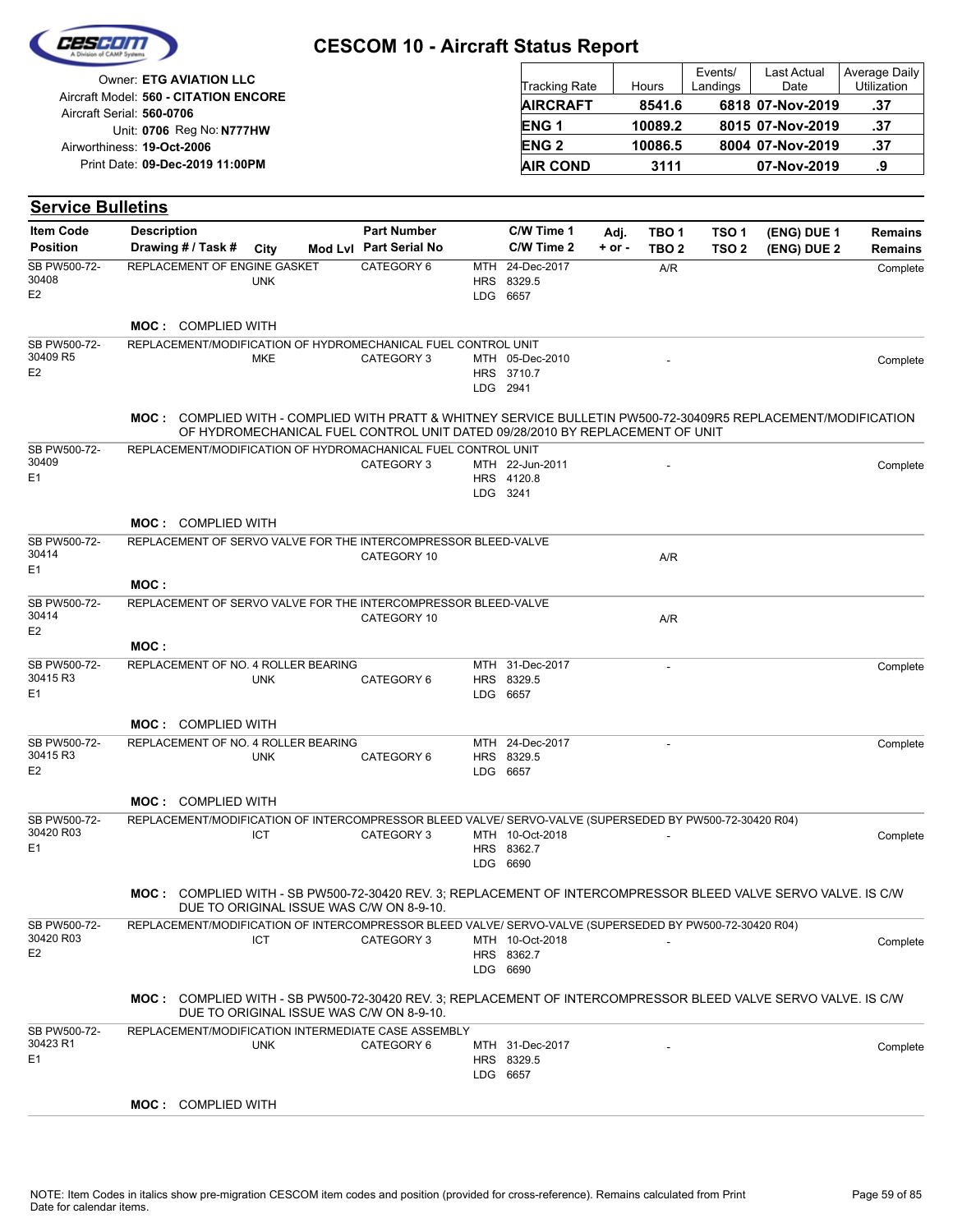# CESCOM 10 - Aircraft Status Report

Owner: **ETG AVIATION LLC**
Aircraft Model: **560 - CITATION ENCORE**
Aircraft Serial: **560-0706**
Unit: **0706** Reg No: **N777HW**
Airworthiness: **19-Oct-2006**
Print Date: **09-Dec-2019 11:00PM**

| Tracking Rate | Hours | Events/ Landings | Last Actual Date | Average Daily Utilization |
|---|---|---|---|---|
| **AIRCRAFT** | **8541.6** | **6818** | **07-Nov-2019** | **.37** |
| **ENG 1** | **10089.2** | **8015** | **07-Nov-2019** | **.37** |
| **ENG 2** | **10086.5** | **8004** | **07-Nov-2019** | **.37** |
| **AIR COND** | **3111** | | **07-Nov-2019** | **.9** |

## Service Bulletins

| Item Code / Position | Description / Drawing # / Task # | City | Mod Lvl | Part Number / Part Serial No | C/W Time 1 / C/W Time 2 | Adj. + or - | TBO 1 / TBO 2 | TSO 1 / TSO 2 | (ENG) DUE 1 / (ENG) DUE 2 | Remains / Remains |
|---|---|---|---|---|---|---|---|---|---|---|
| SB PW500-72-30408 E2 | REPLACEMENT OF ENGINE GASKET | UNK | | CATEGORY 6 | MTH 24-Dec-2017 HRS 8329.5 LDG 6657 | | A/R | | | Complete |
| | **MOC :** COMPLIED WITH | | | | | | | | | |
| SB PW500-72-30409 R5 E2 | REPLACEMENT/MODIFICATION OF HYDROMECHANICAL FUEL CONTROL UNIT | MKE | | CATEGORY 3 | MTH 05-Dec-2010 HRS 3710.7 LDG 2941 | | - | | | Complete |
| | **MOC :** COMPLIED WITH - COMPLIED WITH PRATT & WHITNEY SERVICE BULLETIN PW500-72-30409R5 REPLACEMENT/MODIFICATION OF HYDROMECHANICAL FUEL CONTROL UNIT DATED 09/28/2010 BY REPLACEMENT OF UNIT | | | | | | | | | |
| SB PW500-72-30409 E1 | REPLACEMENT/MODIFICATION OF HYDROMACHANICAL FUEL CONTROL UNIT | | | CATEGORY 3 | MTH 22-Jun-2011 HRS 4120.8 LDG 3241 | | - | | | Complete |
| | **MOC :** COMPLIED WITH | | | | | | | | | |
| SB PW500-72-30414 E1 | REPLACEMENT OF SERVO VALVE FOR THE INTERCOMPRESSOR BLEED-VALVE | | | CATEGORY 10 | | | A/R | | | |
| | **MOC :** | | | | | | | | | |
| SB PW500-72-30414 E2 | REPLACEMENT OF SERVO VALVE FOR THE INTERCOMPRESSOR BLEED-VALVE | | | CATEGORY 10 | | | A/R | | | |
| | **MOC :** | | | | | | | | | |
| SB PW500-72-30415 R3 E1 | REPLACEMENT OF NO. 4 ROLLER BEARING | UNK | | CATEGORY 6 | MTH 31-Dec-2017 HRS 8329.5 LDG 6657 | | - | | | Complete |
| | **MOC :** COMPLIED WITH | | | | | | | | | |
| SB PW500-72-30415 R3 E2 | REPLACEMENT OF NO. 4 ROLLER BEARING | UNK | | CATEGORY 6 | MTH 24-Dec-2017 HRS 8329.5 LDG 6657 | | - | | | Complete |
| | **MOC :** COMPLIED WITH | | | | | | | | | |
| SB PW500-72-30420 R03 E1 | REPLACEMENT/MODIFICATION OF INTERCOMPRESSOR BLEED VALVE/ SERVO-VALVE (SUPERSEDED BY PW500-72-30420 R04) | ICT | | CATEGORY 3 | MTH 10-Oct-2018 HRS 8362.7 LDG 6690 | | - | | | Complete |
| | **MOC :** COMPLIED WITH - SB PW500-72-30420 REV. 3; REPLACEMENT OF INTERCOMPRESSOR BLEED VALVE SERVO VALVE. IS C/W DUE TO ORIGINAL ISSUE WAS C/W ON 8-9-10. | | | | | | | | | |
| SB PW500-72-30420 R03 E2 | REPLACEMENT/MODIFICATION OF INTERCOMPRESSOR BLEED VALVE/ SERVO-VALVE (SUPERSEDED BY PW500-72-30420 R04) | ICT | | CATEGORY 3 | MTH 10-Oct-2018 HRS 8362.7 LDG 6690 | | - | | | Complete |
| | **MOC :** COMPLIED WITH - SB PW500-72-30420 REV. 3; REPLACEMENT OF INTERCOMPRESSOR BLEED VALVE SERVO VALVE. IS C/W DUE TO ORIGINAL ISSUE WAS C/W ON 8-9-10. | | | | | | | | | |
| SB PW500-72-30423 R1 E1 | REPLACEMENT/MODIFICATION INTERMEDIATE CASE ASSEMBLY | UNK | | CATEGORY 6 | MTH 31-Dec-2017 HRS 8329.5 LDG 6657 | | - | | | Complete |
| | **MOC :** COMPLIED WITH | | | | | | | | | |

NOTE: Item Codes in italics show pre-migration CESCOM item codes and position (provided for cross-reference). Remains calculated from Print Date for calendar items.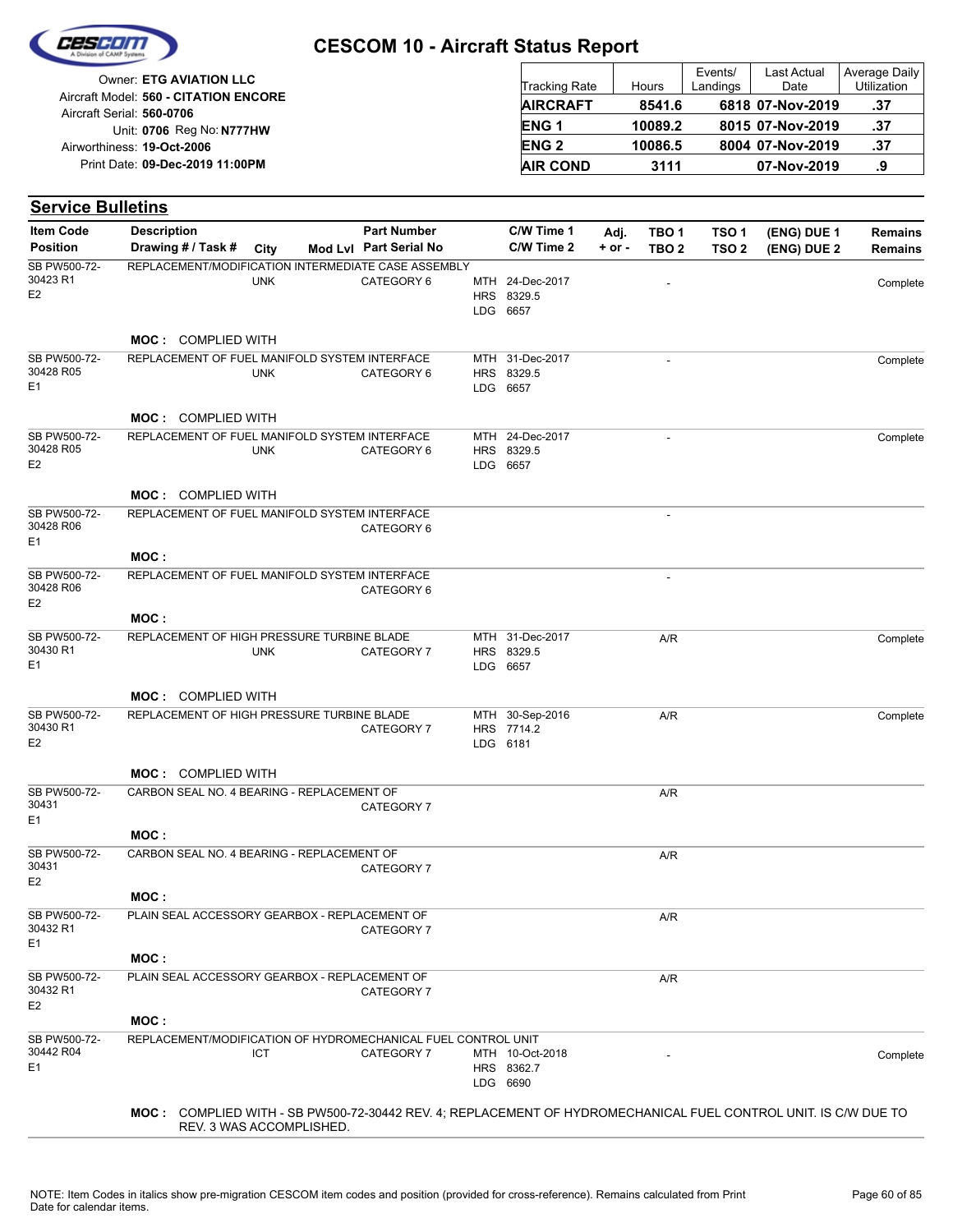# CESCOM 10 - Aircraft Status Report

Owner: **ETG AVIATION LLC**
Aircraft Model: **560 - CITATION ENCORE**
Aircraft Serial: **560-0706**
Unit: **0706** Reg No: **N777HW**
Airworthiness: **19-Oct-2006**
Print Date: **09-Dec-2019 11:00PM**

| Tracking Rate | Hours | Events/ Landings | Last Actual Date | Average Daily Utilization |
|---|---|---|---|---|
| **AIRCRAFT** | **8541.6** | **6818** | **07-Nov-2019** | **.37** |
| **ENG 1** | **10089.2** | **8015** | **07-Nov-2019** | **.37** |
| **ENG 2** | **10086.5** | **8004** | **07-Nov-2019** | **.37** |
| **AIR COND** | **3111** | | **07-Nov-2019** | **.9** |

## Service Bulletins

| Item Code / Position | Description / Drawing # / Task # | City | Mod Lvl | Part Number / Part Serial No | C/W Time 1 / C/W Time 2 | Adj. + or - | TBO 1 / TBO 2 | TSO 1 / TSO 2 | (ENG) DUE 1 / (ENG) DUE 2 | Remains / Remains |
|---|---|---|---|---|---|---|---|---|---|---|
| SB PW500-72-30423 R1 E2 | REPLACEMENT/MODIFICATION INTERMEDIATE CASE ASSEMBLY | UNK | | CATEGORY 6 | MTH 24-Dec-2017 HRS 8329.5 LDG 6657 | | - | | | Complete |
| | **MOC :** COMPLIED WITH | | | | | | | | | |
| SB PW500-72-30428 R05 E1 | REPLACEMENT OF FUEL MANIFOLD SYSTEM INTERFACE | UNK | | CATEGORY 6 | MTH 31-Dec-2017 HRS 8329.5 LDG 6657 | | - | | | Complete |
| | **MOC :** COMPLIED WITH | | | | | | | | | |
| SB PW500-72-30428 R05 E2 | REPLACEMENT OF FUEL MANIFOLD SYSTEM INTERFACE | UNK | | CATEGORY 6 | MTH 24-Dec-2017 HRS 8329.5 LDG 6657 | | - | | | Complete |
| | **MOC :** COMPLIED WITH | | | | | | | | | |
| SB PW500-72-30428 R06 E1 | REPLACEMENT OF FUEL MANIFOLD SYSTEM INTERFACE | | | CATEGORY 6 | | | - | | | |
| | **MOC :** | | | | | | | | | |
| SB PW500-72-30428 R06 E2 | REPLACEMENT OF FUEL MANIFOLD SYSTEM INTERFACE | | | CATEGORY 6 | | | - | | | |
| | **MOC :** | | | | | | | | | |
| SB PW500-72-30430 R1 E1 | REPLACEMENT OF HIGH PRESSURE TURBINE BLADE | UNK | | CATEGORY 7 | MTH 31-Dec-2017 HRS 8329.5 LDG 6657 | | A/R | | | Complete |
| | **MOC :** COMPLIED WITH | | | | | | | | | |
| SB PW500-72-30430 R1 E2 | REPLACEMENT OF HIGH PRESSURE TURBINE BLADE | | | CATEGORY 7 | MTH 30-Sep-2016 HRS 7714.2 LDG 6181 | | A/R | | | Complete |
| | **MOC :** COMPLIED WITH | | | | | | | | | |
| SB PW500-72-30431 E1 | CARBON SEAL NO. 4 BEARING - REPLACEMENT OF | | | CATEGORY 7 | | | A/R | | | |
| | **MOC :** | | | | | | | | | |
| SB PW500-72-30431 E2 | CARBON SEAL NO. 4 BEARING - REPLACEMENT OF | | | CATEGORY 7 | | | A/R | | | |
| | **MOC :** | | | | | | | | | |
| SB PW500-72-30432 R1 E1 | PLAIN SEAL ACCESSORY GEARBOX - REPLACEMENT OF | | | CATEGORY 7 | | | A/R | | | |
| | **MOC :** | | | | | | | | | |
| SB PW500-72-30432 R1 E2 | PLAIN SEAL ACCESSORY GEARBOX - REPLACEMENT OF | | | CATEGORY 7 | | | A/R | | | |
| | **MOC :** | | | | | | | | | |
| SB PW500-72-30442 R04 E1 | REPLACEMENT/MODIFICATION OF HYDROMECHANICAL FUEL CONTROL UNIT | ICT | | CATEGORY 7 | MTH 10-Oct-2018 HRS 8362.7 LDG 6690 | | - | | | Complete |
| | **MOC :** COMPLIED WITH - SB PW500-72-30442 REV. 4; REPLACEMENT OF HYDROMECHANICAL FUEL CONTROL UNIT. IS C/W DUE TO REV. 3 WAS ACCOMPLISHED. | | | | | | | | | |

NOTE: Item Codes in italics show pre-migration CESCOM item codes and position (provided for cross-reference). Remains calculated from Print Date for calendar items.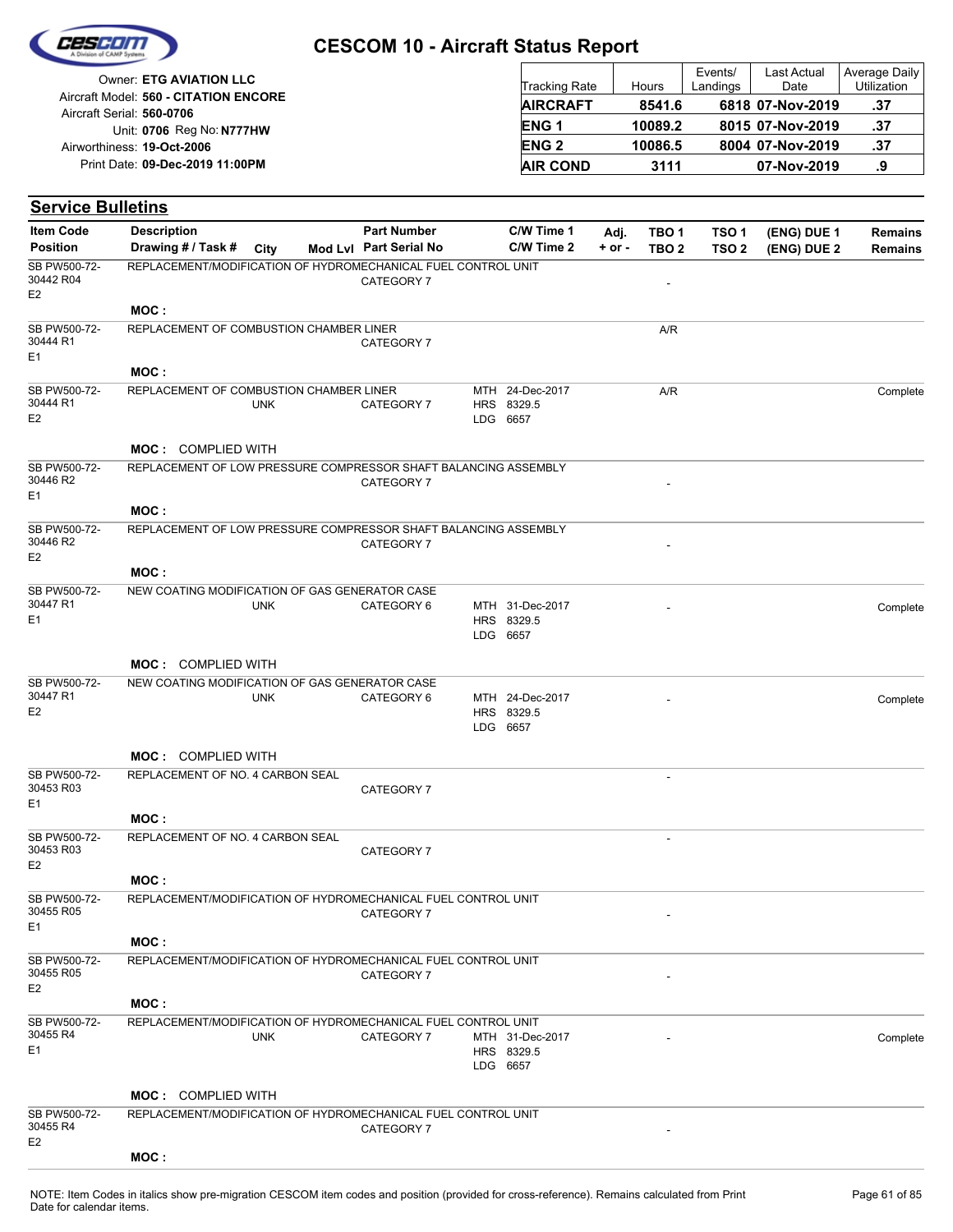# CESCOM 10 - Aircraft Status Report

Owner: **ETG AVIATION LLC**
Aircraft Model: **560 - CITATION ENCORE**
Aircraft Serial: **560-0706**
Unit: **0706** Reg No: **N777HW**
Airworthiness: **19-Oct-2006**
Print Date: **09-Dec-2019 11:00PM**

| Tracking Rate | Hours | Events/ Landings | Last Actual Date | Average Daily Utilization |
|---|---|---|---|---|
| **AIRCRAFT** | **8541.6** | **6818** | **07-Nov-2019** | **.37** |
| **ENG 1** | **10089.2** | **8015** | **07-Nov-2019** | **.37** |
| **ENG 2** | **10086.5** | **8004** | **07-Nov-2019** | **.37** |
| **AIR COND** | **3111** | | **07-Nov-2019** | **.9** |

## Service Bulletins

| Item Code / Position | Description / Drawing # / Task # | City | Mod Lvl | Part Number / Part Serial No | C/W Time 1 / C/W Time 2 | Adj. + or - | TBO 1 / TBO 2 | TSO 1 / TSO 2 | (ENG) DUE 1 / (ENG) DUE 2 | Remains / Remains |
|---|---|---|---|---|---|---|---|---|---|---|
| SB PW500-72-30442 R04 E2 | REPLACEMENT/MODIFICATION OF HYDROMECHANICAL FUEL CONTROL UNIT | | | CATEGORY 7 | | | - | | | |
| | MOC : | | | | | | | | | |
| SB PW500-72-30444 R1 E1 | REPLACEMENT OF COMBUSTION CHAMBER LINER | | | CATEGORY 7 | | | A/R | | | |
| | MOC : | | | | | | | | | |
| SB PW500-72-30444 R1 E2 | REPLACEMENT OF COMBUSTION CHAMBER LINER | UNK | | CATEGORY 7 | MTH 24-Dec-2017<br>HRS 8329.5<br>LDG 6657 | | A/R | | | Complete |
| | MOC : COMPLIED WITH | | | | | | | | | |
| SB PW500-72-30446 R2 E1 | REPLACEMENT OF LOW PRESSURE COMPRESSOR SHAFT BALANCING ASSEMBLY | | | CATEGORY 7 | | | - | | | |
| | MOC : | | | | | | | | | |
| SB PW500-72-30446 R2 E2 | REPLACEMENT OF LOW PRESSURE COMPRESSOR SHAFT BALANCING ASSEMBLY | | | CATEGORY 7 | | | - | | | |
| | MOC : | | | | | | | | | |
| SB PW500-72-30447 R1 E1 | NEW COATING MODIFICATION OF GAS GENERATOR CASE | UNK | | CATEGORY 6 | MTH 31-Dec-2017<br>HRS 8329.5<br>LDG 6657 | | - | | | Complete |
| | MOC : COMPLIED WITH | | | | | | | | | |
| SB PW500-72-30447 R1 E2 | NEW COATING MODIFICATION OF GAS GENERATOR CASE | UNK | | CATEGORY 6 | MTH 24-Dec-2017<br>HRS 8329.5<br>LDG 6657 | | - | | | Complete |
| | MOC : COMPLIED WITH | | | | | | | | | |
| SB PW500-72-30453 R03 E1 | REPLACEMENT OF NO. 4 CARBON SEAL | | | CATEGORY 7 | | | - | | | |
| | MOC : | | | | | | | | | |
| SB PW500-72-30453 R03 E2 | REPLACEMENT OF NO. 4 CARBON SEAL | | | CATEGORY 7 | | | - | | | |
| | MOC : | | | | | | | | | |
| SB PW500-72-30455 R05 E1 | REPLACEMENT/MODIFICATION OF HYDROMECHANICAL FUEL CONTROL UNIT | | | CATEGORY 7 | | | - | | | |
| | MOC : | | | | | | | | | |
| SB PW500-72-30455 R05 E2 | REPLACEMENT/MODIFICATION OF HYDROMECHANICAL FUEL CONTROL UNIT | | | CATEGORY 7 | | | - | | | |
| | MOC : | | | | | | | | | |
| SB PW500-72-30455 R4 E1 | REPLACEMENT/MODIFICATION OF HYDROMECHANICAL FUEL CONTROL UNIT | UNK | | CATEGORY 7 | MTH 31-Dec-2017<br>HRS 8329.5<br>LDG 6657 | | - | | | Complete |
| | MOC : COMPLIED WITH | | | | | | | | | |
| SB PW500-72-30455 R4 E2 | REPLACEMENT/MODIFICATION OF HYDROMECHANICAL FUEL CONTROL UNIT | | | CATEGORY 7 | | | - | | | |
| | MOC : | | | | | | | | | |

NOTE: Item Codes in italics show pre-migration CESCOM item codes and position (provided for cross-reference). Remains calculated from Print Date for calendar items.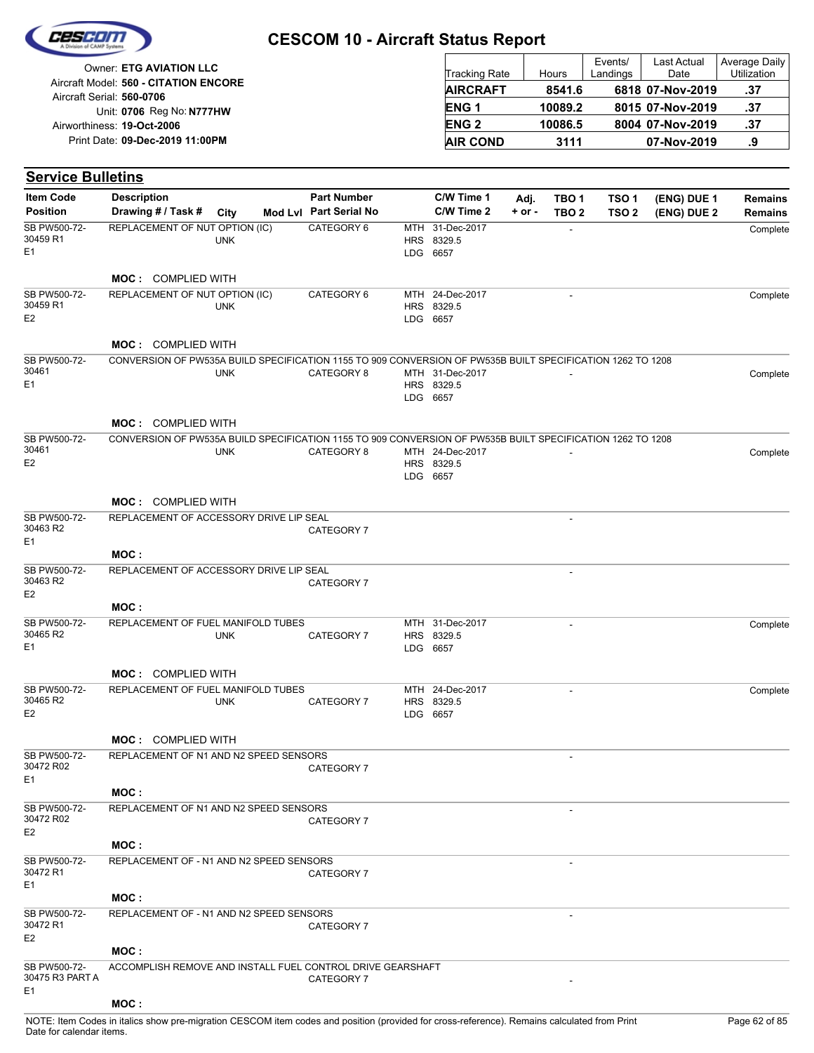# CESCOM 10 - Aircraft Status Report

Owner: **ETG AVIATION LLC**
Aircraft Model: **560 - CITATION ENCORE**
Aircraft Serial: **560-0706**
Unit: **0706** Reg No: **N777HW**
Airworthiness: **19-Oct-2006**
Print Date: **09-Dec-2019 11:00PM**

| Tracking Rate | Hours | Events/ Landings | Last Actual Date | Average Daily Utilization |
|---|---|---|---|---|
| **AIRCRAFT** | **8541.6** | **6818** | **07-Nov-2019** | **.37** |
| **ENG 1** | **10089.2** | **8015** | **07-Nov-2019** | **.37** |
| **ENG 2** | **10086.5** | **8004** | **07-Nov-2019** | **.37** |
| **AIR COND** | **3111** | | **07-Nov-2019** | **.9** |

## Service Bulletins

| Item Code / Position | Description / Drawing # / Task # | City | Mod Lvl | Part Number / Part Serial No | C/W Time 1 / C/W Time 2 | Adj. + or - | TBO 1 / TBO 2 | TSO 1 / TSO 2 | (ENG) DUE 1 / (ENG) DUE 2 | Remains / Remains |
|---|---|---|---|---|---|---|---|---|---|---|
| SB PW500-72-30459 R1 E1 | REPLACEMENT OF NUT OPTION (IC) | UNK | | CATEGORY 6 | MTH 31-Dec-2017 HRS 8329.5 LDG 6657 | | - | | | Complete |
| | **MOC :** COMPLIED WITH | | | | | | | | | |
| SB PW500-72-30459 R1 E2 | REPLACEMENT OF NUT OPTION (IC) | UNK | | CATEGORY 6 | MTH 24-Dec-2017 HRS 8329.5 LDG 6657 | | - | | | Complete |
| | **MOC :** COMPLIED WITH | | | | | | | | | |
| SB PW500-72-30461 E1 | CONVERSION OF PW535A BUILD SPECIFICATION 1155 TO 909 CONVERSION OF PW535B BUILT SPECIFICATION 1262 TO 1208 | UNK | | CATEGORY 8 | MTH 31-Dec-2017 HRS 8329.5 LDG 6657 | | - | | | Complete |
| | **MOC :** COMPLIED WITH | | | | | | | | | |
| SB PW500-72-30461 E2 | CONVERSION OF PW535A BUILD SPECIFICATION 1155 TO 909 CONVERSION OF PW535B BUILT SPECIFICATION 1262 TO 1208 | UNK | | CATEGORY 8 | MTH 24-Dec-2017 HRS 8329.5 LDG 6657 | | - | | | Complete |
| | **MOC :** COMPLIED WITH | | | | | | | | | |
| SB PW500-72-30463 R2 E1 | REPLACEMENT OF ACCESSORY DRIVE LIP SEAL | | | CATEGORY 7 | | | - | | | |
| | **MOC :** | | | | | | | | | |
| SB PW500-72-30463 R2 E2 | REPLACEMENT OF ACCESSORY DRIVE LIP SEAL | | | CATEGORY 7 | | | - | | | |
| | **MOC :** | | | | | | | | | |
| SB PW500-72-30465 R2 E1 | REPLACEMENT OF FUEL MANIFOLD TUBES | UNK | | CATEGORY 7 | MTH 31-Dec-2017 HRS 8329.5 LDG 6657 | | - | | | Complete |
| | **MOC :** COMPLIED WITH | | | | | | | | | |
| SB PW500-72-30465 R2 E2 | REPLACEMENT OF FUEL MANIFOLD TUBES | UNK | | CATEGORY 7 | MTH 24-Dec-2017 HRS 8329.5 LDG 6657 | | - | | | Complete |
| | **MOC :** COMPLIED WITH | | | | | | | | | |
| SB PW500-72-30472 R02 E1 | REPLACEMENT OF N1 AND N2 SPEED SENSORS | | | CATEGORY 7 | | | - | | | |
| | **MOC :** | | | | | | | | | |
| SB PW500-72-30472 R02 E2 | REPLACEMENT OF N1 AND N2 SPEED SENSORS | | | CATEGORY 7 | | | - | | | |
| | **MOC :** | | | | | | | | | |
| SB PW500-72-30472 R1 E1 | REPLACEMENT OF - N1 AND N2 SPEED SENSORS | | | CATEGORY 7 | | | - | | | |
| | **MOC :** | | | | | | | | | |
| SB PW500-72-30472 R1 E2 | REPLACEMENT OF - N1 AND N2 SPEED SENSORS | | | CATEGORY 7 | | | - | | | |
| | **MOC :** | | | | | | | | | |
| SB PW500-72-30475 R3 PART A E1 | ACCOMPLISH REMOVE AND INSTALL FUEL CONTROL DRIVE GEARSHAFT | | | CATEGORY 7 | | | - | | | |
| | **MOC :** | | | | | | | | | |

NOTE: Item Codes in italics show pre-migration CESCOM item codes and position (provided for cross-reference). Remains calculated from Print Date for calendar items.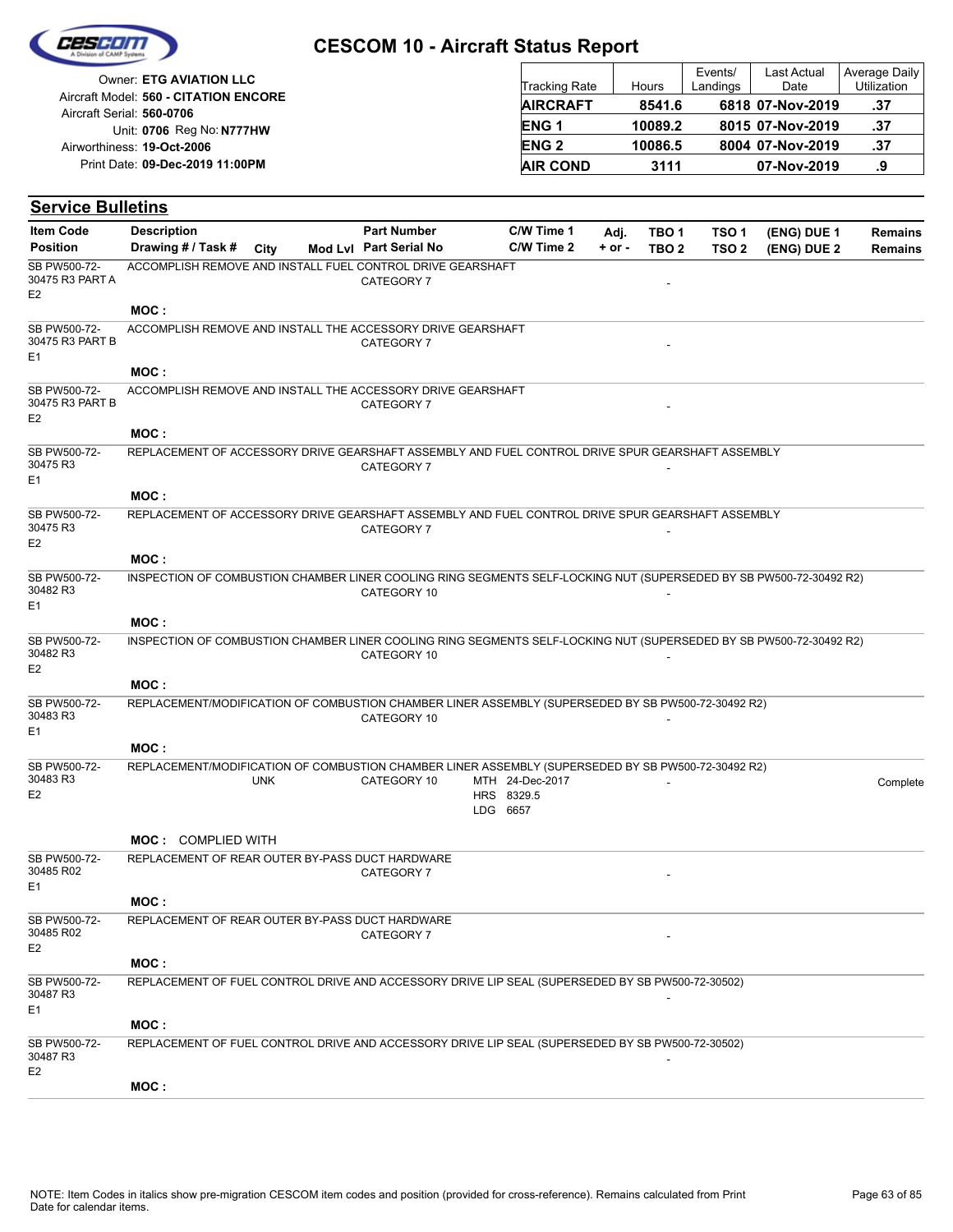# CESCOM 10 - Aircraft Status Report

Owner: **ETG AVIATION LLC**
Aircraft Model: **560 - CITATION ENCORE**
Aircraft Serial: **560-0706**
Unit: **0706** Reg No: **N777HW**
Airworthiness: **19-Oct-2006**
Print Date: **09-Dec-2019 11:00PM**

| Tracking Rate | Hours | Events/ Landings | Last Actual Date | Average Daily Utilization |
|---|---|---|---|---|
| **AIRCRAFT** | **8541.6** | **6818** | **07-Nov-2019** | **.37** |
| **ENG 1** | **10089.2** | **8015** | **07-Nov-2019** | **.37** |
| **ENG 2** | **10086.5** | **8004** | **07-Nov-2019** | **.37** |
| **AIR COND** | **3111** | | **07-Nov-2019** | **.9** |

## Service Bulletins

| Item Code / Position | Description / Drawing # / Task # | City | Mod Lvl | Part Number / Part Serial No | C/W Time 1 / C/W Time 2 | Adj. + or - | TBO 1 / TBO 2 | TSO 1 / TSO 2 | (ENG) DUE 1 / (ENG) DUE 2 | Remains / Remains |
|---|---|---|---|---|---|---|---|---|---|---|
| SB PW500-72-30475 R3 PART A E2 | ACCOMPLISH REMOVE AND INSTALL FUEL CONTROL DRIVE GEARSHAFT | | | CATEGORY 7 | | | - | | | |
| | MOC : | | | | | | | | | |
| SB PW500-72-30475 R3 PART B E1 | ACCOMPLISH REMOVE AND INSTALL THE ACCESSORY DRIVE GEARSHAFT | | | CATEGORY 7 | | | - | | | |
| | MOC : | | | | | | | | | |
| SB PW500-72-30475 R3 PART B E2 | ACCOMPLISH REMOVE AND INSTALL THE ACCESSORY DRIVE GEARSHAFT | | | CATEGORY 7 | | | - | | | |
| | MOC : | | | | | | | | | |
| SB PW500-72-30475 R3 E1 | REPLACEMENT OF ACCESSORY DRIVE GEARSHAFT ASSEMBLY AND FUEL CONTROL DRIVE SPUR GEARSHAFT ASSEMBLY | | | CATEGORY 7 | | | - | | | |
| | MOC : | | | | | | | | | |
| SB PW500-72-30475 R3 E2 | REPLACEMENT OF ACCESSORY DRIVE GEARSHAFT ASSEMBLY AND FUEL CONTROL DRIVE SPUR GEARSHAFT ASSEMBLY | | | CATEGORY 7 | | | - | | | |
| | MOC : | | | | | | | | | |
| SB PW500-72-30482 R3 E1 | INSPECTION OF COMBUSTION CHAMBER LINER COOLING RING SEGMENTS SELF-LOCKING NUT (SUPERSEDED BY SB PW500-72-30492 R2) | | | CATEGORY 10 | | | - | | | |
| | MOC : | | | | | | | | | |
| SB PW500-72-30482 R3 E2 | INSPECTION OF COMBUSTION CHAMBER LINER COOLING RING SEGMENTS SELF-LOCKING NUT (SUPERSEDED BY SB PW500-72-30492 R2) | | | CATEGORY 10 | | | - | | | |
| | MOC : | | | | | | | | | |
| SB PW500-72-30483 R3 E1 | REPLACEMENT/MODIFICATION OF COMBUSTION CHAMBER LINER ASSEMBLY (SUPERSEDED BY SB PW500-72-30492 R2) | | | CATEGORY 10 | | | - | | | |
| | MOC : | | | | | | | | | |
| SB PW500-72-30483 R3 E2 | REPLACEMENT/MODIFICATION OF COMBUSTION CHAMBER LINER ASSEMBLY (SUPERSEDED BY SB PW500-72-30492 R2) | UNK | | CATEGORY 10 | MTH 24-Dec-2017 HRS 8329.5 LDG 6657 | | - | | | Complete |
| | MOC : COMPLIED WITH | | | | | | | | | |
| SB PW500-72-30485 R02 E1 | REPLACEMENT OF REAR OUTER BY-PASS DUCT HARDWARE | | | CATEGORY 7 | | | - | | | |
| | MOC : | | | | | | | | | |
| SB PW500-72-30485 R02 E2 | REPLACEMENT OF REAR OUTER BY-PASS DUCT HARDWARE | | | CATEGORY 7 | | | - | | | |
| | MOC : | | | | | | | | | |
| SB PW500-72-30487 R3 E1 | REPLACEMENT OF FUEL CONTROL DRIVE AND ACCESSORY DRIVE LIP SEAL (SUPERSEDED BY SB PW500-72-30502) | | | | | | - | | | |
| | MOC : | | | | | | | | | |
| SB PW500-72-30487 R3 E2 | REPLACEMENT OF FUEL CONTROL DRIVE AND ACCESSORY DRIVE LIP SEAL (SUPERSEDED BY SB PW500-72-30502) | | | | | | - | | | |
| | MOC : | | | | | | | | | |

NOTE: Item Codes in italics show pre-migration CESCOM item codes and position (provided for cross-reference). Remains calculated from Print Date for calendar items.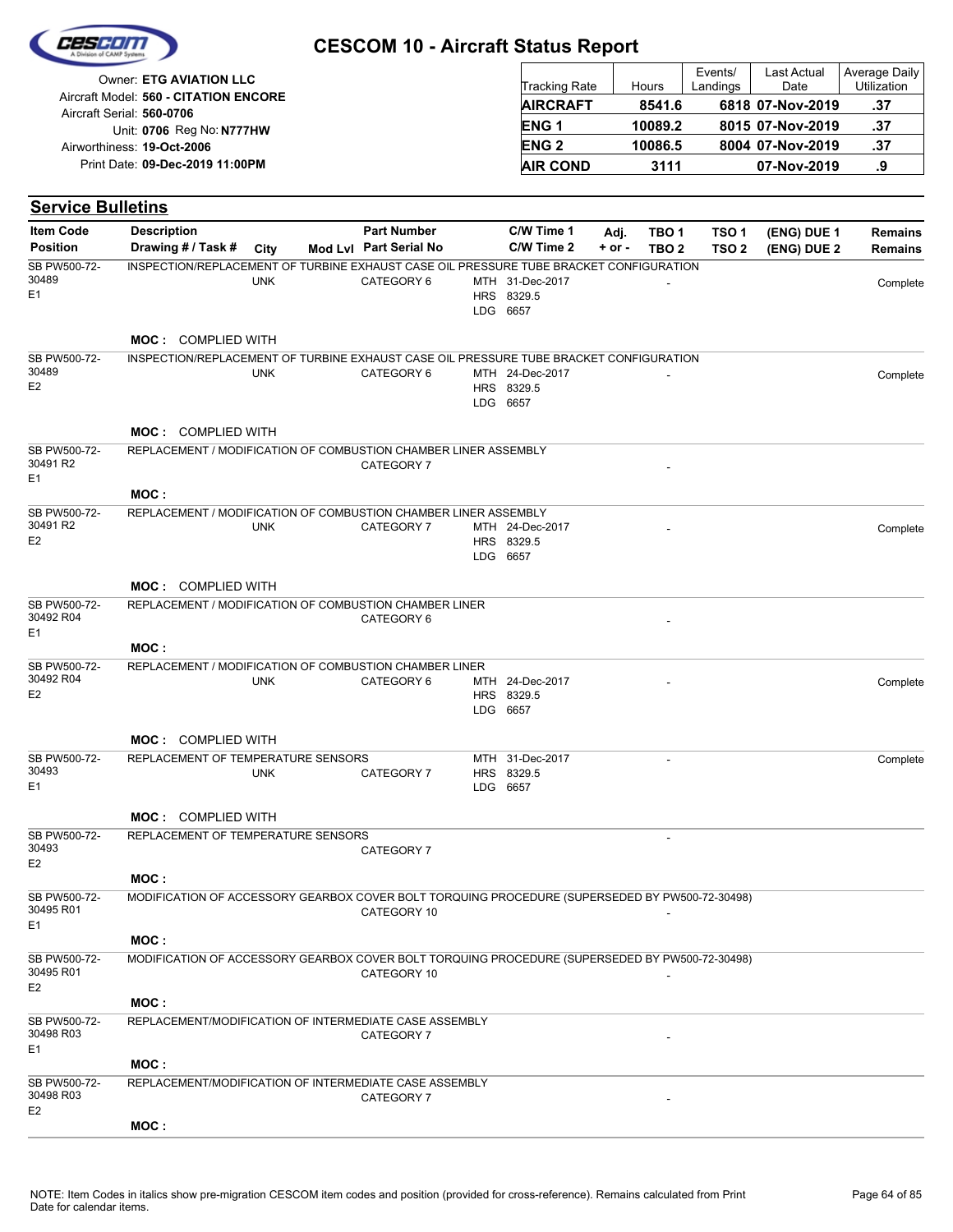# CESCOM 10 - Aircraft Status Report

Owner: **ETG AVIATION LLC**
Aircraft Model: **560 - CITATION ENCORE**
Aircraft Serial: **560-0706**
Unit: **0706** Reg No: **N777HW**
Airworthiness: **19-Oct-2006**
Print Date: **09-Dec-2019 11:00PM**

| Tracking Rate | Hours | Events/ Landings | Last Actual Date | Average Daily Utilization |
|---|---|---|---|---|
| **AIRCRAFT** | **8541.6** | **6818** | **07-Nov-2019** | **.37** |
| **ENG 1** | **10089.2** | **8015** | **07-Nov-2019** | **.37** |
| **ENG 2** | **10086.5** | **8004** | **07-Nov-2019** | **.37** |
| **AIR COND** | **3111** | | **07-Nov-2019** | **.9** |

## Service Bulletins

| Item Code / Position | Description / Drawing # / Task # | City | Mod Lvl | Part Number / Part Serial No | C/W Time 1 / C/W Time 2 | Adj. + or - | TBO 1 / TBO 2 | TSO 1 / TSO 2 | (ENG) DUE 1 / (ENG) DUE 2 | Remains / Remains |
|---|---|---|---|---|---|---|---|---|---|---|
| SB PW500-72-30489 E1 | INSPECTION/REPLACEMENT OF TURBINE EXHAUST CASE OIL PRESSURE TUBE BRACKET CONFIGURATION | UNK | | CATEGORY 6 | MTH 31-Dec-2017 HRS 8329.5 LDG 6657 | | - | | | Complete |
| | **MOC :** COMPLIED WITH | | | | | | | | | |
| SB PW500-72-30489 E2 | INSPECTION/REPLACEMENT OF TURBINE EXHAUST CASE OIL PRESSURE TUBE BRACKET CONFIGURATION | UNK | | CATEGORY 6 | MTH 24-Dec-2017 HRS 8329.5 LDG 6657 | | - | | | Complete |
| | **MOC :** COMPLIED WITH | | | | | | | | | |
| SB PW500-72-30491 R2 E1 | REPLACEMENT / MODIFICATION OF COMBUSTION CHAMBER LINER ASSEMBLY | | | CATEGORY 7 | | | - | | | |
| | **MOC :** | | | | | | | | | |
| SB PW500-72-30491 R2 E2 | REPLACEMENT / MODIFICATION OF COMBUSTION CHAMBER LINER ASSEMBLY | UNK | | CATEGORY 7 | MTH 24-Dec-2017 HRS 8329.5 LDG 6657 | | - | | | Complete |
| | **MOC :** COMPLIED WITH | | | | | | | | | |
| SB PW500-72-30492 R04 E1 | REPLACEMENT / MODIFICATION OF COMBUSTION CHAMBER LINER | | | CATEGORY 6 | | | - | | | |
| | **MOC :** | | | | | | | | | |
| SB PW500-72-30492 R04 E2 | REPLACEMENT / MODIFICATION OF COMBUSTION CHAMBER LINER | UNK | | CATEGORY 6 | MTH 24-Dec-2017 HRS 8329.5 LDG 6657 | | - | | | Complete |
| | **MOC :** COMPLIED WITH | | | | | | | | | |
| SB PW500-72-30493 E1 | REPLACEMENT OF TEMPERATURE SENSORS | UNK | | CATEGORY 7 | MTH 31-Dec-2017 HRS 8329.5 LDG 6657 | | - | | | Complete |
| | **MOC :** COMPLIED WITH | | | | | | | | | |
| SB PW500-72-30493 E2 | REPLACEMENT OF TEMPERATURE SENSORS | | | CATEGORY 7 | | | - | | | |
| | **MOC :** | | | | | | | | | |
| SB PW500-72-30495 R01 E1 | MODIFICATION OF ACCESSORY GEARBOX COVER BOLT TORQUING PROCEDURE (SUPERSEDED BY PW500-72-30498) | | | CATEGORY 10 | | | - | | | |
| | **MOC :** | | | | | | | | | |
| SB PW500-72-30495 R01 E2 | MODIFICATION OF ACCESSORY GEARBOX COVER BOLT TORQUING PROCEDURE (SUPERSEDED BY PW500-72-30498) | | | CATEGORY 10 | | | - | | | |
| | **MOC :** | | | | | | | | | |
| SB PW500-72-30498 R03 E1 | REPLACEMENT/MODIFICATION OF INTERMEDIATE CASE ASSEMBLY | | | CATEGORY 7 | | | - | | | |
| | **MOC :** | | | | | | | | | |
| SB PW500-72-30498 R03 E2 | REPLACEMENT/MODIFICATION OF INTERMEDIATE CASE ASSEMBLY | | | CATEGORY 7 | | | - | | | |
| | **MOC :** | | | | | | | | | |

NOTE: Item Codes in italics show pre-migration CESCOM item codes and position (provided for cross-reference). Remains calculated from Print Date for calendar items.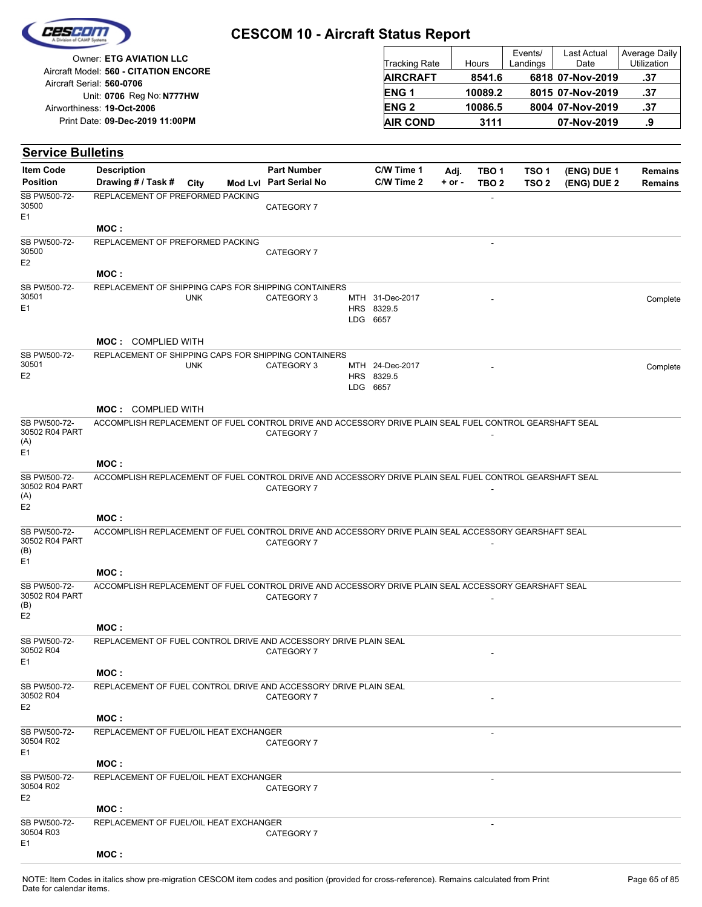# CESCOM 10 - Aircraft Status Report

Owner: **ETG AVIATION LLC**
Aircraft Model: **560 - CITATION ENCORE**
Aircraft Serial: **560-0706**
Unit: **0706** Reg No: **N777HW**
Airworthiness: **19-Oct-2006**
Print Date: **09-Dec-2019 11:00PM**

| Tracking Rate | Hours | Events/ Landings | Last Actual Date | Average Daily Utilization |
|---|---|---|---|---|
| **AIRCRAFT** | **8541.6** | **6818** | **07-Nov-2019** | **.37** |
| **ENG 1** | **10089.2** | **8015** | **07-Nov-2019** | **.37** |
| **ENG 2** | **10086.5** | **8004** | **07-Nov-2019** | **.37** |
| **AIR COND** | **3111** | | **07-Nov-2019** | **.9** |

## Service Bulletins

| Item Code / Position | Description / Drawing # / Task # | City | Mod Lvl | Part Number / Part Serial No | C/W Time 1 / C/W Time 2 | Adj. + or - | TBO 1 / TBO 2 | TSO 1 / TSO 2 | (ENG) DUE 1 / (ENG) DUE 2 | Remains / Remains |
|---|---|---|---|---|---|---|---|---|---|---|
| SB PW500-72-30500 E1 | REPLACEMENT OF PREFORMED PACKING | | | CATEGORY 7 | | | - | | | |
| | **MOC :** | | | | | | | | | |
| SB PW500-72-30500 E2 | REPLACEMENT OF PREFORMED PACKING | | | CATEGORY 7 | | | - | | | |
| | **MOC :** | | | | | | | | | |
| SB PW500-72-30501 E1 | REPLACEMENT OF SHIPPING CAPS FOR SHIPPING CONTAINERS | UNK | | CATEGORY 3 | MTH 31-Dec-2017 HRS 8329.5 LDG 6657 | | - | | | Complete |
| | **MOC :** COMPLIED WITH | | | | | | | | | |
| SB PW500-72-30501 E2 | REPLACEMENT OF SHIPPING CAPS FOR SHIPPING CONTAINERS | UNK | | CATEGORY 3 | MTH 24-Dec-2017 HRS 8329.5 LDG 6657 | | - | | | Complete |
| | **MOC :** COMPLIED WITH | | | | | | | | | |
| SB PW500-72-30502 R04 PART (A) E1 | ACCOMPLISH REPLACEMENT OF FUEL CONTROL DRIVE AND ACCESSORY DRIVE PLAIN SEAL FUEL CONTROL GEARSHAFT SEAL | | | CATEGORY 7 | | | - | | | |
| | **MOC :** | | | | | | | | | |
| SB PW500-72-30502 R04 PART (A) E2 | ACCOMPLISH REPLACEMENT OF FUEL CONTROL DRIVE AND ACCESSORY DRIVE PLAIN SEAL FUEL CONTROL GEARSHAFT SEAL | | | CATEGORY 7 | | | - | | | |
| | **MOC :** | | | | | | | | | |
| SB PW500-72-30502 R04 PART (B) E1 | ACCOMPLISH REPLACEMENT OF FUEL CONTROL DRIVE AND ACCESSORY DRIVE PLAIN SEAL ACCESSORY GEARSHAFT SEAL | | | CATEGORY 7 | | | - | | | |
| | **MOC :** | | | | | | | | | |
| SB PW500-72-30502 R04 PART (B) E2 | ACCOMPLISH REPLACEMENT OF FUEL CONTROL DRIVE AND ACCESSORY DRIVE PLAIN SEAL ACCESSORY GEARSHAFT SEAL | | | CATEGORY 7 | | | - | | | |
| | **MOC :** | | | | | | | | | |
| SB PW500-72-30502 R04 E1 | REPLACEMENT OF FUEL CONTROL DRIVE AND ACCESSORY DRIVE PLAIN SEAL | | | CATEGORY 7 | | | - | | | |
| | **MOC :** | | | | | | | | | |
| SB PW500-72-30502 R04 E2 | REPLACEMENT OF FUEL CONTROL DRIVE AND ACCESSORY DRIVE PLAIN SEAL | | | CATEGORY 7 | | | - | | | |
| | **MOC :** | | | | | | | | | |
| SB PW500-72-30504 R02 E1 | REPLACEMENT OF FUEL/OIL HEAT EXCHANGER | | | CATEGORY 7 | | | - | | | |
| | **MOC :** | | | | | | | | | |
| SB PW500-72-30504 R02 E2 | REPLACEMENT OF FUEL/OIL HEAT EXCHANGER | | | CATEGORY 7 | | | - | | | |
| | **MOC :** | | | | | | | | | |
| SB PW500-72-30504 R03 E1 | REPLACEMENT OF FUEL/OIL HEAT EXCHANGER | | | CATEGORY 7 | | | - | | | |
| | **MOC :** | | | | | | | | | |

NOTE: Item Codes in italics show pre-migration CESCOM item codes and position (provided for cross-reference). Remains calculated from Print Date for calendar items.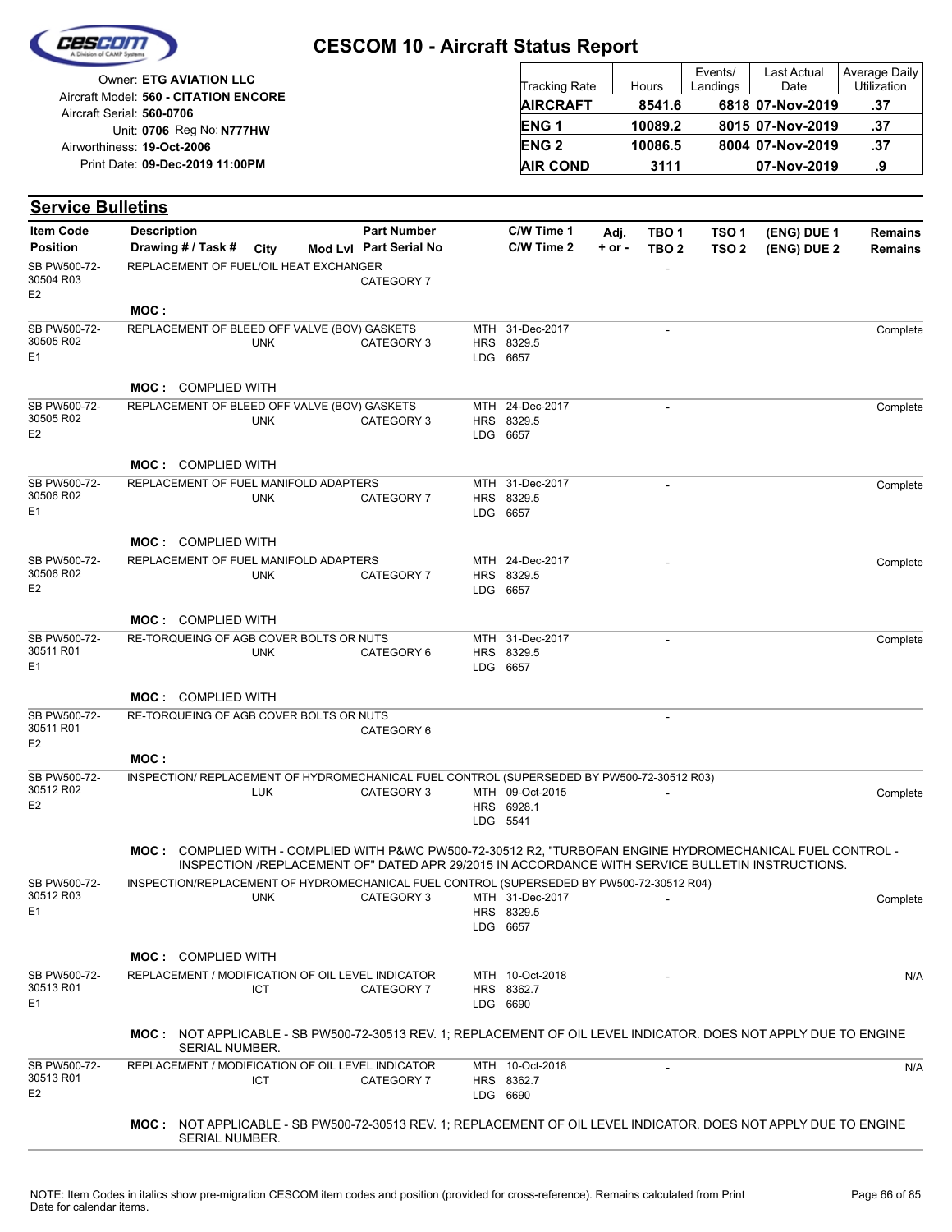# CESCOM 10 - Aircraft Status Report

Owner: **ETG AVIATION LLC**
Aircraft Model: **560 - CITATION ENCORE**
Aircraft Serial: **560-0706**
Unit: **0706** Reg No: **N777HW**
Airworthiness: **19-Oct-2006**
Print Date: **09-Dec-2019 11:00PM**

| Tracking Rate | Hours | Events/ Landings | Last Actual Date | Average Daily Utilization |
|---|---|---|---|---|
| **AIRCRAFT** | **8541.6** | **6818** | **07-Nov-2019** | **.37** |
| **ENG 1** | **10089.2** | **8015** | **07-Nov-2019** | **.37** |
| **ENG 2** | **10086.5** | **8004** | **07-Nov-2019** | **.37** |
| **AIR COND** | **3111** | | **07-Nov-2019** | **.9** |

## Service Bulletins

| Item Code / Position | Description / Drawing # / Task # | City | Mod Lvl | Part Number / Part Serial No | C/W Time 1 / C/W Time 2 | Adj. + or - | TBO 1 / TBO 2 | TSO 1 / TSO 2 | (ENG) DUE 1 / (ENG) DUE 2 | Remains / Remains |
|---|---|---|---|---|---|---|---|---|---|---|
| SB PW500-72-30504 R03 E2 | REPLACEMENT OF FUEL/OIL HEAT EXCHANGER | | | CATEGORY 7 | | | - | | | |
| | **MOC :** | | | | | | | | | |
| SB PW500-72-30505 R02 E1 | REPLACEMENT OF BLEED OFF VALVE (BOV) GASKETS | UNK | | CATEGORY 3 | MTH 31-Dec-2017 HRS 8329.5 LDG 6657 | | - | | | Complete |
| | **MOC :** COMPLIED WITH | | | | | | | | | |
| SB PW500-72-30505 R02 E2 | REPLACEMENT OF BLEED OFF VALVE (BOV) GASKETS | UNK | | CATEGORY 3 | MTH 24-Dec-2017 HRS 8329.5 LDG 6657 | | - | | | Complete |
| | **MOC :** COMPLIED WITH | | | | | | | | | |
| SB PW500-72-30506 R02 E1 | REPLACEMENT OF FUEL MANIFOLD ADAPTERS | UNK | | CATEGORY 7 | MTH 31-Dec-2017 HRS 8329.5 LDG 6657 | | - | | | Complete |
| | **MOC :** COMPLIED WITH | | | | | | | | | |
| SB PW500-72-30506 R02 E2 | REPLACEMENT OF FUEL MANIFOLD ADAPTERS | UNK | | CATEGORY 7 | MTH 24-Dec-2017 HRS 8329.5 LDG 6657 | | - | | | Complete |
| | **MOC :** COMPLIED WITH | | | | | | | | | |
| SB PW500-72-30511 R01 E1 | RE-TORQUEING OF AGB COVER BOLTS OR NUTS | UNK | | CATEGORY 6 | MTH 31-Dec-2017 HRS 8329.5 LDG 6657 | | - | | | Complete |
| | **MOC :** COMPLIED WITH | | | | | | | | | |
| SB PW500-72-30511 R01 E2 | RE-TORQUEING OF AGB COVER BOLTS OR NUTS | | | CATEGORY 6 | | | - | | | |
| | **MOC :** | | | | | | | | | |
| SB PW500-72-30512 R02 E2 | INSPECTION/ REPLACEMENT OF HYDROMECHANICAL FUEL CONTROL (SUPERSEDED BY PW500-72-30512 R03) | LUK | | CATEGORY 3 | MTH 09-Oct-2015 HRS 6928.1 LDG 5541 | | - | | | Complete |
| | **MOC :** COMPLIED WITH - COMPLIED WITH P&WC PW500-72-30512 R2, "TURBOFAN ENGINE HYDROMECHANICAL FUEL CONTROL - INSPECTION /REPLACEMENT OF" DATED APR 29/2015 IN ACCORDANCE WITH SERVICE BULLETIN INSTRUCTIONS. | | | | | | | | | |
| SB PW500-72-30512 R03 E1 | INSPECTION/REPLACEMENT OF HYDROMECHANICAL FUEL CONTROL (SUPERSEDED BY PW500-72-30512 R04) | UNK | | CATEGORY 3 | MTH 31-Dec-2017 HRS 8329.5 LDG 6657 | | - | | | Complete |
| | **MOC :** COMPLIED WITH | | | | | | | | | |
| SB PW500-72-30513 R01 E1 | REPLACEMENT / MODIFICATION OF OIL LEVEL INDICATOR | ICT | | CATEGORY 7 | MTH 10-Oct-2018 HRS 8362.7 LDG 6690 | | - | | | N/A |
| | **MOC :** NOT APPLICABLE - SB PW500-72-30513 REV. 1; REPLACEMENT OF OIL LEVEL INDICATOR. DOES NOT APPLY DUE TO ENGINE SERIAL NUMBER. | | | | | | | | | |
| SB PW500-72-30513 R01 E2 | REPLACEMENT / MODIFICATION OF OIL LEVEL INDICATOR | ICT | | CATEGORY 7 | MTH 10-Oct-2018 HRS 8362.7 LDG 6690 | | - | | | N/A |
| | **MOC :** NOT APPLICABLE - SB PW500-72-30513 REV. 1; REPLACEMENT OF OIL LEVEL INDICATOR. DOES NOT APPLY DUE TO ENGINE SERIAL NUMBER. | | | | | | | | | |

NOTE: Item Codes in italics show pre-migration CESCOM item codes and position (provided for cross-reference). Remains calculated from Print Date for calendar items.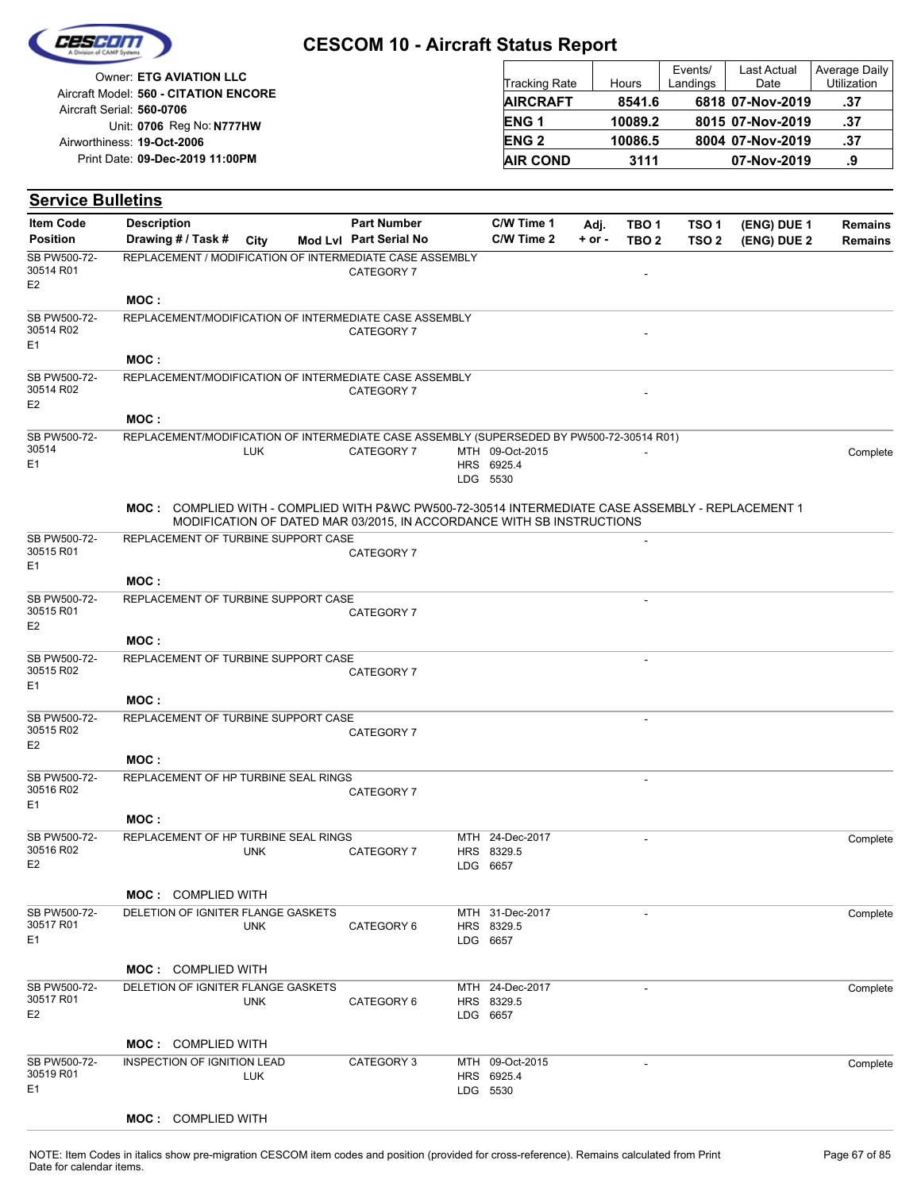# CESCOM 10 - Aircraft Status Report

Owner: **ETG AVIATION LLC**
Aircraft Model: **560 - CITATION ENCORE**
Aircraft Serial: **560-0706**
Unit: **0706** Reg No: **N777HW**
Airworthiness: **19-Oct-2006**
Print Date: **09-Dec-2019 11:00PM**

| Tracking Rate | Hours | Events/ Landings | Last Actual Date | Average Daily Utilization |
|---|---|---|---|---|
| **AIRCRAFT** | **8541.6** | **6818** | **07-Nov-2019** | **.37** |
| **ENG 1** | **10089.2** | **8015** | **07-Nov-2019** | **.37** |
| **ENG 2** | **10086.5** | **8004** | **07-Nov-2019** | **.37** |
| **AIR COND** | **3111** | | **07-Nov-2019** | **.9** |

## Service Bulletins

| Item Code / Position | Description / Drawing # / Task # | City | Mod Lvl | Part Number / Part Serial No | C/W Time 1 / C/W Time 2 | Adj. + or - | TBO 1 / TBO 2 | TSO 1 / TSO 2 | (ENG) DUE 1 / (ENG) DUE 2 | Remains / Remains |
|---|---|---|---|---|---|---|---|---|---|---|
| SB PW500-72-30514 R01 E2 | REPLACEMENT / MODIFICATION OF INTERMEDIATE CASE ASSEMBLY | | | CATEGORY 7 | | | - | | | |
| | MOC : | | | | | | | | | |
| SB PW500-72-30514 R02 E1 | REPLACEMENT/MODIFICATION OF INTERMEDIATE CASE ASSEMBLY | | | CATEGORY 7 | | | - | | | |
| | MOC : | | | | | | | | | |
| SB PW500-72-30514 R02 E2 | REPLACEMENT/MODIFICATION OF INTERMEDIATE CASE ASSEMBLY | | | CATEGORY 7 | | | - | | | |
| | MOC : | | | | | | | | | |
| SB PW500-72-30514 E1 | REPLACEMENT/MODIFICATION OF INTERMEDIATE CASE ASSEMBLY (SUPERSEDED BY PW500-72-30514 R01) | LUK | | CATEGORY 7 | MTH 09-Oct-2015 HRS 6925.4 LDG 5530 | | - | | | Complete |
| | MOC : COMPLIED WITH - COMPLIED WITH P&WC PW500-72-30514 INTERMEDIATE CASE ASSEMBLY - REPLACEMENT 1 MODIFICATION OF DATED MAR 03/2015, IN ACCORDANCE WITH SB INSTRUCTIONS | | | | | | | | | |
| SB PW500-72-30515 R01 E1 | REPLACEMENT OF TURBINE SUPPORT CASE | | | CATEGORY 7 | | | - | | | |
| | MOC : | | | | | | | | | |
| SB PW500-72-30515 R01 E2 | REPLACEMENT OF TURBINE SUPPORT CASE | | | CATEGORY 7 | | | - | | | |
| | MOC : | | | | | | | | | |
| SB PW500-72-30515 R02 E1 | REPLACEMENT OF TURBINE SUPPORT CASE | | | CATEGORY 7 | | | - | | | |
| | MOC : | | | | | | | | | |
| SB PW500-72-30515 R02 E2 | REPLACEMENT OF TURBINE SUPPORT CASE | | | CATEGORY 7 | | | - | | | |
| | MOC : | | | | | | | | | |
| SB PW500-72-30516 R02 E1 | REPLACEMENT OF HP TURBINE SEAL RINGS | | | CATEGORY 7 | | | - | | | |
| | MOC : | | | | | | | | | |
| SB PW500-72-30516 R02 E2 | REPLACEMENT OF HP TURBINE SEAL RINGS | UNK | | CATEGORY 7 | MTH 24-Dec-2017 HRS 8329.5 LDG 6657 | | - | | | Complete |
| | MOC : COMPLIED WITH | | | | | | | | | |
| SB PW500-72-30517 R01 E1 | DELETION OF IGNITER FLANGE GASKETS | UNK | | CATEGORY 6 | MTH 31-Dec-2017 HRS 8329.5 LDG 6657 | | - | | | Complete |
| | MOC : COMPLIED WITH | | | | | | | | | |
| SB PW500-72-30517 R01 E2 | DELETION OF IGNITER FLANGE GASKETS | UNK | | CATEGORY 6 | MTH 24-Dec-2017 HRS 8329.5 LDG 6657 | | - | | | Complete |
| | MOC : COMPLIED WITH | | | | | | | | | |
| SB PW500-72-30519 R01 E1 | INSPECTION OF IGNITION LEAD | LUK | | CATEGORY 3 | MTH 09-Oct-2015 HRS 6925.4 LDG 5530 | | - | | | Complete |
| | MOC : COMPLIED WITH | | | | | | | | | |

NOTE: Item Codes in italics show pre-migration CESCOM item codes and position (provided for cross-reference). Remains calculated from Print Date for calendar items.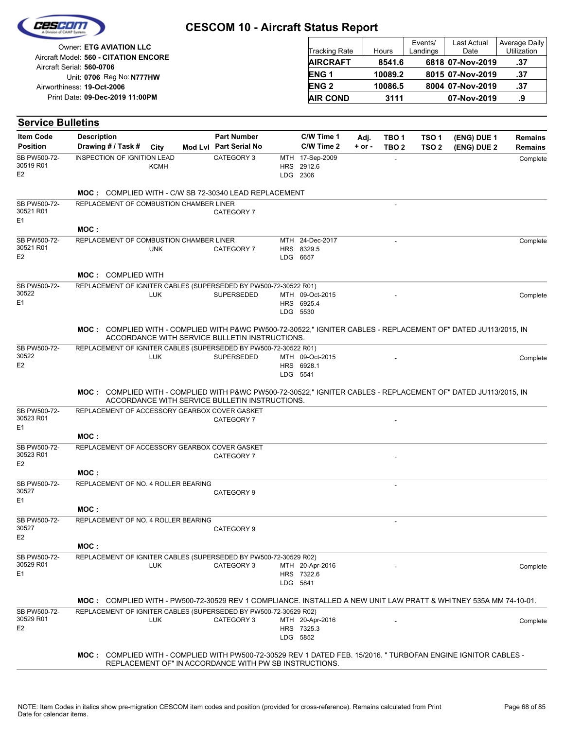# CESCOM 10 - Aircraft Status Report

Owner: **ETG AVIATION LLC**
Aircraft Model: **560 - CITATION ENCORE**
Aircraft Serial: **560-0706**
Unit: **0706** Reg No: **N777HW**
Airworthiness: **19-Oct-2006**
Print Date: **09-Dec-2019 11:00PM**

| Tracking Rate | Hours | Events/ Landings | Last Actual Date | Average Daily Utilization |
|---|---|---|---|---|
| **AIRCRAFT** | **8541.6** | **6818** | **07-Nov-2019** | **.37** |
| **ENG 1** | **10089.2** | **8015** | **07-Nov-2019** | **.37** |
| **ENG 2** | **10086.5** | **8004** | **07-Nov-2019** | **.37** |
| **AIR COND** | **3111** | | **07-Nov-2019** | **.9** |

## Service Bulletins

| Item Code / Position | Description / Drawing # / Task # | City | Mod Lvl | Part Number / Part Serial No | C/W Time 1 / C/W Time 2 | Adj. + or - | TBO 1 / TBO 2 | TSO 1 / TSO 2 | (ENG) DUE 1 / (ENG) DUE 2 | Remains / Remains |
|---|---|---|---|---|---|---|---|---|---|---|
| SB PW500-72-30519 R01 E2 | INSPECTION OF IGNITION LEAD | KCMH | | CATEGORY 3 | MTH 17-Sep-2009 HRS 2912.6 LDG 2306 | | - | | | Complete |
| | **MOC :** COMPLIED WITH - C/W SB 72-30340 LEAD REPLACEMENT | | | | | | | | | |
| SB PW500-72-30521 R01 E1 | REPLACEMENT OF COMBUSTION CHAMBER LINER | | | CATEGORY 7 | | | - | | | |
| | **MOC :** | | | | | | | | | |
| SB PW500-72-30521 R01 E2 | REPLACEMENT OF COMBUSTION CHAMBER LINER | UNK | | CATEGORY 7 | MTH 24-Dec-2017 HRS 8329.5 LDG 6657 | | - | | | Complete |
| | **MOC :** COMPLIED WITH | | | | | | | | | |
| SB PW500-72-30522 E1 | REPLACEMENT OF IGNITER CABLES (SUPERSEDED BY PW500-72-30522 R01) | LUK | | SUPERSEDED | MTH 09-Oct-2015 HRS 6925.4 LDG 5530 | | - | | | Complete |
| | **MOC :** COMPLIED WITH - COMPLIED WITH P&WC PW500-72-30522," IGNITER CABLES - REPLACEMENT OF" DATED JU113/2015, IN ACCORDANCE WITH SERVICE BULLETIN INSTRUCTIONS. | | | | | | | | | |
| SB PW500-72-30522 E2 | REPLACEMENT OF IGNITER CABLES (SUPERSEDED BY PW500-72-30522 R01) | LUK | | SUPERSEDED | MTH 09-Oct-2015 HRS 6928.1 LDG 5541 | | - | | | Complete |
| | **MOC :** COMPLIED WITH - COMPLIED WITH P&WC PW500-72-30522," IGNITER CABLES - REPLACEMENT OF" DATED JU113/2015, IN ACCORDANCE WITH SERVICE BULLETIN INSTRUCTIONS. | | | | | | | | | |
| SB PW500-72-30523 R01 E1 | REPLACEMENT OF ACCESSORY GEARBOX COVER GASKET | | | CATEGORY 7 | | | - | | | |
| | **MOC :** | | | | | | | | | |
| SB PW500-72-30523 R01 E2 | REPLACEMENT OF ACCESSORY GEARBOX COVER GASKET | | | CATEGORY 7 | | | - | | | |
| | **MOC :** | | | | | | | | | |
| SB PW500-72-30527 E1 | REPLACEMENT OF NO. 4 ROLLER BEARING | | | CATEGORY 9 | | | - | | | |
| | **MOC :** | | | | | | | | | |
| SB PW500-72-30527 E2 | REPLACEMENT OF NO. 4 ROLLER BEARING | | | CATEGORY 9 | | | - | | | |
| | **MOC :** | | | | | | | | | |
| SB PW500-72-30529 R01 E1 | REPLACEMENT OF IGNITER CABLES (SUPERSEDED BY PW500-72-30529 R02) | LUK | | CATEGORY 3 | MTH 20-Apr-2016 HRS 7322.6 LDG 5841 | | - | | | Complete |
| | **MOC :** COMPLIED WITH - PW500-72-30529 REV 1 COMPLIANCE. INSTALLED A NEW UNIT LAW PRATT & WHITNEY 535A MM 74-10-01. | | | | | | | | | |
| SB PW500-72-30529 R01 E2 | REPLACEMENT OF IGNITER CABLES (SUPERSEDED BY PW500-72-30529 R02) | LUK | | CATEGORY 3 | MTH 20-Apr-2016 HRS 7325.3 LDG 5852 | | - | | | Complete |
| | **MOC :** COMPLIED WITH - COMPLIED WITH PW500-72-30529 REV 1 DATED FEB. 15/2016. " TURBOFAN ENGINE IGNITOR CABLES - REPLACEMENT OF" IN ACCORDANCE WITH PW SB INSTRUCTIONS. | | | | | | | | | |

NOTE: Item Codes in italics show pre-migration CESCOM item codes and position (provided for cross-reference). Remains calculated from Print Date for calendar items.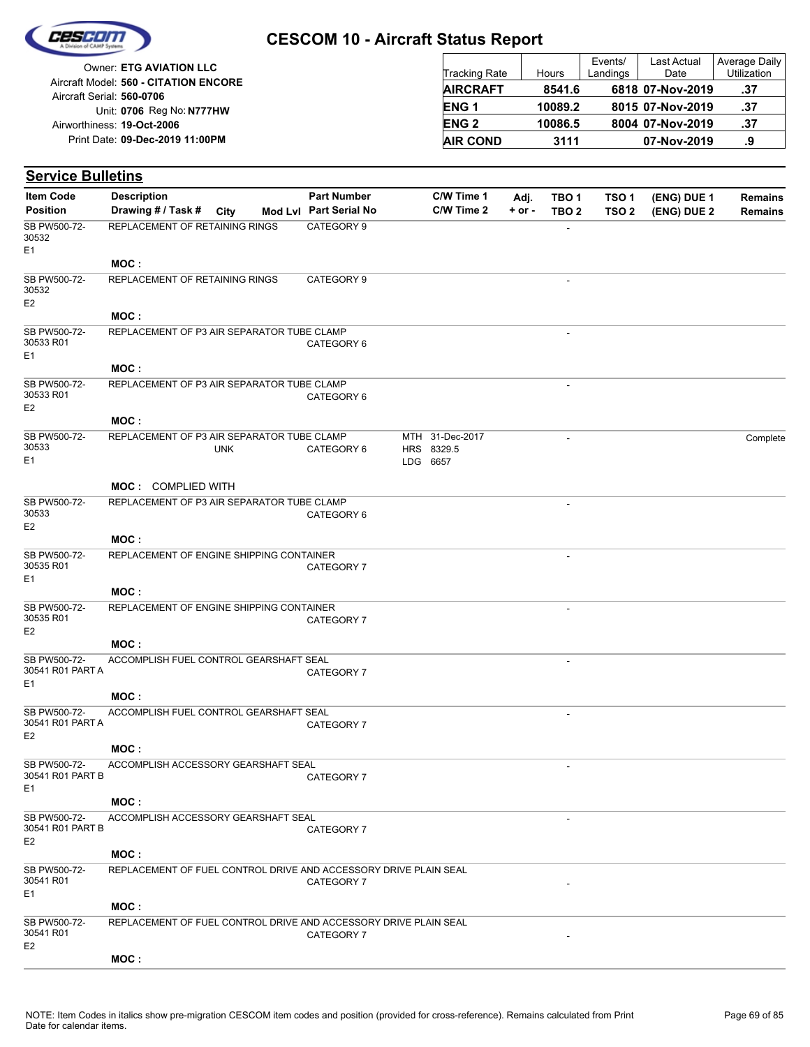# CESCOM 10 - Aircraft Status Report

Owner: **ETG AVIATION LLC**
Aircraft Model: **560 - CITATION ENCORE**
Aircraft Serial: **560-0706**
Unit: **0706** Reg No: **N777HW**
Airworthiness: **19-Oct-2006**
Print Date: **09-Dec-2019 11:00PM**

| Tracking Rate | Hours | Events/ Landings | Last Actual Date | Average Daily Utilization |
|---|---|---|---|---|
| **AIRCRAFT** | **8541.6** | **6818** | **07-Nov-2019** | **.37** |
| **ENG 1** | **10089.2** | **8015** | **07-Nov-2019** | **.37** |
| **ENG 2** | **10086.5** | **8004** | **07-Nov-2019** | **.37** |
| **AIR COND** | **3111** | | **07-Nov-2019** | **.9** |

## Service Bulletins

| Item Code / Position | Description / Drawing # / Task # | City | Mod Lvl | Part Number / Part Serial No | C/W Time 1 / C/W Time 2 | Adj. + or - | TBO 1 / TBO 2 | TSO 1 / TSO 2 | (ENG) DUE 1 / (ENG) DUE 2 | Remains / Remains |
|---|---|---|---|---|---|---|---|---|---|---|
| SB PW500-72-30532 E1 | REPLACEMENT OF RETAINING RINGS | | | CATEGORY 9 | | | - | | | |
| | **MOC :** | | | | | | | | | |
| SB PW500-72-30532 E2 | REPLACEMENT OF RETAINING RINGS | | | CATEGORY 9 | | | - | | | |
| | **MOC :** | | | | | | | | | |
| SB PW500-72-30533 R01 E1 | REPLACEMENT OF P3 AIR SEPARATOR TUBE CLAMP | | | CATEGORY 6 | | | - | | | |
| | **MOC :** | | | | | | | | | |
| SB PW500-72-30533 R01 E2 | REPLACEMENT OF P3 AIR SEPARATOR TUBE CLAMP | | | CATEGORY 6 | | | - | | | |
| | **MOC :** | | | | | | | | | |
| SB PW500-72-30533 E1 | REPLACEMENT OF P3 AIR SEPARATOR TUBE CLAMP | UNK | | CATEGORY 6 | MTH 31-Dec-2017 HRS 8329.5 LDG 6657 | | - | | | Complete |
| | **MOC :** COMPLIED WITH | | | | | | | | | |
| SB PW500-72-30533 E2 | REPLACEMENT OF P3 AIR SEPARATOR TUBE CLAMP | | | CATEGORY 6 | | | - | | | |
| | **MOC :** | | | | | | | | | |
| SB PW500-72-30535 R01 E1 | REPLACEMENT OF ENGINE SHIPPING CONTAINER | | | CATEGORY 7 | | | - | | | |
| | **MOC :** | | | | | | | | | |
| SB PW500-72-30535 R01 E2 | REPLACEMENT OF ENGINE SHIPPING CONTAINER | | | CATEGORY 7 | | | - | | | |
| | **MOC :** | | | | | | | | | |
| SB PW500-72-30541 R01 PART A E1 | ACCOMPLISH FUEL CONTROL GEARSHAFT SEAL | | | CATEGORY 7 | | | - | | | |
| | **MOC :** | | | | | | | | | |
| SB PW500-72-30541 R01 PART A E2 | ACCOMPLISH FUEL CONTROL GEARSHAFT SEAL | | | CATEGORY 7 | | | - | | | |
| | **MOC :** | | | | | | | | | |
| SB PW500-72-30541 R01 PART B E1 | ACCOMPLISH ACCESSORY GEARSHAFT SEAL | | | CATEGORY 7 | | | - | | | |
| | **MOC :** | | | | | | | | | |
| SB PW500-72-30541 R01 PART B E2 | ACCOMPLISH ACCESSORY GEARSHAFT SEAL | | | CATEGORY 7 | | | - | | | |
| | **MOC :** | | | | | | | | | |
| SB PW500-72-30541 R01 E1 | REPLACEMENT OF FUEL CONTROL DRIVE AND ACCESSORY DRIVE PLAIN SEAL | | | CATEGORY 7 | | | - | | | |
| | **MOC :** | | | | | | | | | |
| SB PW500-72-30541 R01 E2 | REPLACEMENT OF FUEL CONTROL DRIVE AND ACCESSORY DRIVE PLAIN SEAL | | | CATEGORY 7 | | | - | | | |
| | **MOC :** | | | | | | | | | |

NOTE: Item Codes in italics show pre-migration CESCOM item codes and position (provided for cross-reference). Remains calculated from Print Date for calendar items.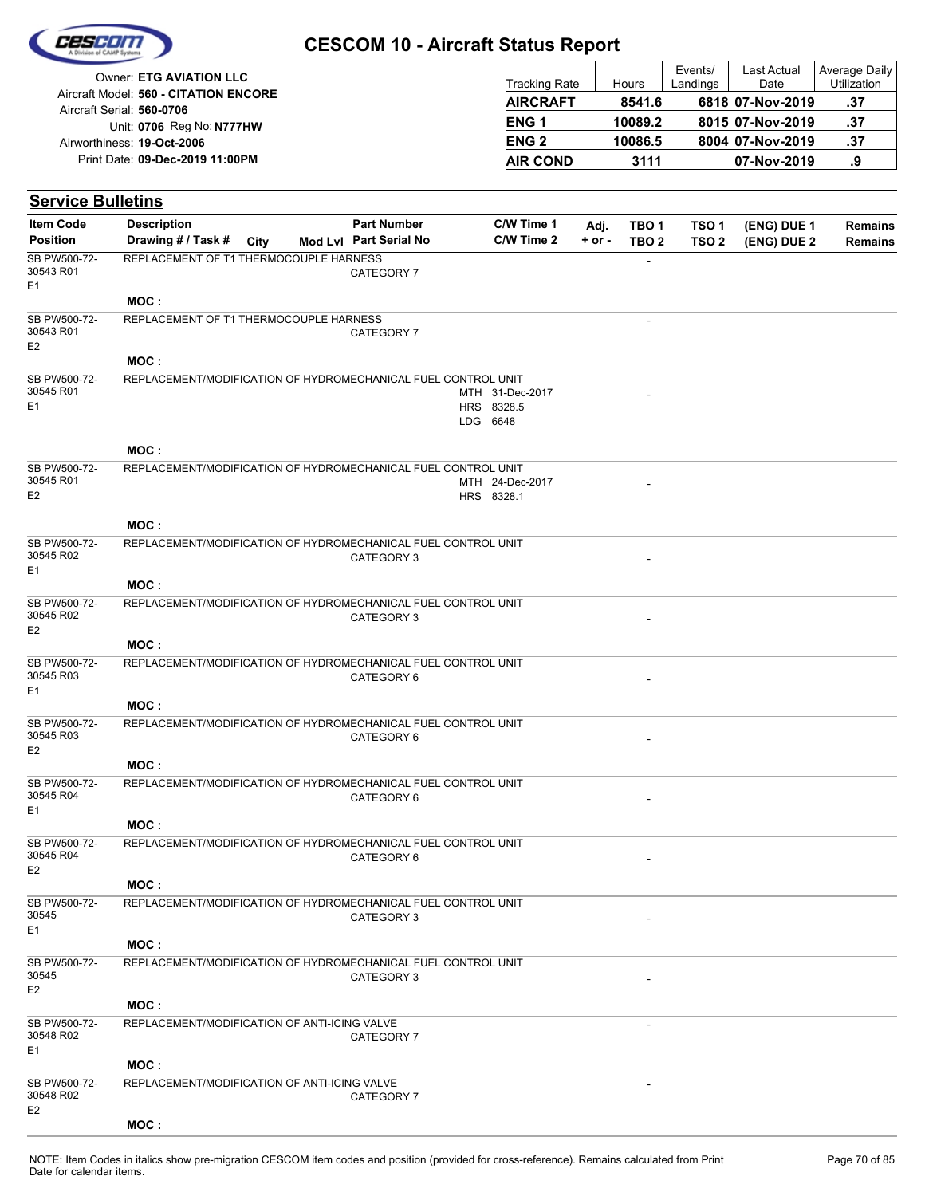# CESCOM 10 - Aircraft Status Report

Owner: **ETG AVIATION LLC**
Aircraft Model: **560 - CITATION ENCORE**
Aircraft Serial: **560-0706**
Unit: **0706** Reg No: **N777HW**
Airworthiness: **19-Oct-2006**
Print Date: **09-Dec-2019 11:00PM**

| Tracking Rate | Hours | Events/ Landings | Last Actual Date | Average Daily Utilization |
|---|---|---|---|---|
| **AIRCRAFT** | **8541.6** | **6818** | **07-Nov-2019** | **.37** |
| **ENG 1** | **10089.2** | **8015** | **07-Nov-2019** | **.37** |
| **ENG 2** | **10086.5** | **8004** | **07-Nov-2019** | **.37** |
| **AIR COND** | **3111** | | **07-Nov-2019** | **.9** |

## Service Bulletins

| Item Code / Position | Description / Drawing # / Task # | City | Mod Lvl | Part Number / Part Serial No | C/W Time 1 / C/W Time 2 | Adj. + or - | TBO 1 / TBO 2 | TSO 1 / TSO 2 | (ENG) DUE 1 / (ENG) DUE 2 | Remains / Remains |
|---|---|---|---|---|---|---|---|---|---|---|
| SB PW500-72-30543 R01 E1 | REPLACEMENT OF T1 THERMOCOUPLE HARNESS<br>MOC : | | | CATEGORY 7 | | | - | | | |
| SB PW500-72-30543 R01 E2 | REPLACEMENT OF T1 THERMOCOUPLE HARNESS<br>MOC : | | | CATEGORY 7 | | | - | | | |
| SB PW500-72-30545 R01 E1 | REPLACEMENT/MODIFICATION OF HYDROMECHANICAL FUEL CONTROL UNIT<br>MOC : | | | | MTH 31-Dec-2017<br>HRS 8328.5<br>LDG 6648 | | - | | | |
| SB PW500-72-30545 R01 E2 | REPLACEMENT/MODIFICATION OF HYDROMECHANICAL FUEL CONTROL UNIT<br>MOC : | | | | MTH 24-Dec-2017<br>HRS 8328.1 | | - | | | |
| SB PW500-72-30545 R02 E1 | REPLACEMENT/MODIFICATION OF HYDROMECHANICAL FUEL CONTROL UNIT<br>MOC : | | | CATEGORY 3 | | | - | | | |
| SB PW500-72-30545 R02 E2 | REPLACEMENT/MODIFICATION OF HYDROMECHANICAL FUEL CONTROL UNIT<br>MOC : | | | CATEGORY 3 | | | - | | | |
| SB PW500-72-30545 R03 E1 | REPLACEMENT/MODIFICATION OF HYDROMECHANICAL FUEL CONTROL UNIT<br>MOC : | | | CATEGORY 6 | | | - | | | |
| SB PW500-72-30545 R03 E2 | REPLACEMENT/MODIFICATION OF HYDROMECHANICAL FUEL CONTROL UNIT<br>MOC : | | | CATEGORY 6 | | | - | | | |
| SB PW500-72-30545 R04 E1 | REPLACEMENT/MODIFICATION OF HYDROMECHANICAL FUEL CONTROL UNIT<br>MOC : | | | CATEGORY 6 | | | - | | | |
| SB PW500-72-30545 R04 E2 | REPLACEMENT/MODIFICATION OF HYDROMECHANICAL FUEL CONTROL UNIT<br>MOC : | | | CATEGORY 6 | | | - | | | |
| SB PW500-72-30545 E1 | REPLACEMENT/MODIFICATION OF HYDROMECHANICAL FUEL CONTROL UNIT<br>MOC : | | | CATEGORY 3 | | | - | | | |
| SB PW500-72-30545 E2 | REPLACEMENT/MODIFICATION OF HYDROMECHANICAL FUEL CONTROL UNIT<br>MOC : | | | CATEGORY 3 | | | - | | | |
| SB PW500-72-30548 R02 E1 | REPLACEMENT/MODIFICATION OF ANTI-ICING VALVE<br>MOC : | | | CATEGORY 7 | | | - | | | |
| SB PW500-72-30548 R02 E2 | REPLACEMENT/MODIFICATION OF ANTI-ICING VALVE<br>MOC : | | | CATEGORY 7 | | | - | | | |

NOTE: Item Codes in italics show pre-migration CESCOM item codes and position (provided for cross-reference). Remains calculated from Print Date for calendar items.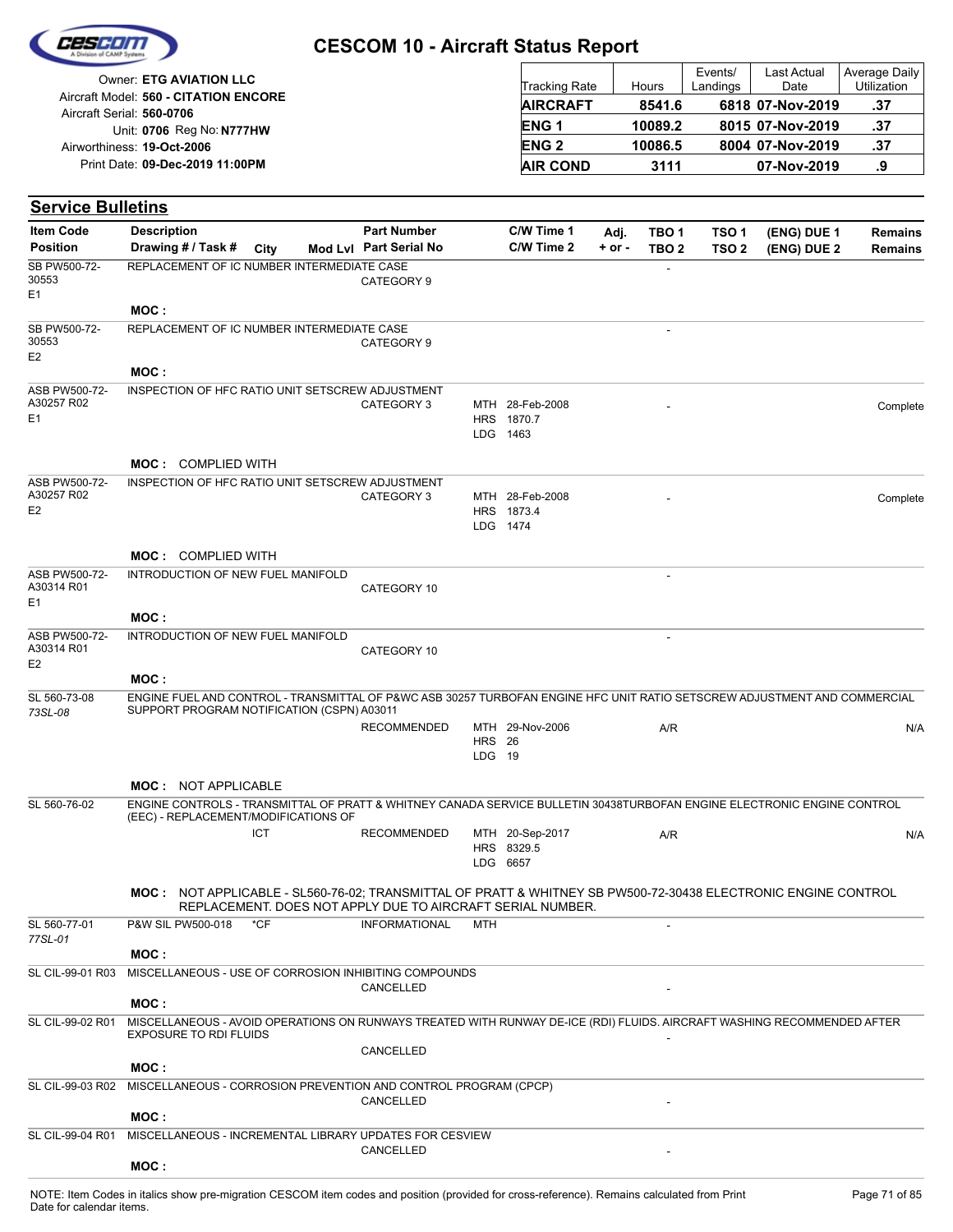# CESCOM 10 - Aircraft Status Report

Owner: **ETG AVIATION LLC**
Aircraft Model: **560 - CITATION ENCORE**
Aircraft Serial: **560-0706**
Unit: **0706** Reg No: **N777HW**
Airworthiness: **19-Oct-2006**
Print Date: **09-Dec-2019 11:00PM**

| Tracking Rate | Hours | Events/ Landings | Last Actual Date | Average Daily Utilization |
|---|---|---|---|---|
| **AIRCRAFT** | **8541.6** | **6818** | **07-Nov-2019** | **.37** |
| **ENG 1** | **10089.2** | **8015** | **07-Nov-2019** | **.37** |
| **ENG 2** | **10086.5** | **8004** | **07-Nov-2019** | **.37** |
| **AIR COND** | **3111** | | **07-Nov-2019** | **.9** |

## Service Bulletins

| Item Code / Position | Description / Drawing # / Task # | City | Mod Lvl | Part Number / Part Serial No | C/W Time 1 / C/W Time 2 | Adj. + or - | TBO 1 / TBO 2 | TSO 1 / TSO 2 | (ENG) DUE 1 / (ENG) DUE 2 | Remains / Remains |
|---|---|---|---|---|---|---|---|---|---|---|
| SB PW500-72-30553 E1 | REPLACEMENT OF IC NUMBER INTERMEDIATE CASE | | | CATEGORY 9 | | | - | | | |
| | **MOC :** | | | | | | | | | |
| SB PW500-72-30553 E2 | REPLACEMENT OF IC NUMBER INTERMEDIATE CASE | | | CATEGORY 9 | | | - | | | |
| | **MOC :** | | | | | | | | | |
| ASB PW500-72-A30257 R02 E1 | INSPECTION OF HFC RATIO UNIT SETSCREW ADJUSTMENT | | | CATEGORY 3 | MTH 28-Feb-2008 HRS 1870.7 LDG 1463 | | - | | | Complete |
| | **MOC :** COMPLIED WITH | | | | | | | | | |
| ASB PW500-72-A30257 R02 E2 | INSPECTION OF HFC RATIO UNIT SETSCREW ADJUSTMENT | | | CATEGORY 3 | MTH 28-Feb-2008 HRS 1873.4 LDG 1474 | | - | | | Complete |
| | **MOC :** COMPLIED WITH | | | | | | | | | |
| ASB PW500-72-A30314 R01 E1 | INTRODUCTION OF NEW FUEL MANIFOLD | | | CATEGORY 10 | | | - | | | |
| | **MOC :** | | | | | | | | | |
| ASB PW500-72-A30314 R01 E2 | INTRODUCTION OF NEW FUEL MANIFOLD | | | CATEGORY 10 | | | - | | | |
| | **MOC :** | | | | | | | | | |
| SL 560-73-08 *73SL-08* | ENGINE FUEL AND CONTROL - TRANSMITTAL OF P&WC ASB 30257 TURBOFAN ENGINE HFC UNIT RATIO SETSCREW ADJUSTMENT AND COMMERCIAL SUPPORT PROGRAM NOTIFICATION (CSPN) A03011 | | | RECOMMENDED | MTH 29-Nov-2006 HRS 26 LDG 19 | | A/R | | | N/A |
| | **MOC :** NOT APPLICABLE | | | | | | | | | |
| SL 560-76-02 | ENGINE CONTROLS - TRANSMITTAL OF PRATT & WHITNEY CANADA SERVICE BULLETIN 30438TURBOFAN ENGINE ELECTRONIC ENGINE CONTROL (EEC) - REPLACEMENT/MODIFICATIONS OF | ICT | | RECOMMENDED | MTH 20-Sep-2017 HRS 8329.5 LDG 6657 | | A/R | | | N/A |
| | **MOC :** NOT APPLICABLE - SL560-76-02; TRANSMITTAL OF PRATT & WHITNEY SB PW500-72-30438 ELECTRONIC ENGINE CONTROL REPLACEMENT. DOES NOT APPLY DUE TO AIRCRAFT SERIAL NUMBER. | | | | | | | | | |
| SL 560-77-01 *77SL-01* | P&W SIL PW500-018 | *CF | | INFORMATIONAL | MTH | | - | | | |
| | **MOC :** | | | | | | | | | |
| SL CIL-99-01 R03 | MISCELLANEOUS - USE OF CORROSION INHIBITING COMPOUNDS | | | CANCELLED | | | - | | | |
| | **MOC :** | | | | | | | | | |
| SL CIL-99-02 R01 | MISCELLANEOUS - AVOID OPERATIONS ON RUNWAYS TREATED WITH RUNWAY DE-ICE (RDI) FLUIDS. AIRCRAFT WASHING RECOMMENDED AFTER EXPOSURE TO RDI FLUIDS | | | CANCELLED | | | - | | | |
| | **MOC :** | | | | | | | | | |
| SL CIL-99-03 R02 | MISCELLANEOUS - CORROSION PREVENTION AND CONTROL PROGRAM (CPCP) | | | CANCELLED | | | - | | | |
| | **MOC :** | | | | | | | | | |
| SL CIL-99-04 R01 | MISCELLANEOUS - INCREMENTAL LIBRARY UPDATES FOR CESVIEW | | | CANCELLED | | | - | | | |
| | **MOC :** | | | | | | | | | |

NOTE: Item Codes in italics show pre-migration CESCOM item codes and position (provided for cross-reference). Remains calculated from Print Date for calendar items.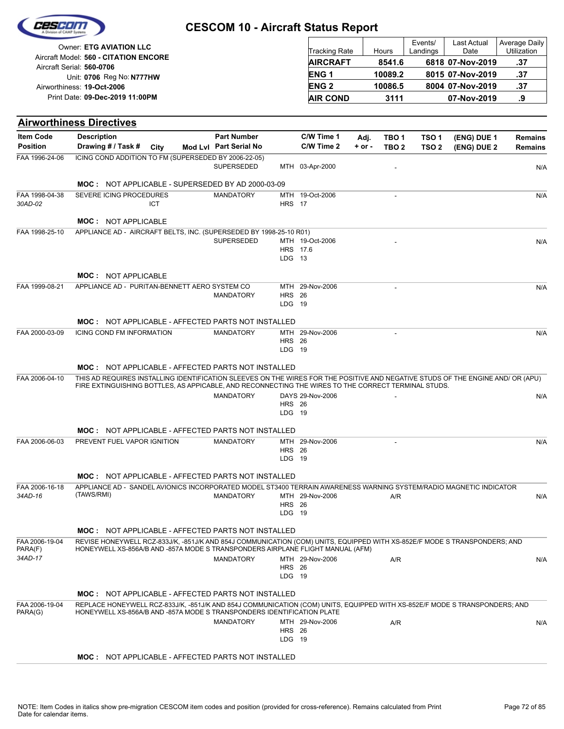# CESCOM 10 - Aircraft Status Report

Owner: **ETG AVIATION LLC**
Aircraft Model: **560 - CITATION ENCORE**
Aircraft Serial: **560-0706**
Unit: **0706** Reg No: **N777HW**
Airworthiness: **19-Oct-2006**
Print Date: **09-Dec-2019 11:00PM**

| Tracking Rate | Hours | Events/ Landings | Last Actual Date | Average Daily Utilization |
|---|---|---|---|---|
| **AIRCRAFT** | **8541.6** | **6818** | **07-Nov-2019** | **.37** |
| **ENG 1** | **10089.2** | **8015** | **07-Nov-2019** | **.37** |
| **ENG 2** | **10086.5** | **8004** | **07-Nov-2019** | **.37** |
| **AIR COND** | **3111** | | **07-Nov-2019** | **.9** |

## Airworthiness Directives

| Item Code / Position | Description / Drawing # / Task # | City | Mod Lvl | Part Number / Part Serial No | C/W Time 1 / C/W Time 2 | Adj. + or - | TBO 1 / TBO 2 | TSO 1 / TSO 2 | (ENG) DUE 1 / (ENG) DUE 2 | Remains / Remains |
|---|---|---|---|---|---|---|---|---|---|---|
| FAA 1996-24-06 | ICING COND ADDITION TO FM (SUPERSEDED BY 2006-22-05) | | | SUPERSEDED | MTH 03-Apr-2000 | | - | | | N/A |
| | **MOC :** NOT APPLICABLE - SUPERSEDED BY AD 2000-03-09 | | | | | | | | | |
| FAA 1998-04-38 *30AD-02* | SEVERE ICING PROCEDURES | ICT | | MANDATORY | MTH 19-Oct-2006 HRS 17 | | - | | | N/A |
| | **MOC :** NOT APPLICABLE | | | | | | | | | |
| FAA 1998-25-10 | APPLIANCE AD - AIRCRAFT BELTS, INC. (SUPERSEDED BY 1998-25-10 R01) | | | SUPERSEDED | MTH 19-Oct-2006 HRS 17.6 LDG 13 | | - | | | N/A |
| | **MOC :** NOT APPLICABLE | | | | | | | | | |
| FAA 1999-08-21 | APPLIANCE AD - PURITAN-BENNETT AERO SYSTEM CO | | | MANDATORY | MTH 29-Nov-2006 HRS 26 LDG 19 | | - | | | N/A |
| | **MOC :** NOT APPLICABLE - AFFECTED PARTS NOT INSTALLED | | | | | | | | | |
| FAA 2000-03-09 | ICING COND FM INFORMATION | | | MANDATORY | MTH 29-Nov-2006 HRS 26 LDG 19 | | - | | | N/A |
| | **MOC :** NOT APPLICABLE - AFFECTED PARTS NOT INSTALLED | | | | | | | | | |
| FAA 2006-04-10 | THIS AD REQUIRES INSTALLING IDENTIFICATION SLEEVES ON THE WIRES FOR THE POSITIVE AND NEGATIVE STUDS OF THE ENGINE AND/ OR (APU) FIRE EXTINGUISHING BOTTLES, AS APPICABLE, AND RECONNECTING THE WIRES TO THE CORRECT TERMINAL STUDS. | | | MANDATORY | DAYS 29-Nov-2006 HRS 26 LDG 19 | | - | | | N/A |
| | **MOC :** NOT APPLICABLE - AFFECTED PARTS NOT INSTALLED | | | | | | | | | |
| FAA 2006-06-03 | PREVENT FUEL VAPOR IGNITION | | | MANDATORY | MTH 29-Nov-2006 HRS 26 LDG 19 | | - | | | N/A |
| | **MOC :** NOT APPLICABLE - AFFECTED PARTS NOT INSTALLED | | | | | | | | | |
| FAA 2006-16-18 *34AD-16* | APPLIANCE AD - SANDEL AVIONICS INCORPORATED MODEL ST3400 TERRAIN AWARENESS WARNING SYSTEM/RADIO MAGNETIC INDICATOR (TAWS/RMI) | | | MANDATORY | MTH 29-Nov-2006 HRS 26 LDG 19 | | A/R | | | N/A |
| | **MOC :** NOT APPLICABLE - AFFECTED PARTS NOT INSTALLED | | | | | | | | | |
| FAA 2006-19-04 PARA(F) *34AD-17* | REVISE HONEYWELL RCZ-833J/K, -851J/K AND 854J COMMUNICATION (COM) UNITS, EQUIPPED WITH XS-852E/F MODE S TRANSPONDERS; AND HONEYWELL XS-856A/B AND -857A MODE S TRANSPONDERS AIRPLANE FLIGHT MANUAL (AFM) | | | MANDATORY | MTH 29-Nov-2006 HRS 26 LDG 19 | | A/R | | | N/A |
| | **MOC :** NOT APPLICABLE - AFFECTED PARTS NOT INSTALLED | | | | | | | | | |
| FAA 2006-19-04 PARA(G) | REPLACE HONEYWELL RCZ-833J/K, -851J/K AND 854J COMMUNICATION (COM) UNITS, EQUIPPED WITH XS-852E/F MODE S TRANSPONDERS; AND HONEYWELL XS-856A/B AND -857A MODE S TRANSPONDERS IDENTIFICATION PLATE | | | MANDATORY | MTH 29-Nov-2006 HRS 26 LDG 19 | | A/R | | | N/A |
| | **MOC :** NOT APPLICABLE - AFFECTED PARTS NOT INSTALLED | | | | | | | | | |

NOTE: Item Codes in italics show pre-migration CESCOM item codes and position (provided for cross-reference). Remains calculated from Print Date for calendar items.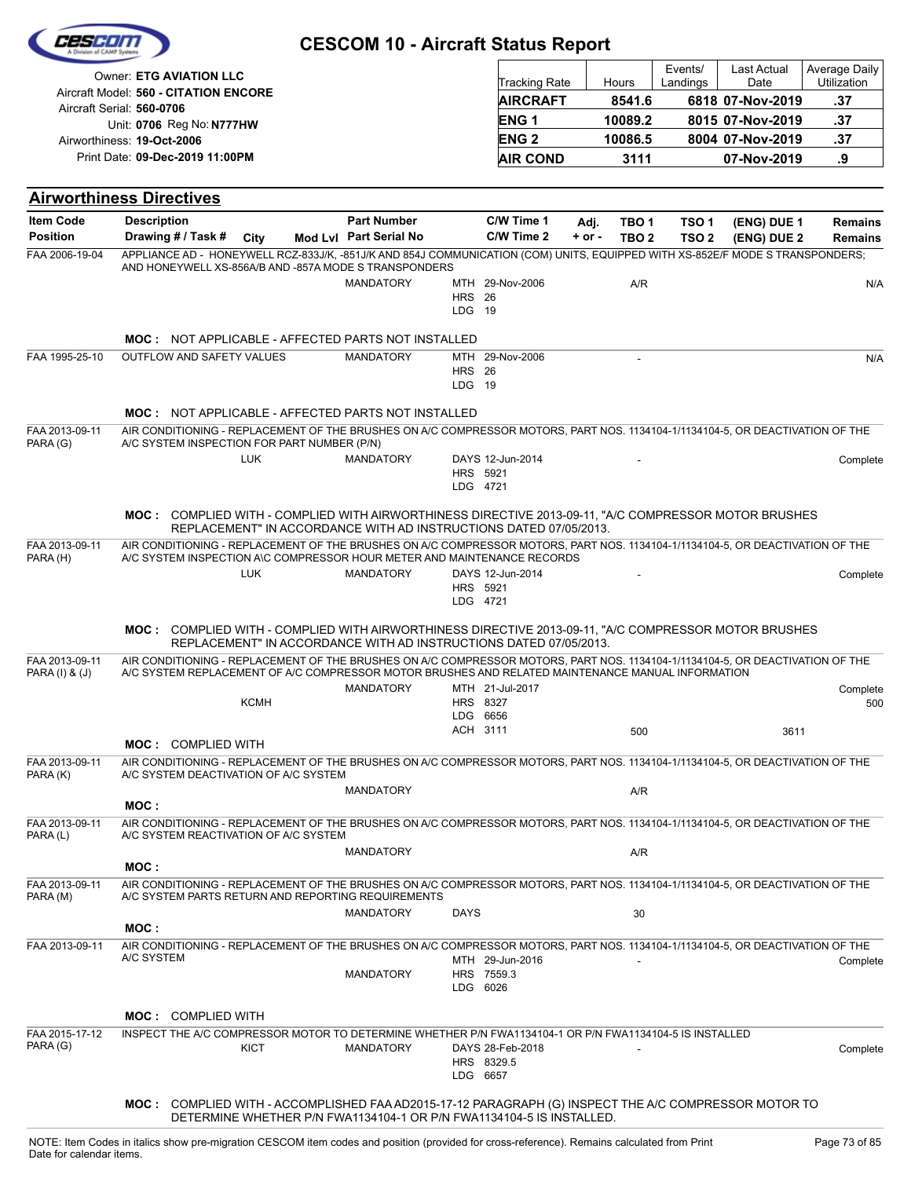# CESCOM 10 - Aircraft Status Report

Owner: **ETG AVIATION LLC**
Aircraft Model: **560 - CITATION ENCORE**
Aircraft Serial: **560-0706**
Unit: **0706** Reg No: **N777HW**
Airworthiness: **19-Oct-2006**
Print Date: **09-Dec-2019 11:00PM**

| Tracking Rate | Hours | Events/ Landings | Last Actual Date | Average Daily Utilization |
|---|---|---|---|---|
| **AIRCRAFT** | **8541.6** | **6818** | **07-Nov-2019** | **.37** |
| **ENG 1** | **10089.2** | **8015** | **07-Nov-2019** | **.37** |
| **ENG 2** | **10086.5** | **8004** | **07-Nov-2019** | **.37** |
| **AIR COND** | **3111** | | **07-Nov-2019** | **.9** |

## Airworthiness Directives

| Item Code / Position | Description / Drawing # / Task # | City | Mod Lvl | Part Number / Part Serial No | C/W Time 1 / C/W Time 2 | Adj. + or - | TBO 1 / TBO 2 | TSO 1 / TSO 2 | (ENG) DUE 1 / (ENG) DUE 2 | Remains / Remains |
|---|---|---|---|---|---|---|---|---|---|---|
| FAA 2006-19-04 | APPLIANCE AD - HONEYWELL RCZ-833J/K, -851J/K AND 854J COMMUNICATION (COM) UNITS, EQUIPPED WITH XS-852E/F MODE S TRANSPONDERS; AND HONEYWELL XS-856A/B AND -857A MODE S TRANSPONDERS | | | MANDATORY | MTH 29-Nov-2006<br>HRS 26<br>LDG 19 | | A/R | | | N/A |
| | **MOC :** NOT APPLICABLE - AFFECTED PARTS NOT INSTALLED | | | | | | | | | |
| FAA 1995-25-10 | OUTFLOW AND SAFETY VALUES | | | MANDATORY | MTH 29-Nov-2006<br>HRS 26<br>LDG 19 | | - | | | N/A |
| | **MOC :** NOT APPLICABLE - AFFECTED PARTS NOT INSTALLED | | | | | | | | | |
| FAA 2013-09-11 PARA (G) | AIR CONDITIONING - REPLACEMENT OF THE BRUSHES ON A/C COMPRESSOR MOTORS, PART NOS. 1134104-1/1134104-5, OR DEACTIVATION OF THE A/C SYSTEM INSPECTION FOR PART NUMBER (P/N) | LUK | | MANDATORY | DAYS 12-Jun-2014<br>HRS 5921<br>LDG 4721 | | - | | | Complete |
| | **MOC :** COMPLIED WITH - COMPLIED WITH AIRWORTHINESS DIRECTIVE 2013-09-11, "A/C COMPRESSOR MOTOR BRUSHES REPLACEMENT" IN ACCORDANCE WITH AD INSTRUCTIONS DATED 07/05/2013. | | | | | | | | | |
| FAA 2013-09-11 PARA (H) | AIR CONDITIONING - REPLACEMENT OF THE BRUSHES ON A/C COMPRESSOR MOTORS, PART NOS. 1134104-1/1134104-5, OR DEACTIVATION OF THE A/C SYSTEM INSPECTION A\C COMPRESSOR HOUR METER AND MAINTENANCE RECORDS | LUK | | MANDATORY | DAYS 12-Jun-2014<br>HRS 5921<br>LDG 4721 | | - | | | Complete |
| | **MOC :** COMPLIED WITH - COMPLIED WITH AIRWORTHINESS DIRECTIVE 2013-09-11, "A/C COMPRESSOR MOTOR BRUSHES REPLACEMENT" IN ACCORDANCE WITH AD INSTRUCTIONS DATED 07/05/2013. | | | | | | | | | |
| FAA 2013-09-11 PARA (I) & (J) | AIR CONDITIONING - REPLACEMENT OF THE BRUSHES ON A/C COMPRESSOR MOTORS, PART NOS. 1134104-1/1134104-5, OR DEACTIVATION OF THE A/C SYSTEM REPLACEMENT OF A/C COMPRESSOR MOTOR BRUSHES AND RELATED MAINTENANCE MANUAL INFORMATION | KCMH | | MANDATORY | MTH 21-Jul-2017<br>HRS 8327<br>LDG 6656<br>ACH 3111 | | 500 | | 3611 | Complete<br>500 |
| | **MOC :** COMPLIED WITH | | | | | | | | | |
| FAA 2013-09-11 PARA (K) | AIR CONDITIONING - REPLACEMENT OF THE BRUSHES ON A/C COMPRESSOR MOTORS, PART NOS. 1134104-1/1134104-5, OR DEACTIVATION OF THE A/C SYSTEM DEACTIVATION OF A/C SYSTEM | | | MANDATORY | | | A/R | | | |
| | **MOC :** | | | | | | | | | |
| FAA 2013-09-11 PARA (L) | AIR CONDITIONING - REPLACEMENT OF THE BRUSHES ON A/C COMPRESSOR MOTORS, PART NOS. 1134104-1/1134104-5, OR DEACTIVATION OF THE A/C SYSTEM REACTIVATION OF A/C SYSTEM | | | MANDATORY | | | A/R | | | |
| | **MOC :** | | | | | | | | | |
| FAA 2013-09-11 PARA (M) | AIR CONDITIONING - REPLACEMENT OF THE BRUSHES ON A/C COMPRESSOR MOTORS, PART NOS. 1134104-1/1134104-5, OR DEACTIVATION OF THE A/C SYSTEM PARTS RETURN AND REPORTING REQUIREMENTS | | | MANDATORY | DAYS | | 30 | | | |
| | **MOC :** | | | | | | | | | |
| FAA 2013-09-11 | AIR CONDITIONING - REPLACEMENT OF THE BRUSHES ON A/C COMPRESSOR MOTORS, PART NOS. 1134104-1/1134104-5, OR DEACTIVATION OF THE A/C SYSTEM | | | MANDATORY | MTH 29-Jun-2016<br>HRS 7559.3<br>LDG 6026 | | - | | | Complete |
| | **MOC :** COMPLIED WITH | | | | | | | | | |
| FAA 2015-17-12 PARA (G) | INSPECT THE A/C COMPRESSOR MOTOR TO DETERMINE WHETHER P/N FWA1134104-1 OR P/N FWA1134104-5 IS INSTALLED | KICT | | MANDATORY | DAYS 28-Feb-2018<br>HRS 8329.5<br>LDG 6657 | | - | | | Complete |
| | **MOC :** COMPLIED WITH - ACCOMPLISHED FAA AD2015-17-12 PARAGRAPH (G) INSPECT THE A/C COMPRESSOR MOTOR TO DETERMINE WHETHER P/N FWA1134104-1 OR P/N FWA1134104-5 IS INSTALLED. | | | | | | | | | |

NOTE: Item Codes in italics show pre-migration CESCOM item codes and position (provided for cross-reference). Remains calculated from Print Date for calendar items.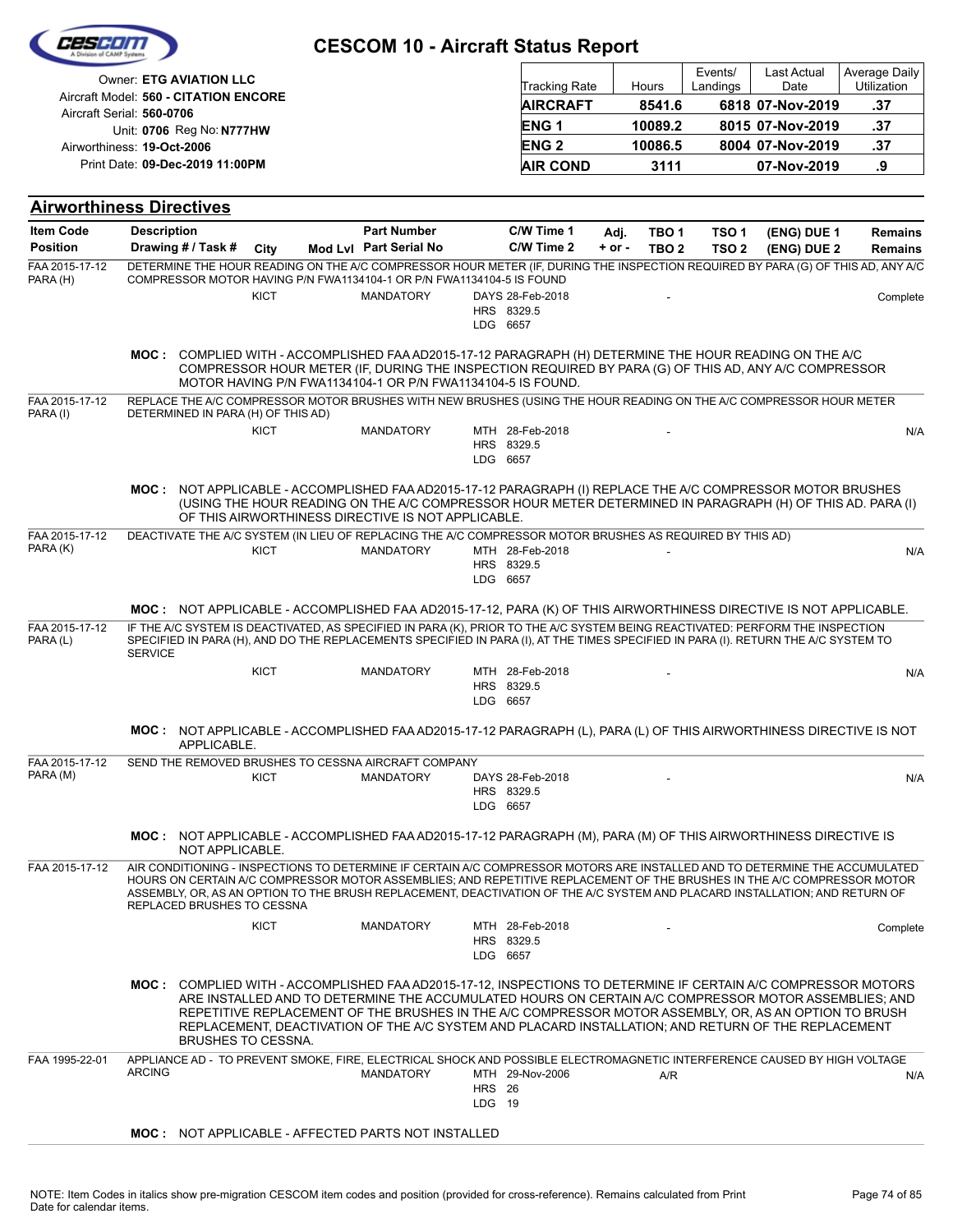# CESCOM 10 - Aircraft Status Report

Owner: **ETG AVIATION LLC**
Aircraft Model: **560 - CITATION ENCORE**
Aircraft Serial: **560-0706**
Unit: **0706** Reg No: **N777HW**
Airworthiness: **19-Oct-2006**
Print Date: **09-Dec-2019 11:00PM**

| Tracking Rate | Hours | Events/ Landings | Last Actual Date | Average Daily Utilization |
|---|---|---|---|---|
| **AIRCRAFT** | **8541.6** | **6818** | **07-Nov-2019** | **.37** |
| **ENG 1** | **10089.2** | **8015** | **07-Nov-2019** | **.37** |
| **ENG 2** | **10086.5** | **8004** | **07-Nov-2019** | **.37** |
| **AIR COND** | **3111** | | **07-Nov-2019** | **.9** |

## Airworthiness Directives

| Item Code / Position | Description / Drawing # / Task # | City | Mod Lvl | Part Number / Part Serial No | C/W Time 1 / C/W Time 2 | Adj. + or - | TBO 1 / TBO 2 | TSO 1 / TSO 2 | (ENG) DUE 1 / (ENG) DUE 2 | Remains / Remains |
|---|---|---|---|---|---|---|---|---|---|---|
| FAA 2015-17-12 PARA (H) | DETERMINE THE HOUR READING ON THE A/C COMPRESSOR HOUR METER (IF, DURING THE INSPECTION REQUIRED BY PARA (G) OF THIS AD, ANY A/C COMPRESSOR MOTOR HAVING P/N FWA1134104-1 OR P/N FWA1134104-5 IS FOUND | KICT | | MANDATORY | DAYS 28-Feb-2018<br>HRS 8329.5<br>LDG 6657 | | - | | | Complete |
| | **MOC :** COMPLIED WITH - ACCOMPLISHED FAA AD2015-17-12 PARAGRAPH (H) DETERMINE THE HOUR READING ON THE A/C COMPRESSOR HOUR METER (IF, DURING THE INSPECTION REQUIRED BY PARA (G) OF THIS AD, ANY A/C COMPRESSOR MOTOR HAVING P/N FWA1134104-1 OR P/N FWA1134104-5 IS FOUND. | | | | | | | | | |
| FAA 2015-17-12 PARA (I) | REPLACE THE A/C COMPRESSOR MOTOR BRUSHES WITH NEW BRUSHES (USING THE HOUR READING ON THE A/C COMPRESSOR HOUR METER DETERMINED IN PARA (H) OF THIS AD) | KICT | | MANDATORY | MTH 28-Feb-2018<br>HRS 8329.5<br>LDG 6657 | | - | | | N/A |
| | **MOC :** NOT APPLICABLE - ACCOMPLISHED FAA AD2015-17-12 PARAGRAPH (I) REPLACE THE A/C COMPRESSOR MOTOR BRUSHES (USING THE HOUR READING ON THE A/C COMPRESSOR HOUR METER DETERMINED IN PARAGRAPH (H) OF THIS AD. PARA (I) OF THIS AIRWORTHINESS DIRECTIVE IS NOT APPLICABLE. | | | | | | | | | |
| FAA 2015-17-12 PARA (K) | DEACTIVATE THE A/C SYSTEM (IN LIEU OF REPLACING THE A/C COMPRESSOR MOTOR BRUSHES AS REQUIRED BY THIS AD) | KICT | | MANDATORY | MTH 28-Feb-2018<br>HRS 8329.5<br>LDG 6657 | | - | | | N/A |
| | **MOC :** NOT APPLICABLE - ACCOMPLISHED FAA AD2015-17-12, PARA (K) OF THIS AIRWORTHINESS DIRECTIVE IS NOT APPLICABLE. | | | | | | | | | |
| FAA 2015-17-12 PARA (L) | IF THE A/C SYSTEM IS DEACTIVATED, AS SPECIFIED IN PARA (K), PRIOR TO THE A/C SYSTEM BEING REACTIVATED: PERFORM THE INSPECTION SPECIFIED IN PARA (H), AND DO THE REPLACEMENTS SPECIFIED IN PARA (I), AT THE TIMES SPECIFIED IN PARA (I). RETURN THE A/C SYSTEM TO SERVICE | KICT | | MANDATORY | MTH 28-Feb-2018<br>HRS 8329.5<br>LDG 6657 | | - | | | N/A |
| | **MOC :** NOT APPLICABLE - ACCOMPLISHED FAA AD2015-17-12 PARAGRAPH (L), PARA (L) OF THIS AIRWORTHINESS DIRECTIVE IS NOT APPLICABLE. | | | | | | | | | |
| FAA 2015-17-12 PARA (M) | SEND THE REMOVED BRUSHES TO CESSNA AIRCRAFT COMPANY | KICT | | MANDATORY | DAYS 28-Feb-2018<br>HRS 8329.5<br>LDG 6657 | | - | | | N/A |
| | **MOC :** NOT APPLICABLE - ACCOMPLISHED FAA AD2015-17-12 PARAGRAPH (M), PARA (M) OF THIS AIRWORTHINESS DIRECTIVE IS NOT APPLICABLE. | | | | | | | | | |
| FAA 2015-17-12 | AIR CONDITIONING - INSPECTIONS TO DETERMINE IF CERTAIN A/C COMPRESSOR MOTORS ARE INSTALLED AND TO DETERMINE THE ACCUMULATED HOURS ON CERTAIN A/C COMPRESSOR MOTOR ASSEMBLIES; AND REPETITIVE REPLACEMENT OF THE BRUSHES IN THE A/C COMPRESSOR MOTOR ASSEMBLY, OR, AS AN OPTION TO THE BRUSH REPLACEMENT, DEACTIVATION OF THE A/C SYSTEM AND PLACARD INSTALLATION; AND RETURN OF REPLACED BRUSHES TO CESSNA | KICT | | MANDATORY | MTH 28-Feb-2018<br>HRS 8329.5<br>LDG 6657 | | - | | | Complete |
| | **MOC :** COMPLIED WITH - ACCOMPLISHED FAA AD2015-17-12, INSPECTIONS TO DETERMINE IF CERTAIN A/C COMPRESSOR MOTORS ARE INSTALLED AND TO DETERMINE THE ACCUMULATED HOURS ON CERTAIN A/C COMPRESSOR MOTOR ASSEMBLIES; AND REPETITIVE REPLACEMENT OF THE BRUSHES IN THE A/C COMPRESSOR MOTOR ASSEMBLY, OR, AS AN OPTION TO BRUSH REPLACEMENT, DEACTIVATION OF THE A/C SYSTEM AND PLACARD INSTALLATION; AND RETURN OF THE REPLACEMENT BRUSHES TO CESSNA. | | | | | | | | | |
| FAA 1995-22-01 | APPLIANCE AD - TO PREVENT SMOKE, FIRE, ELECTRICAL SHOCK AND POSSIBLE ELECTROMAGNETIC INTERFERENCE CAUSED BY HIGH VOLTAGE ARCING | | | MANDATORY | MTH 29-Nov-2006<br>HRS 26<br>LDG 19 | | A/R | | | N/A |
| | **MOC :** NOT APPLICABLE - AFFECTED PARTS NOT INSTALLED | | | | | | | | | |

NOTE: Item Codes in italics show pre-migration CESCOM item codes and position (provided for cross-reference). Remains calculated from Print Date for calendar items.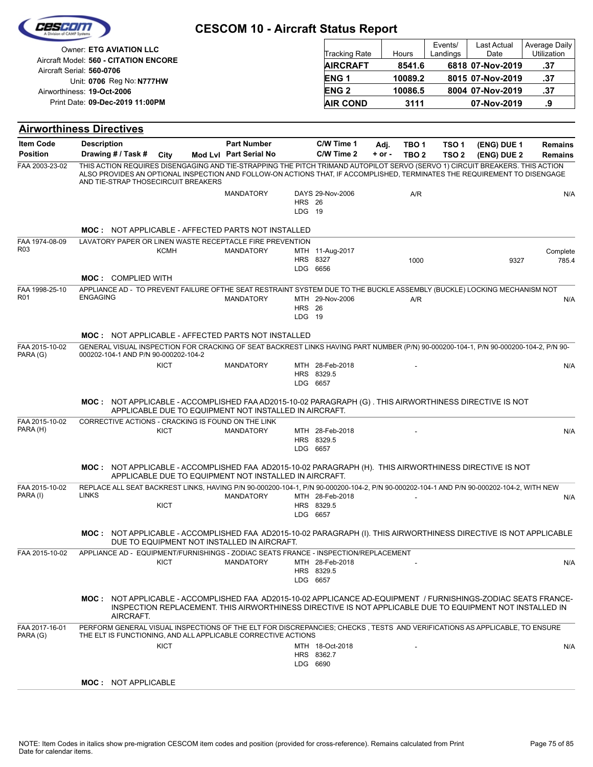# CESCOM 10 - Aircraft Status Report

Owner: **ETG AVIATION LLC**
Aircraft Model: **560 - CITATION ENCORE**
Aircraft Serial: **560-0706**
Unit: **0706** Reg No: **N777HW**
Airworthiness: **19-Oct-2006**
Print Date: **09-Dec-2019 11:00PM**

| Tracking Rate | Hours | Events/ Landings | Last Actual Date | Average Daily Utilization |
|---|---|---|---|---|
| **AIRCRAFT** | **8541.6** | **6818** | **07-Nov-2019** | **.37** |
| **ENG 1** | **10089.2** | **8015** | **07-Nov-2019** | **.37** |
| **ENG 2** | **10086.5** | **8004** | **07-Nov-2019** | **.37** |
| **AIR COND** | **3111** | | **07-Nov-2019** | **.9** |

## Airworthiness Directives

| Item Code / Position | Description / Drawing # / Task # | City | Mod Lvl | Part Number / Part Serial No | C/W Time 1 / C/W Time 2 | Adj. + or - | TBO 1 / TBO 2 | TSO 1 / TSO 2 | (ENG) DUE 1 / (ENG) DUE 2 | Remains / Remains |
|---|---|---|---|---|---|---|---|---|---|---|
| FAA 2003-23-02 | THIS ACTION REQUIRES DISENGAGING AND TIE-STRAPPING THE PITCH TRIMAND AUTOPILOT SERVO (SERVO 1) CIRCUIT BREAKERS. THIS ACTION ALSO PROVIDES AN OPTIONAL INSPECTION AND FOLLOW-ON ACTIONS THAT, IF ACCOMPLISHED, TERMINATES THE REQUIREMENT TO DISENGAGE AND TIE-STRAP THOSECIRCUIT BREAKERS | | | MANDATORY | DAYS 29-Nov-2006<br>HRS 26<br>LDG 19 | | A/R | | | N/A |
| | **MOC :** NOT APPLICABLE - AFFECTED PARTS NOT INSTALLED | | | | | | | | | |
| FAA 1974-08-09 R03 | LAVATORY PAPER OR LINEN WASTE RECEPTACLE FIRE PREVENTION | KCMH | | MANDATORY | MTH 11-Aug-2017<br>HRS 8327<br>LDG 6656 | | 1000 | | 9327 | Complete 785.4 |
| | **MOC :** COMPLIED WITH | | | | | | | | | |
| FAA 1998-25-10 R01 | APPLIANCE AD - TO PREVENT FAILURE OFTHE SEAT RESTRAINT SYSTEM DUE TO THE BUCKLE ASSEMBLY (BUCKLE) LOCKING MECHANISM NOT ENGAGING | | | MANDATORY | MTH 29-Nov-2006<br>HRS 26<br>LDG 19 | | A/R | | | N/A |
| | **MOC :** NOT APPLICABLE - AFFECTED PARTS NOT INSTALLED | | | | | | | | | |
| FAA 2015-10-02 PARA (G) | GENERAL VISUAL INSPECTION FOR CRACKING OF SEAT BACKREST LINKS HAVING PART NUMBER (P/N) 90-000200-104-1, P/N 90-000200-104-2, P/N 90-000202-104-1 AND P/N 90-000202-104-2 | KICT | | MANDATORY | MTH 28-Feb-2018<br>HRS 8329.5<br>LDG 6657 | | - | | | N/A |
| | **MOC :** NOT APPLICABLE - ACCOMPLISHED FAA AD2015-10-02 PARAGRAPH (G) . THIS AIRWORTHINESS DIRECTIVE IS NOT APPLICABLE DUE TO EQUIPMENT NOT INSTALLED IN AIRCRAFT. | | | | | | | | | |
| FAA 2015-10-02 PARA (H) | CORRECTIVE ACTIONS - CRACKING IS FOUND ON THE LINK | KICT | | MANDATORY | MTH 28-Feb-2018<br>HRS 8329.5<br>LDG 6657 | | - | | | N/A |
| | **MOC :** NOT APPLICABLE - ACCOMPLISHED FAA AD2015-10-02 PARAGRAPH (H). THIS AIRWORTHINESS DIRECTIVE IS NOT APPLICABLE DUE TO EQUIPMENT NOT INSTALLED IN AIRCRAFT. | | | | | | | | | |
| FAA 2015-10-02 PARA (I) | REPLACE ALL SEAT BACKREST LINKS, HAVING P/N 90-000200-104-1, P/N 90-000200-104-2, P/N 90-000202-104-1 AND P/N 90-000202-104-2, WITH NEW LINKS | KICT | | MANDATORY | MTH 28-Feb-2018<br>HRS 8329.5<br>LDG 6657 | | - | | | N/A |
| | **MOC :** NOT APPLICABLE - ACCOMPLISHED FAA AD2015-10-02 PARAGRAPH (I). THIS AIRWORTHINESS DIRECTIVE IS NOT APPLICABLE DUE TO EQUIPMENT NOT INSTALLED IN AIRCRAFT. | | | | | | | | | |
| FAA 2015-10-02 | APPLIANCE AD - EQUIPMENT/FURNISHINGS - ZODIAC SEATS FRANCE - INSPECTION/REPLACEMENT | KICT | | MANDATORY | MTH 28-Feb-2018<br>HRS 8329.5<br>LDG 6657 | | - | | | N/A |
| | **MOC :** NOT APPLICABLE - ACCOMPLISHED FAA AD2015-10-02 APPLICANCE AD-EQUIPMENT / FURNISHINGS-ZODIAC SEATS FRANCE-INSPECTION REPLACEMENT. THIS AIRWORTHINESS DIRECTIVE IS NOT APPLICABLE DUE TO EQUIPMENT NOT INSTALLED IN AIRCRAFT. | | | | | | | | | |
| FAA 2017-16-01 PARA (G) | PERFORM GENERAL VISUAL INSPECTIONS OF THE ELT FOR DISCREPANCIES; CHECKS , TESTS AND VERIFICATIONS AS APPLICABLE, TO ENSURE THE ELT IS FUNCTIONING, AND ALL APPLICABLE CORRECTIVE ACTIONS | KICT | | | MTH 18-Oct-2018<br>HRS 8362.7<br>LDG 6690 | | - | | | N/A |
| | **MOC :** NOT APPLICABLE | | | | | | | | | |

NOTE: Item Codes in italics show pre-migration CESCOM item codes and position (provided for cross-reference). Remains calculated from Print Date for calendar items.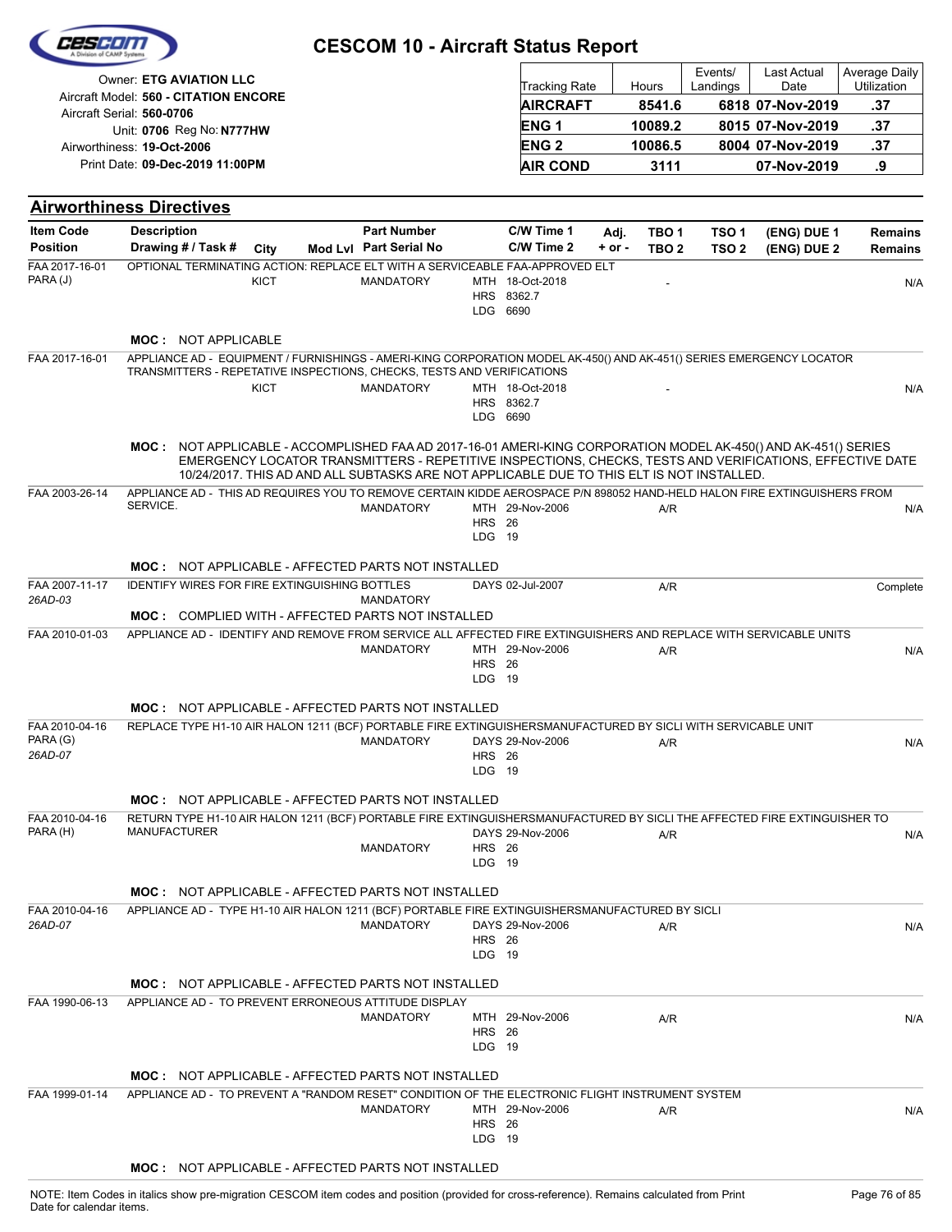# CESCOM 10 - Aircraft Status Report

Owner: **ETG AVIATION LLC**
Aircraft Model: **560 - CITATION ENCORE**
Aircraft Serial: **560-0706**
Unit: **0706** Reg No: **N777HW**
Airworthiness: **19-Oct-2006**
Print Date: **09-Dec-2019 11:00PM**

| Tracking Rate | Hours | Events/ Landings | Last Actual Date | Average Daily Utilization |
|---|---|---|---|---|
| **AIRCRAFT** | **8541.6** | **6818** | **07-Nov-2019** | **.37** |
| **ENG 1** | **10089.2** | **8015** | **07-Nov-2019** | **.37** |
| **ENG 2** | **10086.5** | **8004** | **07-Nov-2019** | **.37** |
| **AIR COND** | **3111** | | **07-Nov-2019** | **.9** |

## Airworthiness Directives

| Item Code / Position | Description / Drawing # / Task # | City | Mod Lvl | Part Number / Part Serial No | C/W Time 1 / C/W Time 2 | Adj. + or - | TBO 1 / TBO 2 | TSO 1 / TSO 2 | (ENG) DUE 1 / (ENG) DUE 2 | Remains / Remains |
|---|---|---|---|---|---|---|---|---|---|---|
| FAA 2017-16-01 PARA (J) | OPTIONAL TERMINATING ACTION: REPLACE ELT WITH A SERVICEABLE FAA-APPROVED ELT | KICT | | MANDATORY | MTH 18-Oct-2018 HRS 8362.7 LDG 6690 | | - | | | N/A |
| | **MOC :** NOT APPLICABLE | | | | | | | | | |
| FAA 2017-16-01 | APPLIANCE AD - EQUIPMENT / FURNISHINGS - AMERI-KING CORPORATION MODEL AK-450() AND AK-451() SERIES EMERGENCY LOCATOR TRANSMITTERS - REPETATIVE INSPECTIONS, CHECKS, TESTS AND VERIFICATIONS | KICT | | MANDATORY | MTH 18-Oct-2018 HRS 8362.7 LDG 6690 | | - | | | N/A |
| | **MOC :** NOT APPLICABLE - ACCOMPLISHED FAA AD 2017-16-01 AMERI-KING CORPORATION MODEL AK-450() AND AK-451() SERIES EMERGENCY LOCATOR TRANSMITTERS - REPETITIVE INSPECTIONS, CHECKS, TESTS AND VERIFICATIONS, EFFECTIVE DATE 10/24/2017. THIS AD AND ALL SUBTASKS ARE NOT APPLICABLE DUE TO THIS ELT IS NOT INSTALLED. | | | | | | | | | |
| FAA 2003-26-14 | APPLIANCE AD - THIS AD REQUIRES YOU TO REMOVE CERTAIN KIDDE AEROSPACE P/N 898052 HAND-HELD HALON FIRE EXTINGUISHERS FROM SERVICE. | | | MANDATORY | MTH 29-Nov-2006 HRS 26 LDG 19 | | A/R | | | N/A |
| | **MOC :** NOT APPLICABLE - AFFECTED PARTS NOT INSTALLED | | | | | | | | | |
| FAA 2007-11-17 *26AD-03* | IDENTIFY WIRES FOR FIRE EXTINGUISHING BOTTLES | | | MANDATORY | DAYS 02-Jul-2007 | | A/R | | | Complete |
| | **MOC :** COMPLIED WITH - AFFECTED PARTS NOT INSTALLED | | | | | | | | | |
| FAA 2010-01-03 | APPLIANCE AD - IDENTIFY AND REMOVE FROM SERVICE ALL AFFECTED FIRE EXTINGUISHERS AND REPLACE WITH SERVICABLE UNITS | | | MANDATORY | MTH 29-Nov-2006 HRS 26 LDG 19 | | A/R | | | N/A |
| | **MOC :** NOT APPLICABLE - AFFECTED PARTS NOT INSTALLED | | | | | | | | | |
| FAA 2010-04-16 PARA (G) *26AD-07* | REPLACE TYPE H1-10 AIR HALON 1211 (BCF) PORTABLE FIRE EXTINGUISHERSMANUFACTURED BY SICLI WITH SERVICABLE UNIT | | | MANDATORY | DAYS 29-Nov-2006 HRS 26 LDG 19 | | A/R | | | N/A |
| | **MOC :** NOT APPLICABLE - AFFECTED PARTS NOT INSTALLED | | | | | | | | | |
| FAA 2010-04-16 PARA (H) | RETURN TYPE H1-10 AIR HALON 1211 (BCF) PORTABLE FIRE EXTINGUISHERSMANUFACTURED BY SICLI THE AFFECTED FIRE EXTINGUISHER TO MANUFACTURER | | | MANDATORY | DAYS 29-Nov-2006 HRS 26 LDG 19 | | A/R | | | N/A |
| | **MOC :** NOT APPLICABLE - AFFECTED PARTS NOT INSTALLED | | | | | | | | | |
| FAA 2010-04-16 *26AD-07* | APPLIANCE AD - TYPE H1-10 AIR HALON 1211 (BCF) PORTABLE FIRE EXTINGUISHERSMANUFACTURED BY SICLI | | | MANDATORY | DAYS 29-Nov-2006 HRS 26 LDG 19 | | A/R | | | N/A |
| | **MOC :** NOT APPLICABLE - AFFECTED PARTS NOT INSTALLED | | | | | | | | | |
| FAA 1990-06-13 | APPLIANCE AD - TO PREVENT ERRONEOUS ATTITUDE DISPLAY | | | MANDATORY | MTH 29-Nov-2006 HRS 26 LDG 19 | | A/R | | | N/A |
| | **MOC :** NOT APPLICABLE - AFFECTED PARTS NOT INSTALLED | | | | | | | | | |
| FAA 1999-01-14 | APPLIANCE AD - TO PREVENT A "RANDOM RESET" CONDITION OF THE ELECTRONIC FLIGHT INSTRUMENT SYSTEM | | | MANDATORY | MTH 29-Nov-2006 HRS 26 LDG 19 | | A/R | | | N/A |
| | **MOC :** NOT APPLICABLE - AFFECTED PARTS NOT INSTALLED | | | | | | | | | |

NOTE: Item Codes in italics show pre-migration CESCOM item codes and position (provided for cross-reference). Remains calculated from Print Date for calendar items.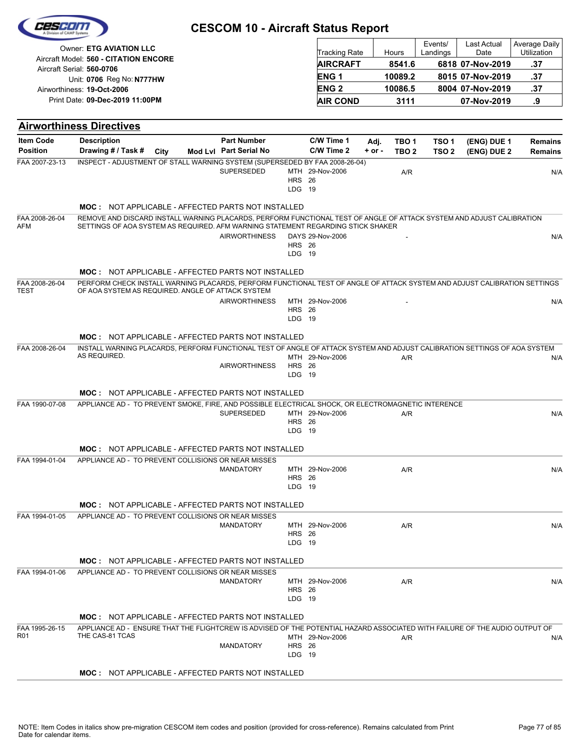# CESCOM 10 - Aircraft Status Report

Owner: **ETG AVIATION LLC**
Aircraft Model: **560 - CITATION ENCORE**
Aircraft Serial: **560-0706**
Unit: **0706** Reg No: **N777HW**
Airworthiness: **19-Oct-2006**
Print Date: **09-Dec-2019 11:00PM**

| Tracking Rate | Hours | Events/ Landings | Last Actual Date | Average Daily Utilization |
|---|---|---|---|---|
| **AIRCRAFT** | **8541.6** | **6818** | **07-Nov-2019** | **.37** |
| **ENG 1** | **10089.2** | **8015** | **07-Nov-2019** | **.37** |
| **ENG 2** | **10086.5** | **8004** | **07-Nov-2019** | **.37** |
| **AIR COND** | **3111** | | **07-Nov-2019** | **.9** |

## Airworthiness Directives

| Item Code / Position | Description / Drawing # / Task # | City | Mod Lvl | Part Number / Part Serial No | C/W Time 1 / C/W Time 2 | Adj. + or - | TBO 1 / TBO 2 | TSO 1 / TSO 2 | (ENG) DUE 1 / (ENG) DUE 2 | Remains / Remains |
|---|---|---|---|---|---|---|---|---|---|---|
| FAA 2007-23-13 | INSPECT - ADJUSTMENT OF STALL WARNING SYSTEM (SUPERSEDED BY FAA 2008-26-04) | | | SUPERSEDED | MTH 29-Nov-2006<br>HRS 26<br>LDG 19 | | A/R | | | N/A |
| | **MOC :** NOT APPLICABLE - AFFECTED PARTS NOT INSTALLED | | | | | | | | | |
| FAA 2008-26-04<br>AFM | REMOVE AND DISCARD INSTALL WARNING PLACARDS, PERFORM FUNCTIONAL TEST OF ANGLE OF ATTACK SYSTEM AND ADJUST CALIBRATION SETTINGS OF AOA SYSTEM AS REQUIRED. AFM WARNING STATEMENT REGARDING STICK SHAKER | | | AIRWORTHINESS | DAYS 29-Nov-2006<br>HRS 26<br>LDG 19 | | - | | | N/A |
| | **MOC :** NOT APPLICABLE - AFFECTED PARTS NOT INSTALLED | | | | | | | | | |
| FAA 2008-26-04<br>TEST | PERFORM CHECK INSTALL WARNING PLACARDS, PERFORM FUNCTIONAL TEST OF ANGLE OF ATTACK SYSTEM AND ADJUST CALIBRATION SETTINGS OF AOA SYSTEM AS REQUIRED. ANGLE OF ATTACK SYSTEM | | | AIRWORTHINESS | MTH 29-Nov-2006<br>HRS 26<br>LDG 19 | | - | | | N/A |
| | **MOC :** NOT APPLICABLE - AFFECTED PARTS NOT INSTALLED | | | | | | | | | |
| FAA 2008-26-04 | INSTALL WARNING PLACARDS, PERFORM FUNCTIONAL TEST OF ANGLE OF ATTACK SYSTEM AND ADJUST CALIBRATION SETTINGS OF AOA SYSTEM AS REQUIRED. | | | AIRWORTHINESS | MTH 29-Nov-2006<br>HRS 26<br>LDG 19 | | A/R | | | N/A |
| | **MOC :** NOT APPLICABLE - AFFECTED PARTS NOT INSTALLED | | | | | | | | | |
| FAA 1990-07-08 | APPLIANCE AD - TO PREVENT SMOKE, FIRE, AND POSSIBLE ELECTRICAL SHOCK, OR ELECTROMAGNETIC INTERENCE | | | SUPERSEDED | MTH 29-Nov-2006<br>HRS 26<br>LDG 19 | | A/R | | | N/A |
| | **MOC :** NOT APPLICABLE - AFFECTED PARTS NOT INSTALLED | | | | | | | | | |
| FAA 1994-01-04 | APPLIANCE AD - TO PREVENT COLLISIONS OR NEAR MISSES | | | MANDATORY | MTH 29-Nov-2006<br>HRS 26<br>LDG 19 | | A/R | | | N/A |
| | **MOC :** NOT APPLICABLE - AFFECTED PARTS NOT INSTALLED | | | | | | | | | |
| FAA 1994-01-05 | APPLIANCE AD - TO PREVENT COLLISIONS OR NEAR MISSES | | | MANDATORY | MTH 29-Nov-2006<br>HRS 26<br>LDG 19 | | A/R | | | N/A |
| | **MOC :** NOT APPLICABLE - AFFECTED PARTS NOT INSTALLED | | | | | | | | | |
| FAA 1994-01-06 | APPLIANCE AD - TO PREVENT COLLISIONS OR NEAR MISSES | | | MANDATORY | MTH 29-Nov-2006<br>HRS 26<br>LDG 19 | | A/R | | | N/A |
| | **MOC :** NOT APPLICABLE - AFFECTED PARTS NOT INSTALLED | | | | | | | | | |
| FAA 1995-26-15<br>R01 | APPLIANCE AD - ENSURE THAT THE FLIGHTCREW IS ADVISED OF THE POTENTIAL HAZARD ASSOCIATED WITH FAILURE OF THE AUDIO OUTPUT OF THE CAS-81 TCAS | | | MANDATORY | MTH 29-Nov-2006<br>HRS 26<br>LDG 19 | | A/R | | | N/A |
| | **MOC :** NOT APPLICABLE - AFFECTED PARTS NOT INSTALLED | | | | | | | | | |

NOTE: Item Codes in italics show pre-migration CESCOM item codes and position (provided for cross-reference). Remains calculated from Print Date for calendar items.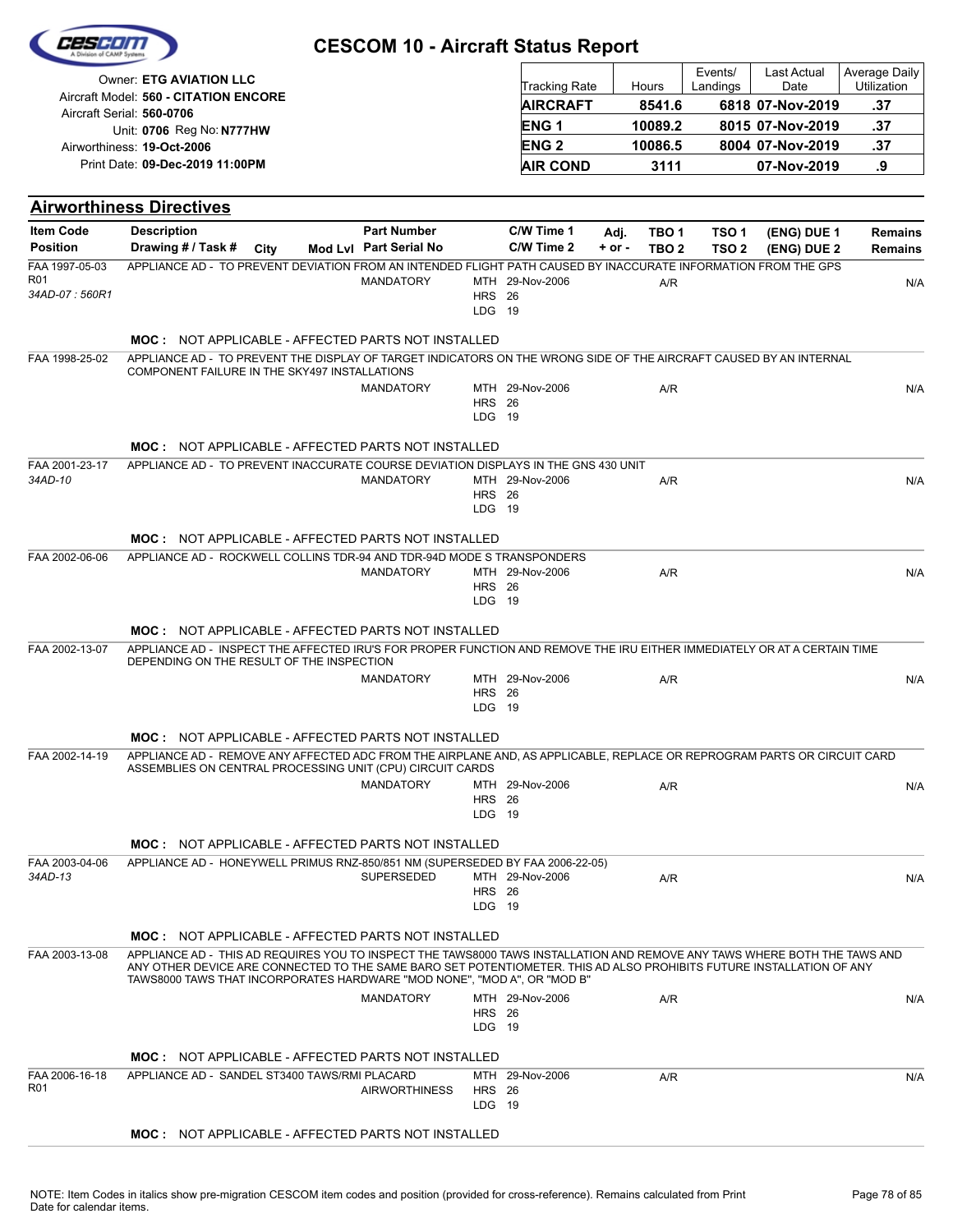# CESCOM 10 - Aircraft Status Report

Owner: **ETG AVIATION LLC**
Aircraft Model: **560 - CITATION ENCORE**
Aircraft Serial: **560-0706**
Unit: **0706** Reg No: **N777HW**
Airworthiness: **19-Oct-2006**
Print Date: **09-Dec-2019 11:00PM**

| Tracking Rate | Hours | Events/ Landings | Last Actual Date | Average Daily Utilization |
|---|---|---|---|---|
| **AIRCRAFT** | **8541.6** | **6818** | **07-Nov-2019** | **.37** |
| **ENG 1** | **10089.2** | **8015** | **07-Nov-2019** | **.37** |
| **ENG 2** | **10086.5** | **8004** | **07-Nov-2019** | **.37** |
| **AIR COND** | **3111** | | **07-Nov-2019** | **.9** |

## Airworthiness Directives

| Item Code / Position | Description / Drawing # / Task # | City | Mod Lvl | Part Number / Part Serial No | C/W Time 1 / C/W Time 2 | Adj. + or - | TBO 1 / TBO 2 | TSO 1 / TSO 2 | (ENG) DUE 1 / (ENG) DUE 2 | Remains / Remains |
|---|---|---|---|---|---|---|---|---|---|---|
| FAA 1997-05-03 R01 *34AD-07 : 560R1* | APPLIANCE AD - TO PREVENT DEVIATION FROM AN INTENDED FLIGHT PATH CAUSED BY INACCURATE INFORMATION FROM THE GPS | | | MANDATORY | MTH 29-Nov-2006 HRS 26 LDG 19 | | A/R | | | N/A |
| | **MOC :** NOT APPLICABLE - AFFECTED PARTS NOT INSTALLED | | | | | | | | | |
| FAA 1998-25-02 | APPLIANCE AD - TO PREVENT THE DISPLAY OF TARGET INDICATORS ON THE WRONG SIDE OF THE AIRCRAFT CAUSED BY AN INTERNAL COMPONENT FAILURE IN THE SKY497 INSTALLATIONS | | | MANDATORY | MTH 29-Nov-2006 HRS 26 LDG 19 | | A/R | | | N/A |
| | **MOC :** NOT APPLICABLE - AFFECTED PARTS NOT INSTALLED | | | | | | | | | |
| FAA 2001-23-17 *34AD-10* | APPLIANCE AD - TO PREVENT INACCURATE COURSE DEVIATION DISPLAYS IN THE GNS 430 UNIT | | | MANDATORY | MTH 29-Nov-2006 HRS 26 LDG 19 | | A/R | | | N/A |
| | **MOC :** NOT APPLICABLE - AFFECTED PARTS NOT INSTALLED | | | | | | | | | |
| FAA 2002-06-06 | APPLIANCE AD - ROCKWELL COLLINS TDR-94 AND TDR-94D MODE S TRANSPONDERS | | | MANDATORY | MTH 29-Nov-2006 HRS 26 LDG 19 | | A/R | | | N/A |
| | **MOC :** NOT APPLICABLE - AFFECTED PARTS NOT INSTALLED | | | | | | | | | |
| FAA 2002-13-07 | APPLIANCE AD - INSPECT THE AFFECTED IRU'S FOR PROPER FUNCTION AND REMOVE THE IRU EITHER IMMEDIATELY OR AT A CERTAIN TIME DEPENDING ON THE RESULT OF THE INSPECTION | | | MANDATORY | MTH 29-Nov-2006 HRS 26 LDG 19 | | A/R | | | N/A |
| | **MOC :** NOT APPLICABLE - AFFECTED PARTS NOT INSTALLED | | | | | | | | | |
| FAA 2002-14-19 | APPLIANCE AD - REMOVE ANY AFFECTED ADC FROM THE AIRPLANE AND, AS APPLICABLE, REPLACE OR REPROGRAM PARTS OR CIRCUIT CARD ASSEMBLIES ON CENTRAL PROCESSING UNIT (CPU) CIRCUIT CARDS | | | MANDATORY | MTH 29-Nov-2006 HRS 26 LDG 19 | | A/R | | | N/A |
| | **MOC :** NOT APPLICABLE - AFFECTED PARTS NOT INSTALLED | | | | | | | | | |
| FAA 2003-04-06 *34AD-13* | APPLIANCE AD - HONEYWELL PRIMUS RNZ-850/851 NM (SUPERSEDED BY FAA 2006-22-05) | | | SUPERSEDED | MTH 29-Nov-2006 HRS 26 LDG 19 | | A/R | | | N/A |
| | **MOC :** NOT APPLICABLE - AFFECTED PARTS NOT INSTALLED | | | | | | | | | |
| FAA 2003-13-08 | APPLIANCE AD - THIS AD REQUIRES YOU TO INSPECT THE TAWS8000 TAWS INSTALLATION AND REMOVE ANY TAWS WHERE BOTH THE TAWS AND ANY OTHER DEVICE ARE CONNECTED TO THE SAME BARO SET POTENTIOMETER. THIS AD ALSO PROHIBITS FUTURE INSTALLATION OF ANY TAWS8000 TAWS THAT INCORPORATES HARDWARE "MOD NONE", "MOD A", OR "MOD B" | | | MANDATORY | MTH 29-Nov-2006 HRS 26 LDG 19 | | A/R | | | N/A |
| | **MOC :** NOT APPLICABLE - AFFECTED PARTS NOT INSTALLED | | | | | | | | | |
| FAA 2006-16-18 R01 | APPLIANCE AD - SANDEL ST3400 TAWS/RMI PLACARD | | | AIRWORTHINESS | MTH 29-Nov-2006 HRS 26 LDG 19 | | A/R | | | N/A |
| | **MOC :** NOT APPLICABLE - AFFECTED PARTS NOT INSTALLED | | | | | | | | | |

NOTE: Item Codes in italics show pre-migration CESCOM item codes and position (provided for cross-reference). Remains calculated from Print Date for calendar items.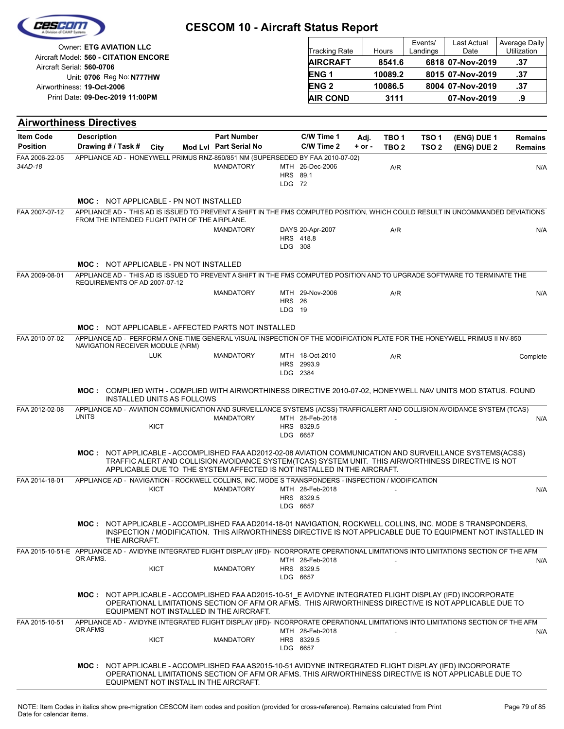# CESCOM 10 - Aircraft Status Report

Owner: **ETG AVIATION LLC**
Aircraft Model: **560 - CITATION ENCORE**
Aircraft Serial: **560-0706**
Unit: **0706** Reg No: **N777HW**
Airworthiness: **19-Oct-2006**
Print Date: **09-Dec-2019 11:00PM**

| Tracking Rate | Hours | Events/ Landings | Last Actual Date | Average Daily Utilization |
|---|---|---|---|---|
| **AIRCRAFT** | **8541.6** | **6818** | **07-Nov-2019** | **.37** |
| **ENG 1** | **10089.2** | **8015** | **07-Nov-2019** | **.37** |
| **ENG 2** | **10086.5** | **8004** | **07-Nov-2019** | **.37** |
| **AIR COND** | **3111** | | **07-Nov-2019** | **.9** |

## Airworthiness Directives

| Item Code / Position | Description / Drawing # / Task # | City | Mod Lvl | Part Number / Part Serial No | C/W Time 1 / C/W Time 2 | Adj. + or - | TBO 1 / TBO 2 | TSO 1 / TSO 2 | (ENG) DUE 1 / (ENG) DUE 2 | Remains / Remains |
|---|---|---|---|---|---|---|---|---|---|---|
| FAA 2006-22-05 *34AD-18* | APPLIANCE AD - HONEYWELL PRIMUS RNZ-850/851 NM (SUPERSEDED BY FAA 2010-07-02) | | | MANDATORY | MTH 26-Dec-2006 HRS 89.1 LDG 72 | | A/R | | | N/A |
| | **MOC :** NOT APPLICABLE - PN NOT INSTALLED | | | | | | | | | |
| FAA 2007-07-12 | APPLIANCE AD - THIS AD IS ISSUED TO PREVENT A SHIFT IN THE FMS COMPUTED POSITION, WHICH COULD RESULT IN UNCOMMANDED DEVIATIONS FROM THE INTENDED FLIGHT PATH OF THE AIRPLANE. | | | MANDATORY | DAYS 20-Apr-2007 HRS 418.8 LDG 308 | | A/R | | | N/A |
| | **MOC :** NOT APPLICABLE - PN NOT INSTALLED | | | | | | | | | |
| FAA 2009-08-01 | APPLIANCE AD - THIS AD IS ISSUED TO PREVENT A SHIFT IN THE FMS COMPUTED POSITION AND TO UPGRADE SOFTWARE TO TERMINATE THE REQUIREMENTS OF AD 2007-07-12 | | | MANDATORY | MTH 29-Nov-2006 HRS 26 LDG 19 | | A/R | | | N/A |
| | **MOC :** NOT APPLICABLE - AFFECTED PARTS NOT INSTALLED | | | | | | | | | |
| FAA 2010-07-02 | APPLIANCE AD - PERFORM A ONE-TIME GENERAL VISUAL INSPECTION OF THE MODIFICATION PLATE FOR THE HONEYWELL PRIMUS II NV-850 NAVIGATION RECEIVER MODULE (NRM) | LUK | | MANDATORY | MTH 18-Oct-2010 HRS 2993.9 LDG 2384 | | A/R | | | Complete |
| | **MOC :** COMPLIED WITH - COMPLIED WITH AIRWORTHINESS DIRECTIVE 2010-07-02, HONEYWELL NAV UNITS MOD STATUS. FOUND INSTALLED UNITS AS FOLLOWS | | | | | | | | | |
| FAA 2012-02-08 | APPLIANCE AD - AVIATION COMMUNICATION AND SURVEILLANCE SYSTEMS (ACSS) TRAFFICALERT AND COLLISION AVOIDANCE SYSTEM (TCAS) UNITS | KICT | | MANDATORY | MTH 28-Feb-2018 HRS 8329.5 LDG 6657 | | - | | | N/A |
| | **MOC :** NOT APPLICABLE - ACCOMPLISHED FAA AD2012-02-08 AVIATION COMMUNICATION AND SURVEILLANCE SYSTEMS(ACSS) TRAFFIC ALERT AND COLLISION AVOIDANCE SYSTEM(TCAS) SYSTEM UNIT. THIS AIRWORTHINESS DIRECTIVE IS NOT APPLICABLE DUE TO THE SYSTEM AFFECTED IS NOT INSTALLED IN THE AIRCRAFT. | | | | | | | | | |
| FAA 2014-18-01 | APPLIANCE AD - NAVIGATION - ROCKWELL COLLINS, INC. MODE S TRANSPONDERS - INSPECTION / MODIFICATION | KICT | | MANDATORY | MTH 28-Feb-2018 HRS 8329.5 LDG 6657 | | - | | | N/A |
| | **MOC :** NOT APPLICABLE - ACCOMPLISHED FAA AD2014-18-01 NAVIGATION, ROCKWELL COLLINS, INC. MODE S TRANSPONDERS, INSPECTION / MODIFICATION. THIS AIRWORTHINESS DIRECTIVE IS NOT APPLICABLE DUE TO EQUIPMENT NOT INSTALLED IN THE AIRCRAFT. | | | | | | | | | |
| FAA 2015-10-51-E | APPLIANCE AD - AVIDYNE INTEGRATED FLIGHT DISPLAY (IFD)- INCORPORATE OPERATIONAL LIMITATIONS INTO LIMITATIONS SECTION OF THE AFM OR AFMS. | KICT | | MANDATORY | MTH 28-Feb-2018 HRS 8329.5 LDG 6657 | | - | | | N/A |
| | **MOC :** NOT APPLICABLE - ACCOMPLISHED FAA AD2015-10-51_E AVIDYNE INTEGRATED FLIGHT DISPLAY (IFD) INCORPORATE OPERATIONAL LIMITATIONS SECTION OF AFM OR AFMS. THIS AIRWORTHINESS DIRECTIVE IS NOT APPLICABLE DUE TO EQUIPMENT NOT INSTALLED IN THE AIRCRAFT. | | | | | | | | | |
| FAA 2015-10-51 | APPLIANCE AD - AVIDYNE INTEGRATED FLIGHT DISPLAY (IFD)- INCORPORATE OPERATIONAL LIMITATIONS INTO LIMITATIONS SECTION OF THE AFM OR AFMS | KICT | | MANDATORY | MTH 28-Feb-2018 HRS 8329.5 LDG 6657 | | - | | | N/A |
| | **MOC :** NOT APPLICABLE - ACCOMPLISHED FAA AS2015-10-51 AVIDYNE INTREGRATED FLIGHT DISPLAY (IFD) INCORPORATE OPERATIONAL LIMITATIONS SECTION OF AFM OR AFMS. THIS AIRWORTHINESS DIRECTIVE IS NOT APPLICABLE DUE TO EQUIPMENT NOT INSTALL IN THE AIRCRAFT. | | | | | | | | | |

NOTE: Item Codes in italics show pre-migration CESCOM item codes and position (provided for cross-reference). Remains calculated from Print Date for calendar items.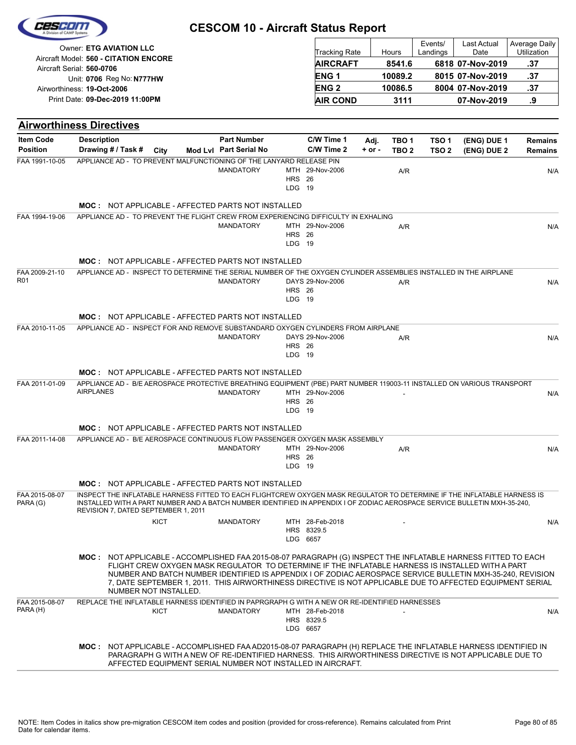# CESCOM 10 - Aircraft Status Report

Owner: **ETG AVIATION LLC**
Aircraft Model: **560 - CITATION ENCORE**
Aircraft Serial: **560-0706**
Unit: **0706** Reg No: **N777HW**
Airworthiness: **19-Oct-2006**
Print Date: **09-Dec-2019 11:00PM**

| Tracking Rate | Hours | Events/ Landings | Last Actual Date | Average Daily Utilization |
|---|---|---|---|---|
| **AIRCRAFT** | **8541.6** | **6818** | **07-Nov-2019** | **.37** |
| **ENG 1** | **10089.2** | **8015** | **07-Nov-2019** | **.37** |
| **ENG 2** | **10086.5** | **8004** | **07-Nov-2019** | **.37** |
| **AIR COND** | **3111** | | **07-Nov-2019** | **.9** |

## Airworthiness Directives

| Item Code / Position | Description / Drawing # / Task # | City | Mod Lvl | Part Number / Part Serial No | C/W Time 1 / C/W Time 2 | Adj. + or - | TBO 1 / TBO 2 | TSO 1 / TSO 2 | (ENG) DUE 1 / (ENG) DUE 2 | Remains / Remains |
|---|---|---|---|---|---|---|---|---|---|---|
| FAA 1991-10-05 | APPLIANCE AD - TO PREVENT MALFUNCTIONING OF THE LANYARD RELEASE PIN | | | MANDATORY | MTH 29-Nov-2006<br>HRS 26<br>LDG 19 | | A/R | | | N/A |
| | **MOC :** NOT APPLICABLE - AFFECTED PARTS NOT INSTALLED | | | | | | | | | |
| FAA 1994-19-06 | APPLIANCE AD - TO PREVENT THE FLIGHT CREW FROM EXPERIENCING DIFFICULTY IN EXHALING | | | MANDATORY | MTH 29-Nov-2006<br>HRS 26<br>LDG 19 | | A/R | | | N/A |
| | **MOC :** NOT APPLICABLE - AFFECTED PARTS NOT INSTALLED | | | | | | | | | |
| FAA 2009-21-10 R01 | APPLIANCE AD - INSPECT TO DETERMINE THE SERIAL NUMBER OF THE OXYGEN CYLINDER ASSEMBLIES INSTALLED IN THE AIRPLANE | | | MANDATORY | DAYS 29-Nov-2006<br>HRS 26<br>LDG 19 | | A/R | | | N/A |
| | **MOC :** NOT APPLICABLE - AFFECTED PARTS NOT INSTALLED | | | | | | | | | |
| FAA 2010-11-05 | APPLIANCE AD - INSPECT FOR AND REMOVE SUBSTANDARD OXYGEN CYLINDERS FROM AIRPLANE | | | MANDATORY | DAYS 29-Nov-2006<br>HRS 26<br>LDG 19 | | A/R | | | N/A |
| | **MOC :** NOT APPLICABLE - AFFECTED PARTS NOT INSTALLED | | | | | | | | | |
| FAA 2011-01-09 | APPLIANCE AD - B/E AEROSPACE PROTECTIVE BREATHING EQUIPMENT (PBE) PART NUMBER 119003-11 INSTALLED ON VARIOUS TRANSPORT AIRPLANES | | | MANDATORY | MTH 29-Nov-2006<br>HRS 26<br>LDG 19 | | - | | | N/A |
| | **MOC :** NOT APPLICABLE - AFFECTED PARTS NOT INSTALLED | | | | | | | | | |
| FAA 2011-14-08 | APPLIANCE AD - B/E AEROSPACE CONTINUOUS FLOW PASSENGER OXYGEN MASK ASSEMBLY | | | MANDATORY | MTH 29-Nov-2006<br>HRS 26<br>LDG 19 | | A/R | | | N/A |
| | **MOC :** NOT APPLICABLE - AFFECTED PARTS NOT INSTALLED | | | | | | | | | |
| FAA 2015-08-07 PARA (G) | INSPECT THE INFLATABLE HARNESS FITTED TO EACH FLIGHTCREW OXYGEN MASK REGULATOR TO DETERMINE IF THE INFLATABLE HARNESS IS INSTALLED WITH A PART NUMBER AND A BATCH NUMBER IDENTIFIED IN APPENDIX I OF ZODIAC AEROSPACE SERVICE BULLETIN MXH-35-240, REVISION 7, DATED SEPTEMBER 1, 2011 | KICT | | MANDATORY | MTH 28-Feb-2018<br>HRS 8329.5<br>LDG 6657 | | - | | | N/A |
| | **MOC :** NOT APPLICABLE - ACCOMPLISHED FAA 2015-08-07 PARAGRAPH (G) INSPECT THE INFLATABLE HARNESS FITTED TO EACH FLIGHT CREW OXYGEN MASK REGULATOR TO DETERMINE IF THE INFLATABLE HARNESS IS INSTALLED WITH A PART NUMBER AND BATCH NUMBER IDENTIFIED IS APPENDIX I OF ZODIAC AEROSPACE SERVICE BULLETIN MXH-35-240, REVISION 7, DATE SEPTEMBER 1, 2011. THIS AIRWORTHINESS DIRECTIVE IS NOT APPLICABLE DUE TO AFFECTED EQUIPMENT SERIAL NUMBER NOT INSTALLED. | | | | | | | | | |
| FAA 2015-08-07 PARA (H) | REPLACE THE INFLATABLE HARNESS IDENTIFIED IN PAPRGRAPH G WITH A NEW OR RE-IDENTIFIED HARNESSES | KICT | | MANDATORY | MTH 28-Feb-2018<br>HRS 8329.5<br>LDG 6657 | | - | | | N/A |
| | **MOC :** NOT APPLICABLE - ACCOMPLISHED FAA AD2015-08-07 PARAGRAPH (H) REPLACE THE INFLATABLE HARNESS IDENTIFIED IN PARAGRAPH G WITH A NEW OF RE-IDENTIFIED HARNESS. THIS AIRWORTHINESS DIRECTIVE IS NOT APPLICABLE DUE TO AFFECTED EQUIPMENT SERIAL NUMBER NOT INSTALLED IN AIRCRAFT. | | | | | | | | | |

NOTE: Item Codes in italics show pre-migration CESCOM item codes and position (provided for cross-reference). Remains calculated from Print Date for calendar items.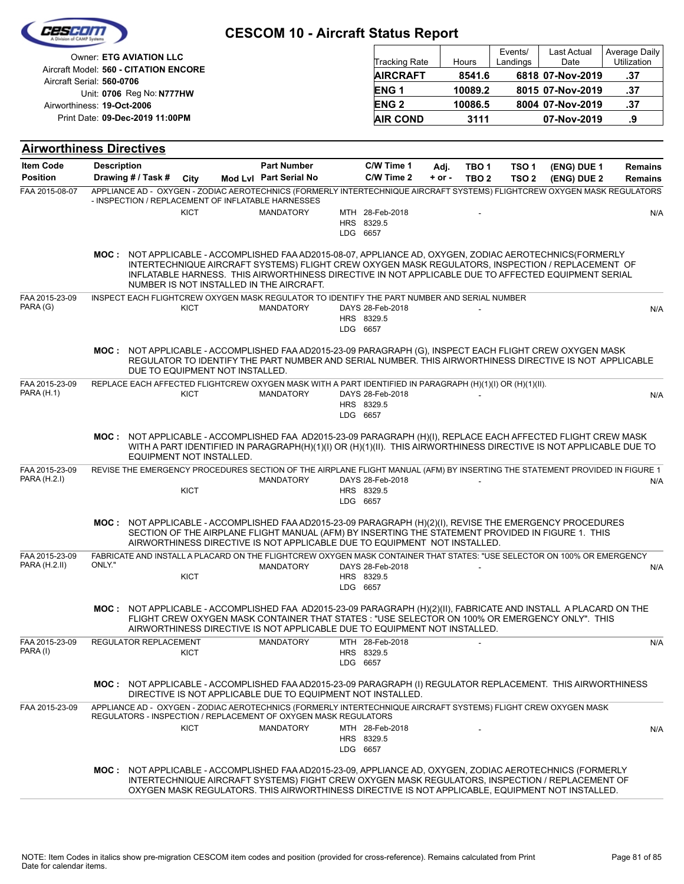# CESCOM 10 - Aircraft Status Report

Owner: **ETG AVIATION LLC**
Aircraft Model: **560 - CITATION ENCORE**
Aircraft Serial: **560-0706**
Unit: **0706** Reg No: **N777HW**
Airworthiness: **19-Oct-2006**
Print Date: **09-Dec-2019 11:00PM**

| Tracking Rate | Hours | Events/ Landings | Last Actual Date | Average Daily Utilization |
|---|---|---|---|---|
| **AIRCRAFT** | **8541.6** | **6818** | **07-Nov-2019** | **.37** |
| **ENG 1** | **10089.2** | **8015** | **07-Nov-2019** | **.37** |
| **ENG 2** | **10086.5** | **8004** | **07-Nov-2019** | **.37** |
| **AIR COND** | **3111** | | **07-Nov-2019** | **.9** |

## Airworthiness Directives

| Item Code / Position | Description / Drawing # / Task # | City | Mod Lvl | Part Number / Part Serial No | C/W Time 1 / C/W Time 2 | Adj. + or - | TBO 1 / TBO 2 | TSO 1 / TSO 2 | (ENG) DUE 1 / (ENG) DUE 2 | Remains / Remains |
|---|---|---|---|---|---|---|---|---|---|---|
| FAA 2015-08-07 | APPLIANCE AD - OXYGEN - ZODIAC AEROTECHNICS (FORMERLY INTERTECHNIQUE AIRCRAFT SYSTEMS) FLIGHTCREW OXYGEN MASK REGULATORS - INSPECTION / REPLACEMENT OF INFLATABLE HARNESSES | KICT | | MANDATORY | MTH 28-Feb-2018<br>HRS 8329.5<br>LDG 6657 | | - | | | N/A |
| | **MOC :** NOT APPLICABLE - ACCOMPLISHED FAA AD2015-08-07, APPLIANCE AD, OXYGEN, ZODIAC AEROTECHNICS(FORMERLY INTERTECHNIQUE AIRCRAFT SYSTEMS) FLIGHT CREW OXYGEN MASK REGULATORS, INSPECTION / REPLACEMENT OF INFLATABLE HARNESS. THIS AIRWORTHINESS DIRECTIVE IN NOT APPLICABLE DUE TO AFFECTED EQUIPMENT SERIAL NUMBER IS NOT INSTALLED IN THE AIRCRAFT. | | | | | | | | | |
| FAA 2015-23-09<br>PARA (G) | INSPECT EACH FLIGHTCREW OXYGEN MASK REGULATOR TO IDENTIFY THE PART NUMBER AND SERIAL NUMBER | KICT | | MANDATORY | DAYS 28-Feb-2018<br>HRS 8329.5<br>LDG 6657 | | - | | | N/A |
| | **MOC :** NOT APPLICABLE - ACCOMPLISHED FAA AD2015-23-09 PARAGRAPH (G), INSPECT EACH FLIGHT CREW OXYGEN MASK REGULATOR TO IDENTIFY THE PART NUMBER AND SERIAL NUMBER. THIS AIRWORTHINESS DIRECTIVE IS NOT APPLICABLE DUE TO EQUIPMENT NOT INSTALLED. | | | | | | | | | |
| FAA 2015-23-09<br>PARA (H.1) | REPLACE EACH AFFECTED FLIGHTCREW OXYGEN MASK WITH A PART IDENTIFIED IN PARAGRAPH (H)(1)(I) OR (H)(1)(II). | KICT | | MANDATORY | DAYS 28-Feb-2018<br>HRS 8329.5<br>LDG 6657 | | - | | | N/A |
| | **MOC :** NOT APPLICABLE - ACCOMPLISHED FAA AD2015-23-09 PARAGRAPH (H)(I), REPLACE EACH AFFECTED FLIGHT CREW MASK WITH A PART IDENTIFIED IN PARAGRAPH(H)(1)(I) OR (H)(1)(II). THIS AIRWORTHINESS DIRECTIVE IS NOT APPLICABLE DUE TO EQUIPMENT NOT INSTALLED. | | | | | | | | | |
| FAA 2015-23-09<br>PARA (H.2.I) | REVISE THE EMERGENCY PROCEDURES SECTION OF THE AIRPLANE FLIGHT MANUAL (AFM) BY INSERTING THE STATEMENT PROVIDED IN FIGURE 1 | KICT | | MANDATORY | DAYS 28-Feb-2018<br>HRS 8329.5<br>LDG 6657 | | - | | | N/A |
| | **MOC :** NOT APPLICABLE - ACCOMPLISHED FAA AD2015-23-09 PARAGRAPH (H)(2)(I), REVISE THE EMERGENCY PROCEDURES SECTION OF THE AIRPLANE FLIGHT MANUAL (AFM) BY INSERTING THE STATEMENT PROVIDED IN FIGURE 1. THIS AIRWORTHINESS DIRECTIVE IS NOT APPLICABLE DUE TO EQUIPMENT NOT INSTALLED. | | | | | | | | | |
| FAA 2015-23-09<br>PARA (H.2.II) | FABRICATE AND INSTALL A PLACARD ON THE FLIGHTCREW OXYGEN MASK CONTAINER THAT STATES: "USE SELECTOR ON 100% OR EMERGENCY ONLY." | KICT | | MANDATORY | DAYS 28-Feb-2018<br>HRS 8329.5<br>LDG 6657 | | - | | | N/A |
| | **MOC :** NOT APPLICABLE - ACCOMPLISHED FAA AD2015-23-09 PARAGRAPH (H)(2)(II), FABRICATE AND INSTALL A PLACARD ON THE FLIGHT CREW OXYGEN MASK CONTAINER THAT STATES : "USE SELECTOR ON 100% OR EMERGENCY ONLY". THIS AIRWORTHINESS DIRECTIVE IS NOT APPLICABLE DUE TO EQUIPMENT NOT INSTALLED. | | | | | | | | | |
| FAA 2015-23-09<br>PARA (I) | REGULATOR REPLACEMENT | KICT | | MANDATORY | MTH 28-Feb-2018<br>HRS 8329.5<br>LDG 6657 | | - | | | N/A |
| | **MOC :** NOT APPLICABLE - ACCOMPLISHED FAA AD2015-23-09 PARAGRAPH (I) REGULATOR REPLACEMENT. THIS AIRWORTHINESS DIRECTIVE IS NOT APPLICABLE DUE TO EQUIPMENT NOT INSTALLED. | | | | | | | | | |
| FAA 2015-23-09 | APPLIANCE AD - OXYGEN - ZODIAC AEROTECHNICS (FORMERLY INTERTECHNIQUE AIRCRAFT SYSTEMS) FLIGHT CREW OXYGEN MASK REGULATORS - INSPECTION / REPLACEMENT OF OXYGEN MASK REGULATORS | KICT | | MANDATORY | MTH 28-Feb-2018<br>HRS 8329.5<br>LDG 6657 | | - | | | N/A |
| | **MOC :** NOT APPLICABLE - ACCOMPLISHED FAA AD2015-23-09, APPLIANCE AD, OXYGEN, ZODIAC AEROTECHNICS (FORMERLY INTERTECHNIQUE AIRCRAFT SYSTEMS) FIGHT CREW OXYGEN MASK REGULATORS, INSPECTION / REPLACEMENT OF OXYGEN MASK REGULATORS. THIS AIRWORTHINESS DIRECTIVE IS NOT APPLICABLE, EQUIPMENT NOT INSTALLED. | | | | | | | | | |

NOTE: Item Codes in italics show pre-migration CESCOM item codes and position (provided for cross-reference). Remains calculated from Print Date for calendar items.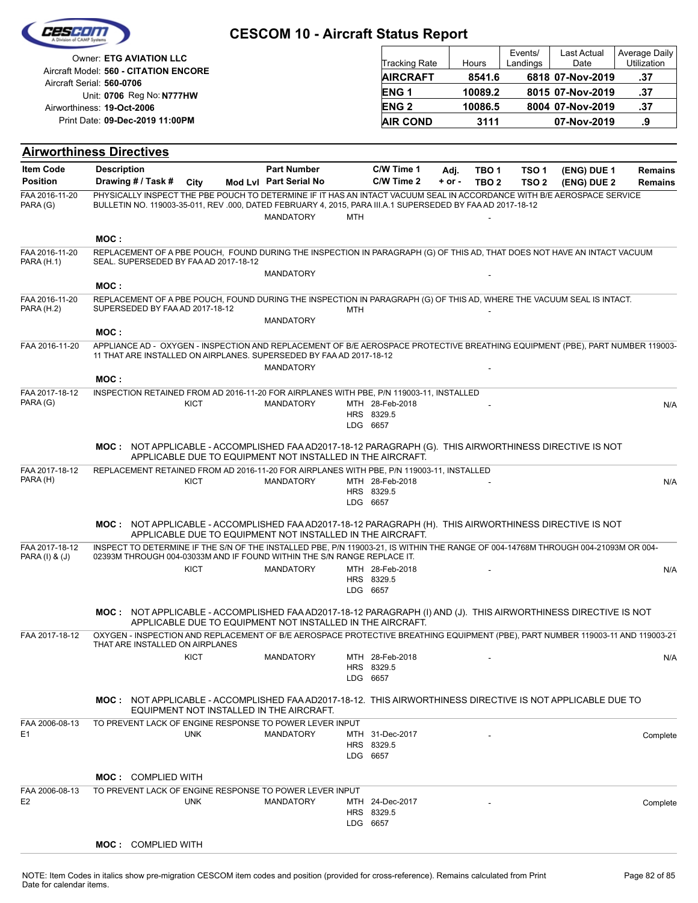# CESCOM 10 - Aircraft Status Report

Owner: **ETG AVIATION LLC**
Aircraft Model: **560 - CITATION ENCORE**
Aircraft Serial: **560-0706**
Unit: **0706** Reg No: **N777HW**
Airworthiness: **19-Oct-2006**
Print Date: **09-Dec-2019 11:00PM**

| Tracking Rate | Hours | Events/ Landings | Last Actual Date | Average Daily Utilization |
|---|---|---|---|---|
| **AIRCRAFT** | **8541.6** | **6818** | **07-Nov-2019** | **.37** |
| **ENG 1** | **10089.2** | **8015** | **07-Nov-2019** | **.37** |
| **ENG 2** | **10086.5** | **8004** | **07-Nov-2019** | **.37** |
| **AIR COND** | **3111** | | **07-Nov-2019** | **.9** |

## Airworthiness Directives

| Item Code / Position | Description / Drawing # / Task # | City | Mod Lvl | Part Number / Part Serial No | C/W Time 1 / C/W Time 2 | Adj. + or - | TBO 1 / TBO 2 | TSO 1 / TSO 2 | (ENG) DUE 1 / (ENG) DUE 2 | Remains / Remains |
|---|---|---|---|---|---|---|---|---|---|---|
| FAA 2016-11-20 PARA (G) | PHYSICALLY INSPECT THE PBE POUCH TO DETERMINE IF IT HAS AN INTACT VACUUM SEAL IN ACCORDANCE WITH B/E AEROSPACE SERVICE BULLETIN NO. 119003-35-011, REV .000, DATED FEBRUARY 4, 2015, PARA III.A.1 SUPERSEDED BY FAA AD 2017-18-12 | | | MANDATORY | MTH | | - | | | |
| | **MOC :** | | | | | | | | | |
| FAA 2016-11-20 PARA (H.1) | REPLACEMENT OF A PBE POUCH, FOUND DURING THE INSPECTION IN PARAGRAPH (G) OF THIS AD, THAT DOES NOT HAVE AN INTACT VACUUM SEAL. SUPERSEDED BY FAA AD 2017-18-12 | | | MANDATORY | | | - | | | |
| | **MOC :** | | | | | | | | | |
| FAA 2016-11-20 PARA (H.2) | REPLACEMENT OF A PBE POUCH, FOUND DURING THE INSPECTION IN PARAGRAPH (G) OF THIS AD, WHERE THE VACUUM SEAL IS INTACT. SUPERSEDED BY FAA AD 2017-18-12 | | | MANDATORY | MTH | | - | | | |
| | **MOC :** | | | | | | | | | |
| FAA 2016-11-20 | APPLIANCE AD - OXYGEN - INSPECTION AND REPLACEMENT OF B/E AEROSPACE PROTECTIVE BREATHING EQUIPMENT (PBE), PART NUMBER 119003-11 THAT ARE INSTALLED ON AIRPLANES. SUPERSEDED BY FAA AD 2017-18-12 | | | MANDATORY | | | - | | | |
| | **MOC :** | | | | | | | | | |
| FAA 2017-18-12 PARA (G) | INSPECTION RETAINED FROM AD 2016-11-20 FOR AIRPLANES WITH PBE, P/N 119003-11, INSTALLED | KICT | | MANDATORY | MTH 28-Feb-2018 HRS 8329.5 LDG 6657 | | - | | | N/A |
| | **MOC :** NOT APPLICABLE - ACCOMPLISHED FAA AD2017-18-12 PARAGRAPH (G). THIS AIRWORTHINESS DIRECTIVE IS NOT APPLICABLE DUE TO EQUIPMENT NOT INSTALLED IN THE AIRCRAFT. | | | | | | | | | |
| FAA 2017-18-12 PARA (H) | REPLACEMENT RETAINED FROM AD 2016-11-20 FOR AIRPLANES WITH PBE, P/N 119003-11, INSTALLED | KICT | | MANDATORY | MTH 28-Feb-2018 HRS 8329.5 LDG 6657 | | - | | | N/A |
| | **MOC :** NOT APPLICABLE - ACCOMPLISHED FAA AD2017-18-12 PARAGRAPH (H). THIS AIRWORTHINESS DIRECTIVE IS NOT APPLICABLE DUE TO EQUIPMENT NOT INSTALLED IN THE AIRCRAFT. | | | | | | | | | |
| FAA 2017-18-12 PARA (I) & (J) | INSPECT TO DETERMINE IF THE S/N OF THE INSTALLED PBE, P/N 119003-21, IS WITHIN THE RANGE OF 004-14768M THROUGH 004-21093M OR 004-02393M THROUGH 004-03033M AND IF FOUND WITHIN THE S/N RANGE REPLACE IT. | KICT | | MANDATORY | MTH 28-Feb-2018 HRS 8329.5 LDG 6657 | | - | | | N/A |
| | **MOC :** NOT APPLICABLE - ACCOMPLISHED FAA AD2017-18-12 PARAGRAPH (I) AND (J). THIS AIRWORTHINESS DIRECTIVE IS NOT APPLICABLE DUE TO EQUIPMENT NOT INSTALLED IN THE AIRCRAFT. | | | | | | | | | |
| FAA 2017-18-12 | OXYGEN - INSPECTION AND REPLACEMENT OF B/E AEROSPACE PROTECTIVE BREATHING EQUIPMENT (PBE), PART NUMBER 119003-11 AND 119003-21 THAT ARE INSTALLED ON AIRPLANES | KICT | | MANDATORY | MTH 28-Feb-2018 HRS 8329.5 LDG 6657 | | - | | | N/A |
| | **MOC :** NOT APPLICABLE - ACCOMPLISHED FAA AD2017-18-12. THIS AIRWORTHINESS DIRECTIVE IS NOT APPLICABLE DUE TO EQUIPMENT NOT INSTALLED IN THE AIRCRAFT. | | | | | | | | | |
| FAA 2006-08-13 E1 | TO PREVENT LACK OF ENGINE RESPONSE TO POWER LEVER INPUT | UNK | | MANDATORY | MTH 31-Dec-2017 HRS 8329.5 LDG 6657 | | - | | | Complete |
| | **MOC :** COMPLIED WITH | | | | | | | | | |
| FAA 2006-08-13 E2 | TO PREVENT LACK OF ENGINE RESPONSE TO POWER LEVER INPUT | UNK | | MANDATORY | MTH 24-Dec-2017 HRS 8329.5 LDG 6657 | | - | | | Complete |
| | **MOC :** COMPLIED WITH | | | | | | | | | |

NOTE: Item Codes in italics show pre-migration CESCOM item codes and position (provided for cross-reference). Remains calculated from Print Date for calendar items.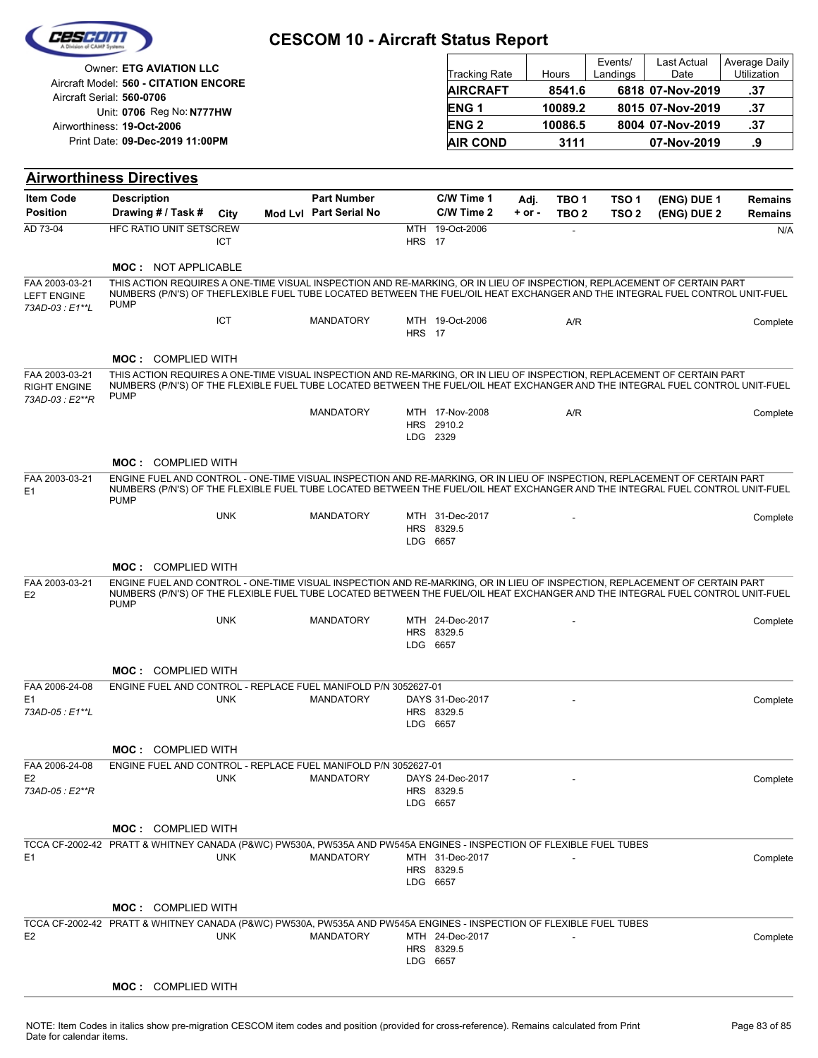# CESCOM 10 - Aircraft Status Report

Owner: **ETG AVIATION LLC**
Aircraft Model: **560 - CITATION ENCORE**
Aircraft Serial: **560-0706**
Unit: **0706** Reg No: **N777HW**
Airworthiness: **19-Oct-2006**
Print Date: **09-Dec-2019 11:00PM**

| Tracking Rate | Hours | Events/ Landings | Last Actual Date | Average Daily Utilization |
|---|---|---|---|---|
| **AIRCRAFT** | **8541.6** | **6818** | **07-Nov-2019** | **.37** |
| **ENG 1** | **10089.2** | **8015** | **07-Nov-2019** | **.37** |
| **ENG 2** | **10086.5** | **8004** | **07-Nov-2019** | **.37** |
| **AIR COND** | **3111** | | **07-Nov-2019** | **.9** |

## Airworthiness Directives

| Item Code / Position | Description / Drawing # / Task # | City | Mod Lvl | Part Number / Part Serial No | C/W Time 1 / C/W Time 2 | Adj. + or - | TBO 1 / TBO 2 | TSO 1 / TSO 2 | (ENG) DUE 1 / (ENG) DUE 2 | Remains |
|---|---|---|---|---|---|---|---|---|---|---|
| AD 73-04 | HFC RATIO UNIT SETSCREW | ICT | | | MTH 19-Oct-2006<br>HRS 17 | | - | | | N/A |
| | **MOC :** NOT APPLICABLE | | | | | | | | | |
| FAA 2003-03-21<br>LEFT ENGINE<br>*73AD-03 : E1\*\*L* | THIS ACTION REQUIRES A ONE-TIME VISUAL INSPECTION AND RE-MARKING, OR IN LIEU OF INSPECTION, REPLACEMENT OF CERTAIN PART NUMBERS (P/N'S) OF THEFLEXIBLE FUEL TUBE LOCATED BETWEEN THE FUEL/OIL HEAT EXCHANGER AND THE INTEGRAL FUEL CONTROL UNIT-FUEL PUMP | ICT | | MANDATORY | MTH 19-Oct-2006<br>HRS 17 | | A/R | | | Complete |
| | **MOC :** COMPLIED WITH | | | | | | | | | |
| FAA 2003-03-21<br>RIGHT ENGINE<br>*73AD-03 : E2\*\*R* | THIS ACTION REQUIRES A ONE-TIME VISUAL INSPECTION AND RE-MARKING, OR IN LIEU OF INSPECTION, REPLACEMENT OF CERTAIN PART NUMBERS (P/N'S) OF THE FLEXIBLE FUEL TUBE LOCATED BETWEEN THE FUEL/OIL HEAT EXCHANGER AND THE INTEGRAL FUEL CONTROL UNIT-FUEL PUMP | | | MANDATORY | MTH 17-Nov-2008<br>HRS 2910.2<br>LDG 2329 | | A/R | | | Complete |
| | **MOC :** COMPLIED WITH | | | | | | | | | |
| FAA 2003-03-21<br>E1 | ENGINE FUEL AND CONTROL - ONE-TIME VISUAL INSPECTION AND RE-MARKING, OR IN LIEU OF INSPECTION, REPLACEMENT OF CERTAIN PART NUMBERS (P/N'S) OF THE FLEXIBLE FUEL TUBE LOCATED BETWEEN THE FUEL/OIL HEAT EXCHANGER AND THE INTEGRAL FUEL CONTROL UNIT-FUEL PUMP | UNK | | MANDATORY | MTH 31-Dec-2017<br>HRS 8329.5<br>LDG 6657 | | - | | | Complete |
| | **MOC :** COMPLIED WITH | | | | | | | | | |
| FAA 2003-03-21<br>E2 | ENGINE FUEL AND CONTROL - ONE-TIME VISUAL INSPECTION AND RE-MARKING, OR IN LIEU OF INSPECTION, REPLACEMENT OF CERTAIN PART NUMBERS (P/N'S) OF THE FLEXIBLE FUEL TUBE LOCATED BETWEEN THE FUEL/OIL HEAT EXCHANGER AND THE INTEGRAL FUEL CONTROL UNIT-FUEL PUMP | UNK | | MANDATORY | MTH 24-Dec-2017<br>HRS 8329.5<br>LDG 6657 | | - | | | Complete |
| | **MOC :** COMPLIED WITH | | | | | | | | | |
| FAA 2006-24-08<br>E1<br>*73AD-05 : E1\*\*L* | ENGINE FUEL AND CONTROL - REPLACE FUEL MANIFOLD P/N 3052627-01 | UNK | | MANDATORY | DAYS 31-Dec-2017<br>HRS 8329.5<br>LDG 6657 | | - | | | Complete |
| | **MOC :** COMPLIED WITH | | | | | | | | | |
| FAA 2006-24-08<br>E2<br>*73AD-05 : E2\*\*R* | ENGINE FUEL AND CONTROL - REPLACE FUEL MANIFOLD P/N 3052627-01 | UNK | | MANDATORY | DAYS 24-Dec-2017<br>HRS 8329.5<br>LDG 6657 | | - | | | Complete |
| | **MOC :** COMPLIED WITH | | | | | | | | | |
| TCCA CF-2002-42<br>E1 | PRATT & WHITNEY CANADA (P&WC) PW530A, PW535A AND PW545A ENGINES - INSPECTION OF FLEXIBLE FUEL TUBES | UNK | | MANDATORY | MTH 31-Dec-2017<br>HRS 8329.5<br>LDG 6657 | | - | | | Complete |
| | **MOC :** COMPLIED WITH | | | | | | | | | |
| TCCA CF-2002-42<br>E2 | PRATT & WHITNEY CANADA (P&WC) PW530A, PW535A AND PW545A ENGINES - INSPECTION OF FLEXIBLE FUEL TUBES | UNK | | MANDATORY | MTH 24-Dec-2017<br>HRS 8329.5<br>LDG 6657 | | - | | | Complete |
| | **MOC :** COMPLIED WITH | | | | | | | | | |

NOTE: Item Codes in italics show pre-migration CESCOM item codes and position (provided for cross-reference). Remains calculated from Print Date for calendar items.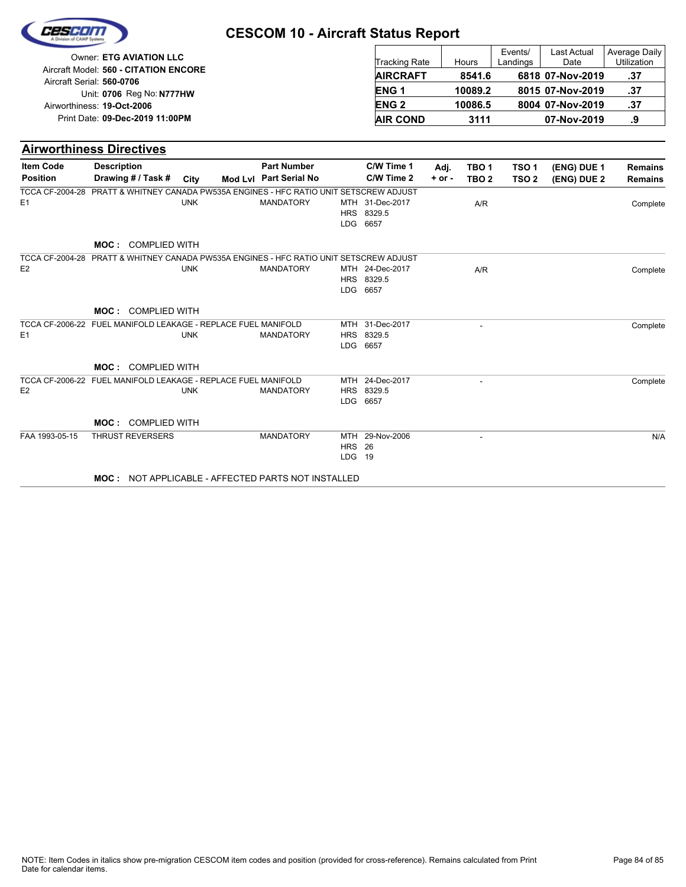# CESCOM 10 - Aircraft Status Report

Owner: **ETG AVIATION LLC**
Aircraft Model: **560 - CITATION ENCORE**
Aircraft Serial: **560-0706**
Unit: **0706** Reg No: **N777HW**
Airworthiness: **19-Oct-2006**
Print Date: **09-Dec-2019 11:00PM**

| Tracking Rate | Hours | Events/ Landings | Last Actual Date | Average Daily Utilization |
|---|---|---|---|---|
| **AIRCRAFT** | **8541.6** | **6818** | **07-Nov-2019** | **.37** |
| **ENG 1** | **10089.2** | **8015** | **07-Nov-2019** | **.37** |
| **ENG 2** | **10086.5** | **8004** | **07-Nov-2019** | **.37** |
| **AIR COND** | **3111** | | **07-Nov-2019** | **.9** |

## Airworthiness Directives

| Item Code / Position | Description / Drawing # / Task # | City | Mod Lvl | Part Number / Part Serial No | C/W Time 1 / C/W Time 2 | Adj. + or - | TBO 1 / TBO 2 | TSO 1 / TSO 2 | (ENG) DUE 1 / (ENG) DUE 2 | Remains / Remains |
|---|---|---|---|---|---|---|---|---|---|---|
| TCCA CF-2004-28 | PRATT & WHITNEY CANADA PW535A ENGINES - HFC RATIO UNIT SETSCREW ADJUST | | | | | | | | | |
| E1 | | UNK | | MANDATORY | MTH 31-Dec-2017<br>HRS 8329.5<br>LDG 6657 | | A/R | | | Complete |
| | **MOC :** COMPLIED WITH | | | | | | | | | |
| TCCA CF-2004-28 | PRATT & WHITNEY CANADA PW535A ENGINES - HFC RATIO UNIT SETSCREW ADJUST | | | | | | | | | |
| E2 | | UNK | | MANDATORY | MTH 24-Dec-2017<br>HRS 8329.5<br>LDG 6657 | | A/R | | | Complete |
| | **MOC :** COMPLIED WITH | | | | | | | | | |
| TCCA CF-2006-22<br>E1 | FUEL MANIFOLD LEAKAGE - REPLACE FUEL MANIFOLD | UNK | | MANDATORY | MTH 31-Dec-2017<br>HRS 8329.5<br>LDG 6657 | | - | | | Complete |
| | **MOC :** COMPLIED WITH | | | | | | | | | |
| TCCA CF-2006-22<br>E2 | FUEL MANIFOLD LEAKAGE - REPLACE FUEL MANIFOLD | UNK | | MANDATORY | MTH 24-Dec-2017<br>HRS 8329.5<br>LDG 6657 | | - | | | Complete |
| | **MOC :** COMPLIED WITH | | | | | | | | | |
| FAA 1993-05-15 | THRUST REVERSERS | | | MANDATORY | MTH 29-Nov-2006<br>HRS 26<br>LDG 19 | | - | | | N/A |
| | **MOC :** NOT APPLICABLE - AFFECTED PARTS NOT INSTALLED | | | | | | | | | |

NOTE: Item Codes in italics show pre-migration CESCOM item codes and position (provided for cross-reference). Remains calculated from Print Date for calendar items.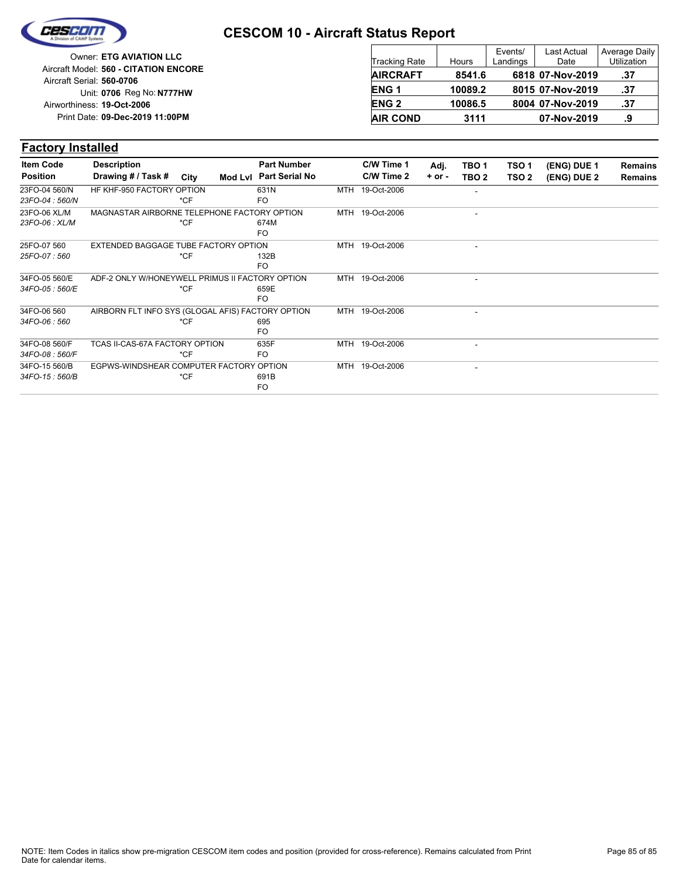# CESCOM 10 - Aircraft Status Report

Owner: **ETG AVIATION LLC**
Aircraft Model: **560 - CITATION ENCORE**
Aircraft Serial: **560-0706**
Unit: **0706** Reg No: **N777HW**
Airworthiness: **19-Oct-2006**
Print Date: **09-Dec-2019 11:00PM**

| Tracking Rate | Hours | Events/ Landings | Last Actual Date | Average Daily Utilization |
|---|---|---|---|---|
| **AIRCRAFT** | **8541.6** | **6818** | **07-Nov-2019** | **.37** |
| **ENG 1** | **10089.2** | **8015** | **07-Nov-2019** | **.37** |
| **ENG 2** | **10086.5** | **8004** | **07-Nov-2019** | **.37** |
| **AIR COND** | **3111** | | **07-Nov-2019** | **.9** |

## Factory Installed

| Item Code / Position | Description / Drawing # / Task # | City | Mod Lvl | Part Number / Part Serial No | | C/W Time 1 / C/W Time 2 | Adj. + or - | TBO 1 / TBO 2 | TSO 1 / TSO 2 | (ENG) DUE 1 / (ENG) DUE 2 | Remains / Remains |
|---|---|---|---|---|---|---|---|---|---|---|---|
| 23FO-04 560/N<br>*23FO-04 : 560/N* | HF KHF-950 FACTORY OPTION | *CF | | 631N<br>FO | MTH | 19-Oct-2006 | | - | | | |
| 23FO-06 XL/M<br>*23FO-06 : XL/M* | MAGNASTAR AIRBORNE TELEPHONE FACTORY OPTION | *CF | | 674M<br>FO | MTH | 19-Oct-2006 | | - | | | |
| 25FO-07 560<br>*25FO-07 : 560* | EXTENDED BAGGAGE TUBE FACTORY OPTION | *CF | | 132B<br>FO | MTH | 19-Oct-2006 | | - | | | |
| 34FO-05 560/E<br>*34FO-05 : 560/E* | ADF-2 ONLY W/HONEYWELL PRIMUS II FACTORY OPTION | *CF | | 659E<br>FO | MTH | 19-Oct-2006 | | - | | | |
| 34FO-06 560<br>*34FO-06 : 560* | AIRBORN FLT INFO SYS (GLOGAL AFIS) FACTORY OPTION | *CF | | 695<br>FO | MTH | 19-Oct-2006 | | - | | | |
| 34FO-08 560/F<br>*34FO-08 : 560/F* | TCAS II-CAS-67A FACTORY OPTION | *CF | | 635F<br>FO | MTH | 19-Oct-2006 | | - | | | |
| 34FO-15 560/B<br>*34FO-15 : 560/B* | EGPWS-WINDSHEAR COMPUTER FACTORY OPTION | *CF | | 691B<br>FO | MTH | 19-Oct-2006 | | - | | | |

NOTE: Item Codes in italics show pre-migration CESCOM item codes and position (provided for cross-reference). Remains calculated from Print Date for calendar items.